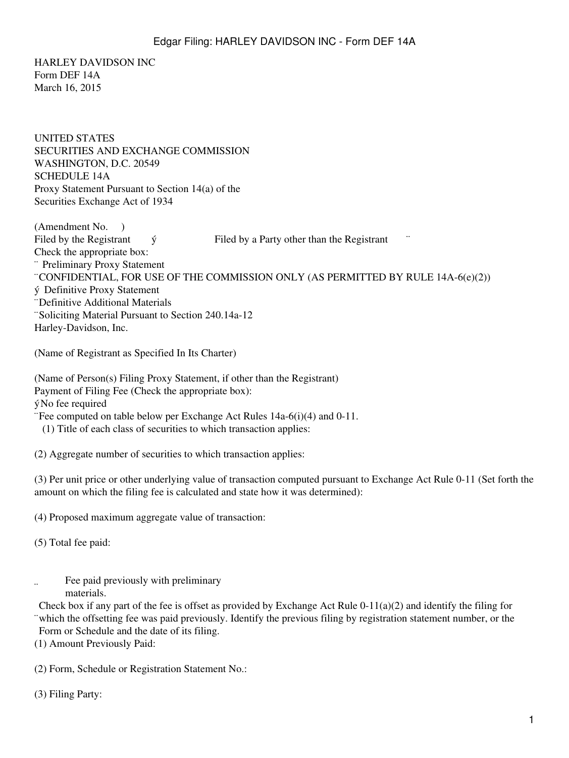HARLEY DAVIDSON INC
Form DEF 14A
March 16, 2015

UNITED STATES
SECURITIES AND EXCHANGE COMMISSION
WASHINGTON, D.C. 20549
SCHEDULE 14A
Proxy Statement Pursuant to Section 14(a) of the
Securities Exchange Act of 1934

(Amendment No. )
Filed by the Registrant ý Filed by a Party other than the Registrant ¨
Check the appropriate box:
¨ Preliminary Proxy Statement
¨CONFIDENTIAL, FOR USE OF THE COMMISSION ONLY (AS PERMITTED BY RULE 14A-6(e)(2))
ý Definitive Proxy Statement
¨Definitive Additional Materials
¨Soliciting Material Pursuant to Section 240.14a-12
Harley-Davidson, Inc.

(Name of Registrant as Specified In Its Charter)

(Name of Person(s) Filing Proxy Statement, if other than the Registrant)
Payment of Filing Fee (Check the appropriate box):
ýNo fee required
¨Fee computed on table below per Exchange Act Rules 14a-6(i)(4) and 0-11.
(1) Title of each class of securities to which transaction applies:

(2) Aggregate number of securities to which transaction applies:

(3) Per unit price or other underlying value of transaction computed pursuant to Exchange Act Rule 0-11 (Set forth the amount on which the filing fee is calculated and state how it was determined):

(4) Proposed maximum aggregate value of transaction:

(5) Total fee paid:

¨ Fee paid previously with preliminary materials.

¨ Check box if any part of the fee is offset as provided by Exchange Act Rule 0-11(a)(2) and identify the filing for which the offsetting fee was paid previously. Identify the previous filing by registration statement number, or the Form or Schedule and the date of its filing.

(1) Amount Previously Paid:

(2) Form, Schedule or Registration Statement No.:

(3) Filing Party: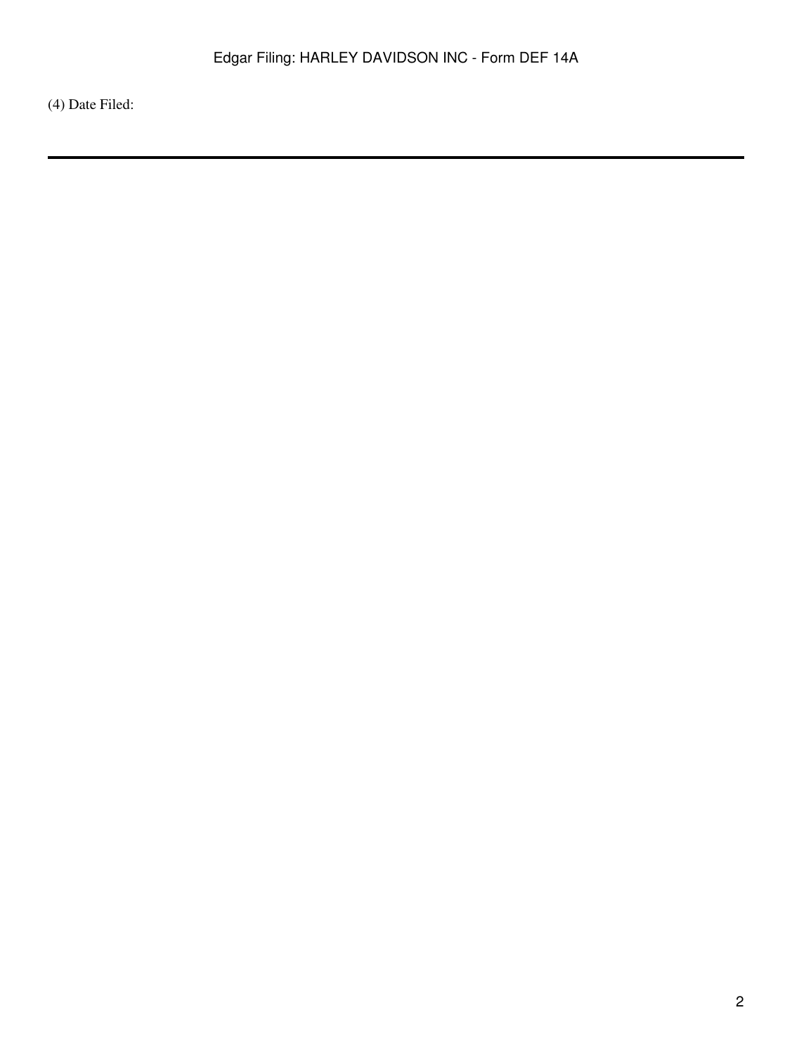(4) Date Filed:

---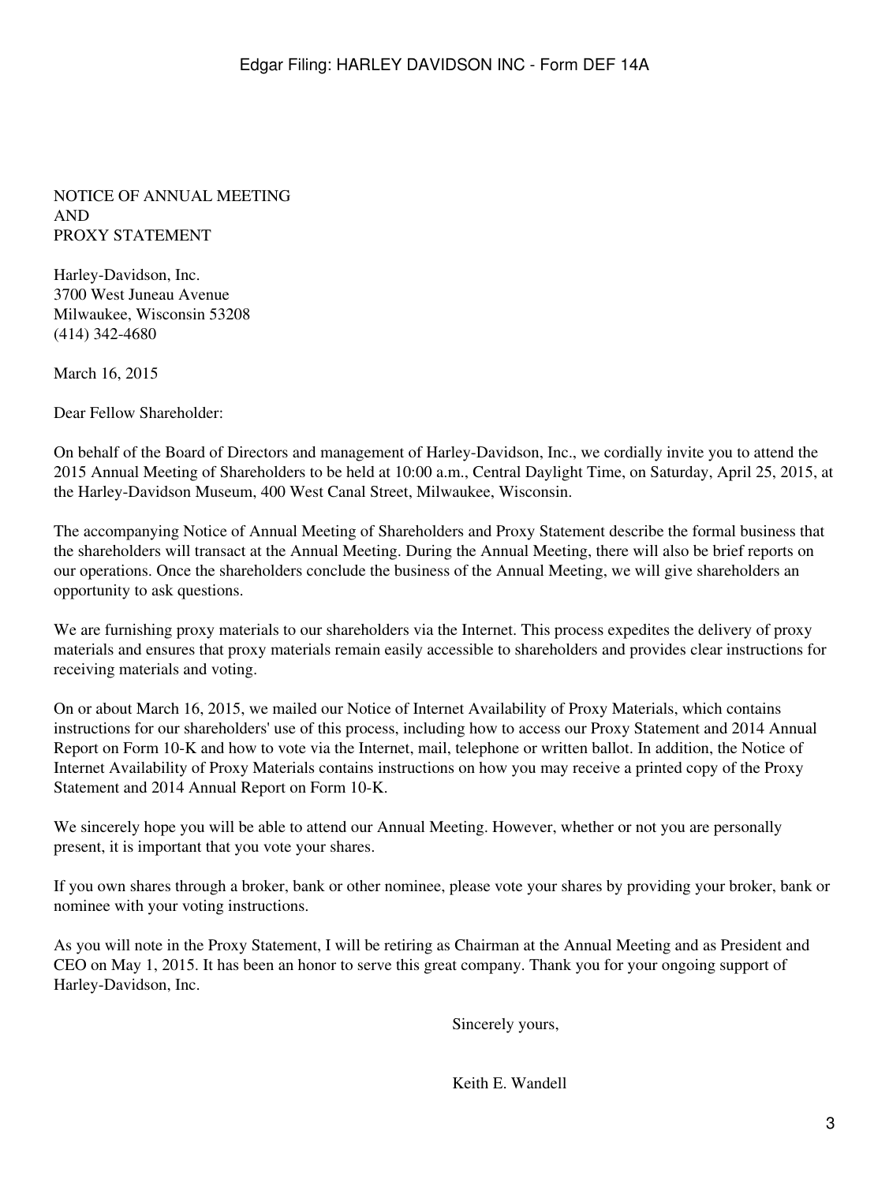# NOTICE OF ANNUAL MEETING AND PROXY STATEMENT

Harley-Davidson, Inc.
3700 West Juneau Avenue
Milwaukee, Wisconsin 53208
(414) 342-4680

March 16, 2015

Dear Fellow Shareholder:

On behalf of the Board of Directors and management of Harley-Davidson, Inc., we cordially invite you to attend the 2015 Annual Meeting of Shareholders to be held at 10:00 a.m., Central Daylight Time, on Saturday, April 25, 2015, at the Harley-Davidson Museum, 400 West Canal Street, Milwaukee, Wisconsin.

The accompanying Notice of Annual Meeting of Shareholders and Proxy Statement describe the formal business that the shareholders will transact at the Annual Meeting. During the Annual Meeting, there will also be brief reports on our operations. Once the shareholders conclude the business of the Annual Meeting, we will give shareholders an opportunity to ask questions.

We are furnishing proxy materials to our shareholders via the Internet. This process expedites the delivery of proxy materials and ensures that proxy materials remain easily accessible to shareholders and provides clear instructions for receiving materials and voting.

On or about March 16, 2015, we mailed our Notice of Internet Availability of Proxy Materials, which contains instructions for our shareholders' use of this process, including how to access our Proxy Statement and 2014 Annual Report on Form 10-K and how to vote via the Internet, mail, telephone or written ballot. In addition, the Notice of Internet Availability of Proxy Materials contains instructions on how you may receive a printed copy of the Proxy Statement and 2014 Annual Report on Form 10-K.

We sincerely hope you will be able to attend our Annual Meeting. However, whether or not you are personally present, it is important that you vote your shares.

If you own shares through a broker, bank or other nominee, please vote your shares by providing your broker, bank or nominee with your voting instructions.

As you will note in the Proxy Statement, I will be retiring as Chairman at the Annual Meeting and as President and CEO on May 1, 2015. It has been an honor to serve this great company. Thank you for your ongoing support of Harley-Davidson, Inc.

Sincerely yours,

Keith E. Wandell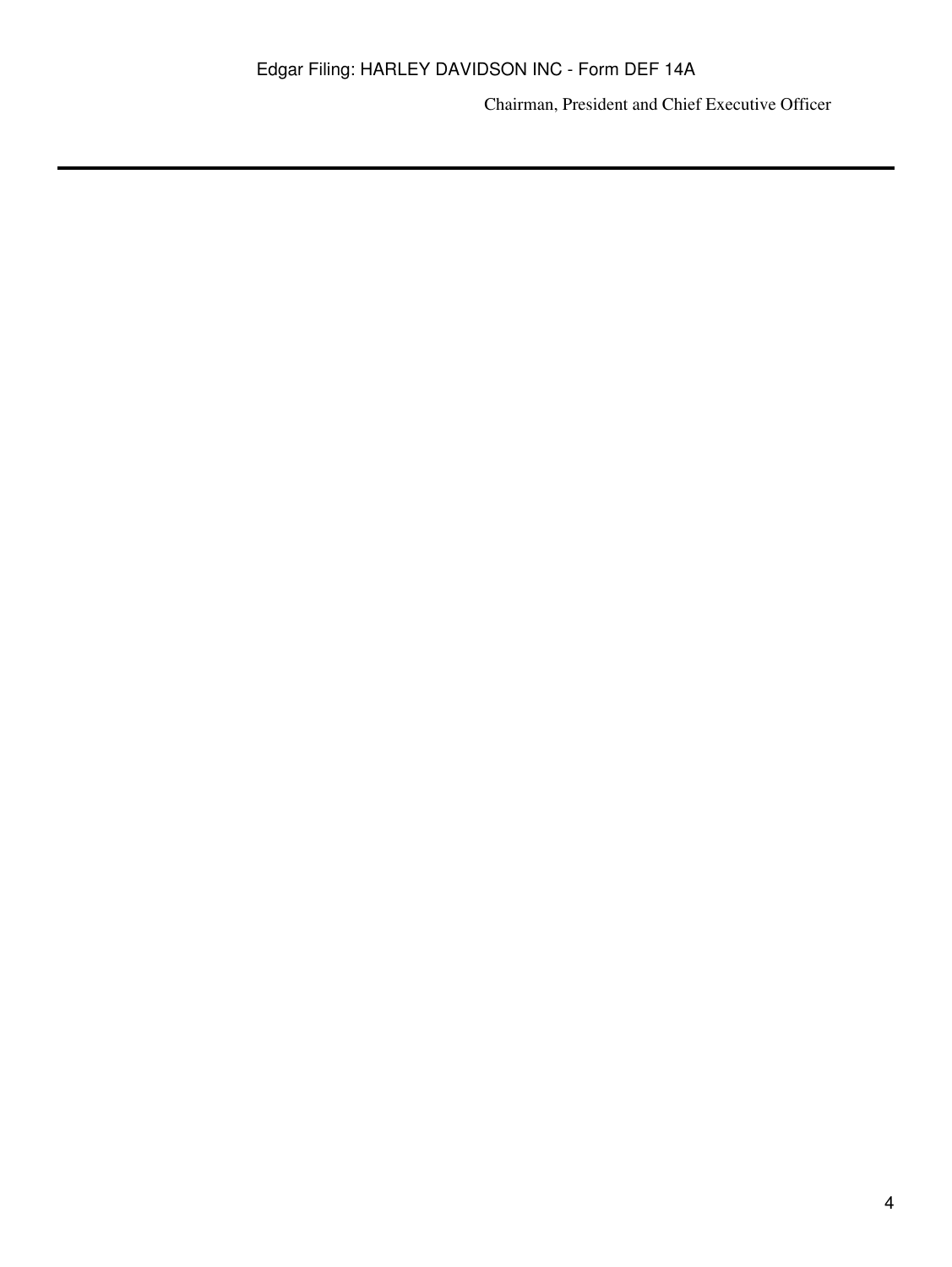Chairman, President and Chief Executive Officer

---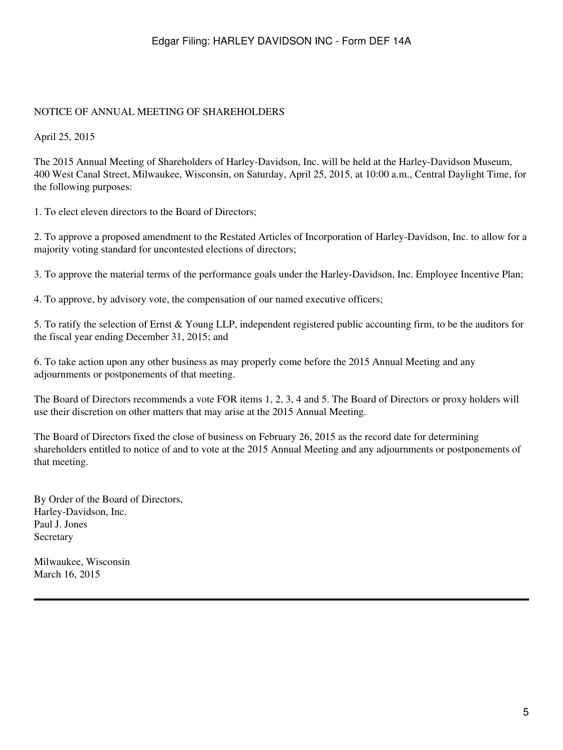# NOTICE OF ANNUAL MEETING OF SHAREHOLDERS

April 25, 2015

The 2015 Annual Meeting of Shareholders of Harley-Davidson, Inc. will be held at the Harley-Davidson Museum, 400 West Canal Street, Milwaukee, Wisconsin, on Saturday, April 25, 2015, at 10:00 a.m., Central Daylight Time, for the following purposes:

1. To elect eleven directors to the Board of Directors;

2. To approve a proposed amendment to the Restated Articles of Incorporation of Harley-Davidson, Inc. to allow for a majority voting standard for uncontested elections of directors;

3. To approve the material terms of the performance goals under the Harley-Davidson, Inc. Employee Incentive Plan;

4. To approve, by advisory vote, the compensation of our named executive officers;

5. To ratify the selection of Ernst & Young LLP, independent registered public accounting firm, to be the auditors for the fiscal year ending December 31, 2015; and

6. To take action upon any other business as may properly come before the 2015 Annual Meeting and any adjournments or postponements of that meeting.

The Board of Directors recommends a vote FOR items 1, 2, 3, 4 and 5. The Board of Directors or proxy holders will use their discretion on other matters that may arise at the 2015 Annual Meeting.

The Board of Directors fixed the close of business on February 26, 2015 as the record date for determining shareholders entitled to notice of and to vote at the 2015 Annual Meeting and any adjournments or postponements of that meeting.

By Order of the Board of Directors,
Harley-Davidson, Inc.
Paul J. Jones
Secretary

Milwaukee, Wisconsin
March 16, 2015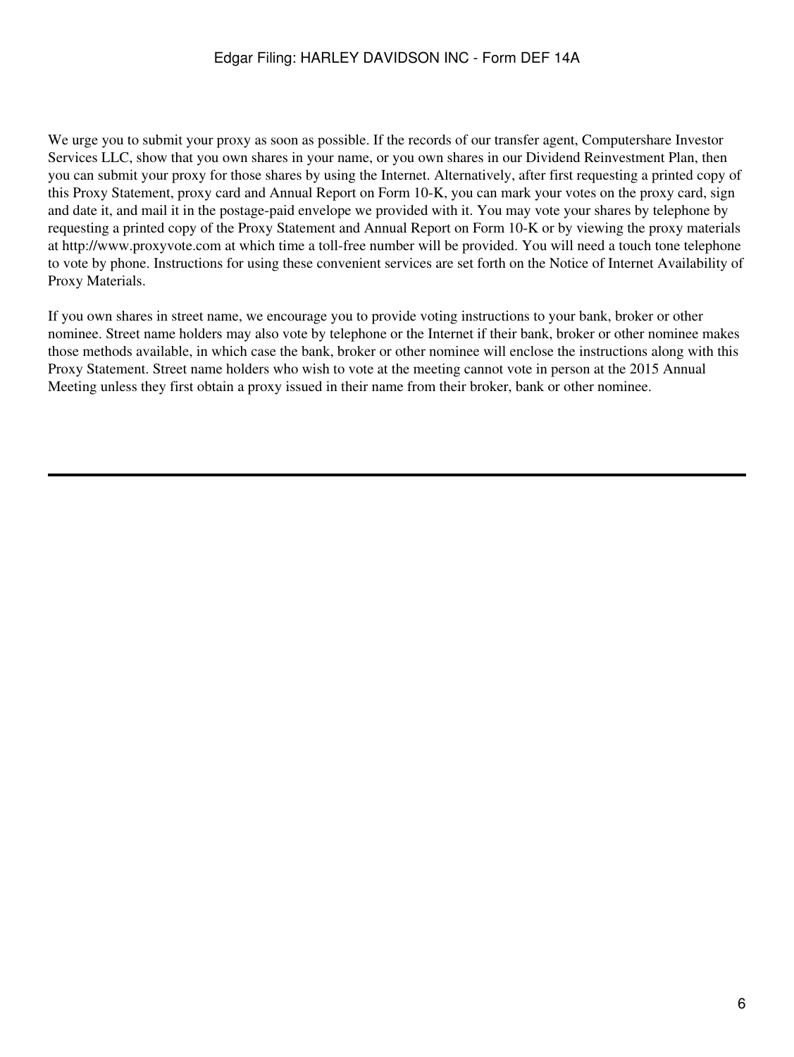We urge you to submit your proxy as soon as possible. If the records of our transfer agent, Computershare Investor Services LLC, show that you own shares in your name, or you own shares in our Dividend Reinvestment Plan, then you can submit your proxy for those shares by using the Internet. Alternatively, after first requesting a printed copy of this Proxy Statement, proxy card and Annual Report on Form 10-K, you can mark your votes on the proxy card, sign and date it, and mail it in the postage-paid envelope we provided with it. You may vote your shares by telephone by requesting a printed copy of the Proxy Statement and Annual Report on Form 10-K or by viewing the proxy materials at http://www.proxyvote.com at which time a toll-free number will be provided. You will need a touch tone telephone to vote by phone. Instructions for using these convenient services are set forth on the Notice of Internet Availability of Proxy Materials.

If you own shares in street name, we encourage you to provide voting instructions to your bank, broker or other nominee. Street name holders may also vote by telephone or the Internet if their bank, broker or other nominee makes those methods available, in which case the bank, broker or other nominee will enclose the instructions along with this Proxy Statement. Street name holders who wish to vote at the meeting cannot vote in person at the 2015 Annual Meeting unless they first obtain a proxy issued in their name from their broker, bank or other nominee.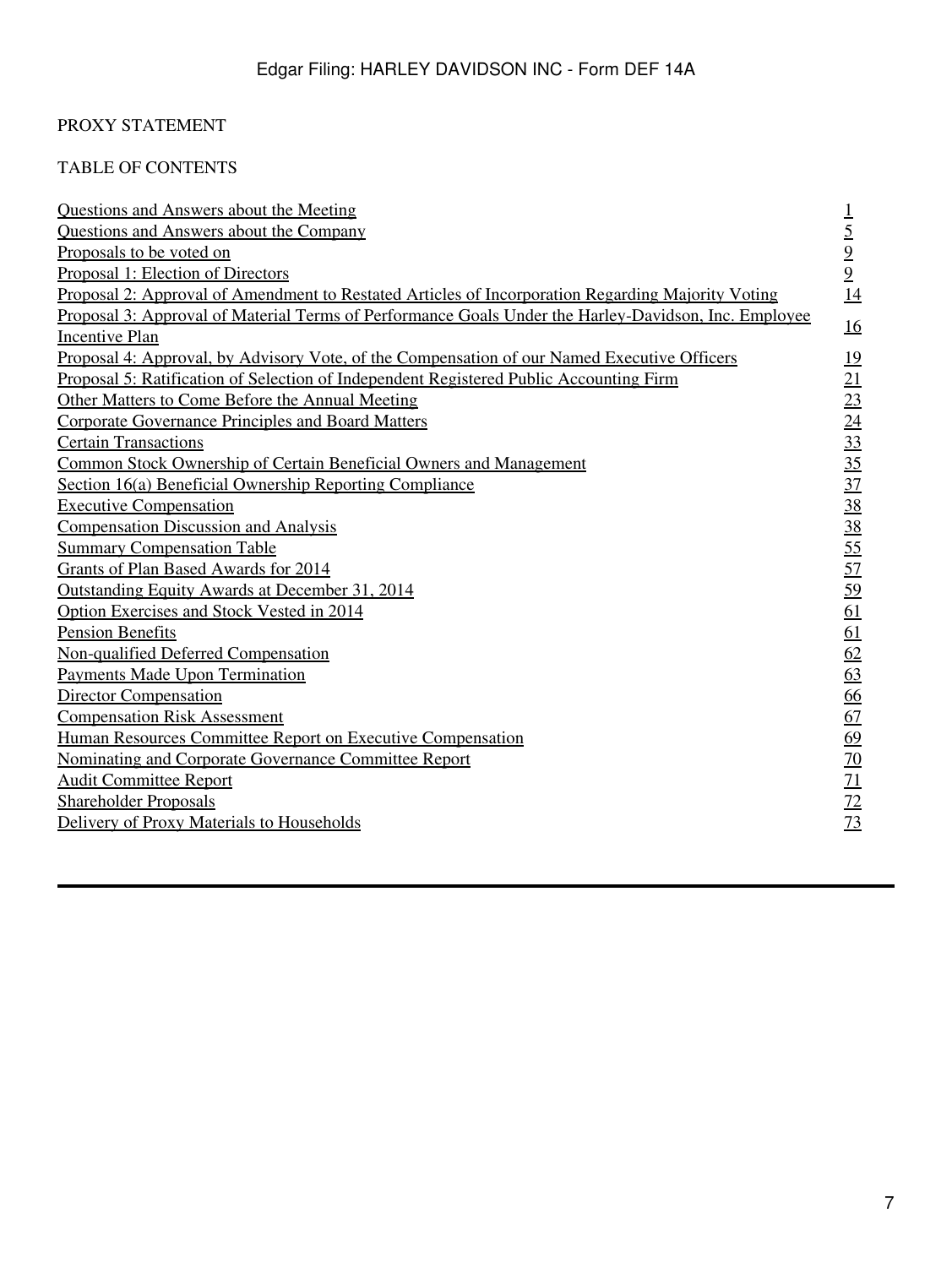PROXY STATEMENT

TABLE OF CONTENTS

| | |
|---|---|
| Questions and Answers about the Meeting | 1 |
| Questions and Answers about the Company | 5 |
| Proposals to be voted on | 9 |
| Proposal 1: Election of Directors | 9 |
| Proposal 2: Approval of Amendment to Restated Articles of Incorporation Regarding Majority Voting | 14 |
| Proposal 3: Approval of Material Terms of Performance Goals Under the Harley-Davidson, Inc. Employee Incentive Plan | 16 |
| Proposal 4: Approval, by Advisory Vote, of the Compensation of our Named Executive Officers | 19 |
| Proposal 5: Ratification of Selection of Independent Registered Public Accounting Firm | 21 |
| Other Matters to Come Before the Annual Meeting | 23 |
| Corporate Governance Principles and Board Matters | 24 |
| Certain Transactions | 33 |
| Common Stock Ownership of Certain Beneficial Owners and Management | 35 |
| Section 16(a) Beneficial Ownership Reporting Compliance | 37 |
| Executive Compensation | 38 |
| Compensation Discussion and Analysis | 38 |
| Summary Compensation Table | 55 |
| Grants of Plan Based Awards for 2014 | 57 |
| Outstanding Equity Awards at December 31, 2014 | 59 |
| Option Exercises and Stock Vested in 2014 | 61 |
| Pension Benefits | 61 |
| Non-qualified Deferred Compensation | 62 |
| Payments Made Upon Termination | 63 |
| Director Compensation | 66 |
| Compensation Risk Assessment | 67 |
| Human Resources Committee Report on Executive Compensation | 69 |
| Nominating and Corporate Governance Committee Report | 70 |
| Audit Committee Report | 71 |
| Shareholder Proposals | 72 |
| Delivery of Proxy Materials to Households | 73 |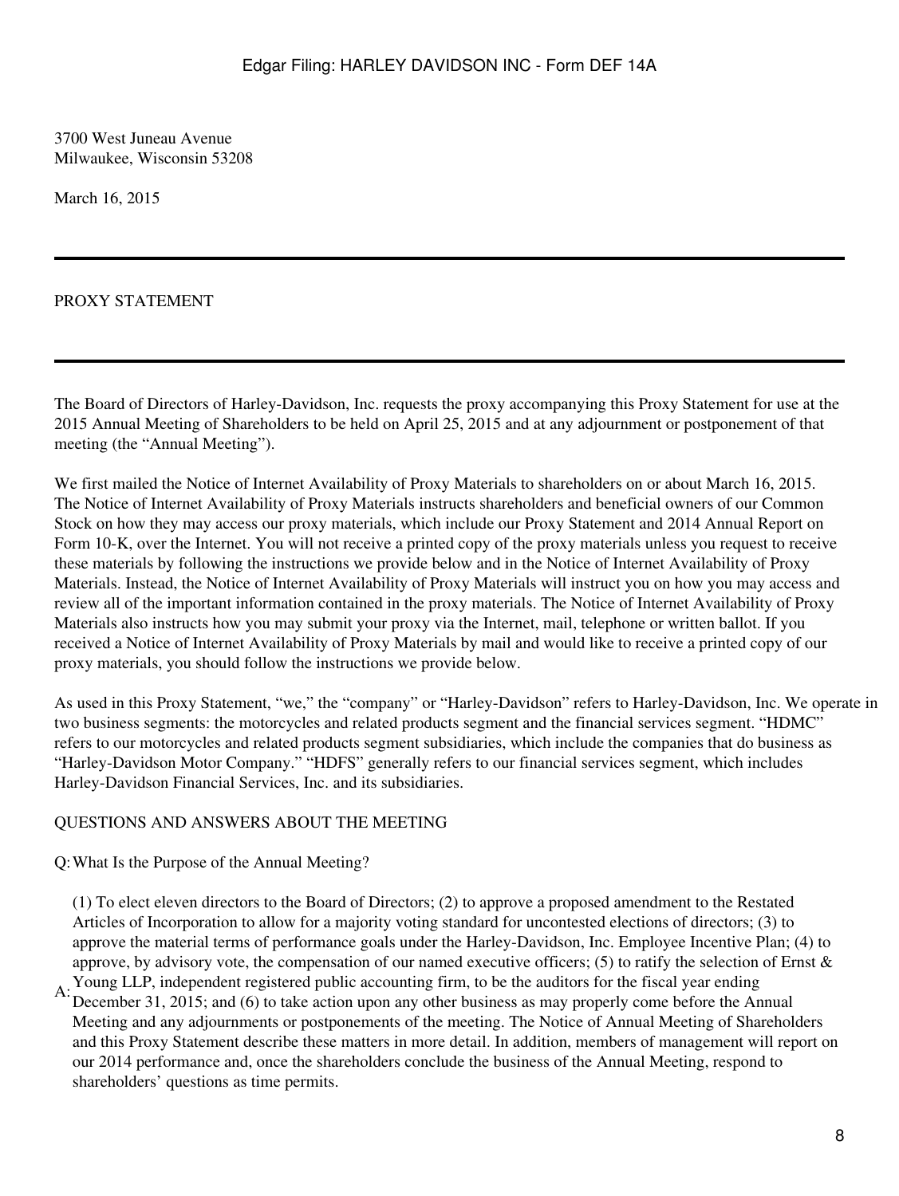3700 West Juneau Avenue
Milwaukee, Wisconsin 53208

March 16, 2015

---

# PROXY STATEMENT

---

The Board of Directors of Harley-Davidson, Inc. requests the proxy accompanying this Proxy Statement for use at the 2015 Annual Meeting of Shareholders to be held on April 25, 2015 and at any adjournment or postponement of that meeting (the "Annual Meeting").

We first mailed the Notice of Internet Availability of Proxy Materials to shareholders on or about March 16, 2015. The Notice of Internet Availability of Proxy Materials instructs shareholders and beneficial owners of our Common Stock on how they may access our proxy materials, which include our Proxy Statement and 2014 Annual Report on Form 10-K, over the Internet. You will not receive a printed copy of the proxy materials unless you request to receive these materials by following the instructions we provide below and in the Notice of Internet Availability of Proxy Materials. Instead, the Notice of Internet Availability of Proxy Materials will instruct you on how you may access and review all of the important information contained in the proxy materials. The Notice of Internet Availability of Proxy Materials also instructs how you may submit your proxy via the Internet, mail, telephone or written ballot. If you received a Notice of Internet Availability of Proxy Materials by mail and would like to receive a printed copy of our proxy materials, you should follow the instructions we provide below.

As used in this Proxy Statement, "we," the "company" or "Harley-Davidson" refers to Harley-Davidson, Inc. We operate in two business segments: the motorcycles and related products segment and the financial services segment. "HDMC" refers to our motorcycles and related products segment subsidiaries, which include the companies that do business as "Harley-Davidson Motor Company." "HDFS" generally refers to our financial services segment, which includes Harley-Davidson Financial Services, Inc. and its subsidiaries.

## QUESTIONS AND ANSWERS ABOUT THE MEETING

Q: What Is the Purpose of the Annual Meeting?

A: (1) To elect eleven directors to the Board of Directors; (2) to approve a proposed amendment to the Restated Articles of Incorporation to allow for a majority voting standard for uncontested elections of directors; (3) to approve the material terms of performance goals under the Harley-Davidson, Inc. Employee Incentive Plan; (4) to approve, by advisory vote, the compensation of our named executive officers; (5) to ratify the selection of Ernst & Young LLP, independent registered public accounting firm, to be the auditors for the fiscal year ending December 31, 2015; and (6) to take action upon any other business as may properly come before the Annual Meeting and any adjournments or postponements of the meeting. The Notice of Annual Meeting of Shareholders and this Proxy Statement describe these matters in more detail. In addition, members of management will report on our 2014 performance and, once the shareholders conclude the business of the Annual Meeting, respond to shareholders' questions as time permits.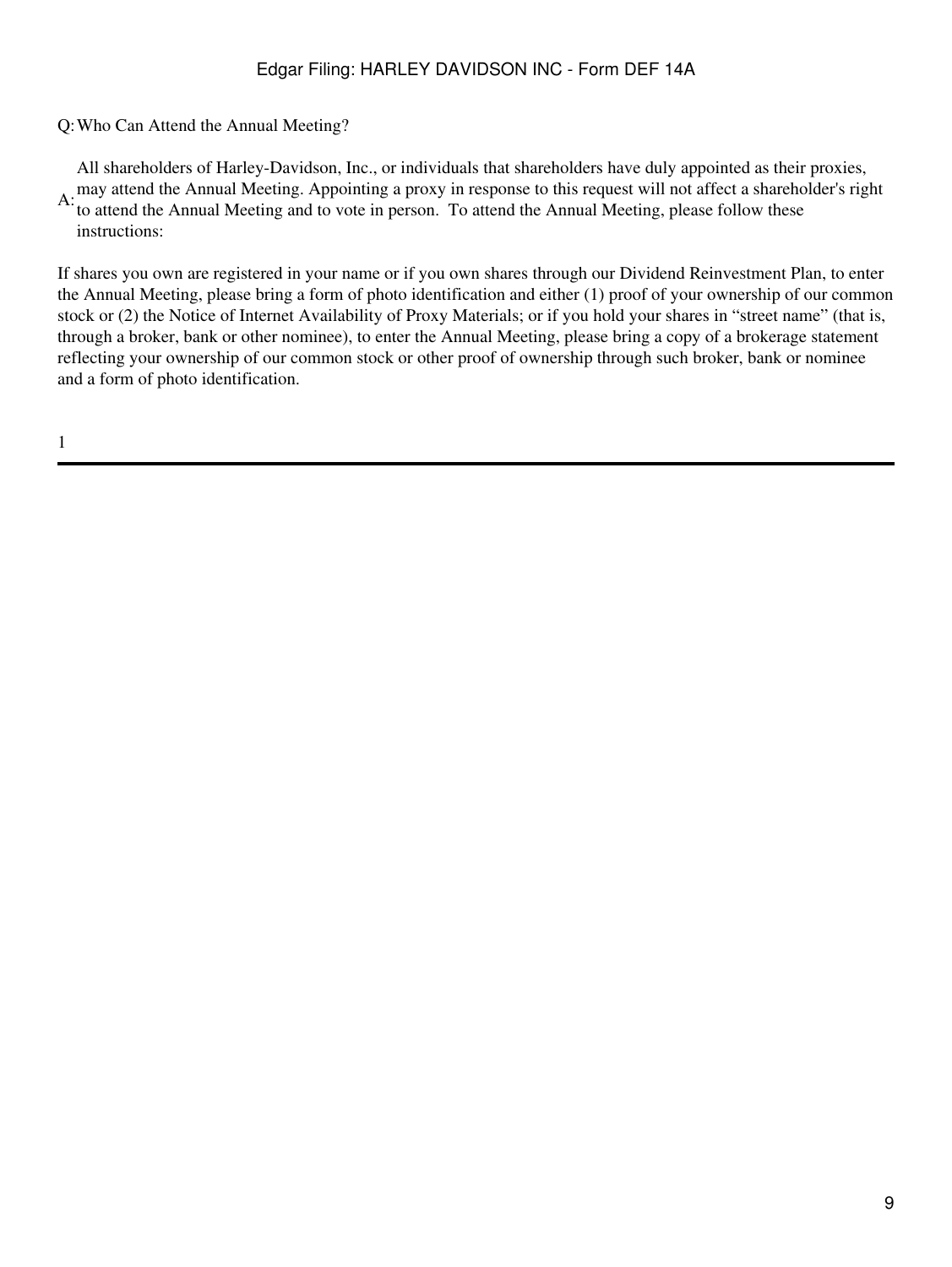Q: Who Can Attend the Annual Meeting?

A: All shareholders of Harley-Davidson, Inc., or individuals that shareholders have duly appointed as their proxies, may attend the Annual Meeting. Appointing a proxy in response to this request will not affect a shareholder's right to attend the Annual Meeting and to vote in person. To attend the Annual Meeting, please follow these instructions:

If shares you own are registered in your name or if you own shares through our Dividend Reinvestment Plan, to enter the Annual Meeting, please bring a form of photo identification and either (1) proof of your ownership of our common stock or (2) the Notice of Internet Availability of Proxy Materials; or if you hold your shares in "street name" (that is, through a broker, bank or other nominee), to enter the Annual Meeting, please bring a copy of a brokerage statement reflecting your ownership of our common stock or other proof of ownership through such broker, bank or nominee and a form of photo identification.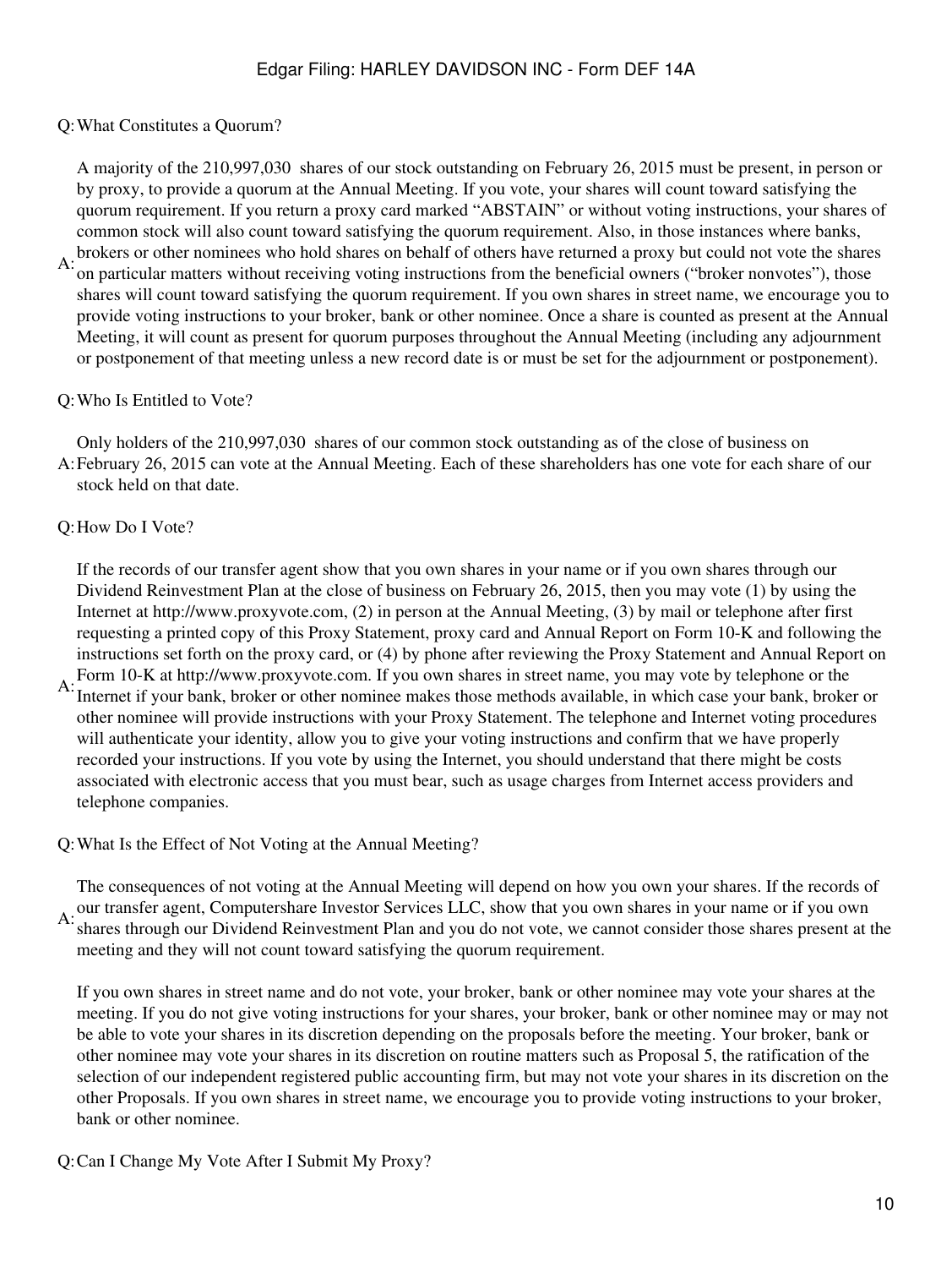Q: What Constitutes a Quorum?

A: A majority of the 210,997,030 shares of our stock outstanding on February 26, 2015 must be present, in person or by proxy, to provide a quorum at the Annual Meeting. If you vote, your shares will count toward satisfying the quorum requirement. If you return a proxy card marked "ABSTAIN" or without voting instructions, your shares of common stock will also count toward satisfying the quorum requirement. Also, in those instances where banks, brokers or other nominees who hold shares on behalf of others have returned a proxy but could not vote the shares on particular matters without receiving voting instructions from the beneficial owners ("broker nonvotes"), those shares will count toward satisfying the quorum requirement. If you own shares in street name, we encourage you to provide voting instructions to your broker, bank or other nominee. Once a share is counted as present at the Annual Meeting, it will count as present for quorum purposes throughout the Annual Meeting (including any adjournment or postponement of that meeting unless a new record date is or must be set for the adjournment or postponement).

Q: Who Is Entitled to Vote?

A: Only holders of the 210,997,030 shares of our common stock outstanding as of the close of business on February 26, 2015 can vote at the Annual Meeting. Each of these shareholders has one vote for each share of our stock held on that date.

Q: How Do I Vote?

A: If the records of our transfer agent show that you own shares in your name or if you own shares through our Dividend Reinvestment Plan at the close of business on February 26, 2015, then you may vote (1) by using the Internet at http://www.proxyvote.com, (2) in person at the Annual Meeting, (3) by mail or telephone after first requesting a printed copy of this Proxy Statement, proxy card and Annual Report on Form 10-K and following the instructions set forth on the proxy card, or (4) by phone after reviewing the Proxy Statement and Annual Report on Form 10-K at http://www.proxyvote.com. If you own shares in street name, you may vote by telephone or the Internet if your bank, broker or other nominee makes those methods available, in which case your bank, broker or other nominee will provide instructions with your Proxy Statement. The telephone and Internet voting procedures will authenticate your identity, allow you to give your voting instructions and confirm that we have properly recorded your instructions. If you vote by using the Internet, you should understand that there might be costs associated with electronic access that you must bear, such as usage charges from Internet access providers and telephone companies.

Q: What Is the Effect of Not Voting at the Annual Meeting?

A: The consequences of not voting at the Annual Meeting will depend on how you own your shares. If the records of our transfer agent, Computershare Investor Services LLC, show that you own shares in your name or if you own shares through our Dividend Reinvestment Plan and you do not vote, we cannot consider those shares present at the meeting and they will not count toward satisfying the quorum requirement.

If you own shares in street name and do not vote, your broker, bank or other nominee may vote your shares at the meeting. If you do not give voting instructions for your shares, your broker, bank or other nominee may or may not be able to vote your shares in its discretion depending on the proposals before the meeting. Your broker, bank or other nominee may vote your shares in its discretion on routine matters such as Proposal 5, the ratification of the selection of our independent registered public accounting firm, but may not vote your shares in its discretion on the other Proposals. If you own shares in street name, we encourage you to provide voting instructions to your broker, bank or other nominee.

Q: Can I Change My Vote After I Submit My Proxy?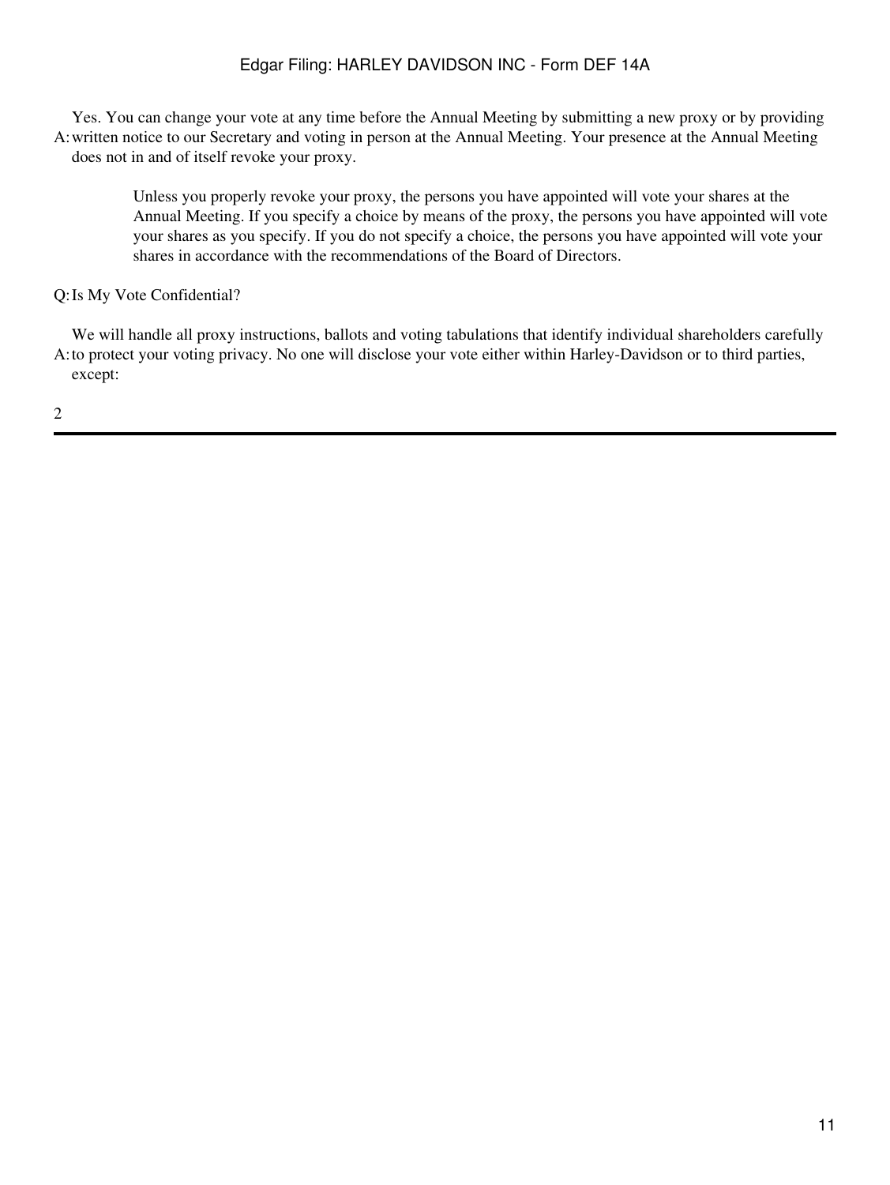A: Yes. You can change your vote at any time before the Annual Meeting by submitting a new proxy or by providing written notice to our Secretary and voting in person at the Annual Meeting. Your presence at the Annual Meeting does not in and of itself revoke your proxy.

Unless you properly revoke your proxy, the persons you have appointed will vote your shares at the Annual Meeting. If you specify a choice by means of the proxy, the persons you have appointed will vote your shares as you specify. If you do not specify a choice, the persons you have appointed will vote your shares in accordance with the recommendations of the Board of Directors.

Q: Is My Vote Confidential?

A: We will handle all proxy instructions, ballots and voting tabulations that identify individual shareholders carefully to protect your voting privacy. No one will disclose your vote either within Harley-Davidson or to third parties, except: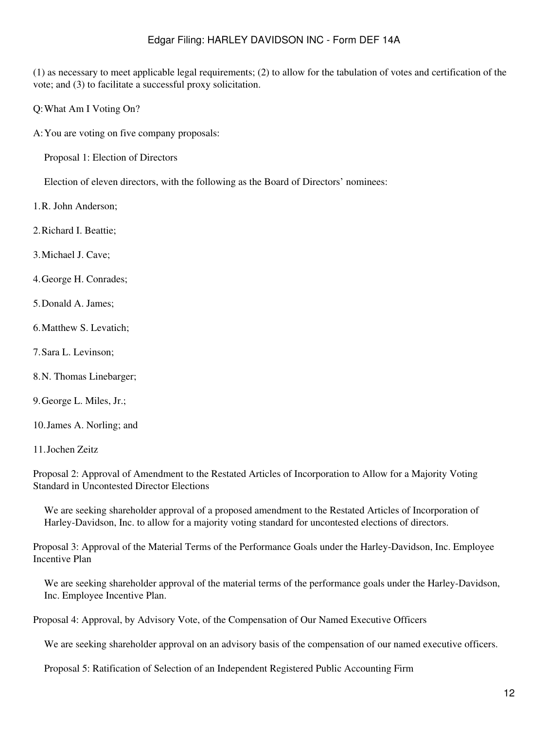(1) as necessary to meet applicable legal requirements; (2) to allow for the tabulation of votes and certification of the vote; and (3) to facilitate a successful proxy solicitation.

Q: What Am I Voting On?

A: You are voting on five company proposals:

Proposal 1: Election of Directors

Election of eleven directors, with the following as the Board of Directors' nominees:

1. R. John Anderson;
2. Richard I. Beattie;
3. Michael J. Cave;
4. George H. Conrades;
5. Donald A. James;
6. Matthew S. Levatich;
7. Sara L. Levinson;
8. N. Thomas Linebarger;
9. George L. Miles, Jr.;
10. James A. Norling; and
11. Jochen Zeitz

Proposal 2: Approval of Amendment to the Restated Articles of Incorporation to Allow for a Majority Voting Standard in Uncontested Director Elections

We are seeking shareholder approval of a proposed amendment to the Restated Articles of Incorporation of Harley-Davidson, Inc. to allow for a majority voting standard for uncontested elections of directors.

Proposal 3: Approval of the Material Terms of the Performance Goals under the Harley-Davidson, Inc. Employee Incentive Plan

We are seeking shareholder approval of the material terms of the performance goals under the Harley-Davidson, Inc. Employee Incentive Plan.

Proposal 4: Approval, by Advisory Vote, of the Compensation of Our Named Executive Officers

We are seeking shareholder approval on an advisory basis of the compensation of our named executive officers.

Proposal 5: Ratification of Selection of an Independent Registered Public Accounting Firm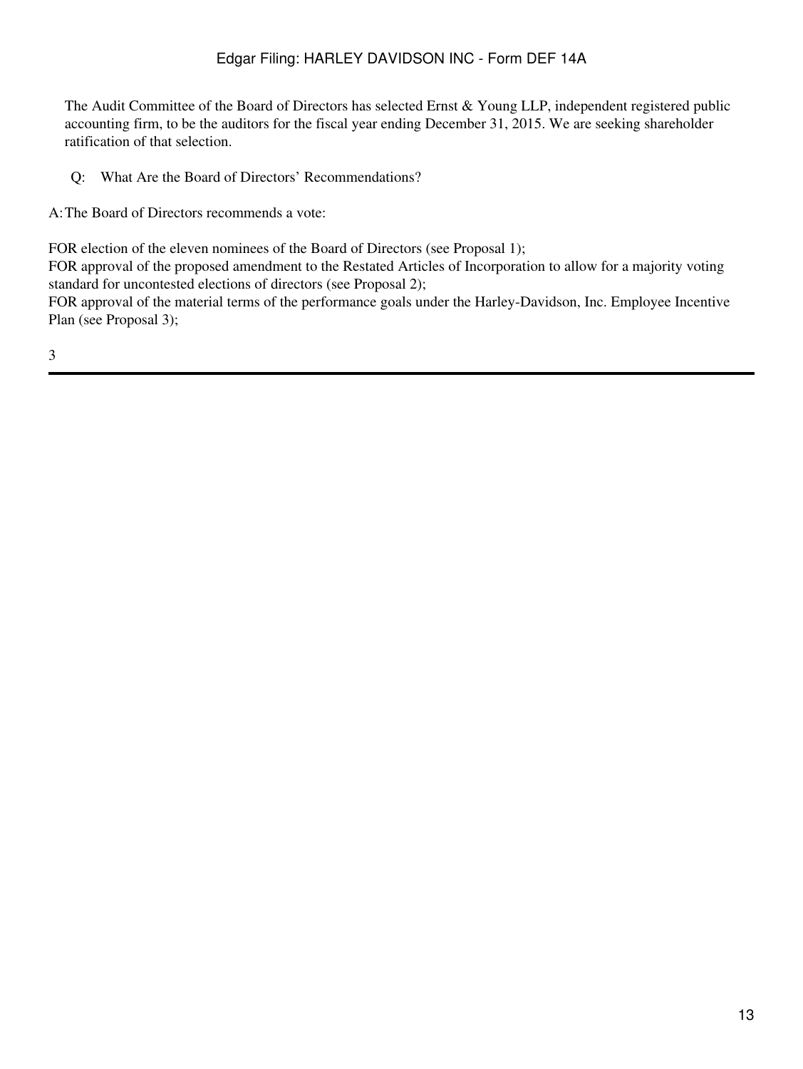The Audit Committee of the Board of Directors has selected Ernst & Young LLP, independent registered public accounting firm, to be the auditors for the fiscal year ending December 31, 2015. We are seeking shareholder ratification of that selection.

Q: What Are the Board of Directors' Recommendations?

A: The Board of Directors recommends a vote:

FOR election of the eleven nominees of the Board of Directors (see Proposal 1);
FOR approval of the proposed amendment to the Restated Articles of Incorporation to allow for a majority voting standard for uncontested elections of directors (see Proposal 2);
FOR approval of the material terms of the performance goals under the Harley-Davidson, Inc. Employee Incentive Plan (see Proposal 3);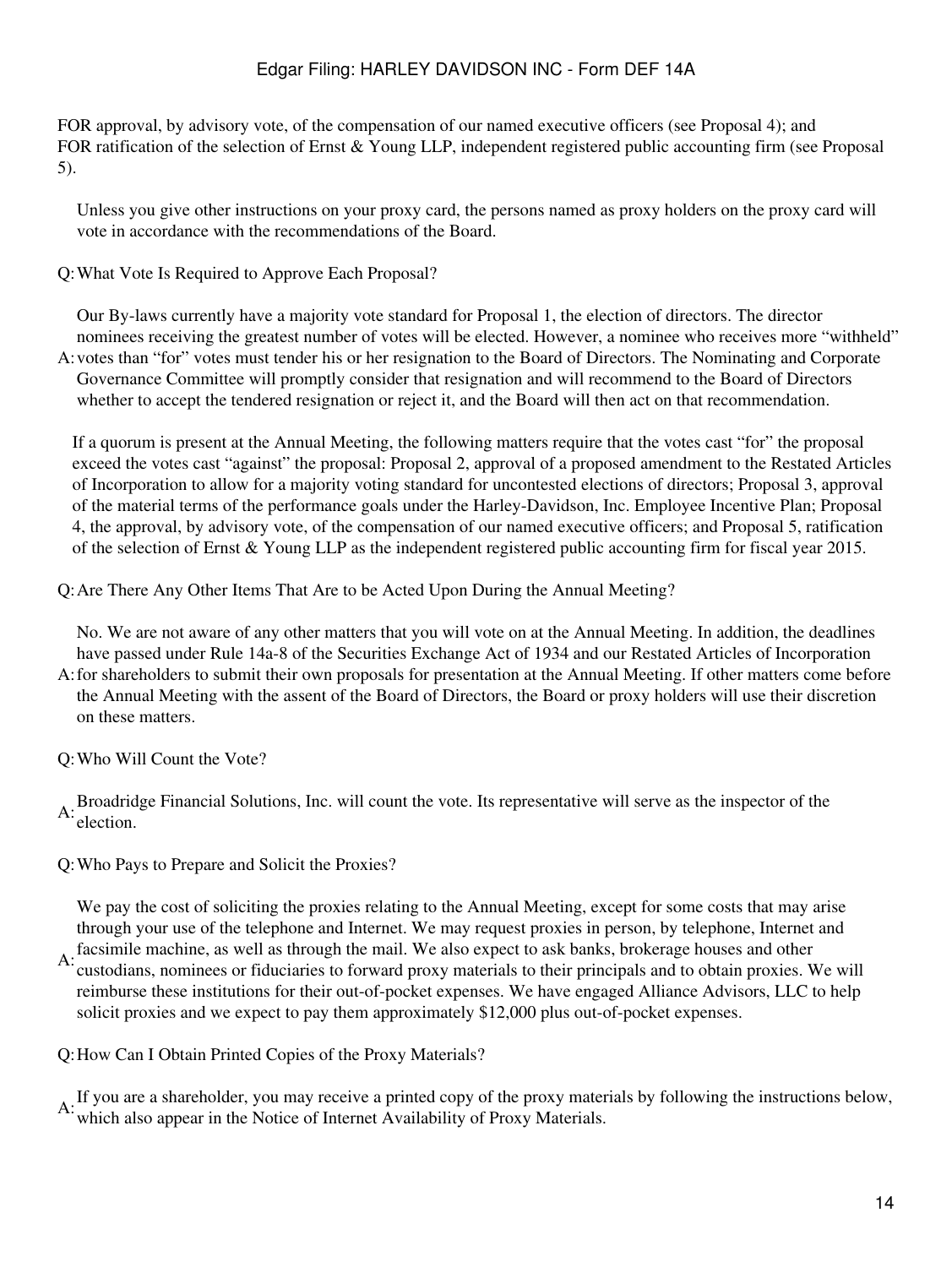FOR approval, by advisory vote, of the compensation of our named executive officers (see Proposal 4); and
FOR ratification of the selection of Ernst & Young LLP, independent registered public accounting firm (see Proposal 5).

Unless you give other instructions on your proxy card, the persons named as proxy holders on the proxy card will vote in accordance with the recommendations of the Board.

Q: What Vote Is Required to Approve Each Proposal?

A: Our By-laws currently have a majority vote standard for Proposal 1, the election of directors. The director nominees receiving the greatest number of votes will be elected. However, a nominee who receives more "withheld" votes than "for" votes must tender his or her resignation to the Board of Directors. The Nominating and Corporate Governance Committee will promptly consider that resignation and will recommend to the Board of Directors whether to accept the tendered resignation or reject it, and the Board will then act on that recommendation.

If a quorum is present at the Annual Meeting, the following matters require that the votes cast "for" the proposal exceed the votes cast "against" the proposal: Proposal 2, approval of a proposed amendment to the Restated Articles of Incorporation to allow for a majority voting standard for uncontested elections of directors; Proposal 3, approval of the material terms of the performance goals under the Harley-Davidson, Inc. Employee Incentive Plan; Proposal 4, the approval, by advisory vote, of the compensation of our named executive officers; and Proposal 5, ratification of the selection of Ernst & Young LLP as the independent registered public accounting firm for fiscal year 2015.

Q: Are There Any Other Items That Are to be Acted Upon During the Annual Meeting?

A: No. We are not aware of any other matters that you will vote on at the Annual Meeting. In addition, the deadlines have passed under Rule 14a-8 of the Securities Exchange Act of 1934 and our Restated Articles of Incorporation for shareholders to submit their own proposals for presentation at the Annual Meeting. If other matters come before the Annual Meeting with the assent of the Board of Directors, the Board or proxy holders will use their discretion on these matters.

Q: Who Will Count the Vote?

A: Broadridge Financial Solutions, Inc. will count the vote. Its representative will serve as the inspector of the election.

Q: Who Pays to Prepare and Solicit the Proxies?

A: We pay the cost of soliciting the proxies relating to the Annual Meeting, except for some costs that may arise through your use of the telephone and Internet. We may request proxies in person, by telephone, Internet and facsimile machine, as well as through the mail. We also expect to ask banks, brokerage houses and other custodians, nominees or fiduciaries to forward proxy materials to their principals and to obtain proxies. We will reimburse these institutions for their out-of-pocket expenses. We have engaged Alliance Advisors, LLC to help solicit proxies and we expect to pay them approximately $12,000 plus out-of-pocket expenses.

Q: How Can I Obtain Printed Copies of the Proxy Materials?

A: If you are a shareholder, you may receive a printed copy of the proxy materials by following the instructions below, which also appear in the Notice of Internet Availability of Proxy Materials.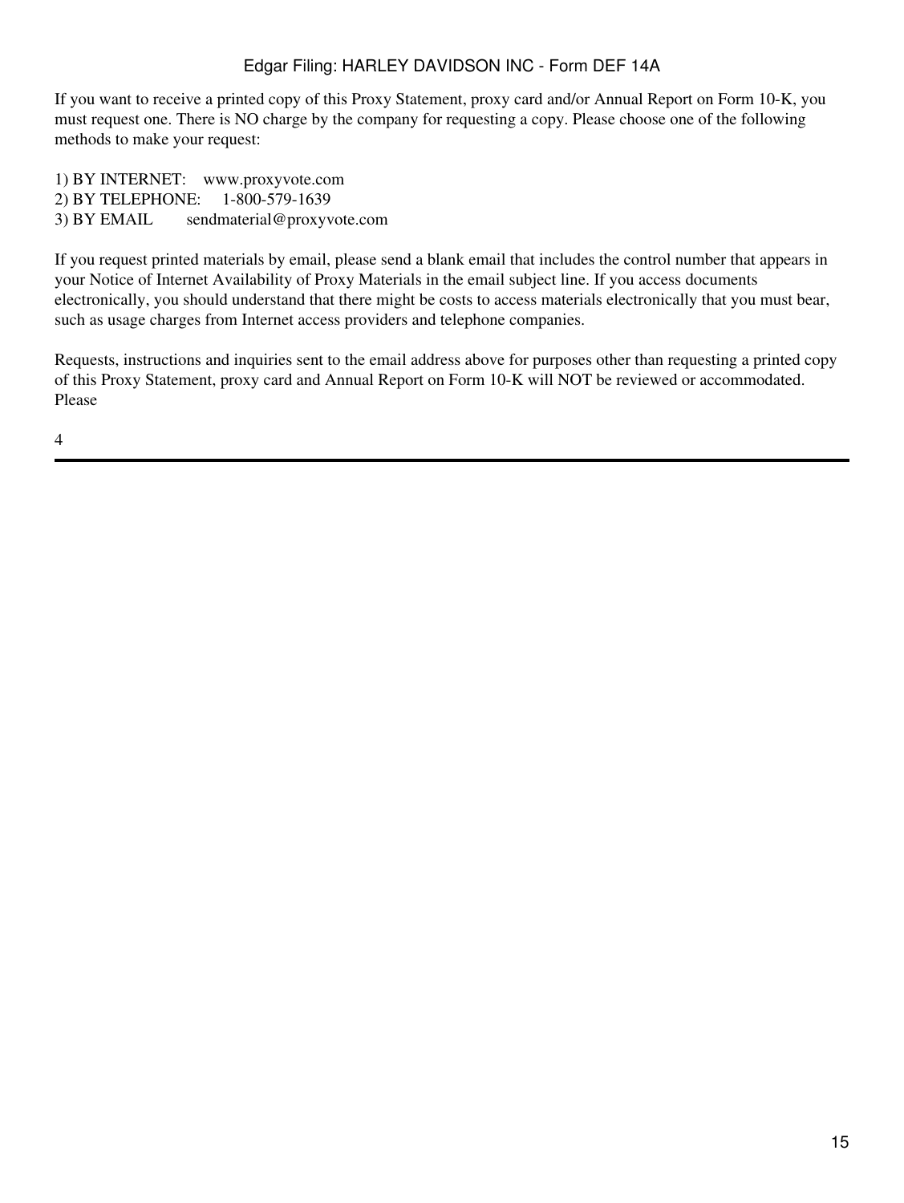If you want to receive a printed copy of this Proxy Statement, proxy card and/or Annual Report on Form 10-K, you must request one. There is NO charge by the company for requesting a copy. Please choose one of the following methods to make your request:

1) BY INTERNET: www.proxyvote.com
2) BY TELEPHONE: 1-800-579-1639
3) BY EMAIL sendmaterial@proxyvote.com

If you request printed materials by email, please send a blank email that includes the control number that appears in your Notice of Internet Availability of Proxy Materials in the email subject line. If you access documents electronically, you should understand that there might be costs to access materials electronically that you must bear, such as usage charges from Internet access providers and telephone companies.

Requests, instructions and inquiries sent to the email address above for purposes other than requesting a printed copy of this Proxy Statement, proxy card and Annual Report on Form 10-K will NOT be reviewed or accommodated. Please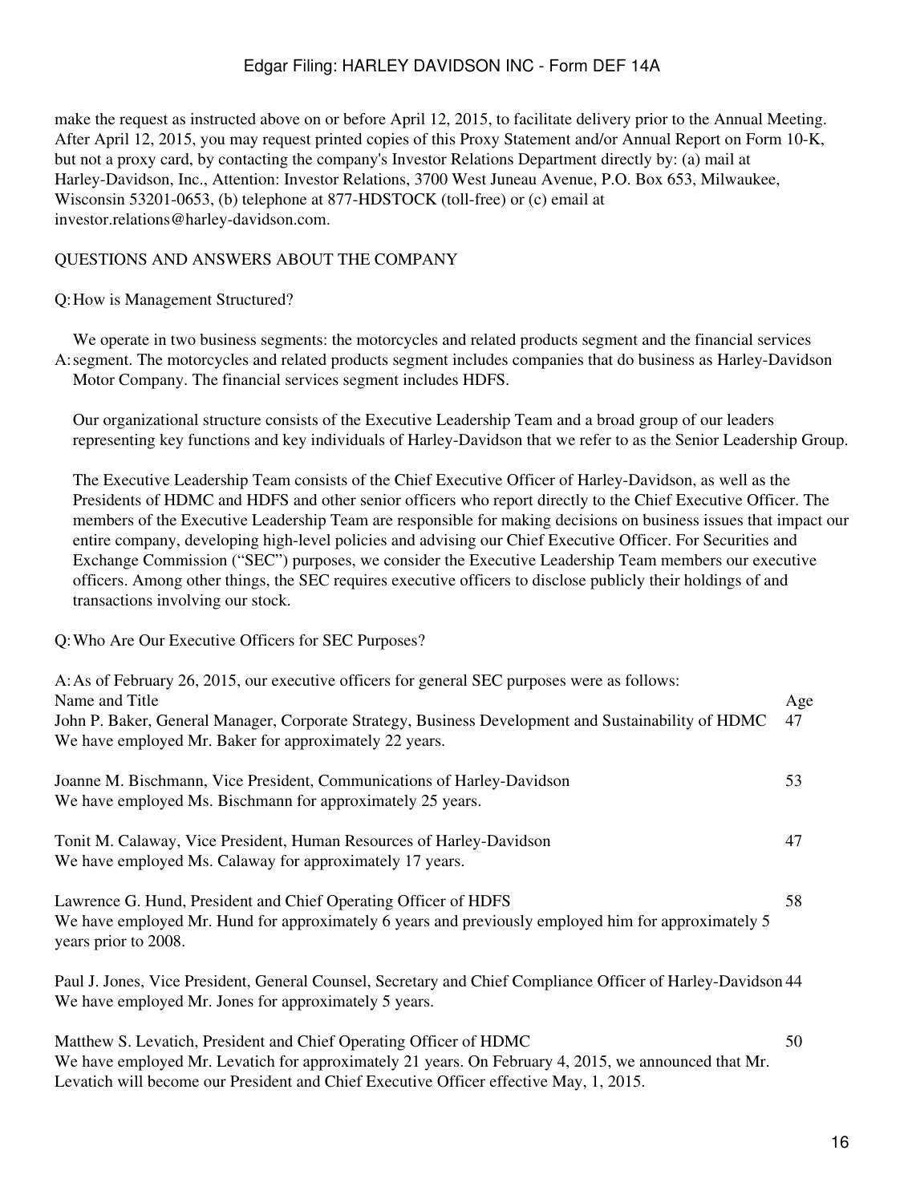make the request as instructed above on or before April 12, 2015, to facilitate delivery prior to the Annual Meeting. After April 12, 2015, you may request printed copies of this Proxy Statement and/or Annual Report on Form 10-K, but not a proxy card, by contacting the company's Investor Relations Department directly by: (a) mail at Harley-Davidson, Inc., Attention: Investor Relations, 3700 West Juneau Avenue, P.O. Box 653, Milwaukee, Wisconsin 53201-0653, (b) telephone at 877-HDSTOCK (toll-free) or (c) email at investor.relations@harley-davidson.com.

## QUESTIONS AND ANSWERS ABOUT THE COMPANY

Q: How is Management Structured?

A: We operate in two business segments: the motorcycles and related products segment and the financial services segment. The motorcycles and related products segment includes companies that do business as Harley-Davidson Motor Company. The financial services segment includes HDFS.

Our organizational structure consists of the Executive Leadership Team and a broad group of our leaders representing key functions and key individuals of Harley-Davidson that we refer to as the Senior Leadership Group.

The Executive Leadership Team consists of the Chief Executive Officer of Harley-Davidson, as well as the Presidents of HDMC and HDFS and other senior officers who report directly to the Chief Executive Officer. The members of the Executive Leadership Team are responsible for making decisions on business issues that impact our entire company, developing high-level policies and advising our Chief Executive Officer. For Securities and Exchange Commission ("SEC") purposes, we consider the Executive Leadership Team members our executive officers. Among other things, the SEC requires executive officers to disclose publicly their holdings of and transactions involving our stock.

Q: Who Are Our Executive Officers for SEC Purposes?

A: As of February 26, 2015, our executive officers for general SEC purposes were as follows:

| Name and Title | Age |
|---|---|
| John P. Baker, General Manager, Corporate Strategy, Business Development and Sustainability of HDMC<br>We have employed Mr. Baker for approximately 22 years. | 47 |
| Joanne M. Bischmann, Vice President, Communications of Harley-Davidson<br>We have employed Ms. Bischmann for approximately 25 years. | 53 |
| Tonit M. Calaway, Vice President, Human Resources of Harley-Davidson<br>We have employed Ms. Calaway for approximately 17 years. | 47 |
| Lawrence G. Hund, President and Chief Operating Officer of HDFS<br>We have employed Mr. Hund for approximately 6 years and previously employed him for approximately 5 years prior to 2008. | 58 |
| Paul J. Jones, Vice President, General Counsel, Secretary and Chief Compliance Officer of Harley-Davidson<br>We have employed Mr. Jones for approximately 5 years. | 44 |
| Matthew S. Levatich, President and Chief Operating Officer of HDMC<br>We have employed Mr. Levatich for approximately 21 years. On February 4, 2015, we announced that Mr. Levatich will become our President and Chief Executive Officer effective May, 1, 2015. | 50 |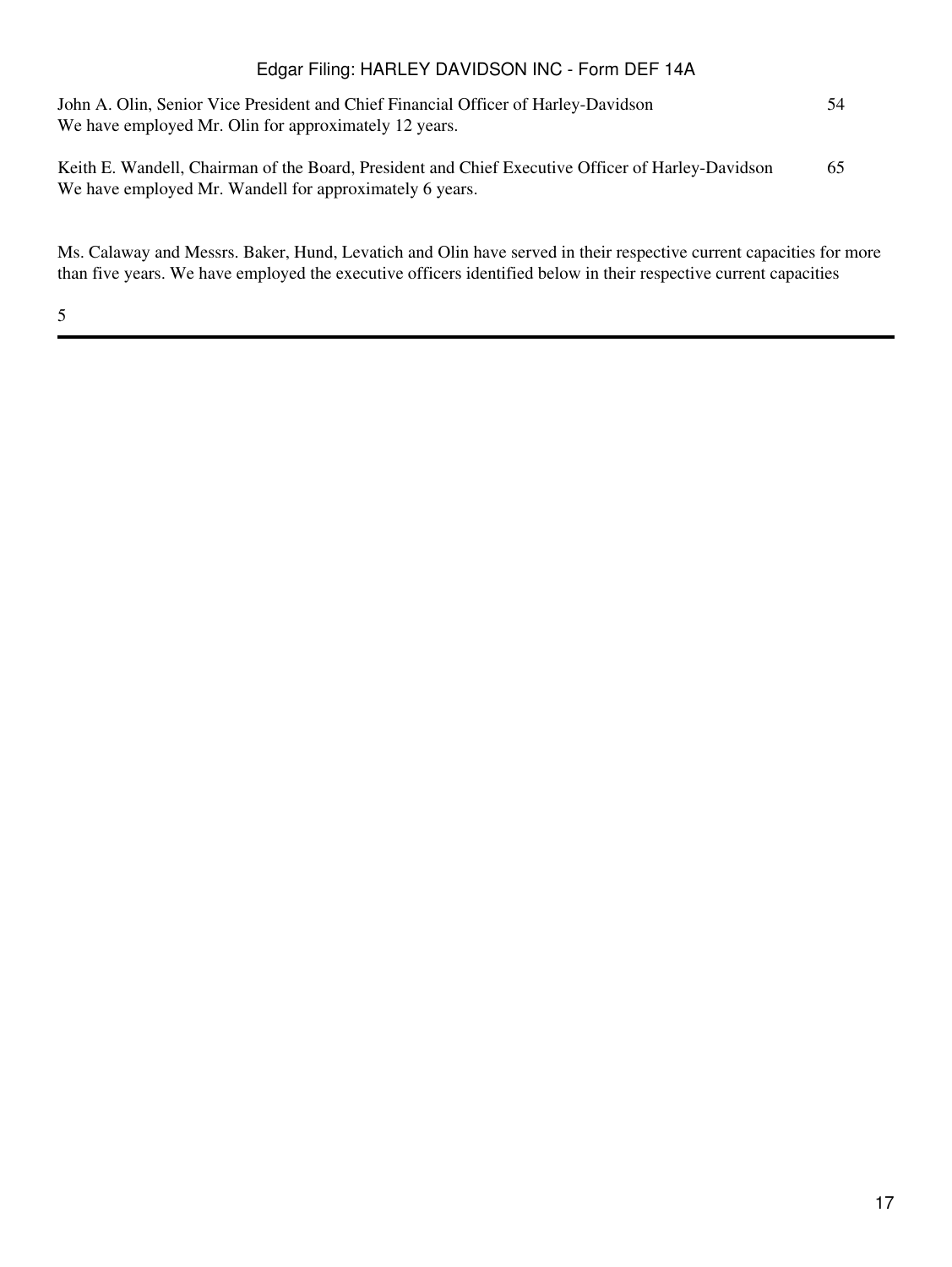| | |
|---|---|
| John A. Olin, Senior Vice President and Chief Financial Officer of Harley-Davidson<br>We have employed Mr. Olin for approximately 12 years. | 54 |
| Keith E. Wandell, Chairman of the Board, President and Chief Executive Officer of Harley-Davidson<br>We have employed Mr. Wandell for approximately 6 years. | 65 |

Ms. Calaway and Messrs. Baker, Hund, Levatich and Olin have served in their respective current capacities for more than five years. We have employed the executive officers identified below in their respective current capacities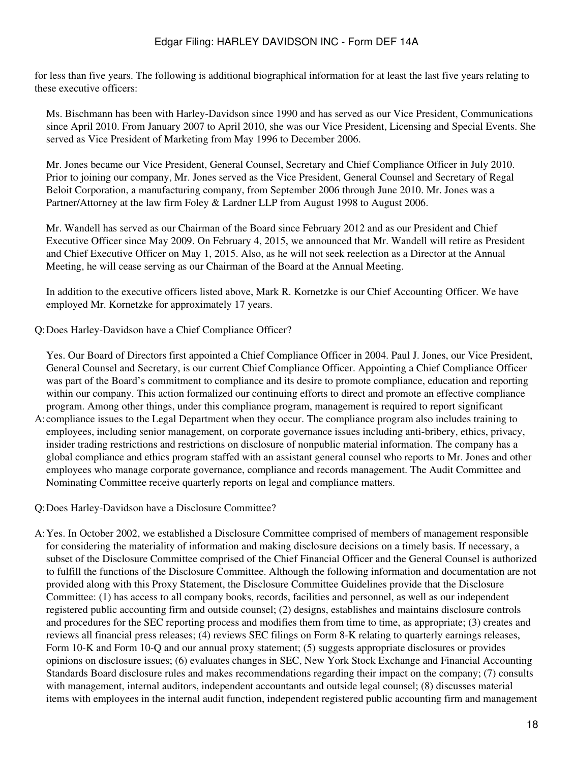for less than five years. The following is additional biographical information for at least the last five years relating to these executive officers:

Ms. Bischmann has been with Harley-Davidson since 1990 and has served as our Vice President, Communications since April 2010. From January 2007 to April 2010, she was our Vice President, Licensing and Special Events. She served as Vice President of Marketing from May 1996 to December 2006.

Mr. Jones became our Vice President, General Counsel, Secretary and Chief Compliance Officer in July 2010. Prior to joining our company, Mr. Jones served as the Vice President, General Counsel and Secretary of Regal Beloit Corporation, a manufacturing company, from September 2006 through June 2010. Mr. Jones was a Partner/Attorney at the law firm Foley & Lardner LLP from August 1998 to August 2006.

Mr. Wandell has served as our Chairman of the Board since February 2012 and as our President and Chief Executive Officer since May 2009. On February 4, 2015, we announced that Mr. Wandell will retire as President and Chief Executive Officer on May 1, 2015. Also, as he will not seek reelection as a Director at the Annual Meeting, he will cease serving as our Chairman of the Board at the Annual Meeting.

In addition to the executive officers listed above, Mark R. Kornetzke is our Chief Accounting Officer. We have employed Mr. Kornetzke for approximately 17 years.

Q: Does Harley-Davidson have a Chief Compliance Officer?

A: Yes. Our Board of Directors first appointed a Chief Compliance Officer in 2004. Paul J. Jones, our Vice President, General Counsel and Secretary, is our current Chief Compliance Officer. Appointing a Chief Compliance Officer was part of the Board's commitment to compliance and its desire to promote compliance, education and reporting within our company. This action formalized our continuing efforts to direct and promote an effective compliance program. Among other things, under this compliance program, management is required to report significant compliance issues to the Legal Department when they occur. The compliance program also includes training to employees, including senior management, on corporate governance issues including anti-bribery, ethics, privacy, insider trading restrictions and restrictions on disclosure of nonpublic material information. The company has a global compliance and ethics program staffed with an assistant general counsel who reports to Mr. Jones and other employees who manage corporate governance, compliance and records management. The Audit Committee and Nominating Committee receive quarterly reports on legal and compliance matters.

Q: Does Harley-Davidson have a Disclosure Committee?

A: Yes. In October 2002, we established a Disclosure Committee comprised of members of management responsible for considering the materiality of information and making disclosure decisions on a timely basis. If necessary, a subset of the Disclosure Committee comprised of the Chief Financial Officer and the General Counsel is authorized to fulfill the functions of the Disclosure Committee. Although the following information and documentation are not provided along with this Proxy Statement, the Disclosure Committee Guidelines provide that the Disclosure Committee: (1) has access to all company books, records, facilities and personnel, as well as our independent registered public accounting firm and outside counsel; (2) designs, establishes and maintains disclosure controls and procedures for the SEC reporting process and modifies them from time to time, as appropriate; (3) creates and reviews all financial press releases; (4) reviews SEC filings on Form 8-K relating to quarterly earnings releases, Form 10-K and Form 10-Q and our annual proxy statement; (5) suggests appropriate disclosures or provides opinions on disclosure issues; (6) evaluates changes in SEC, New York Stock Exchange and Financial Accounting Standards Board disclosure rules and makes recommendations regarding their impact on the company; (7) consults with management, internal auditors, independent accountants and outside legal counsel; (8) discusses material items with employees in the internal audit function, independent registered public accounting firm and management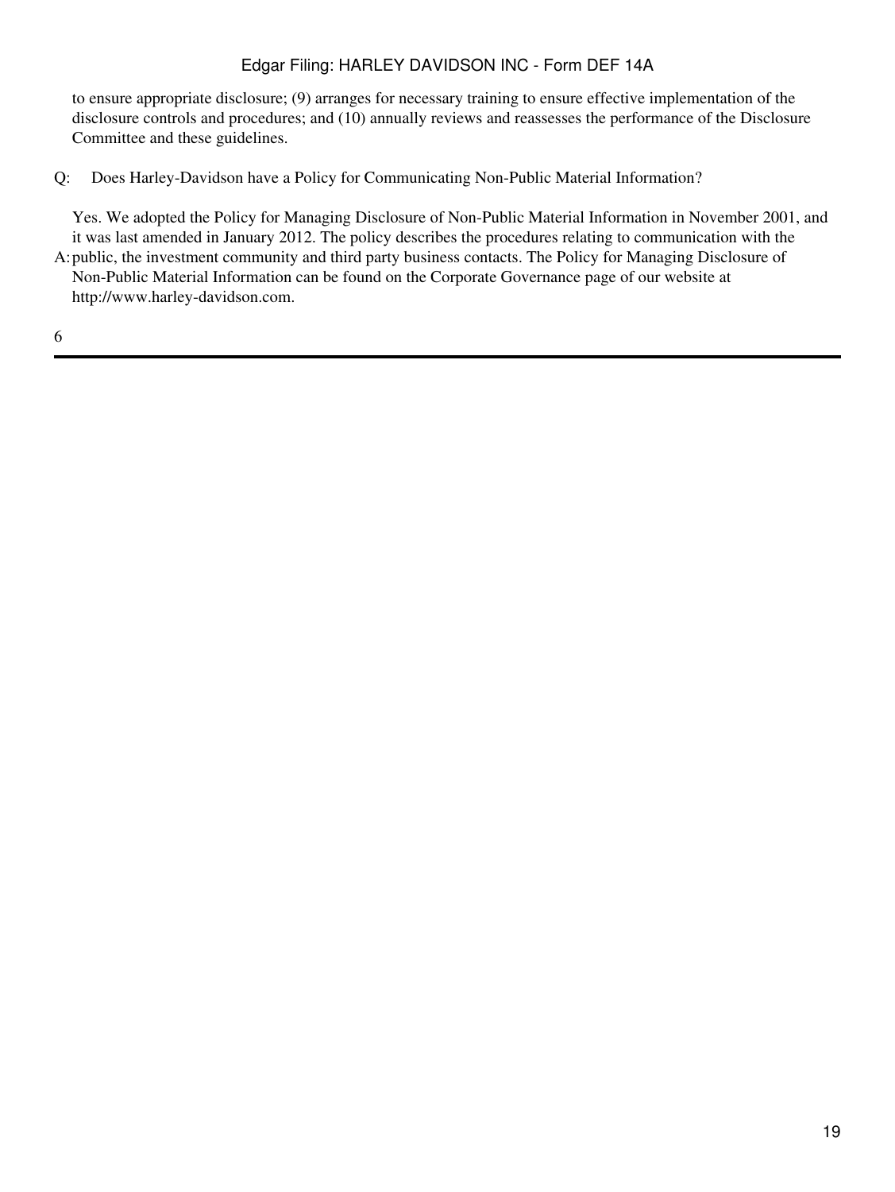to ensure appropriate disclosure; (9) arranges for necessary training to ensure effective implementation of the disclosure controls and procedures; and (10) annually reviews and reassesses the performance of the Disclosure Committee and these guidelines.

Q: Does Harley-Davidson have a Policy for Communicating Non-Public Material Information?

A: Yes. We adopted the Policy for Managing Disclosure of Non-Public Material Information in November 2001, and it was last amended in January 2012. The policy describes the procedures relating to communication with the public, the investment community and third party business contacts. The Policy for Managing Disclosure of Non-Public Material Information can be found on the Corporate Governance page of our website at http://www.harley-davidson.com.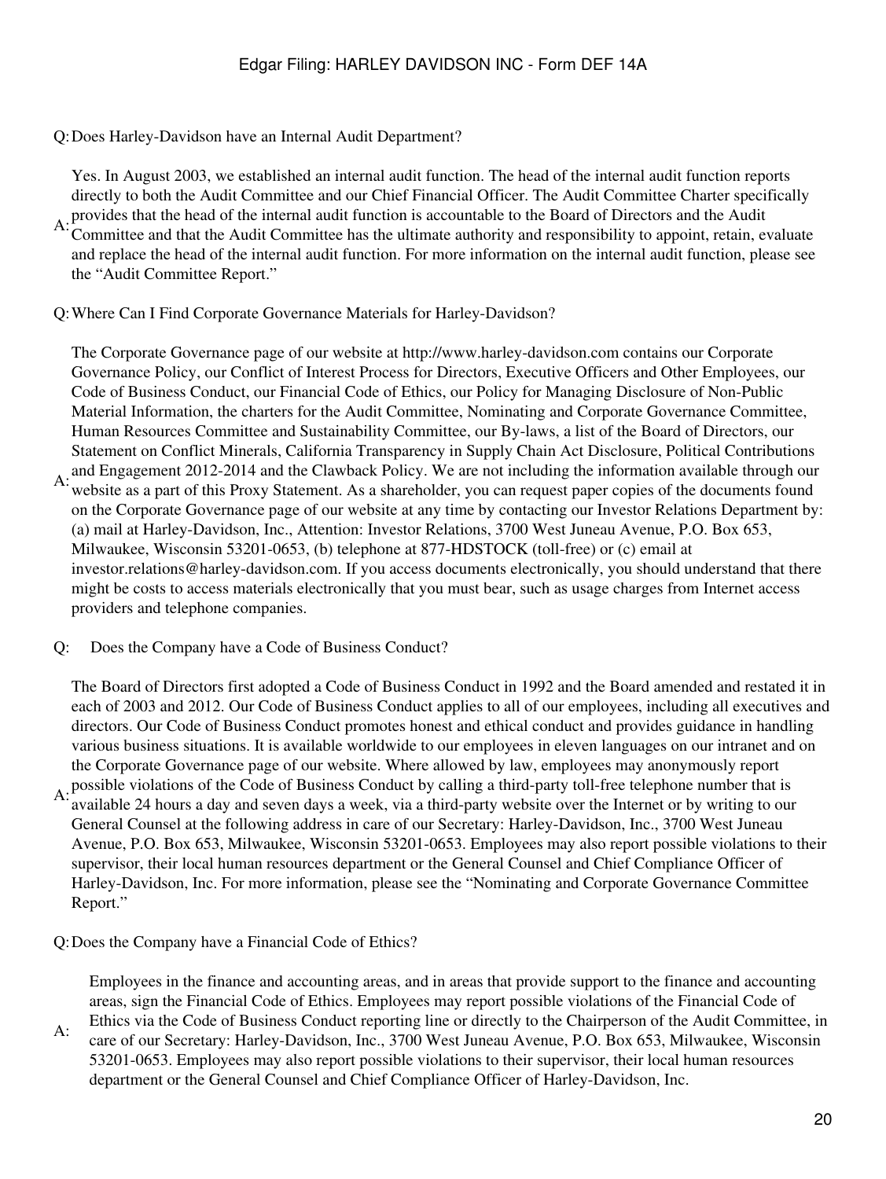**Q: Does Harley-Davidson have an Internal Audit Department?**

A: Yes. In August 2003, we established an internal audit function. The head of the internal audit function reports directly to both the Audit Committee and our Chief Financial Officer. The Audit Committee Charter specifically provides that the head of the internal audit function is accountable to the Board of Directors and the Audit Committee and that the Audit Committee has the ultimate authority and responsibility to appoint, retain, evaluate and replace the head of the internal audit function. For more information on the internal audit function, please see the "Audit Committee Report."

**Q: Where Can I Find Corporate Governance Materials for Harley-Davidson?**

A: The Corporate Governance page of our website at http://www.harley-davidson.com contains our Corporate Governance Policy, our Conflict of Interest Process for Directors, Executive Officers and Other Employees, our Code of Business Conduct, our Financial Code of Ethics, our Policy for Managing Disclosure of Non-Public Material Information, the charters for the Audit Committee, Nominating and Corporate Governance Committee, Human Resources Committee and Sustainability Committee, our By-laws, a list of the Board of Directors, our Statement on Conflict Minerals, California Transparency in Supply Chain Act Disclosure, Political Contributions and Engagement 2012-2014 and the Clawback Policy. We are not including the information available through our website as a part of this Proxy Statement. As a shareholder, you can request paper copies of the documents found on the Corporate Governance page of our website at any time by contacting our Investor Relations Department by: (a) mail at Harley-Davidson, Inc., Attention: Investor Relations, 3700 West Juneau Avenue, P.O. Box 653, Milwaukee, Wisconsin 53201-0653, (b) telephone at 877-HDSTOCK (toll-free) or (c) email at investor.relations@harley-davidson.com. If you access documents electronically, you should understand that there might be costs to access materials electronically that you must bear, such as usage charges from Internet access providers and telephone companies.

**Q: Does the Company have a Code of Business Conduct?**

A: The Board of Directors first adopted a Code of Business Conduct in 1992 and the Board amended and restated it in each of 2003 and 2012. Our Code of Business Conduct applies to all of our employees, including all executives and directors. Our Code of Business Conduct promotes honest and ethical conduct and provides guidance in handling various business situations. It is available worldwide to our employees in eleven languages on our intranet and on the Corporate Governance page of our website. Where allowed by law, employees may anonymously report possible violations of the Code of Business Conduct by calling a third-party toll-free telephone number that is available 24 hours a day and seven days a week, via a third-party website over the Internet or by writing to our General Counsel at the following address in care of our Secretary: Harley-Davidson, Inc., 3700 West Juneau Avenue, P.O. Box 653, Milwaukee, Wisconsin 53201-0653. Employees may also report possible violations to their supervisor, their local human resources department or the General Counsel and Chief Compliance Officer of Harley-Davidson, Inc. For more information, please see the "Nominating and Corporate Governance Committee Report."

**Q: Does the Company have a Financial Code of Ethics?**

A: Employees in the finance and accounting areas, and in areas that provide support to the finance and accounting areas, sign the Financial Code of Ethics. Employees may report possible violations of the Financial Code of Ethics via the Code of Business Conduct reporting line or directly to the Chairperson of the Audit Committee, in care of our Secretary: Harley-Davidson, Inc., 3700 West Juneau Avenue, P.O. Box 653, Milwaukee, Wisconsin 53201-0653. Employees may also report possible violations to their supervisor, their local human resources department or the General Counsel and Chief Compliance Officer of Harley-Davidson, Inc.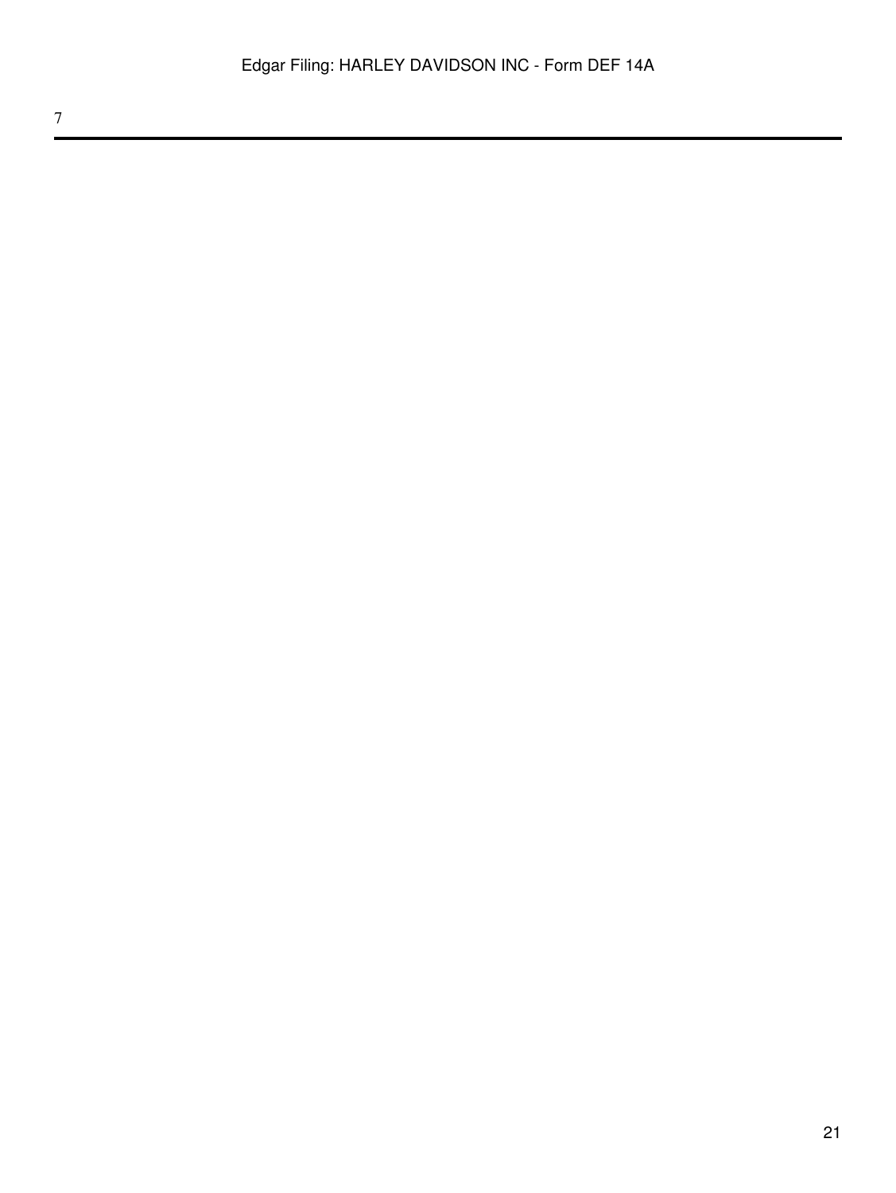7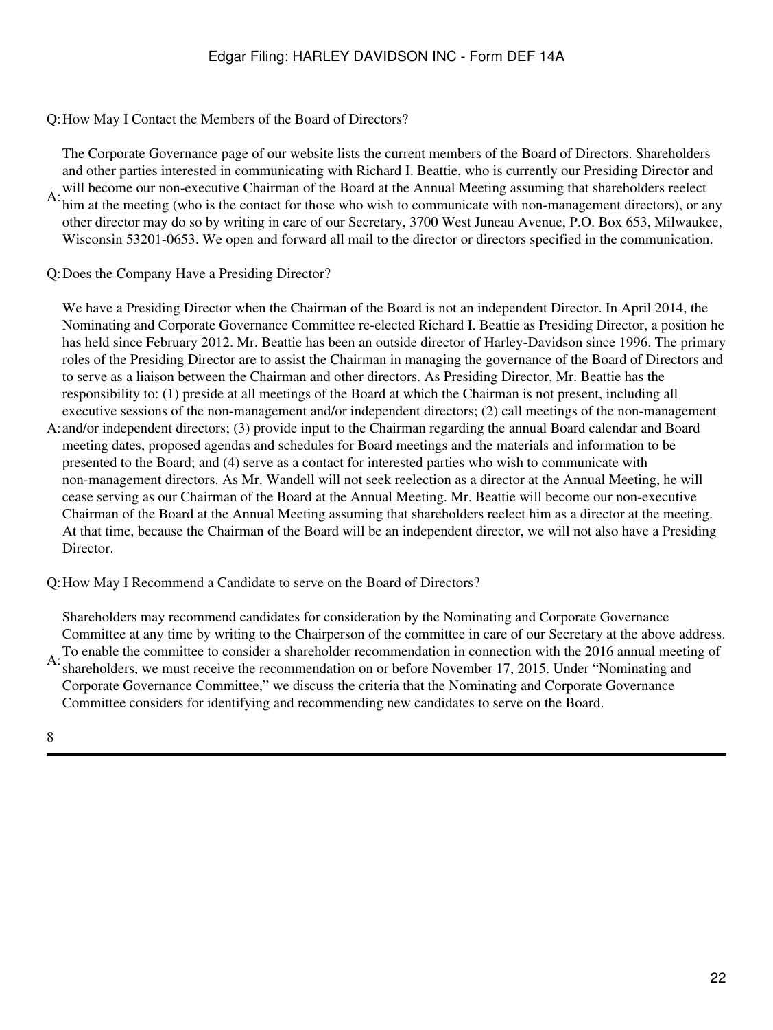Q: How May I Contact the Members of the Board of Directors?

A: The Corporate Governance page of our website lists the current members of the Board of Directors. Shareholders and other parties interested in communicating with Richard I. Beattie, who is currently our Presiding Director and will become our non-executive Chairman of the Board at the Annual Meeting assuming that shareholders reelect him at the meeting (who is the contact for those who wish to communicate with non-management directors), or any other director may do so by writing in care of our Secretary, 3700 West Juneau Avenue, P.O. Box 653, Milwaukee, Wisconsin 53201-0653. We open and forward all mail to the director or directors specified in the communication.

Q: Does the Company Have a Presiding Director?

A: We have a Presiding Director when the Chairman of the Board is not an independent Director. In April 2014, the Nominating and Corporate Governance Committee re-elected Richard I. Beattie as Presiding Director, a position he has held since February 2012. Mr. Beattie has been an outside director of Harley-Davidson since 1996. The primary roles of the Presiding Director are to assist the Chairman in managing the governance of the Board of Directors and to serve as a liaison between the Chairman and other directors. As Presiding Director, Mr. Beattie has the responsibility to: (1) preside at all meetings of the Board at which the Chairman is not present, including all executive sessions of the non-management and/or independent directors; (2) call meetings of the non-management and/or independent directors; (3) provide input to the Chairman regarding the annual Board calendar and Board meeting dates, proposed agendas and schedules for Board meetings and the materials and information to be presented to the Board; and (4) serve as a contact for interested parties who wish to communicate with non-management directors. As Mr. Wandell will not seek reelection as a director at the Annual Meeting, he will cease serving as our Chairman of the Board at the Annual Meeting. Mr. Beattie will become our non-executive Chairman of the Board at the Annual Meeting assuming that shareholders reelect him as a director at the meeting. At that time, because the Chairman of the Board will be an independent director, we will not also have a Presiding Director.

Q: How May I Recommend a Candidate to serve on the Board of Directors?

A: Shareholders may recommend candidates for consideration by the Nominating and Corporate Governance Committee at any time by writing to the Chairperson of the committee in care of our Secretary at the above address. To enable the committee to consider a shareholder recommendation in connection with the 2016 annual meeting of shareholders, we must receive the recommendation on or before November 17, 2015. Under "Nominating and Corporate Governance Committee," we discuss the criteria that the Nominating and Corporate Governance Committee considers for identifying and recommending new candidates to serve on the Board.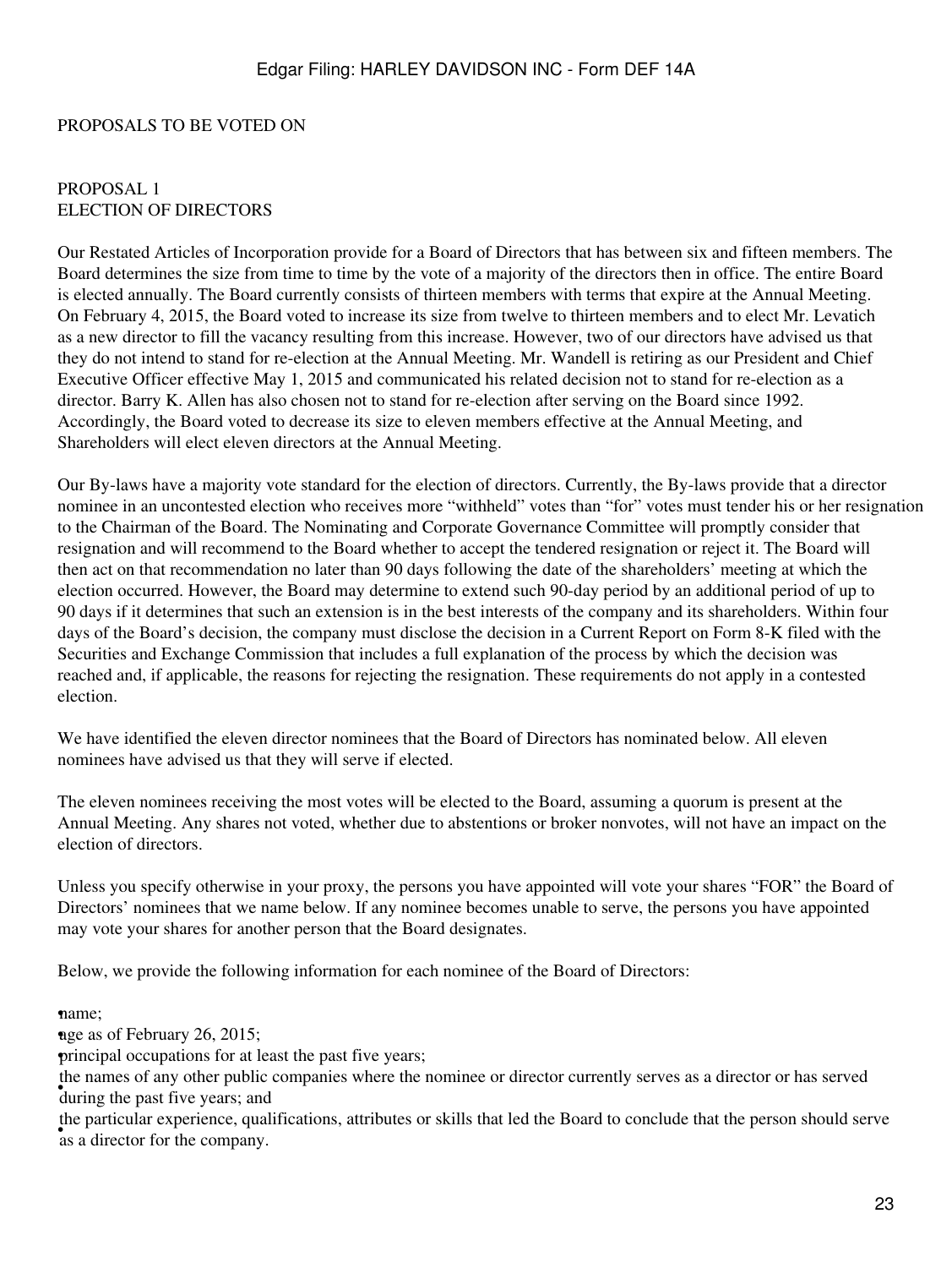# PROPOSALS TO BE VOTED ON

## PROPOSAL 1
## ELECTION OF DIRECTORS

Our Restated Articles of Incorporation provide for a Board of Directors that has between six and fifteen members. The Board determines the size from time to time by the vote of a majority of the directors then in office. The entire Board is elected annually. The Board currently consists of thirteen members with terms that expire at the Annual Meeting. On February 4, 2015, the Board voted to increase its size from twelve to thirteen members and to elect Mr. Levatich as a new director to fill the vacancy resulting from this increase. However, two of our directors have advised us that they do not intend to stand for re-election at the Annual Meeting. Mr. Wandell is retiring as our President and Chief Executive Officer effective May 1, 2015 and communicated his related decision not to stand for re-election as a director. Barry K. Allen has also chosen not to stand for re-election after serving on the Board since 1992. Accordingly, the Board voted to decrease its size to eleven members effective at the Annual Meeting, and Shareholders will elect eleven directors at the Annual Meeting.

Our By-laws have a majority vote standard for the election of directors. Currently, the By-laws provide that a director nominee in an uncontested election who receives more "withheld" votes than "for" votes must tender his or her resignation to the Chairman of the Board. The Nominating and Corporate Governance Committee will promptly consider that resignation and will recommend to the Board whether to accept the tendered resignation or reject it. The Board will then act on that recommendation no later than 90 days following the date of the shareholders' meeting at which the election occurred. However, the Board may determine to extend such 90-day period by an additional period of up to 90 days if it determines that such an extension is in the best interests of the company and its shareholders. Within four days of the Board's decision, the company must disclose the decision in a Current Report on Form 8-K filed with the Securities and Exchange Commission that includes a full explanation of the process by which the decision was reached and, if applicable, the reasons for rejecting the resignation. These requirements do not apply in a contested election.

We have identified the eleven director nominees that the Board of Directors has nominated below. All eleven nominees have advised us that they will serve if elected.

The eleven nominees receiving the most votes will be elected to the Board, assuming a quorum is present at the Annual Meeting. Any shares not voted, whether due to abstentions or broker nonvotes, will not have an impact on the election of directors.

Unless you specify otherwise in your proxy, the persons you have appointed will vote your shares "FOR" the Board of Directors' nominees that we name below. If any nominee becomes unable to serve, the persons you have appointed may vote your shares for another person that the Board designates.

Below, we provide the following information for each nominee of the Board of Directors:

- name;
- age as of February 26, 2015;
- principal occupations for at least the past five years;
- the names of any other public companies where the nominee or director currently serves as a director or has served during the past five years; and
- the particular experience, qualifications, attributes or skills that led the Board to conclude that the person should serve as a director for the company.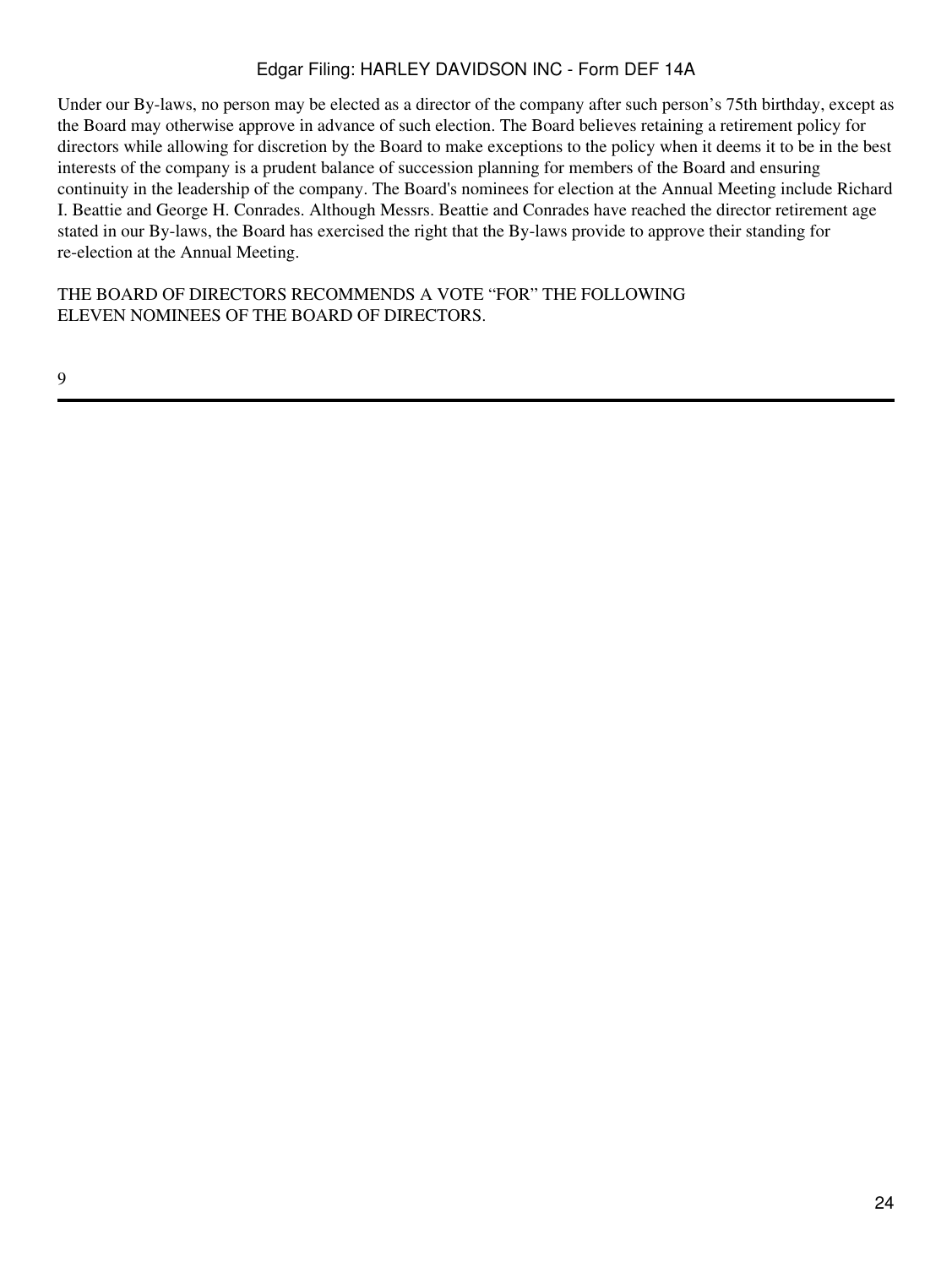Under our By-laws, no person may be elected as a director of the company after such person's 75th birthday, except as the Board may otherwise approve in advance of such election. The Board believes retaining a retirement policy for directors while allowing for discretion by the Board to make exceptions to the policy when it deems it to be in the best interests of the company is a prudent balance of succession planning for members of the Board and ensuring continuity in the leadership of the company. The Board's nominees for election at the Annual Meeting include Richard I. Beattie and George H. Conrades. Although Messrs. Beattie and Conrades have reached the director retirement age stated in our By-laws, the Board has exercised the right that the By-laws provide to approve their standing for re-election at the Annual Meeting.

THE BOARD OF DIRECTORS RECOMMENDS A VOTE "FOR" THE FOLLOWING ELEVEN NOMINEES OF THE BOARD OF DIRECTORS.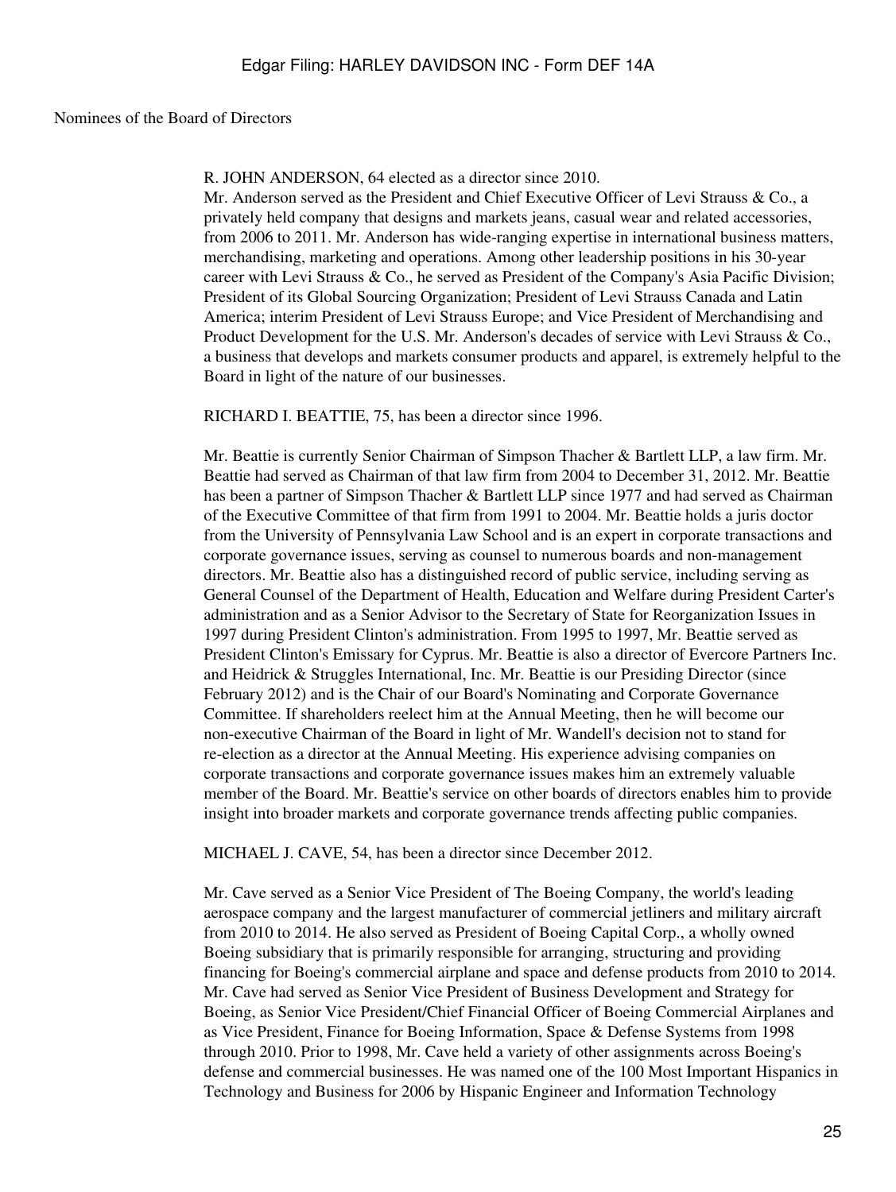Nominees of the Board of Directors

R. JOHN ANDERSON, 64 elected as a director since 2010.

Mr. Anderson served as the President and Chief Executive Officer of Levi Strauss & Co., a privately held company that designs and markets jeans, casual wear and related accessories, from 2006 to 2011. Mr. Anderson has wide-ranging expertise in international business matters, merchandising, marketing and operations. Among other leadership positions in his 30-year career with Levi Strauss & Co., he served as President of the Company's Asia Pacific Division; President of its Global Sourcing Organization; President of Levi Strauss Canada and Latin America; interim President of Levi Strauss Europe; and Vice President of Merchandising and Product Development for the U.S. Mr. Anderson's decades of service with Levi Strauss & Co., a business that develops and markets consumer products and apparel, is extremely helpful to the Board in light of the nature of our businesses.

RICHARD I. BEATTIE, 75, has been a director since 1996.

Mr. Beattie is currently Senior Chairman of Simpson Thacher & Bartlett LLP, a law firm. Mr. Beattie had served as Chairman of that law firm from 2004 to December 31, 2012. Mr. Beattie has been a partner of Simpson Thacher & Bartlett LLP since 1977 and had served as Chairman of the Executive Committee of that firm from 1991 to 2004. Mr. Beattie holds a juris doctor from the University of Pennsylvania Law School and is an expert in corporate transactions and corporate governance issues, serving as counsel to numerous boards and non-management directors. Mr. Beattie also has a distinguished record of public service, including serving as General Counsel of the Department of Health, Education and Welfare during President Carter's administration and as a Senior Advisor to the Secretary of State for Reorganization Issues in 1997 during President Clinton's administration. From 1995 to 1997, Mr. Beattie served as President Clinton's Emissary for Cyprus. Mr. Beattie is also a director of Evercore Partners Inc. and Heidrick & Struggles International, Inc. Mr. Beattie is our Presiding Director (since February 2012) and is the Chair of our Board's Nominating and Corporate Governance Committee. If shareholders reelect him at the Annual Meeting, then he will become our non-executive Chairman of the Board in light of Mr. Wandell's decision not to stand for re-election as a director at the Annual Meeting. His experience advising companies on corporate transactions and corporate governance issues makes him an extremely valuable member of the Board. Mr. Beattie's service on other boards of directors enables him to provide insight into broader markets and corporate governance trends affecting public companies.

MICHAEL J. CAVE, 54, has been a director since December 2012.

Mr. Cave served as a Senior Vice President of The Boeing Company, the world's leading aerospace company and the largest manufacturer of commercial jetliners and military aircraft from 2010 to 2014. He also served as President of Boeing Capital Corp., a wholly owned Boeing subsidiary that is primarily responsible for arranging, structuring and providing financing for Boeing's commercial airplane and space and defense products from 2010 to 2014. Mr. Cave had served as Senior Vice President of Business Development and Strategy for Boeing, as Senior Vice President/Chief Financial Officer of Boeing Commercial Airplanes and as Vice President, Finance for Boeing Information, Space & Defense Systems from 1998 through 2010. Prior to 1998, Mr. Cave held a variety of other assignments across Boeing's defense and commercial businesses. He was named one of the 100 Most Important Hispanics in Technology and Business for 2006 by Hispanic Engineer and Information Technology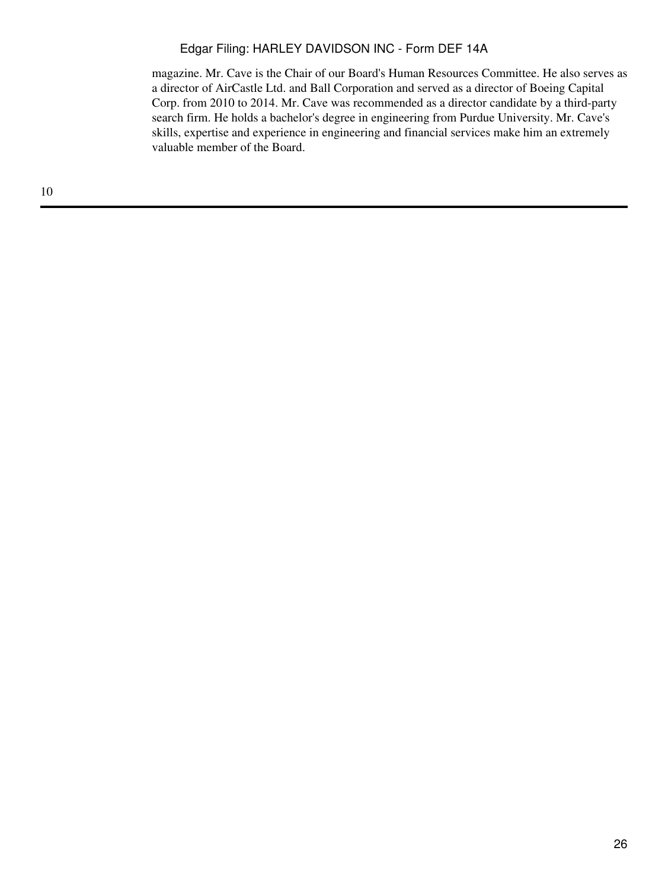magazine. Mr. Cave is the Chair of our Board's Human Resources Committee. He also serves as a director of AirCastle Ltd. and Ball Corporation and served as a director of Boeing Capital Corp. from 2010 to 2014. Mr. Cave was recommended as a director candidate by a third-party search firm. He holds a bachelor's degree in engineering from Purdue University. Mr. Cave's skills, expertise and experience in engineering and financial services make him an extremely valuable member of the Board.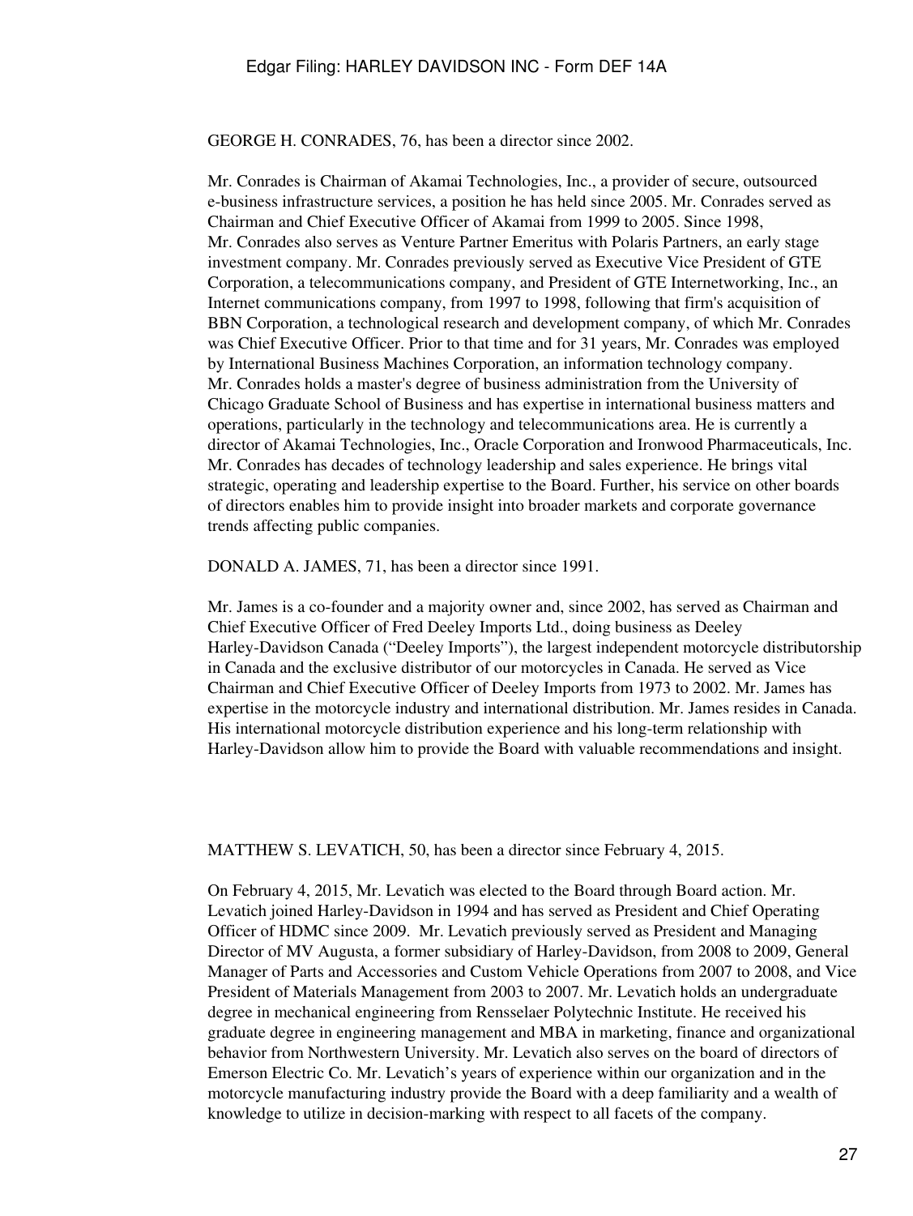GEORGE H. CONRADES, 76, has been a director since 2002.

Mr. Conrades is Chairman of Akamai Technologies, Inc., a provider of secure, outsourced e-business infrastructure services, a position he has held since 2005. Mr. Conrades served as Chairman and Chief Executive Officer of Akamai from 1999 to 2005. Since 1998, Mr. Conrades also serves as Venture Partner Emeritus with Polaris Partners, an early stage investment company. Mr. Conrades previously served as Executive Vice President of GTE Corporation, a telecommunications company, and President of GTE Internetworking, Inc., an Internet communications company, from 1997 to 1998, following that firm's acquisition of BBN Corporation, a technological research and development company, of which Mr. Conrades was Chief Executive Officer. Prior to that time and for 31 years, Mr. Conrades was employed by International Business Machines Corporation, an information technology company. Mr. Conrades holds a master's degree of business administration from the University of Chicago Graduate School of Business and has expertise in international business matters and operations, particularly in the technology and telecommunications area. He is currently a director of Akamai Technologies, Inc., Oracle Corporation and Ironwood Pharmaceuticals, Inc. Mr. Conrades has decades of technology leadership and sales experience. He brings vital strategic, operating and leadership expertise to the Board. Further, his service on other boards of directors enables him to provide insight into broader markets and corporate governance trends affecting public companies.

DONALD A. JAMES, 71, has been a director since 1991.

Mr. James is a co-founder and a majority owner and, since 2002, has served as Chairman and Chief Executive Officer of Fred Deeley Imports Ltd., doing business as Deeley Harley-Davidson Canada ("Deeley Imports"), the largest independent motorcycle distributorship in Canada and the exclusive distributor of our motorcycles in Canada. He served as Vice Chairman and Chief Executive Officer of Deeley Imports from 1973 to 2002. Mr. James has expertise in the motorcycle industry and international distribution. Mr. James resides in Canada. His international motorcycle distribution experience and his long-term relationship with Harley-Davidson allow him to provide the Board with valuable recommendations and insight.

MATTHEW S. LEVATICH, 50, has been a director since February 4, 2015.

On February 4, 2015, Mr. Levatich was elected to the Board through Board action. Mr. Levatich joined Harley-Davidson in 1994 and has served as President and Chief Operating Officer of HDMC since 2009. Mr. Levatich previously served as President and Managing Director of MV Augusta, a former subsidiary of Harley-Davidson, from 2008 to 2009, General Manager of Parts and Accessories and Custom Vehicle Operations from 2007 to 2008, and Vice President of Materials Management from 2003 to 2007. Mr. Levatich holds an undergraduate degree in mechanical engineering from Rensselaer Polytechnic Institute. He received his graduate degree in engineering management and MBA in marketing, finance and organizational behavior from Northwestern University. Mr. Levatich also serves on the board of directors of Emerson Electric Co. Mr. Levatich's years of experience within our organization and in the motorcycle manufacturing industry provide the Board with a deep familiarity and a wealth of knowledge to utilize in decision-marking with respect to all facets of the company.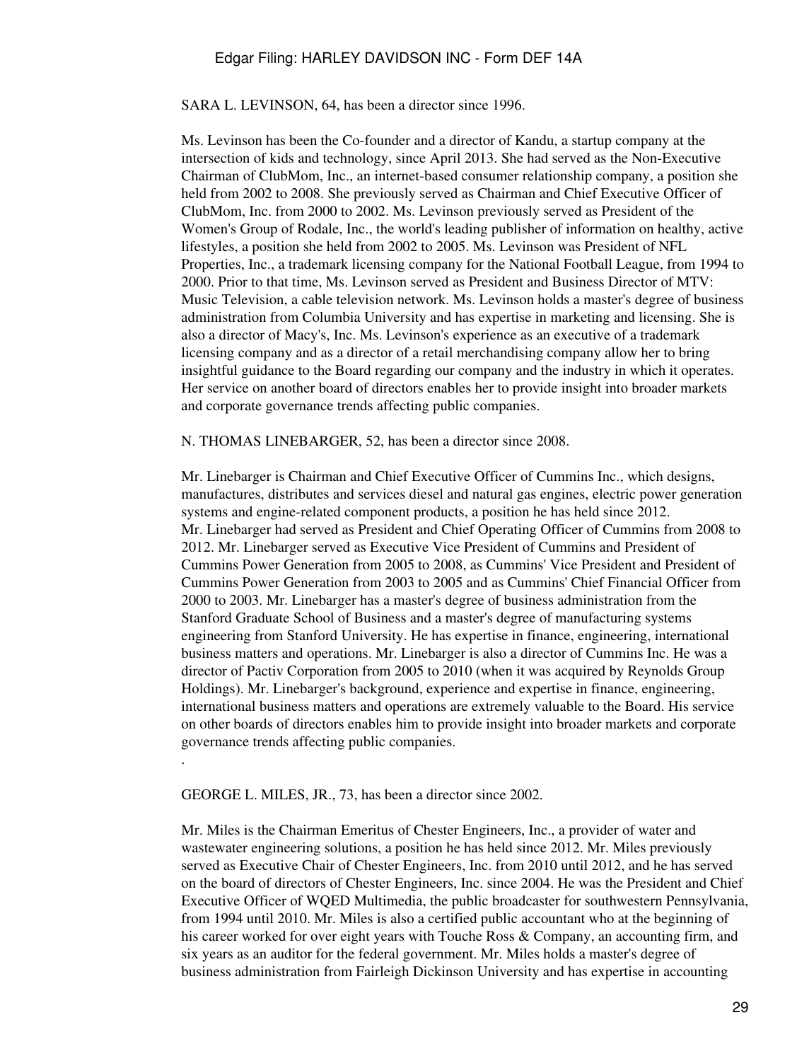SARA L. LEVINSON, 64, has been a director since 1996.

Ms. Levinson has been the Co-founder and a director of Kandu, a startup company at the intersection of kids and technology, since April 2013. She had served as the Non-Executive Chairman of ClubMom, Inc., an internet-based consumer relationship company, a position she held from 2002 to 2008. She previously served as Chairman and Chief Executive Officer of ClubMom, Inc. from 2000 to 2002. Ms. Levinson previously served as President of the Women's Group of Rodale, Inc., the world's leading publisher of information on healthy, active lifestyles, a position she held from 2002 to 2005. Ms. Levinson was President of NFL Properties, Inc., a trademark licensing company for the National Football League, from 1994 to 2000. Prior to that time, Ms. Levinson served as President and Business Director of MTV: Music Television, a cable television network. Ms. Levinson holds a master's degree of business administration from Columbia University and has expertise in marketing and licensing. She is also a director of Macy's, Inc. Ms. Levinson's experience as an executive of a trademark licensing company and as a director of a retail merchandising company allow her to bring insightful guidance to the Board regarding our company and the industry in which it operates. Her service on another board of directors enables her to provide insight into broader markets and corporate governance trends affecting public companies.

N. THOMAS LINEBARGER, 52, has been a director since 2008.

Mr. Linebarger is Chairman and Chief Executive Officer of Cummins Inc., which designs, manufactures, distributes and services diesel and natural gas engines, electric power generation systems and engine-related component products, a position he has held since 2012. Mr. Linebarger had served as President and Chief Operating Officer of Cummins from 2008 to 2012. Mr. Linebarger served as Executive Vice President of Cummins and President of Cummins Power Generation from 2005 to 2008, as Cummins' Vice President and President of Cummins Power Generation from 2003 to 2005 and as Cummins' Chief Financial Officer from 2000 to 2003. Mr. Linebarger has a master's degree of business administration from the Stanford Graduate School of Business and a master's degree of manufacturing systems engineering from Stanford University. He has expertise in finance, engineering, international business matters and operations. Mr. Linebarger is also a director of Cummins Inc. He was a director of Pactiv Corporation from 2005 to 2010 (when it was acquired by Reynolds Group Holdings). Mr. Linebarger's background, experience and expertise in finance, engineering, international business matters and operations are extremely valuable to the Board. His service on other boards of directors enables him to provide insight into broader markets and corporate governance trends affecting public companies.

.

GEORGE L. MILES, JR., 73, has been a director since 2002.

Mr. Miles is the Chairman Emeritus of Chester Engineers, Inc., a provider of water and wastewater engineering solutions, a position he has held since 2012. Mr. Miles previously served as Executive Chair of Chester Engineers, Inc. from 2010 until 2012, and he has served on the board of directors of Chester Engineers, Inc. since 2004. He was the President and Chief Executive Officer of WQED Multimedia, the public broadcaster for southwestern Pennsylvania, from 1994 until 2010. Mr. Miles is also a certified public accountant who at the beginning of his career worked for over eight years with Touche Ross & Company, an accounting firm, and six years as an auditor for the federal government. Mr. Miles holds a master's degree of business administration from Fairleigh Dickinson University and has expertise in accounting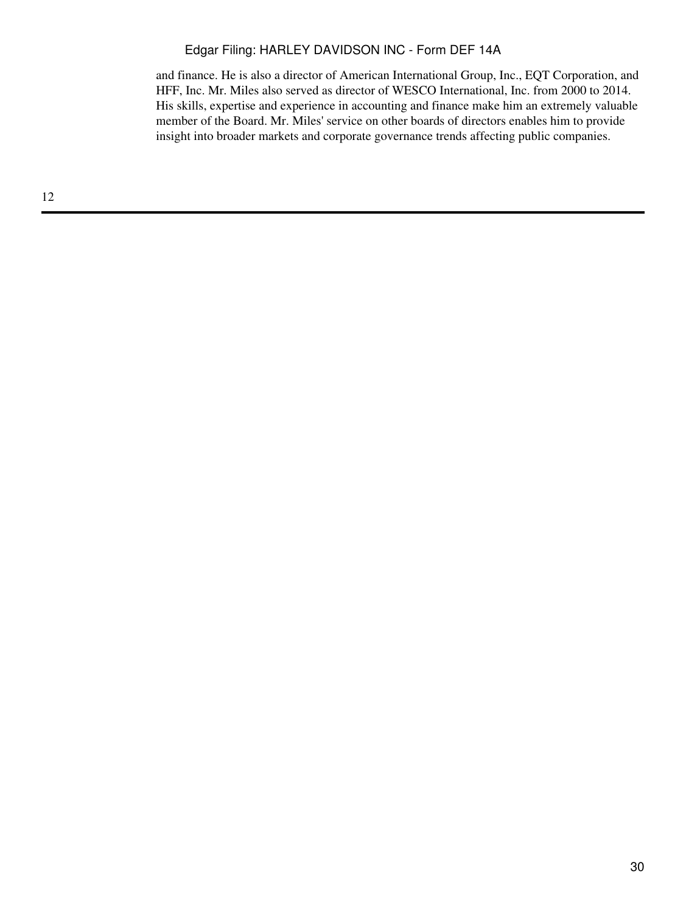and finance. He is also a director of American International Group, Inc., EQT Corporation, and HFF, Inc. Mr. Miles also served as director of WESCO International, Inc. from 2000 to 2014. His skills, expertise and experience in accounting and finance make him an extremely valuable member of the Board. Mr. Miles' service on other boards of directors enables him to provide insight into broader markets and corporate governance trends affecting public companies.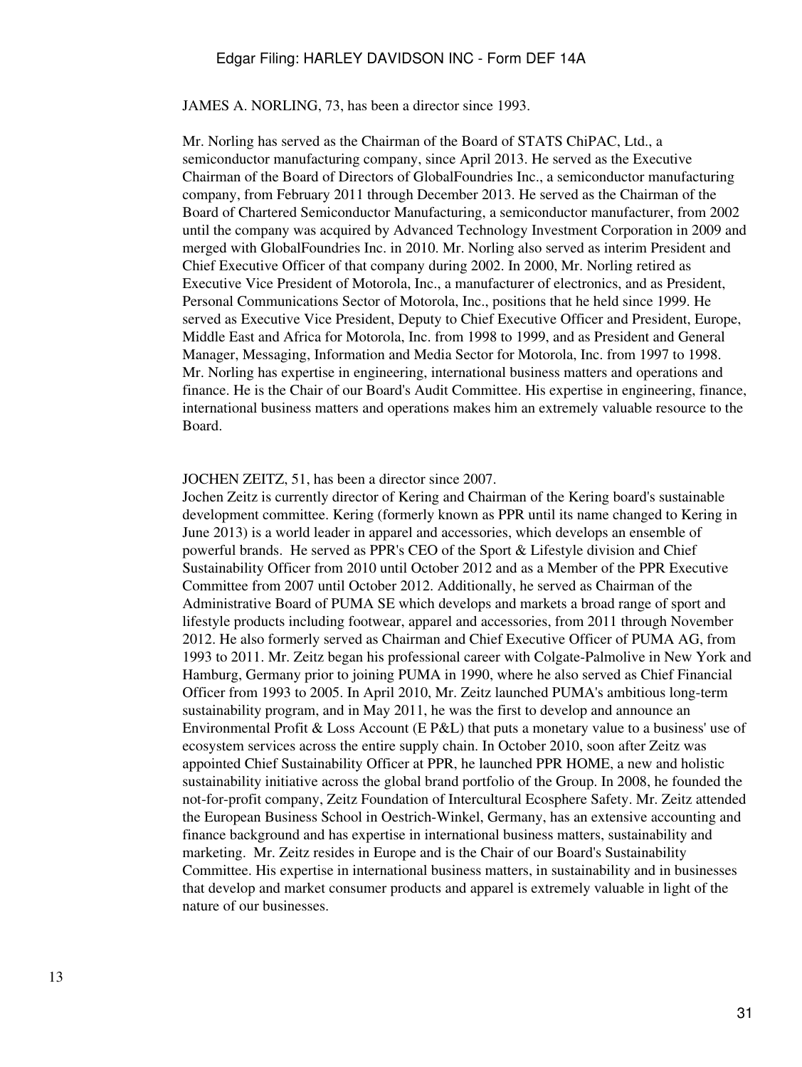JAMES A. NORLING, 73, has been a director since 1993.

Mr. Norling has served as the Chairman of the Board of STATS ChiPAC, Ltd., a semiconductor manufacturing company, since April 2013. He served as the Executive Chairman of the Board of Directors of GlobalFoundries Inc., a semiconductor manufacturing company, from February 2011 through December 2013. He served as the Chairman of the Board of Chartered Semiconductor Manufacturing, a semiconductor manufacturer, from 2002 until the company was acquired by Advanced Technology Investment Corporation in 2009 and merged with GlobalFoundries Inc. in 2010. Mr. Norling also served as interim President and Chief Executive Officer of that company during 2002. In 2000, Mr. Norling retired as Executive Vice President of Motorola, Inc., a manufacturer of electronics, and as President, Personal Communications Sector of Motorola, Inc., positions that he held since 1999. He served as Executive Vice President, Deputy to Chief Executive Officer and President, Europe, Middle East and Africa for Motorola, Inc. from 1998 to 1999, and as President and General Manager, Messaging, Information and Media Sector for Motorola, Inc. from 1997 to 1998. Mr. Norling has expertise in engineering, international business matters and operations and finance. He is the Chair of our Board's Audit Committee. His expertise in engineering, finance, international business matters and operations makes him an extremely valuable resource to the Board.

JOCHEN ZEITZ, 51, has been a director since 2007.

Jochen Zeitz is currently director of Kering and Chairman of the Kering board's sustainable development committee. Kering (formerly known as PPR until its name changed to Kering in June 2013) is a world leader in apparel and accessories, which develops an ensemble of powerful brands. He served as PPR's CEO of the Sport & Lifestyle division and Chief Sustainability Officer from 2010 until October 2012 and as a Member of the PPR Executive Committee from 2007 until October 2012. Additionally, he served as Chairman of the Administrative Board of PUMA SE which develops and markets a broad range of sport and lifestyle products including footwear, apparel and accessories, from 2011 through November 2012. He also formerly served as Chairman and Chief Executive Officer of PUMA AG, from 1993 to 2011. Mr. Zeitz began his professional career with Colgate-Palmolive in New York and Hamburg, Germany prior to joining PUMA in 1990, where he also served as Chief Financial Officer from 1993 to 2005. In April 2010, Mr. Zeitz launched PUMA's ambitious long-term sustainability program, and in May 2011, he was the first to develop and announce an Environmental Profit & Loss Account (E P&L) that puts a monetary value to a business' use of ecosystem services across the entire supply chain. In October 2010, soon after Zeitz was appointed Chief Sustainability Officer at PPR, he launched PPR HOME, a new and holistic sustainability initiative across the global brand portfolio of the Group. In 2008, he founded the not-for-profit company, Zeitz Foundation of Intercultural Ecosphere Safety. Mr. Zeitz attended the European Business School in Oestrich-Winkel, Germany, has an extensive accounting and finance background and has expertise in international business matters, sustainability and marketing. Mr. Zeitz resides in Europe and is the Chair of our Board's Sustainability Committee. His expertise in international business matters, in sustainability and in businesses that develop and market consumer products and apparel is extremely valuable in light of the nature of our businesses.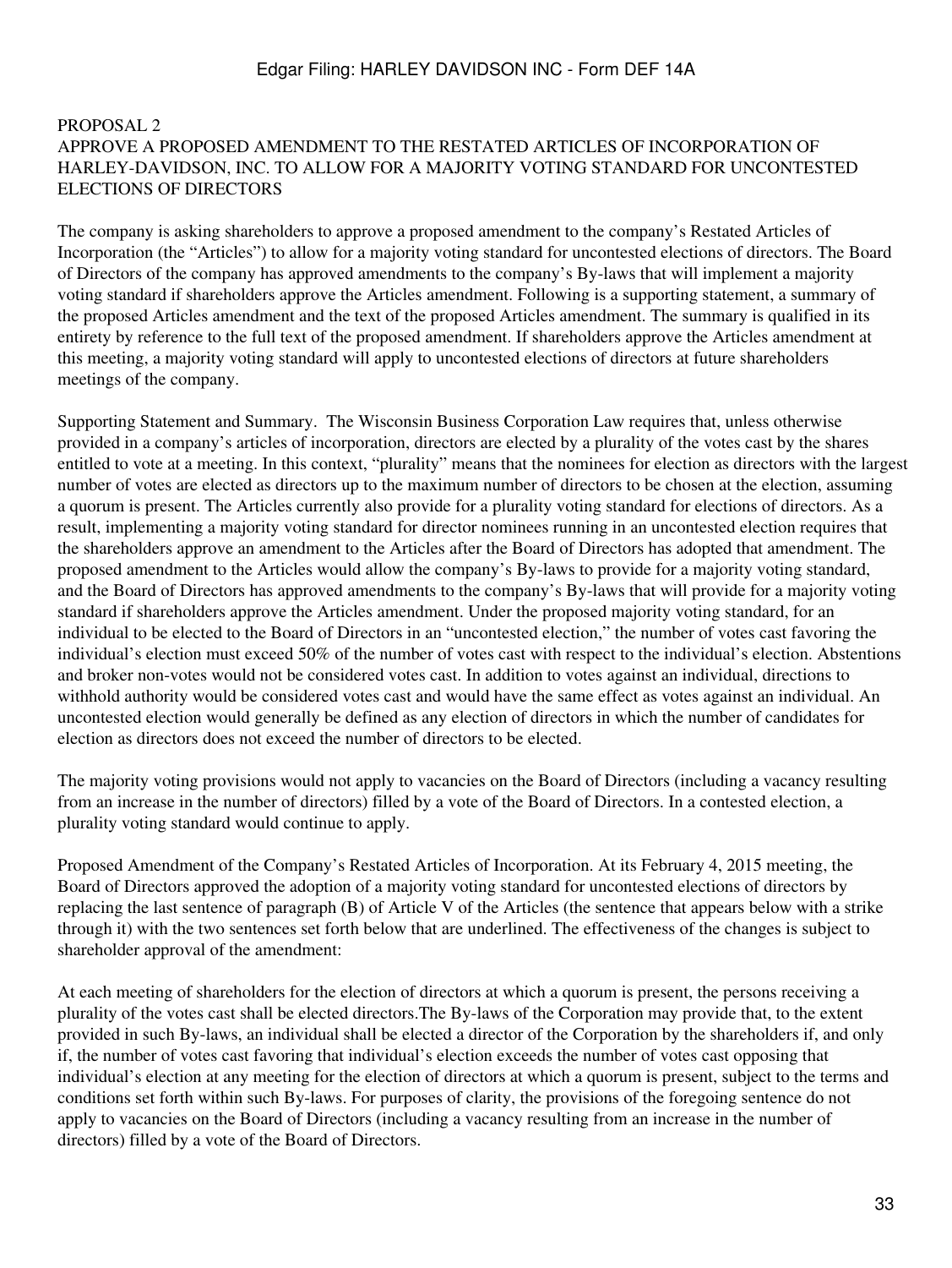# PROPOSAL 2

## APPROVE A PROPOSED AMENDMENT TO THE RESTATED ARTICLES OF INCORPORATION OF HARLEY-DAVIDSON, INC. TO ALLOW FOR A MAJORITY VOTING STANDARD FOR UNCONTESTED ELECTIONS OF DIRECTORS

The company is asking shareholders to approve a proposed amendment to the company's Restated Articles of Incorporation (the "Articles") to allow for a majority voting standard for uncontested elections of directors. The Board of Directors of the company has approved amendments to the company's By-laws that will implement a majority voting standard if shareholders approve the Articles amendment. Following is a supporting statement, a summary of the proposed Articles amendment and the text of the proposed Articles amendment. The summary is qualified in its entirety by reference to the full text of the proposed amendment. If shareholders approve the Articles amendment at this meeting, a majority voting standard will apply to uncontested elections of directors at future shareholders meetings of the company.

Supporting Statement and Summary. The Wisconsin Business Corporation Law requires that, unless otherwise provided in a company's articles of incorporation, directors are elected by a plurality of the votes cast by the shares entitled to vote at a meeting. In this context, "plurality" means that the nominees for election as directors with the largest number of votes are elected as directors up to the maximum number of directors to be chosen at the election, assuming a quorum is present. The Articles currently also provide for a plurality voting standard for elections of directors. As a result, implementing a majority voting standard for director nominees running in an uncontested election requires that the shareholders approve an amendment to the Articles after the Board of Directors has adopted that amendment. The proposed amendment to the Articles would allow the company's By-laws to provide for a majority voting standard, and the Board of Directors has approved amendments to the company's By-laws that will provide for a majority voting standard if shareholders approve the Articles amendment. Under the proposed majority voting standard, for an individual to be elected to the Board of Directors in an "uncontested election," the number of votes cast favoring the individual's election must exceed 50% of the number of votes cast with respect to the individual's election. Abstentions and broker non-votes would not be considered votes cast. In addition to votes against an individual, directions to withhold authority would be considered votes cast and would have the same effect as votes against an individual. An uncontested election would generally be defined as any election of directors in which the number of candidates for election as directors does not exceed the number of directors to be elected.

The majority voting provisions would not apply to vacancies on the Board of Directors (including a vacancy resulting from an increase in the number of directors) filled by a vote of the Board of Directors. In a contested election, a plurality voting standard would continue to apply.

Proposed Amendment of the Company's Restated Articles of Incorporation. At its February 4, 2015 meeting, the Board of Directors approved the adoption of a majority voting standard for uncontested elections of directors by replacing the last sentence of paragraph (B) of Article V of the Articles (the sentence that appears below with a strike through it) with the two sentences set forth below that are underlined. The effectiveness of the changes is subject to shareholder approval of the amendment:

~~At each meeting of shareholders for the election of directors at which a quorum is present, the persons receiving a plurality of the votes cast shall be elected directors.~~<u>The By-laws of the Corporation may provide that, to the extent provided in such By-laws, an individual shall be elected a director of the Corporation by the shareholders if, and only if, the number of votes cast favoring that individual's election exceeds the number of votes cast opposing that individual's election at any meeting for the election of directors at which a quorum is present, subject to the terms and conditions set forth within such By-laws. For purposes of clarity, the provisions of the foregoing sentence do not apply to vacancies on the Board of Directors (including a vacancy resulting from an increase in the number of directors) filled by a vote of the Board of Directors.</u>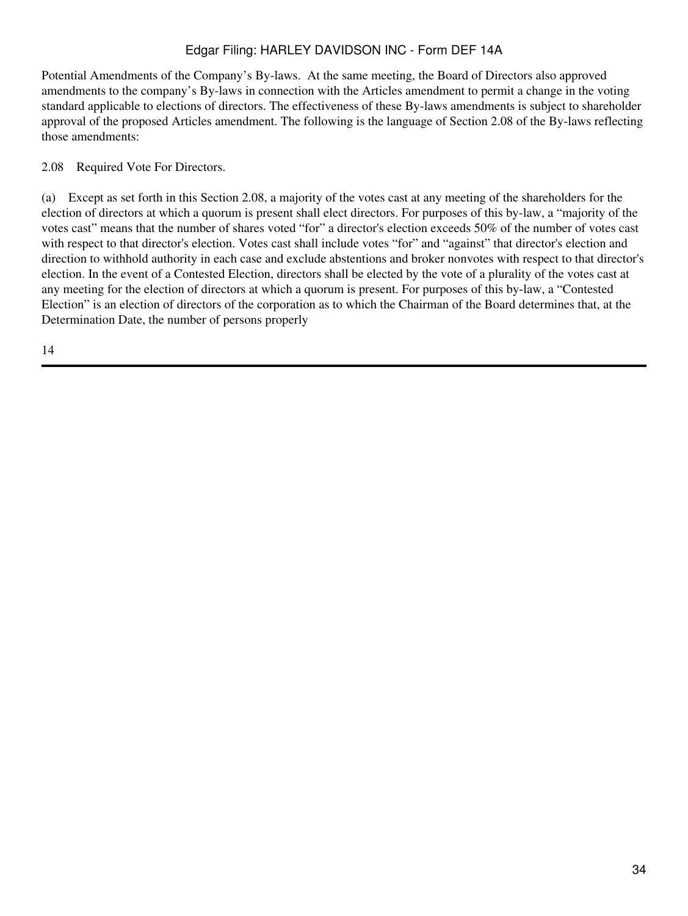Potential Amendments of the Company's By-laws. At the same meeting, the Board of Directors also approved amendments to the company's By-laws in connection with the Articles amendment to permit a change in the voting standard applicable to elections of directors. The effectiveness of these By-laws amendments is subject to shareholder approval of the proposed Articles amendment. The following is the language of Section 2.08 of the By-laws reflecting those amendments:

2.08 Required Vote For Directors.

(a) Except as set forth in this Section 2.08, a majority of the votes cast at any meeting of the shareholders for the election of directors at which a quorum is present shall elect directors. For purposes of this by-law, a "majority of the votes cast" means that the number of shares voted "for" a director's election exceeds 50% of the number of votes cast with respect to that director's election. Votes cast shall include votes "for" and "against" that director's election and direction to withhold authority in each case and exclude abstentions and broker nonvotes with respect to that director's election. In the event of a Contested Election, directors shall be elected by the vote of a plurality of the votes cast at any meeting for the election of directors at which a quorum is present. For purposes of this by-law, a "Contested Election" is an election of directors of the corporation as to which the Chairman of the Board determines that, at the Determination Date, the number of persons properly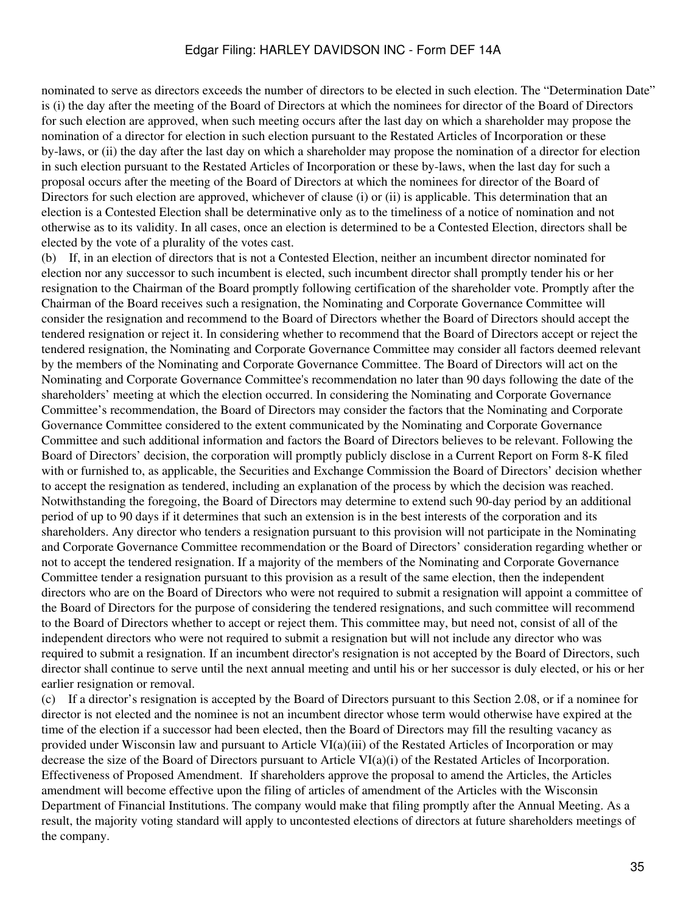nominated to serve as directors exceeds the number of directors to be elected in such election. The "Determination Date" is (i) the day after the meeting of the Board of Directors at which the nominees for director of the Board of Directors for such election are approved, when such meeting occurs after the last day on which a shareholder may propose the nomination of a director for election in such election pursuant to the Restated Articles of Incorporation or these by-laws, or (ii) the day after the last day on which a shareholder may propose the nomination of a director for election in such election pursuant to the Restated Articles of Incorporation or these by-laws, when the last day for such a proposal occurs after the meeting of the Board of Directors at which the nominees for director of the Board of Directors for such election are approved, whichever of clause (i) or (ii) is applicable. This determination that an election is a Contested Election shall be determinative only as to the timeliness of a notice of nomination and not otherwise as to its validity. In all cases, once an election is determined to be a Contested Election, directors shall be elected by the vote of a plurality of the votes cast.

(b) If, in an election of directors that is not a Contested Election, neither an incumbent director nominated for election nor any successor to such incumbent is elected, such incumbent director shall promptly tender his or her resignation to the Chairman of the Board promptly following certification of the shareholder vote. Promptly after the Chairman of the Board receives such a resignation, the Nominating and Corporate Governance Committee will consider the resignation and recommend to the Board of Directors whether the Board of Directors should accept the tendered resignation or reject it. In considering whether to recommend that the Board of Directors accept or reject the tendered resignation, the Nominating and Corporate Governance Committee may consider all factors deemed relevant by the members of the Nominating and Corporate Governance Committee. The Board of Directors will act on the Nominating and Corporate Governance Committee's recommendation no later than 90 days following the date of the shareholders' meeting at which the election occurred. In considering the Nominating and Corporate Governance Committee's recommendation, the Board of Directors may consider the factors that the Nominating and Corporate Governance Committee considered to the extent communicated by the Nominating and Corporate Governance Committee and such additional information and factors the Board of Directors believes to be relevant. Following the Board of Directors' decision, the corporation will promptly publicly disclose in a Current Report on Form 8-K filed with or furnished to, as applicable, the Securities and Exchange Commission the Board of Directors' decision whether to accept the resignation as tendered, including an explanation of the process by which the decision was reached. Notwithstanding the foregoing, the Board of Directors may determine to extend such 90-day period by an additional period of up to 90 days if it determines that such an extension is in the best interests of the corporation and its shareholders. Any director who tenders a resignation pursuant to this provision will not participate in the Nominating and Corporate Governance Committee recommendation or the Board of Directors' consideration regarding whether or not to accept the tendered resignation. If a majority of the members of the Nominating and Corporate Governance Committee tender a resignation pursuant to this provision as a result of the same election, then the independent directors who are on the Board of Directors who were not required to submit a resignation will appoint a committee of the Board of Directors for the purpose of considering the tendered resignations, and such committee will recommend to the Board of Directors whether to accept or reject them. This committee may, but need not, consist of all of the independent directors who were not required to submit a resignation but will not include any director who was required to submit a resignation. If an incumbent director's resignation is not accepted by the Board of Directors, such director shall continue to serve until the next annual meeting and until his or her successor is duly elected, or his or her earlier resignation or removal.

(c) If a director's resignation is accepted by the Board of Directors pursuant to this Section 2.08, or if a nominee for director is not elected and the nominee is not an incumbent director whose term would otherwise have expired at the time of the election if a successor had been elected, then the Board of Directors may fill the resulting vacancy as provided under Wisconsin law and pursuant to Article VI(a)(iii) of the Restated Articles of Incorporation or may decrease the size of the Board of Directors pursuant to Article VI(a)(i) of the Restated Articles of Incorporation.

Effectiveness of Proposed Amendment. If shareholders approve the proposal to amend the Articles, the Articles amendment will become effective upon the filing of articles of amendment of the Articles with the Wisconsin Department of Financial Institutions. The company would make that filing promptly after the Annual Meeting. As a result, the majority voting standard will apply to uncontested elections of directors at future shareholders meetings of the company.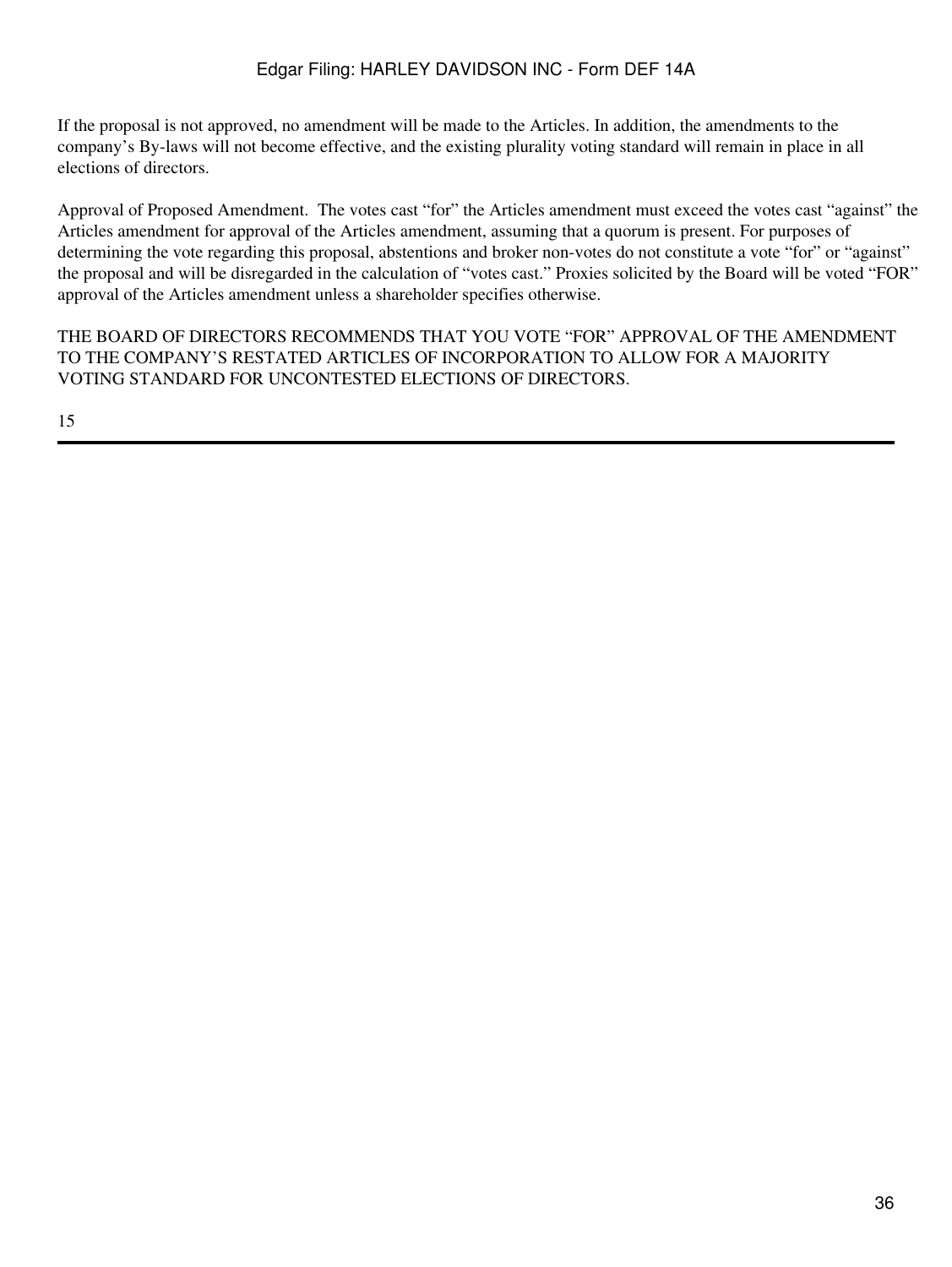If the proposal is not approved, no amendment will be made to the Articles. In addition, the amendments to the company's By-laws will not become effective, and the existing plurality voting standard will remain in place in all elections of directors.

Approval of Proposed Amendment. The votes cast "for" the Articles amendment must exceed the votes cast "against" the Articles amendment for approval of the Articles amendment, assuming that a quorum is present. For purposes of determining the vote regarding this proposal, abstentions and broker non-votes do not constitute a vote "for" or "against" the proposal and will be disregarded in the calculation of "votes cast." Proxies solicited by the Board will be voted "FOR" approval of the Articles amendment unless a shareholder specifies otherwise.

THE BOARD OF DIRECTORS RECOMMENDS THAT YOU VOTE "FOR" APPROVAL OF THE AMENDMENT TO THE COMPANY'S RESTATED ARTICLES OF INCORPORATION TO ALLOW FOR A MAJORITY VOTING STANDARD FOR UNCONTESTED ELECTIONS OF DIRECTORS.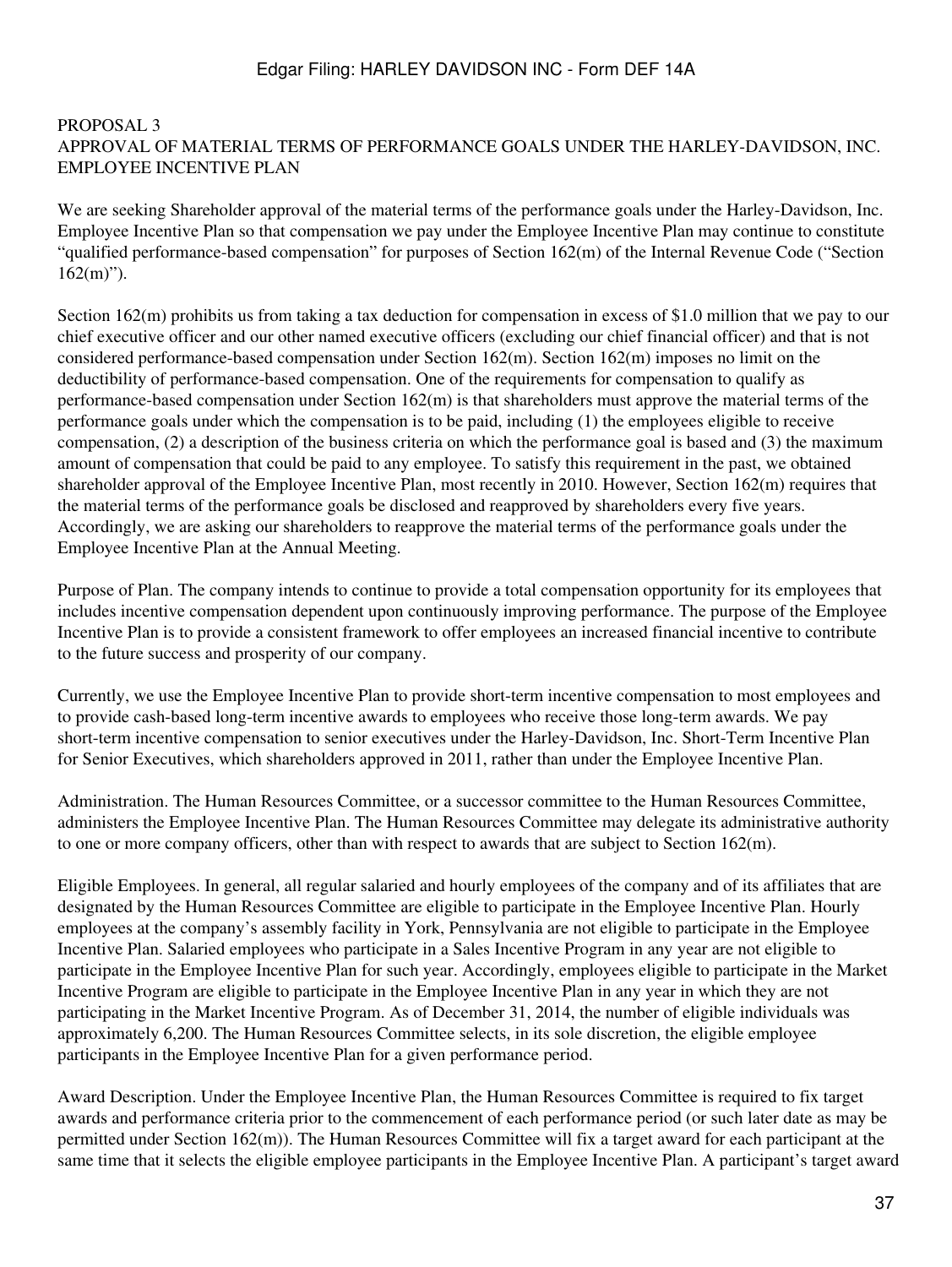## PROPOSAL 3
## APPROVAL OF MATERIAL TERMS OF PERFORMANCE GOALS UNDER THE HARLEY-DAVIDSON, INC. EMPLOYEE INCENTIVE PLAN

We are seeking Shareholder approval of the material terms of the performance goals under the Harley-Davidson, Inc. Employee Incentive Plan so that compensation we pay under the Employee Incentive Plan may continue to constitute "qualified performance-based compensation" for purposes of Section 162(m) of the Internal Revenue Code ("Section 162(m)").

Section 162(m) prohibits us from taking a tax deduction for compensation in excess of $1.0 million that we pay to our chief executive officer and our other named executive officers (excluding our chief financial officer) and that is not considered performance-based compensation under Section 162(m). Section 162(m) imposes no limit on the deductibility of performance-based compensation. One of the requirements for compensation to qualify as performance-based compensation under Section 162(m) is that shareholders must approve the material terms of the performance goals under which the compensation is to be paid, including (1) the employees eligible to receive compensation, (2) a description of the business criteria on which the performance goal is based and (3) the maximum amount of compensation that could be paid to any employee. To satisfy this requirement in the past, we obtained shareholder approval of the Employee Incentive Plan, most recently in 2010. However, Section 162(m) requires that the material terms of the performance goals be disclosed and reapproved by shareholders every five years. Accordingly, we are asking our shareholders to reapprove the material terms of the performance goals under the Employee Incentive Plan at the Annual Meeting.

Purpose of Plan. The company intends to continue to provide a total compensation opportunity for its employees that includes incentive compensation dependent upon continuously improving performance. The purpose of the Employee Incentive Plan is to provide a consistent framework to offer employees an increased financial incentive to contribute to the future success and prosperity of our company.

Currently, we use the Employee Incentive Plan to provide short-term incentive compensation to most employees and to provide cash-based long-term incentive awards to employees who receive those long-term awards. We pay short-term incentive compensation to senior executives under the Harley-Davidson, Inc. Short-Term Incentive Plan for Senior Executives, which shareholders approved in 2011, rather than under the Employee Incentive Plan.

Administration. The Human Resources Committee, or a successor committee to the Human Resources Committee, administers the Employee Incentive Plan. The Human Resources Committee may delegate its administrative authority to one or more company officers, other than with respect to awards that are subject to Section 162(m).

Eligible Employees. In general, all regular salaried and hourly employees of the company and of its affiliates that are designated by the Human Resources Committee are eligible to participate in the Employee Incentive Plan. Hourly employees at the company's assembly facility in York, Pennsylvania are not eligible to participate in the Employee Incentive Plan. Salaried employees who participate in a Sales Incentive Program in any year are not eligible to participate in the Employee Incentive Plan for such year. Accordingly, employees eligible to participate in the Market Incentive Program are eligible to participate in the Employee Incentive Plan in any year in which they are not participating in the Market Incentive Program. As of December 31, 2014, the number of eligible individuals was approximately 6,200. The Human Resources Committee selects, in its sole discretion, the eligible employee participants in the Employee Incentive Plan for a given performance period.

Award Description. Under the Employee Incentive Plan, the Human Resources Committee is required to fix target awards and performance criteria prior to the commencement of each performance period (or such later date as may be permitted under Section 162(m)). The Human Resources Committee will fix a target award for each participant at the same time that it selects the eligible employee participants in the Employee Incentive Plan. A participant's target award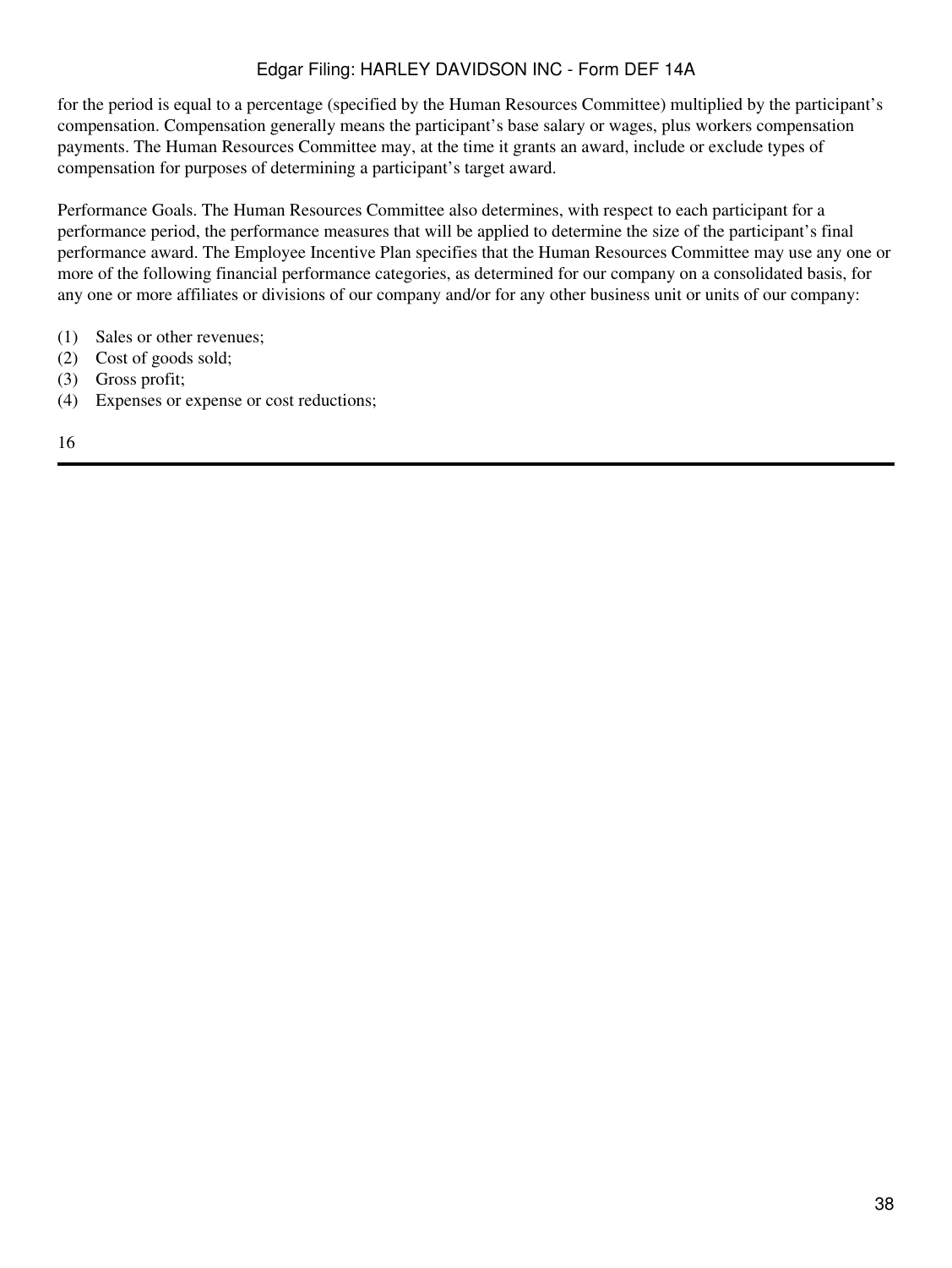for the period is equal to a percentage (specified by the Human Resources Committee) multiplied by the participant's compensation. Compensation generally means the participant's base salary or wages, plus workers compensation payments. The Human Resources Committee may, at the time it grants an award, include or exclude types of compensation for purposes of determining a participant's target award.

Performance Goals. The Human Resources Committee also determines, with respect to each participant for a performance period, the performance measures that will be applied to determine the size of the participant's final performance award. The Employee Incentive Plan specifies that the Human Resources Committee may use any one or more of the following financial performance categories, as determined for our company on a consolidated basis, for any one or more affiliates or divisions of our company and/or for any other business unit or units of our company:

(1) Sales or other revenues;
(2) Cost of goods sold;
(3) Gross profit;
(4) Expenses or expense or cost reductions;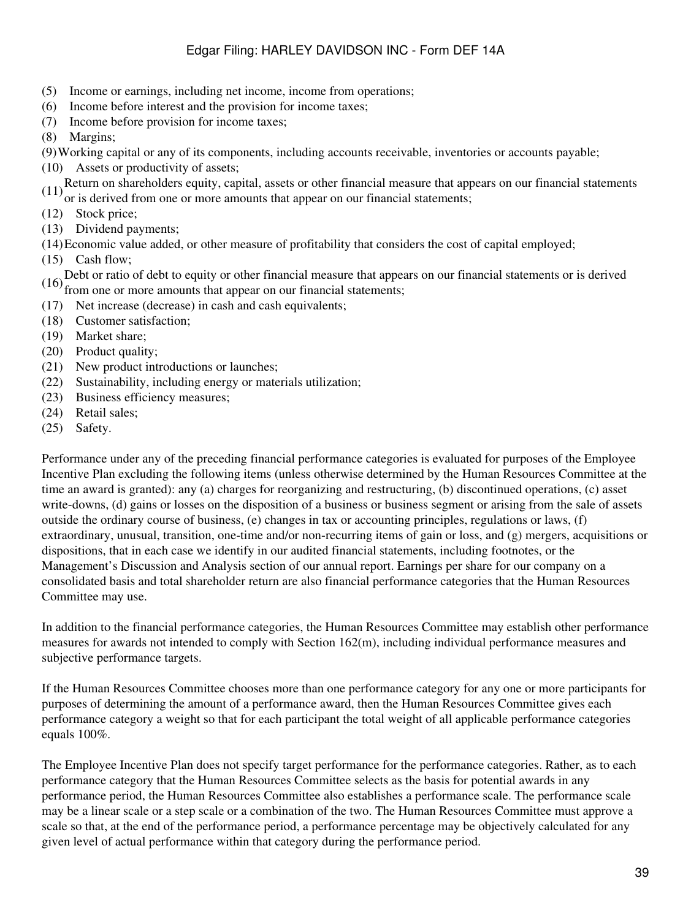(5) Income or earnings, including net income, income from operations;
(6) Income before interest and the provision for income taxes;
(7) Income before provision for income taxes;
(8) Margins;
(9) Working capital or any of its components, including accounts receivable, inventories or accounts payable;
(10) Assets or productivity of assets;
(11) Return on shareholders equity, capital, assets or other financial measure that appears on our financial statements or is derived from one or more amounts that appear on our financial statements;
(12) Stock price;
(13) Dividend payments;
(14) Economic value added, or other measure of profitability that considers the cost of capital employed;
(15) Cash flow;
(16) Debt or ratio of debt to equity or other financial measure that appears on our financial statements or is derived from one or more amounts that appear on our financial statements;
(17) Net increase (decrease) in cash and cash equivalents;
(18) Customer satisfaction;
(19) Market share;
(20) Product quality;
(21) New product introductions or launches;
(22) Sustainability, including energy or materials utilization;
(23) Business efficiency measures;
(24) Retail sales;
(25) Safety.

Performance under any of the preceding financial performance categories is evaluated for purposes of the Employee Incentive Plan excluding the following items (unless otherwise determined by the Human Resources Committee at the time an award is granted): any (a) charges for reorganizing and restructuring, (b) discontinued operations, (c) asset write-downs, (d) gains or losses on the disposition of a business or business segment or arising from the sale of assets outside the ordinary course of business, (e) changes in tax or accounting principles, regulations or laws, (f) extraordinary, unusual, transition, one-time and/or non-recurring items of gain or loss, and (g) mergers, acquisitions or dispositions, that in each case we identify in our audited financial statements, including footnotes, or the Management's Discussion and Analysis section of our annual report. Earnings per share for our company on a consolidated basis and total shareholder return are also financial performance categories that the Human Resources Committee may use.

In addition to the financial performance categories, the Human Resources Committee may establish other performance measures for awards not intended to comply with Section 162(m), including individual performance measures and subjective performance targets.

If the Human Resources Committee chooses more than one performance category for any one or more participants for purposes of determining the amount of a performance award, then the Human Resources Committee gives each performance category a weight so that for each participant the total weight of all applicable performance categories equals 100%.

The Employee Incentive Plan does not specify target performance for the performance categories. Rather, as to each performance category that the Human Resources Committee selects as the basis for potential awards in any performance period, the Human Resources Committee also establishes a performance scale. The performance scale may be a linear scale or a step scale or a combination of the two. The Human Resources Committee must approve a scale so that, at the end of the performance period, a performance percentage may be objectively calculated for any given level of actual performance within that category during the performance period.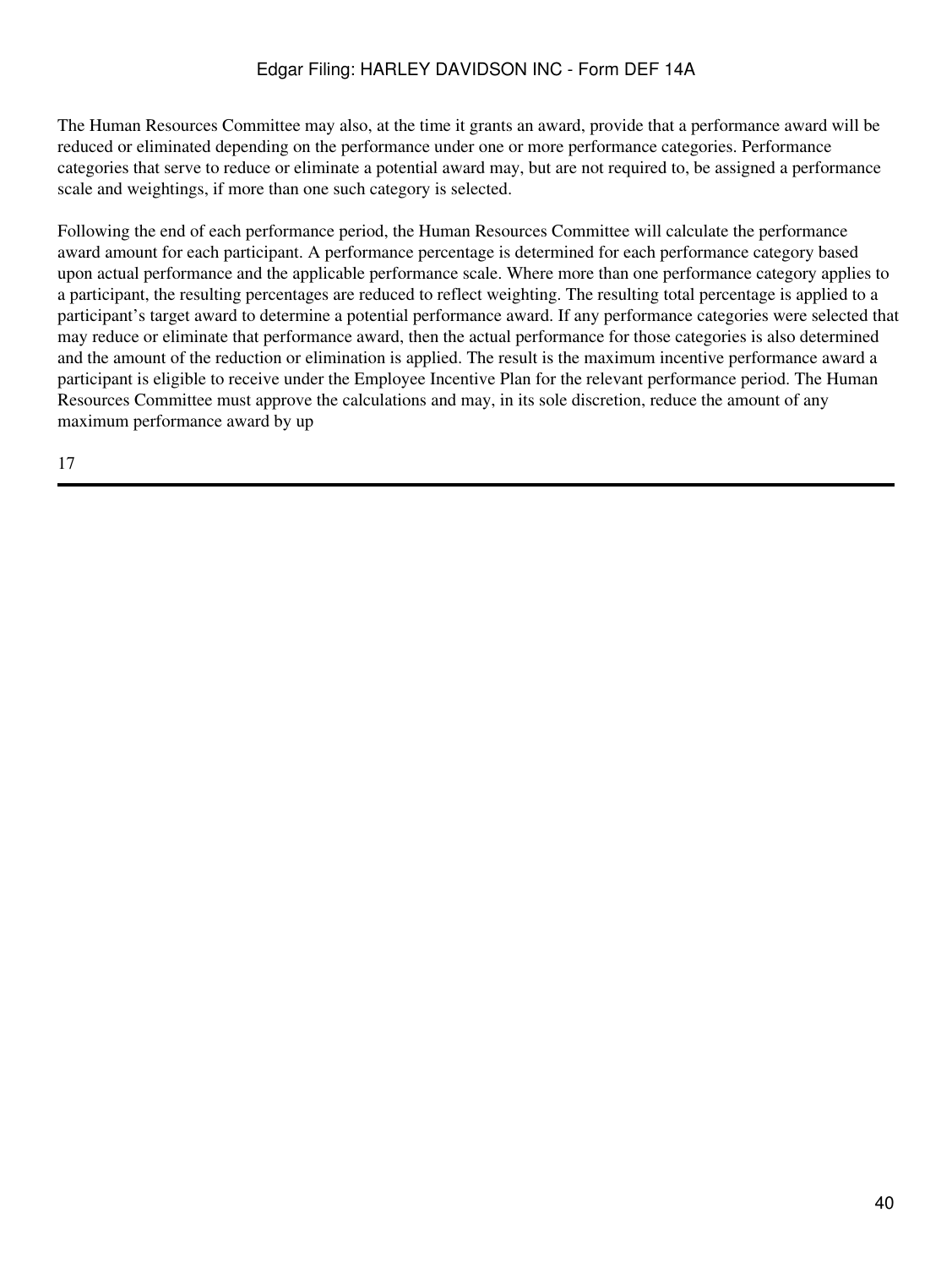The Human Resources Committee may also, at the time it grants an award, provide that a performance award will be reduced or eliminated depending on the performance under one or more performance categories. Performance categories that serve to reduce or eliminate a potential award may, but are not required to, be assigned a performance scale and weightings, if more than one such category is selected.

Following the end of each performance period, the Human Resources Committee will calculate the performance award amount for each participant. A performance percentage is determined for each performance category based upon actual performance and the applicable performance scale. Where more than one performance category applies to a participant, the resulting percentages are reduced to reflect weighting. The resulting total percentage is applied to a participant's target award to determine a potential performance award. If any performance categories were selected that may reduce or eliminate that performance award, then the actual performance for those categories is also determined and the amount of the reduction or elimination is applied. The result is the maximum incentive performance award a participant is eligible to receive under the Employee Incentive Plan for the relevant performance period. The Human Resources Committee must approve the calculations and may, in its sole discretion, reduce the amount of any maximum performance award by up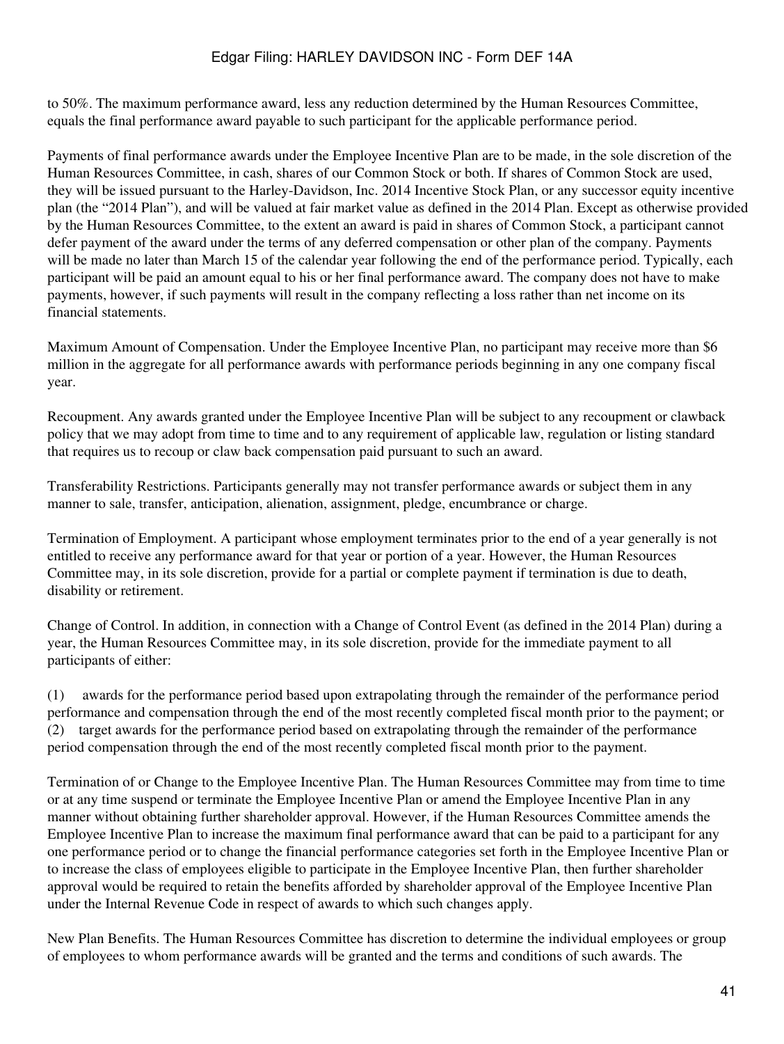to 50%. The maximum performance award, less any reduction determined by the Human Resources Committee, equals the final performance award payable to such participant for the applicable performance period.

Payments of final performance awards under the Employee Incentive Plan are to be made, in the sole discretion of the Human Resources Committee, in cash, shares of our Common Stock or both. If shares of Common Stock are used, they will be issued pursuant to the Harley-Davidson, Inc. 2014 Incentive Stock Plan, or any successor equity incentive plan (the "2014 Plan"), and will be valued at fair market value as defined in the 2014 Plan. Except as otherwise provided by the Human Resources Committee, to the extent an award is paid in shares of Common Stock, a participant cannot defer payment of the award under the terms of any deferred compensation or other plan of the company. Payments will be made no later than March 15 of the calendar year following the end of the performance period. Typically, each participant will be paid an amount equal to his or her final performance award. The company does not have to make payments, however, if such payments will result in the company reflecting a loss rather than net income on its financial statements.

Maximum Amount of Compensation. Under the Employee Incentive Plan, no participant may receive more than $6 million in the aggregate for all performance awards with performance periods beginning in any one company fiscal year.

Recoupment. Any awards granted under the Employee Incentive Plan will be subject to any recoupment or clawback policy that we may adopt from time to time and to any requirement of applicable law, regulation or listing standard that requires us to recoup or claw back compensation paid pursuant to such an award.

Transferability Restrictions. Participants generally may not transfer performance awards or subject them in any manner to sale, transfer, anticipation, alienation, assignment, pledge, encumbrance or charge.

Termination of Employment. A participant whose employment terminates prior to the end of a year generally is not entitled to receive any performance award for that year or portion of a year. However, the Human Resources Committee may, in its sole discretion, provide for a partial or complete payment if termination is due to death, disability or retirement.

Change of Control. In addition, in connection with a Change of Control Event (as defined in the 2014 Plan) during a year, the Human Resources Committee may, in its sole discretion, provide for the immediate payment to all participants of either:

(1) awards for the performance period based upon extrapolating through the remainder of the performance period performance and compensation through the end of the most recently completed fiscal month prior to the payment; or
(2) target awards for the performance period based on extrapolating through the remainder of the performance period compensation through the end of the most recently completed fiscal month prior to the payment.

Termination of or Change to the Employee Incentive Plan. The Human Resources Committee may from time to time or at any time suspend or terminate the Employee Incentive Plan or amend the Employee Incentive Plan in any manner without obtaining further shareholder approval. However, if the Human Resources Committee amends the Employee Incentive Plan to increase the maximum final performance award that can be paid to a participant for any one performance period or to change the financial performance categories set forth in the Employee Incentive Plan or to increase the class of employees eligible to participate in the Employee Incentive Plan, then further shareholder approval would be required to retain the benefits afforded by shareholder approval of the Employee Incentive Plan under the Internal Revenue Code in respect of awards to which such changes apply.

New Plan Benefits. The Human Resources Committee has discretion to determine the individual employees or group of employees to whom performance awards will be granted and the terms and conditions of such awards. The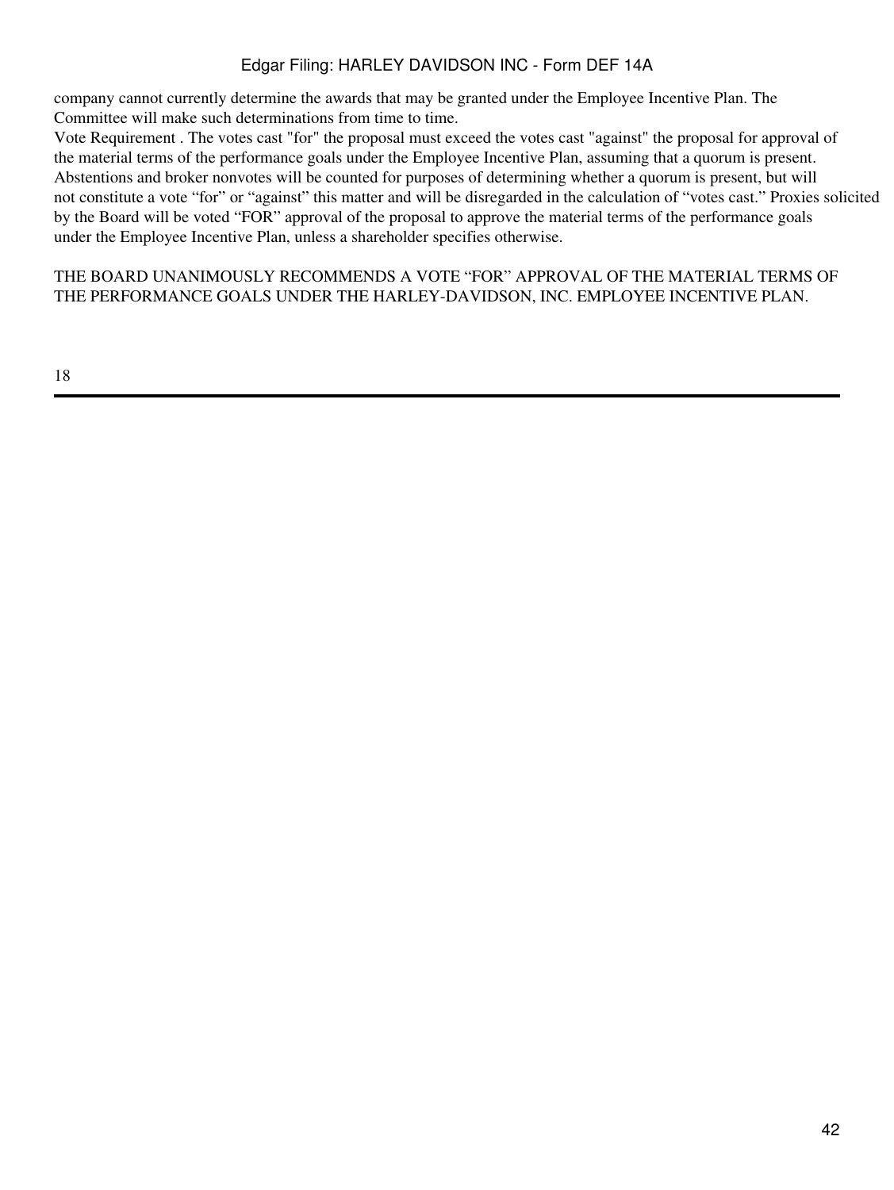company cannot currently determine the awards that may be granted under the Employee Incentive Plan. The Committee will make such determinations from time to time.

Vote Requirement . The votes cast "for" the proposal must exceed the votes cast "against" the proposal for approval of the material terms of the performance goals under the Employee Incentive Plan, assuming that a quorum is present. Abstentions and broker nonvotes will be counted for purposes of determining whether a quorum is present, but will not constitute a vote "for" or "against" this matter and will be disregarded in the calculation of "votes cast." Proxies solicited by the Board will be voted "FOR" approval of the proposal to approve the material terms of the performance goals under the Employee Incentive Plan, unless a shareholder specifies otherwise.

THE BOARD UNANIMOUSLY RECOMMENDS A VOTE "FOR" APPROVAL OF THE MATERIAL TERMS OF THE PERFORMANCE GOALS UNDER THE HARLEY-DAVIDSON, INC. EMPLOYEE INCENTIVE PLAN.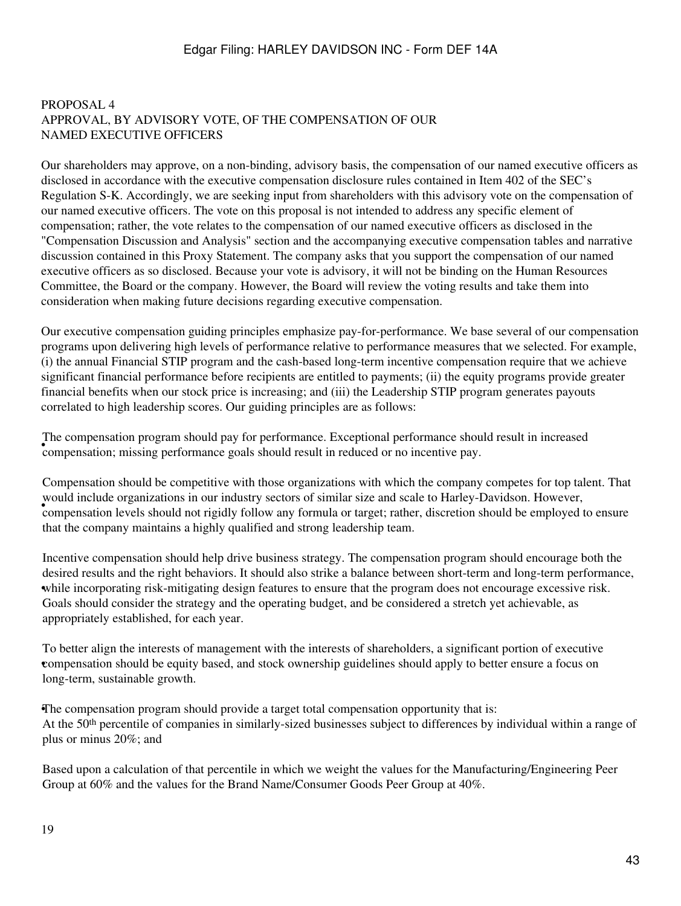## PROPOSAL 4
## APPROVAL, BY ADVISORY VOTE, OF THE COMPENSATION OF OUR NAMED EXECUTIVE OFFICERS

Our shareholders may approve, on a non-binding, advisory basis, the compensation of our named executive officers as disclosed in accordance with the executive compensation disclosure rules contained in Item 402 of the SEC's Regulation S-K. Accordingly, we are seeking input from shareholders with this advisory vote on the compensation of our named executive officers. The vote on this proposal is not intended to address any specific element of compensation; rather, the vote relates to the compensation of our named executive officers as disclosed in the "Compensation Discussion and Analysis" section and the accompanying executive compensation tables and narrative discussion contained in this Proxy Statement. The company asks that you support the compensation of our named executive officers as so disclosed. Because your vote is advisory, it will not be binding on the Human Resources Committee, the Board or the company. However, the Board will review the voting results and take them into consideration when making future decisions regarding executive compensation.

Our executive compensation guiding principles emphasize pay-for-performance. We base several of our compensation programs upon delivering high levels of performance relative to performance measures that we selected. For example, (i) the annual Financial STIP program and the cash-based long-term incentive compensation require that we achieve significant financial performance before recipients are entitled to payments; (ii) the equity programs provide greater financial benefits when our stock price is increasing; and (iii) the Leadership STIP program generates payouts correlated to high leadership scores. Our guiding principles are as follows:

- The compensation program should pay for performance. Exceptional performance should result in increased compensation; missing performance goals should result in reduced or no incentive pay.
- Compensation should be competitive with those organizations with which the company competes for top talent. That would include organizations in our industry sectors of similar size and scale to Harley-Davidson. However, compensation levels should not rigidly follow any formula or target; rather, discretion should be employed to ensure that the company maintains a highly qualified and strong leadership team.
- Incentive compensation should help drive business strategy. The compensation program should encourage both the desired results and the right behaviors. It should also strike a balance between short-term and long-term performance, while incorporating risk-mitigating design features to ensure that the program does not encourage excessive risk. Goals should consider the strategy and the operating budget, and be considered a stretch yet achievable, as appropriately established, for each year.
- To better align the interests of management with the interests of shareholders, a significant portion of executive compensation should be equity based, and stock ownership guidelines should apply to better ensure a focus on long-term, sustainable growth.
- The compensation program should provide a target total compensation opportunity that is:
  - At the 50th percentile of companies in similarly-sized businesses subject to differences by individual within a range of plus or minus 20%; and
  - Based upon a calculation of that percentile in which we weight the values for the Manufacturing/Engineering Peer Group at 60% and the values for the Brand Name/Consumer Goods Peer Group at 40%.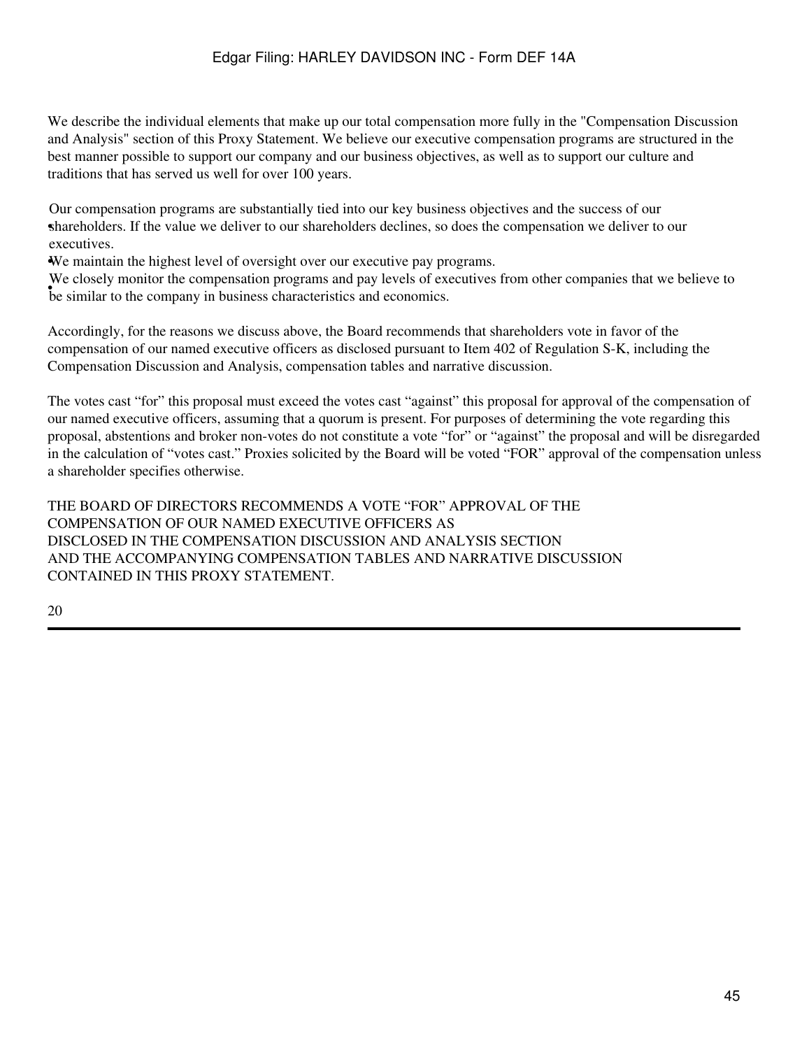We describe the individual elements that make up our total compensation more fully in the "Compensation Discussion and Analysis" section of this Proxy Statement. We believe our executive compensation programs are structured in the best manner possible to support our company and our business objectives, as well as to support our culture and traditions that has served us well for over 100 years.

- Our compensation programs are substantially tied into our key business objectives and the success of our shareholders. If the value we deliver to our shareholders declines, so does the compensation we deliver to our executives.
- We maintain the highest level of oversight over our executive pay programs.
- We closely monitor the compensation programs and pay levels of executives from other companies that we believe to be similar to the company in business characteristics and economics.

Accordingly, for the reasons we discuss above, the Board recommends that shareholders vote in favor of the compensation of our named executive officers as disclosed pursuant to Item 402 of Regulation S-K, including the Compensation Discussion and Analysis, compensation tables and narrative discussion.

The votes cast "for" this proposal must exceed the votes cast "against" this proposal for approval of the compensation of our named executive officers, assuming that a quorum is present. For purposes of determining the vote regarding this proposal, abstentions and broker non-votes do not constitute a vote "for" or "against" the proposal and will be disregarded in the calculation of "votes cast." Proxies solicited by the Board will be voted "FOR" approval of the compensation unless a shareholder specifies otherwise.

THE BOARD OF DIRECTORS RECOMMENDS A VOTE "FOR" APPROVAL OF THE COMPENSATION OF OUR NAMED EXECUTIVE OFFICERS AS DISCLOSED IN THE COMPENSATION DISCUSSION AND ANALYSIS SECTION AND THE ACCOMPANYING COMPENSATION TABLES AND NARRATIVE DISCUSSION CONTAINED IN THIS PROXY STATEMENT.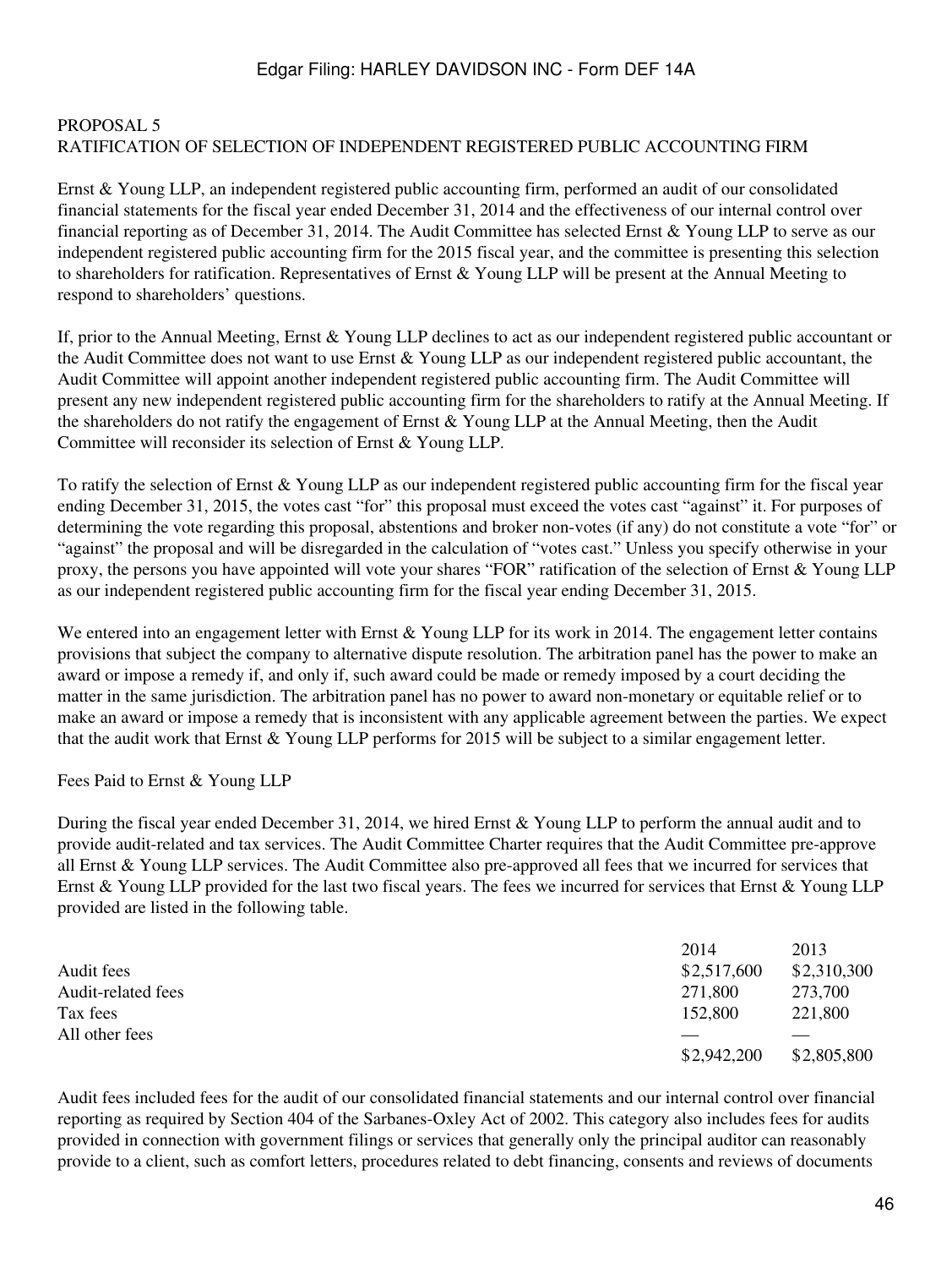# PROPOSAL 5
## RATIFICATION OF SELECTION OF INDEPENDENT REGISTERED PUBLIC ACCOUNTING FIRM

Ernst & Young LLP, an independent registered public accounting firm, performed an audit of our consolidated financial statements for the fiscal year ended December 31, 2014 and the effectiveness of our internal control over financial reporting as of December 31, 2014. The Audit Committee has selected Ernst & Young LLP to serve as our independent registered public accounting firm for the 2015 fiscal year, and the committee is presenting this selection to shareholders for ratification. Representatives of Ernst & Young LLP will be present at the Annual Meeting to respond to shareholders' questions.

If, prior to the Annual Meeting, Ernst & Young LLP declines to act as our independent registered public accountant or the Audit Committee does not want to use Ernst & Young LLP as our independent registered public accountant, the Audit Committee will appoint another independent registered public accounting firm. The Audit Committee will present any new independent registered public accounting firm for the shareholders to ratify at the Annual Meeting. If the shareholders do not ratify the engagement of Ernst & Young LLP at the Annual Meeting, then the Audit Committee will reconsider its selection of Ernst & Young LLP.

To ratify the selection of Ernst & Young LLP as our independent registered public accounting firm for the fiscal year ending December 31, 2015, the votes cast "for" this proposal must exceed the votes cast "against" it. For purposes of determining the vote regarding this proposal, abstentions and broker non-votes (if any) do not constitute a vote "for" or "against" the proposal and will be disregarded in the calculation of "votes cast." Unless you specify otherwise in your proxy, the persons you have appointed will vote your shares "FOR" ratification of the selection of Ernst & Young LLP as our independent registered public accounting firm for the fiscal year ending December 31, 2015.

We entered into an engagement letter with Ernst & Young LLP for its work in 2014. The engagement letter contains provisions that subject the company to alternative dispute resolution. The arbitration panel has the power to make an award or impose a remedy if, and only if, such award could be made or remedy imposed by a court deciding the matter in the same jurisdiction. The arbitration panel has no power to award non-monetary or equitable relief or to make an award or impose a remedy that is inconsistent with any applicable agreement between the parties. We expect that the audit work that Ernst & Young LLP performs for 2015 will be subject to a similar engagement letter.

### Fees Paid to Ernst & Young LLP

During the fiscal year ended December 31, 2014, we hired Ernst & Young LLP to perform the annual audit and to provide audit-related and tax services. The Audit Committee Charter requires that the Audit Committee pre-approve all Ernst & Young LLP services. The Audit Committee also pre-approved all fees that we incurred for services that Ernst & Young LLP provided for the last two fiscal years. The fees we incurred for services that Ernst & Young LLP provided are listed in the following table.

| | 2014 | 2013 |
|---|---|---|
| Audit fees | $2,517,600 | $2,310,300 |
| Audit-related fees | 271,800 | 273,700 |
| Tax fees | 152,800 | 221,800 |
| All other fees | — | — |
| | $2,942,200 | $2,805,800 |

Audit fees included fees for the audit of our consolidated financial statements and our internal control over financial reporting as required by Section 404 of the Sarbanes-Oxley Act of 2002. This category also includes fees for audits provided in connection with government filings or services that generally only the principal auditor can reasonably provide to a client, such as comfort letters, procedures related to debt financing, consents and reviews of documents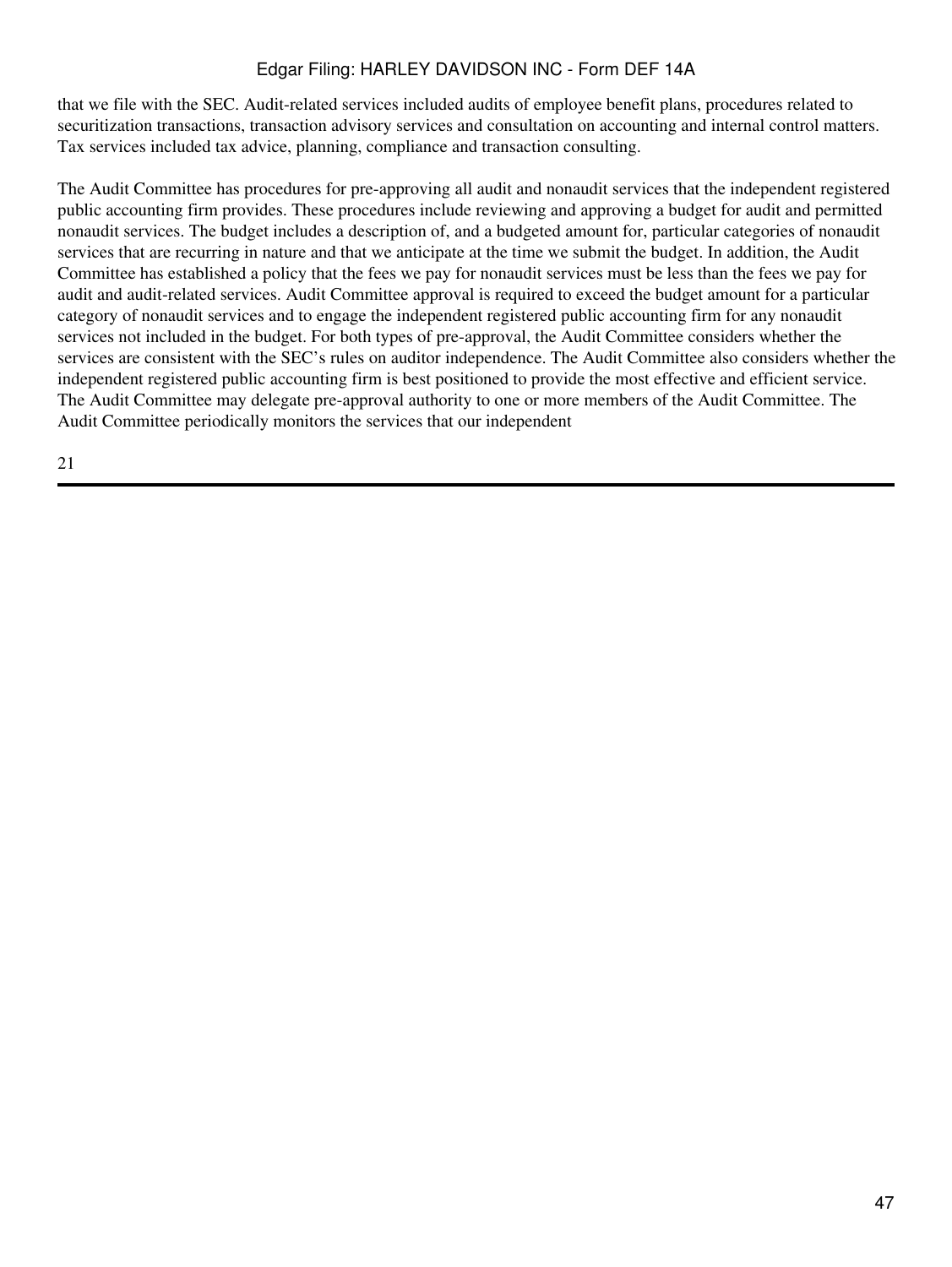that we file with the SEC. Audit-related services included audits of employee benefit plans, procedures related to securitization transactions, transaction advisory services and consultation on accounting and internal control matters. Tax services included tax advice, planning, compliance and transaction consulting.

The Audit Committee has procedures for pre-approving all audit and nonaudit services that the independent registered public accounting firm provides. These procedures include reviewing and approving a budget for audit and permitted nonaudit services. The budget includes a description of, and a budgeted amount for, particular categories of nonaudit services that are recurring in nature and that we anticipate at the time we submit the budget. In addition, the Audit Committee has established a policy that the fees we pay for nonaudit services must be less than the fees we pay for audit and audit-related services. Audit Committee approval is required to exceed the budget amount for a particular category of nonaudit services and to engage the independent registered public accounting firm for any nonaudit services not included in the budget. For both types of pre-approval, the Audit Committee considers whether the services are consistent with the SEC's rules on auditor independence. The Audit Committee also considers whether the independent registered public accounting firm is best positioned to provide the most effective and efficient service. The Audit Committee may delegate pre-approval authority to one or more members of the Audit Committee. The Audit Committee periodically monitors the services that our independent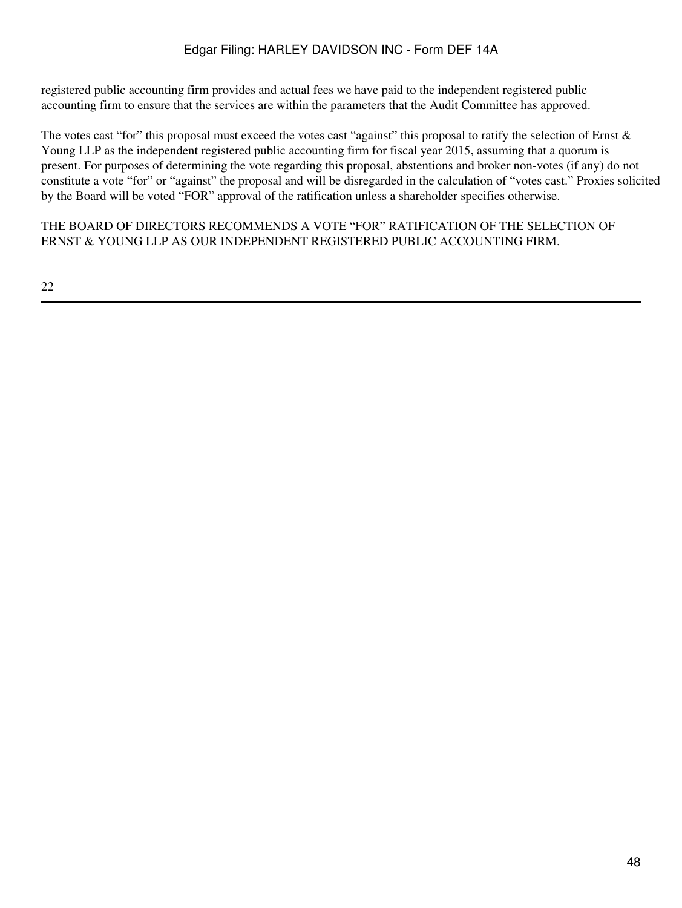registered public accounting firm provides and actual fees we have paid to the independent registered public accounting firm to ensure that the services are within the parameters that the Audit Committee has approved.

The votes cast "for" this proposal must exceed the votes cast "against" this proposal to ratify the selection of Ernst & Young LLP as the independent registered public accounting firm for fiscal year 2015, assuming that a quorum is present. For purposes of determining the vote regarding this proposal, abstentions and broker non-votes (if any) do not constitute a vote "for" or "against" the proposal and will be disregarded in the calculation of "votes cast." Proxies solicited by the Board will be voted "FOR" approval of the ratification unless a shareholder specifies otherwise.

THE BOARD OF DIRECTORS RECOMMENDS A VOTE "FOR" RATIFICATION OF THE SELECTION OF ERNST & YOUNG LLP AS OUR INDEPENDENT REGISTERED PUBLIC ACCOUNTING FIRM.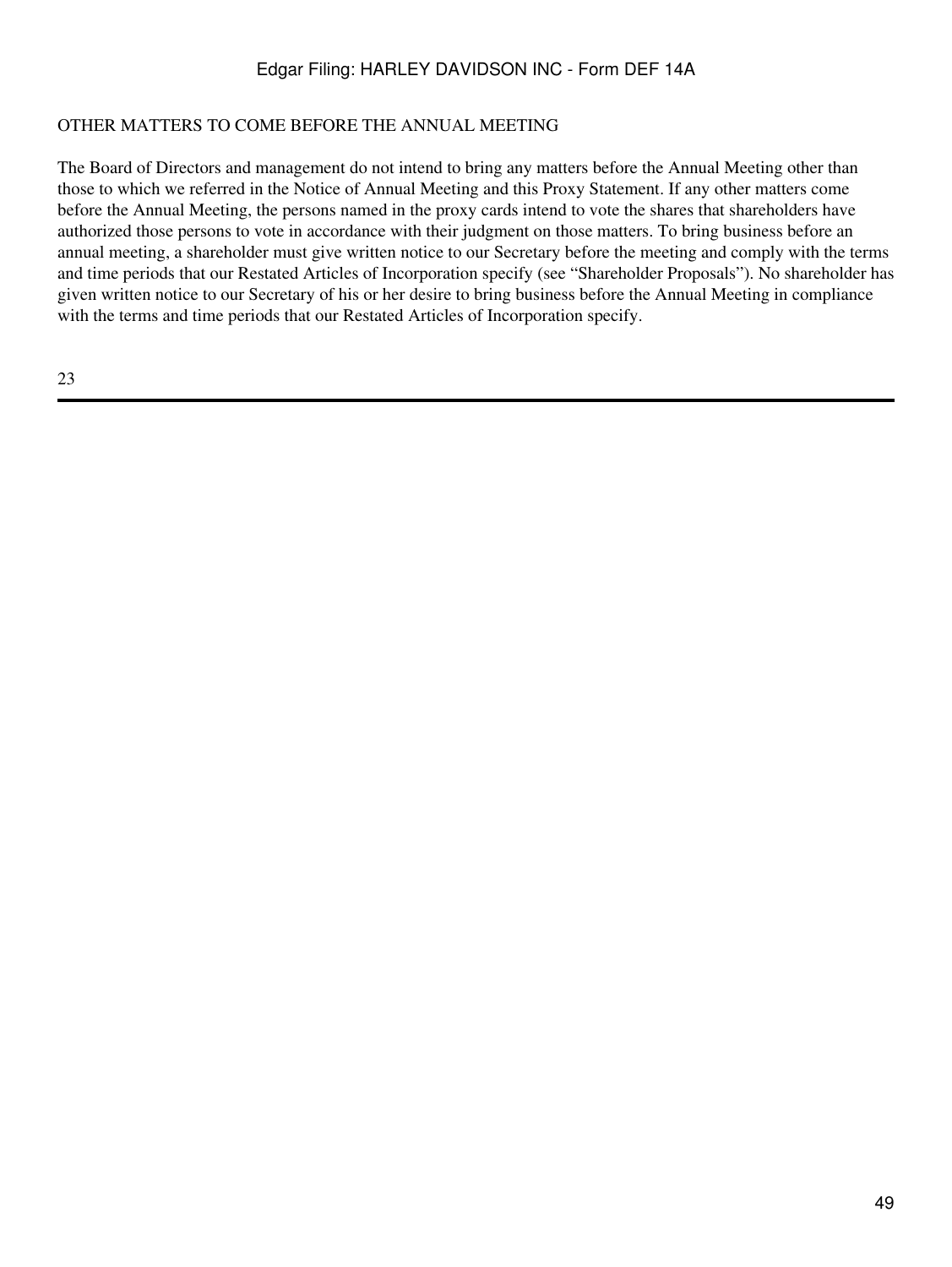## OTHER MATTERS TO COME BEFORE THE ANNUAL MEETING

The Board of Directors and management do not intend to bring any matters before the Annual Meeting other than those to which we referred in the Notice of Annual Meeting and this Proxy Statement. If any other matters come before the Annual Meeting, the persons named in the proxy cards intend to vote the shares that shareholders have authorized those persons to vote in accordance with their judgment on those matters. To bring business before an annual meeting, a shareholder must give written notice to our Secretary before the meeting and comply with the terms and time periods that our Restated Articles of Incorporation specify (see "Shareholder Proposals"). No shareholder has given written notice to our Secretary of his or her desire to bring business before the Annual Meeting in compliance with the terms and time periods that our Restated Articles of Incorporation specify.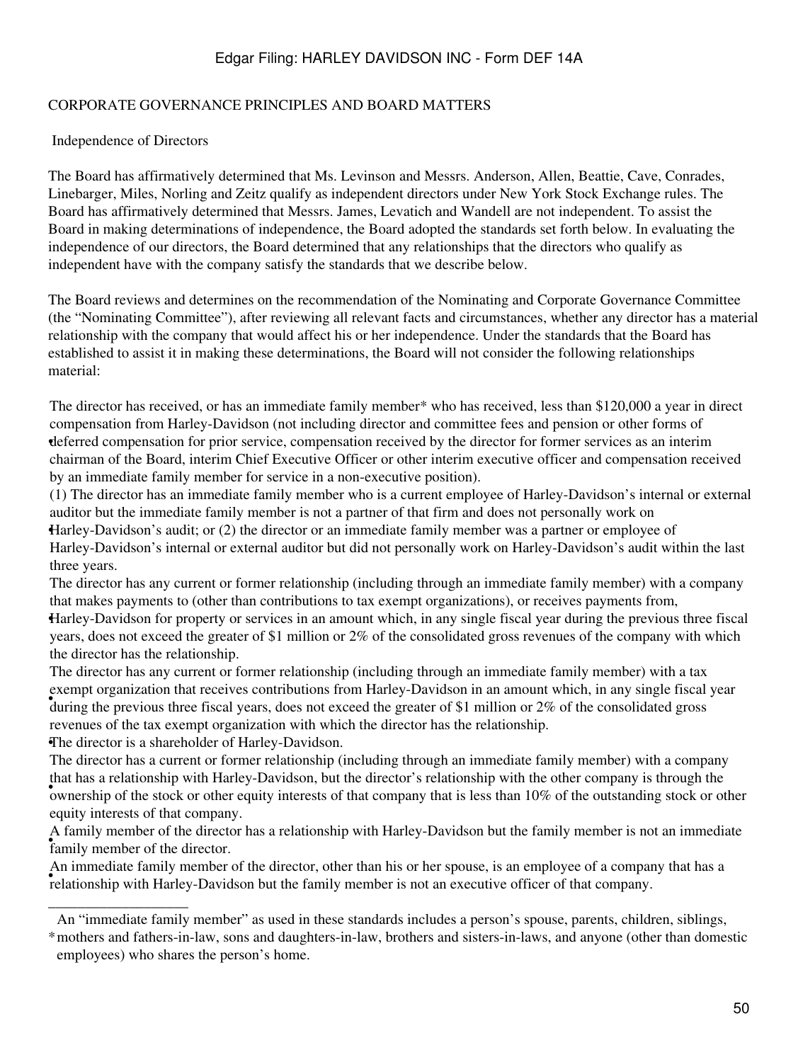## CORPORATE GOVERNANCE PRINCIPLES AND BOARD MATTERS

### Independence of Directors

The Board has affirmatively determined that Ms. Levinson and Messrs. Anderson, Allen, Beattie, Cave, Conrades, Linebarger, Miles, Norling and Zeitz qualify as independent directors under New York Stock Exchange rules. The Board has affirmatively determined that Messrs. James, Levatich and Wandell are not independent. To assist the Board in making determinations of independence, the Board adopted the standards set forth below. In evaluating the independence of our directors, the Board determined that any relationships that the directors who qualify as independent have with the company satisfy the standards that we describe below.

The Board reviews and determines on the recommendation of the Nominating and Corporate Governance Committee (the "Nominating Committee"), after reviewing all relevant facts and circumstances, whether any director has a material relationship with the company that would affect his or her independence. Under the standards that the Board has established to assist it in making these determinations, the Board will not consider the following relationships material:

- The director has received, or has an immediate family member* who has received, less than $120,000 a year in direct compensation from Harley-Davidson (not including director and committee fees and pension or other forms of deferred compensation for prior service, compensation received by the director for former services as an interim chairman of the Board, interim Chief Executive Officer or other interim executive officer and compensation received by an immediate family member for service in a non-executive position).
- (1) The director has an immediate family member who is a current employee of Harley-Davidson's internal or external auditor but the immediate family member is not a partner of that firm and does not personally work on Harley-Davidson's audit; or (2) the director or an immediate family member was a partner or employee of Harley-Davidson's internal or external auditor but did not personally work on Harley-Davidson's audit within the last three years.
- The director has any current or former relationship (including through an immediate family member) with a company that makes payments to (other than contributions to tax exempt organizations), or receives payments from, Harley-Davidson for property or services in an amount which, in any single fiscal year during the previous three fiscal years, does not exceed the greater of $1 million or 2% of the consolidated gross revenues of the company with which the director has the relationship.
- The director has any current or former relationship (including through an immediate family member) with a tax exempt organization that receives contributions from Harley-Davidson in an amount which, in any single fiscal year during the previous three fiscal years, does not exceed the greater of $1 million or 2% of the consolidated gross revenues of the tax exempt organization with which the director has the relationship.
- The director is a shareholder of Harley-Davidson.
- The director has a current or former relationship (including through an immediate family member) with a company that has a relationship with Harley-Davidson, but the director's relationship with the other company is through the ownership of the stock or other equity interests of that company that is less than 10% of the outstanding stock or other equity interests of that company.
- A family member of the director has a relationship with Harley-Davidson but the family member is not an immediate family member of the director.
- An immediate family member of the director, other than his or her spouse, is an employee of a company that has a relationship with Harley-Davidson but the family member is not an executive officer of that company.

---

\* An "immediate family member" as used in these standards includes a person's spouse, parents, children, siblings, mothers and fathers-in-law, sons and daughters-in-law, brothers and sisters-in-laws, and anyone (other than domestic employees) who shares the person's home.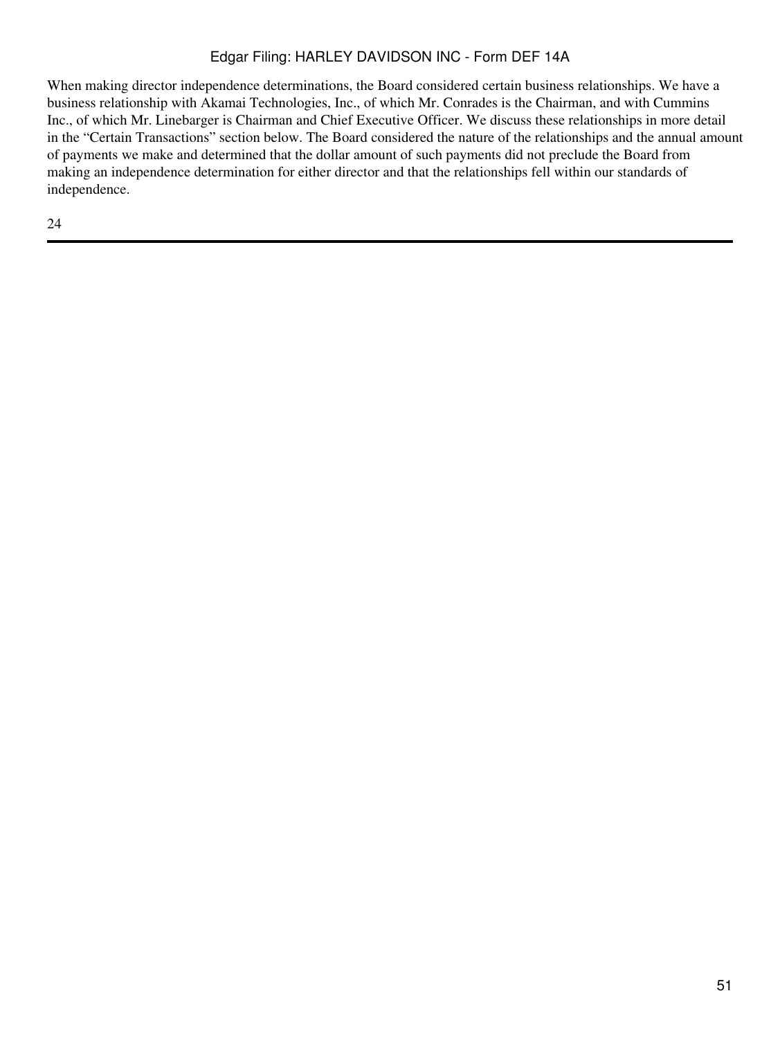When making director independence determinations, the Board considered certain business relationships. We have a business relationship with Akamai Technologies, Inc., of which Mr. Conrades is the Chairman, and with Cummins Inc., of which Mr. Linebarger is Chairman and Chief Executive Officer. We discuss these relationships in more detail in the "Certain Transactions" section below. The Board considered the nature of the relationships and the annual amount of payments we make and determined that the dollar amount of such payments did not preclude the Board from making an independence determination for either director and that the relationships fell within our standards of independence.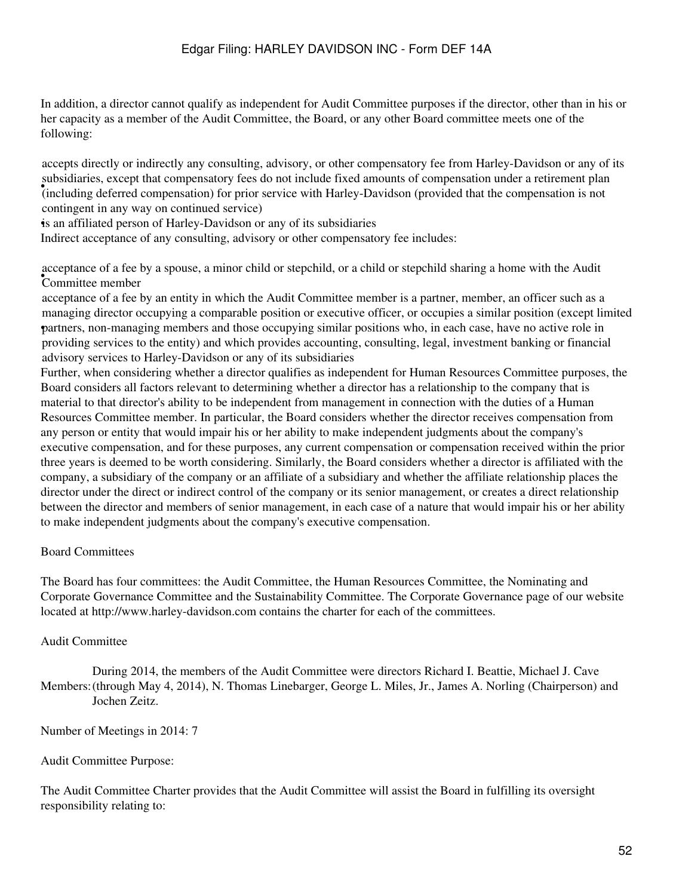In addition, a director cannot qualify as independent for Audit Committee purposes if the director, other than in his or her capacity as a member of the Audit Committee, the Board, or any other Board committee meets one of the following:

- accepts directly or indirectly any consulting, advisory, or other compensatory fee from Harley-Davidson or any of its subsidiaries, except that compensatory fees do not include fixed amounts of compensation under a retirement plan (including deferred compensation) for prior service with Harley-Davidson (provided that the compensation is not contingent in any way on continued service)
- is an affiliated person of Harley-Davidson or any of its subsidiaries

Indirect acceptance of any consulting, advisory or other compensatory fee includes:

- acceptance of a fee by a spouse, a minor child or stepchild, or a child or stepchild sharing a home with the Audit Committee member
- acceptance of a fee by an entity in which the Audit Committee member is a partner, member, an officer such as a managing director occupying a comparable position or executive officer, or occupies a similar position (except limited partners, non-managing members and those occupying similar positions who, in each case, have no active role in providing services to the entity) and which provides accounting, consulting, legal, investment banking or financial advisory services to Harley-Davidson or any of its subsidiaries

Further, when considering whether a director qualifies as independent for Human Resources Committee purposes, the Board considers all factors relevant to determining whether a director has a relationship to the company that is material to that director's ability to be independent from management in connection with the duties of a Human Resources Committee member. In particular, the Board considers whether the director receives compensation from any person or entity that would impair his or her ability to make independent judgments about the company's executive compensation, and for these purposes, any current compensation or compensation received within the prior three years is deemed to be worth considering. Similarly, the Board considers whether a director is affiliated with the company, a subsidiary of the company or an affiliate of a subsidiary and whether the affiliate relationship places the director under the direct or indirect control of the company or its senior management, or creates a direct relationship between the director and members of senior management, in each case of a nature that would impair his or her ability to make independent judgments about the company's executive compensation.

## Board Committees

The Board has four committees: the Audit Committee, the Human Resources Committee, the Nominating and Corporate Governance Committee and the Sustainability Committee. The Corporate Governance page of our website located at http://www.harley-davidson.com contains the charter for each of the committees.

### Audit Committee

Members: During 2014, the members of the Audit Committee were directors Richard I. Beattie, Michael J. Cave (through May 4, 2014), N. Thomas Linebarger, George L. Miles, Jr., James A. Norling (Chairperson) and Jochen Zeitz.

Number of Meetings in 2014: 7

Audit Committee Purpose:

The Audit Committee Charter provides that the Audit Committee will assist the Board in fulfilling its oversight responsibility relating to: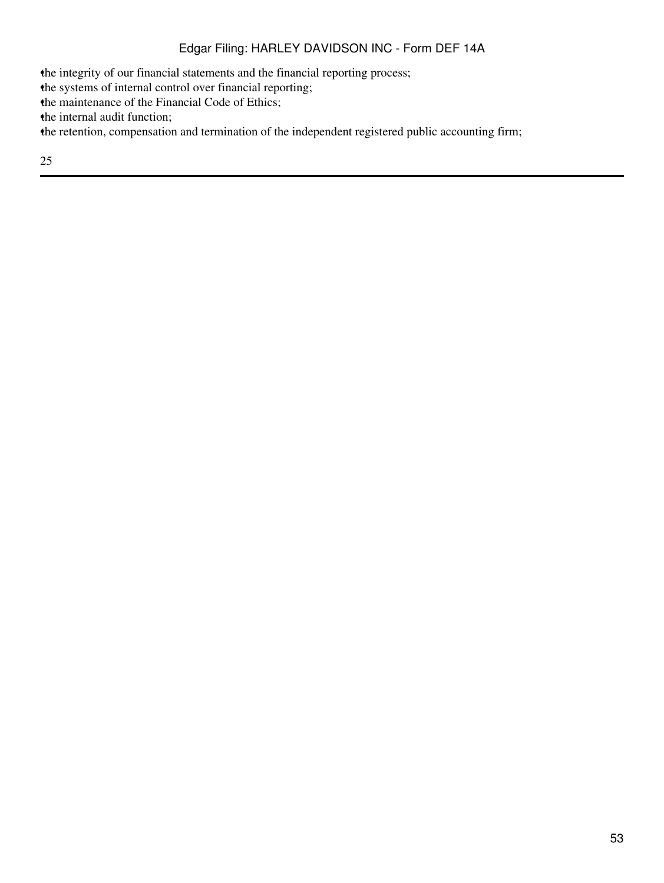- the integrity of our financial statements and the financial reporting process;
- the systems of internal control over financial reporting;
- the maintenance of the Financial Code of Ethics;
- the internal audit function;
- the retention, compensation and termination of the independent registered public accounting firm;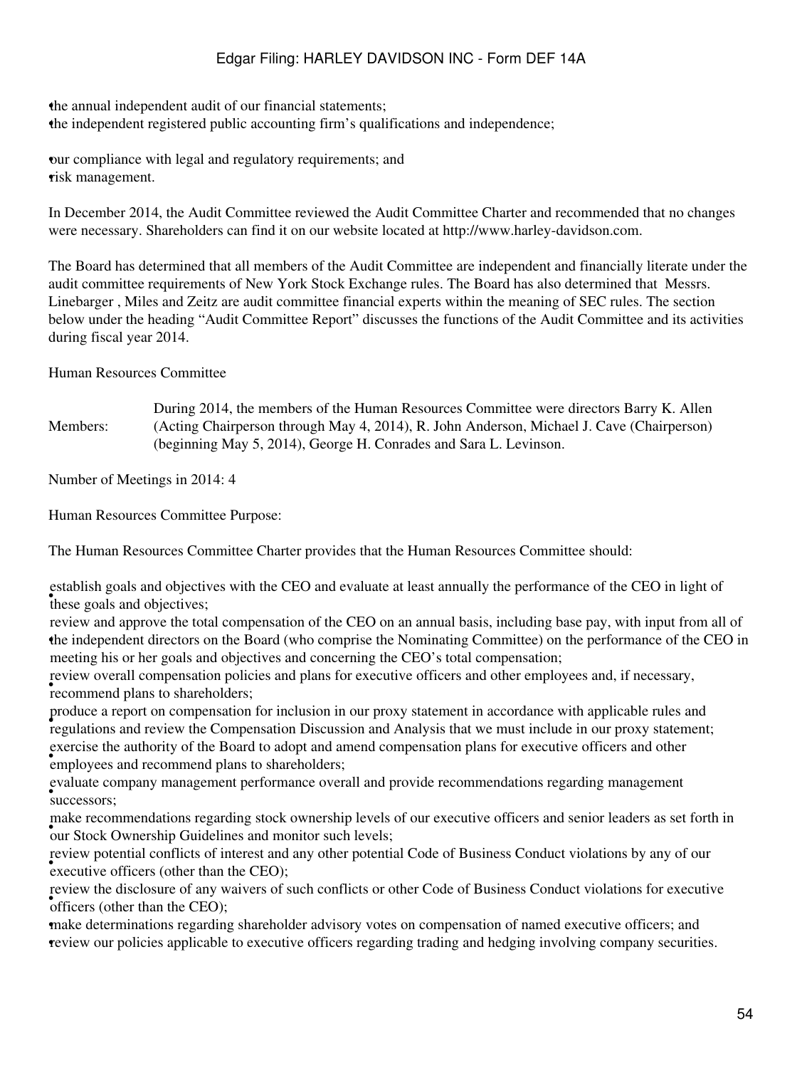- the annual independent audit of our financial statements;
- the independent registered public accounting firm's qualifications and independence;

- our compliance with legal and regulatory requirements; and
- risk management.

In December 2014, the Audit Committee reviewed the Audit Committee Charter and recommended that no changes were necessary. Shareholders can find it on our website located at http://www.harley-davidson.com.

The Board has determined that all members of the Audit Committee are independent and financially literate under the audit committee requirements of New York Stock Exchange rules. The Board has also determined that Messrs. Linebarger , Miles and Zeitz are audit committee financial experts within the meaning of SEC rules. The section below under the heading "Audit Committee Report" discusses the functions of the Audit Committee and its activities during fiscal year 2014.

Human Resources Committee

| Members: | During 2014, the members of the Human Resources Committee were directors Barry K. Allen (Acting Chairperson through May 4, 2014), R. John Anderson, Michael J. Cave (Chairperson) (beginning May 5, 2014), George H. Conrades and Sara L. Levinson. |
|---|---|

Number of Meetings in 2014: 4

Human Resources Committee Purpose:

The Human Resources Committee Charter provides that the Human Resources Committee should:

- establish goals and objectives with the CEO and evaluate at least annually the performance of the CEO in light of these goals and objectives;
- review and approve the total compensation of the CEO on an annual basis, including base pay, with input from all of the independent directors on the Board (who comprise the Nominating Committee) on the performance of the CEO in meeting his or her goals and objectives and concerning the CEO's total compensation;
- review overall compensation policies and plans for executive officers and other employees and, if necessary, recommend plans to shareholders;
- produce a report on compensation for inclusion in our proxy statement in accordance with applicable rules and regulations and review the Compensation Discussion and Analysis that we must include in our proxy statement;
- exercise the authority of the Board to adopt and amend compensation plans for executive officers and other employees and recommend plans to shareholders;
- evaluate company management performance overall and provide recommendations regarding management successors;
- make recommendations regarding stock ownership levels of our executive officers and senior leaders as set forth in our Stock Ownership Guidelines and monitor such levels;
- review potential conflicts of interest and any other potential Code of Business Conduct violations by any of our executive officers (other than the CEO);
- review the disclosure of any waivers of such conflicts or other Code of Business Conduct violations for executive officers (other than the CEO);
- make determinations regarding shareholder advisory votes on compensation of named executive officers; and
- review our policies applicable to executive officers regarding trading and hedging involving company securities.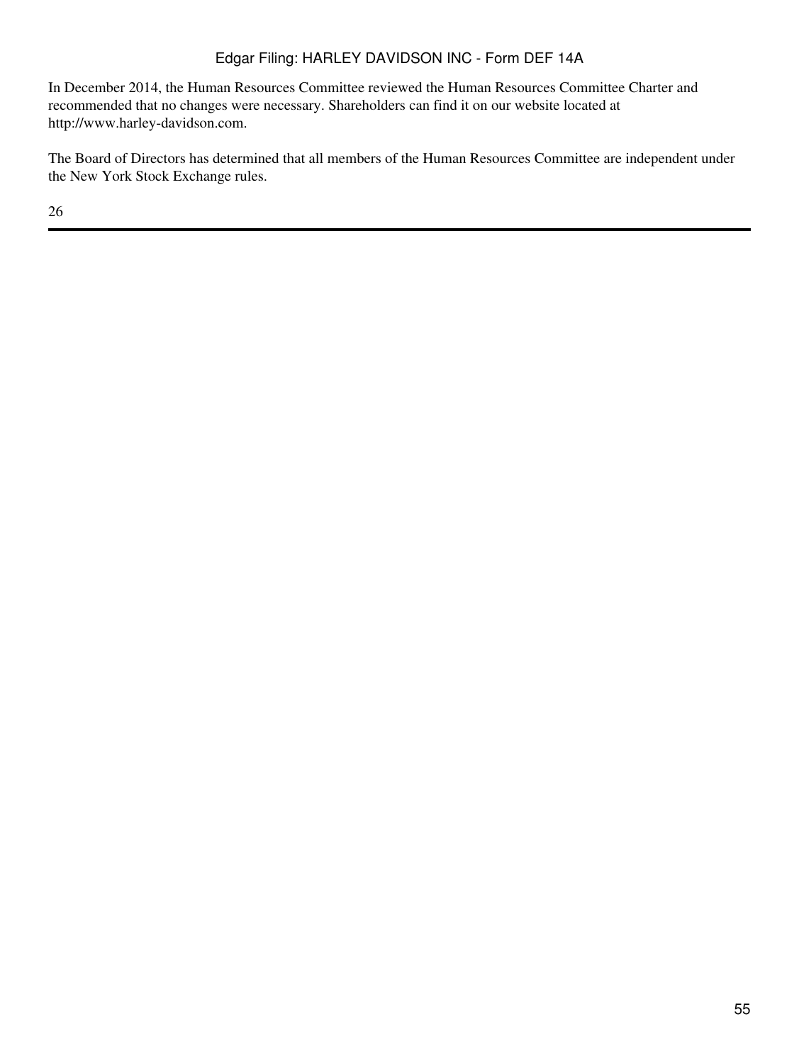In December 2014, the Human Resources Committee reviewed the Human Resources Committee Charter and recommended that no changes were necessary. Shareholders can find it on our website located at http://www.harley-davidson.com.

The Board of Directors has determined that all members of the Human Resources Committee are independent under the New York Stock Exchange rules.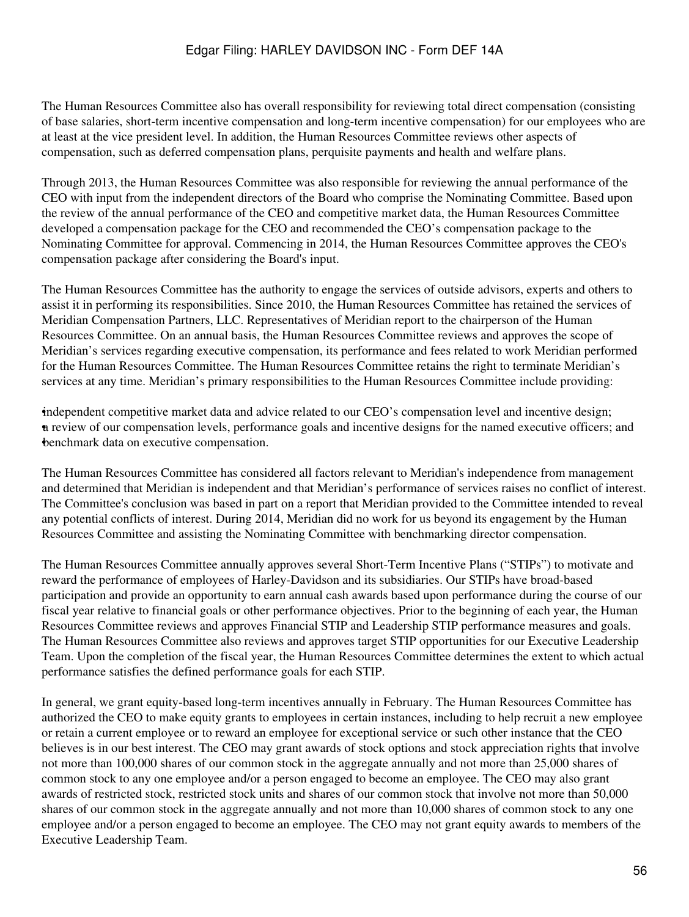The Human Resources Committee also has overall responsibility for reviewing total direct compensation (consisting of base salaries, short-term incentive compensation and long-term incentive compensation) for our employees who are at least at the vice president level. In addition, the Human Resources Committee reviews other aspects of compensation, such as deferred compensation plans, perquisite payments and health and welfare plans.

Through 2013, the Human Resources Committee was also responsible for reviewing the annual performance of the CEO with input from the independent directors of the Board who comprise the Nominating Committee. Based upon the review of the annual performance of the CEO and competitive market data, the Human Resources Committee developed a compensation package for the CEO and recommended the CEO's compensation package to the Nominating Committee for approval. Commencing in 2014, the Human Resources Committee approves the CEO's compensation package after considering the Board's input.

The Human Resources Committee has the authority to engage the services of outside advisors, experts and others to assist it in performing its responsibilities. Since 2010, the Human Resources Committee has retained the services of Meridian Compensation Partners, LLC. Representatives of Meridian report to the chairperson of the Human Resources Committee. On an annual basis, the Human Resources Committee reviews and approves the scope of Meridian's services regarding executive compensation, its performance and fees related to work Meridian performed for the Human Resources Committee. The Human Resources Committee retains the right to terminate Meridian's services at any time. Meridian's primary responsibilities to the Human Resources Committee include providing:

- independent competitive market data and advice related to our CEO's compensation level and incentive design;
- a review of our compensation levels, performance goals and incentive designs for the named executive officers; and
- benchmark data on executive compensation.

The Human Resources Committee has considered all factors relevant to Meridian's independence from management and determined that Meridian is independent and that Meridian's performance of services raises no conflict of interest. The Committee's conclusion was based in part on a report that Meridian provided to the Committee intended to reveal any potential conflicts of interest. During 2014, Meridian did no work for us beyond its engagement by the Human Resources Committee and assisting the Nominating Committee with benchmarking director compensation.

The Human Resources Committee annually approves several Short-Term Incentive Plans ("STIPs") to motivate and reward the performance of employees of Harley-Davidson and its subsidiaries. Our STIPs have broad-based participation and provide an opportunity to earn annual cash awards based upon performance during the course of our fiscal year relative to financial goals or other performance objectives. Prior to the beginning of each year, the Human Resources Committee reviews and approves Financial STIP and Leadership STIP performance measures and goals. The Human Resources Committee also reviews and approves target STIP opportunities for our Executive Leadership Team. Upon the completion of the fiscal year, the Human Resources Committee determines the extent to which actual performance satisfies the defined performance goals for each STIP.

In general, we grant equity-based long-term incentives annually in February. The Human Resources Committee has authorized the CEO to make equity grants to employees in certain instances, including to help recruit a new employee or retain a current employee or to reward an employee for exceptional service or such other instance that the CEO believes is in our best interest. The CEO may grant awards of stock options and stock appreciation rights that involve not more than 100,000 shares of our common stock in the aggregate annually and not more than 25,000 shares of common stock to any one employee and/or a person engaged to become an employee. The CEO may also grant awards of restricted stock, restricted stock units and shares of our common stock that involve not more than 50,000 shares of our common stock in the aggregate annually and not more than 10,000 shares of common stock to any one employee and/or a person engaged to become an employee. The CEO may not grant equity awards to members of the Executive Leadership Team.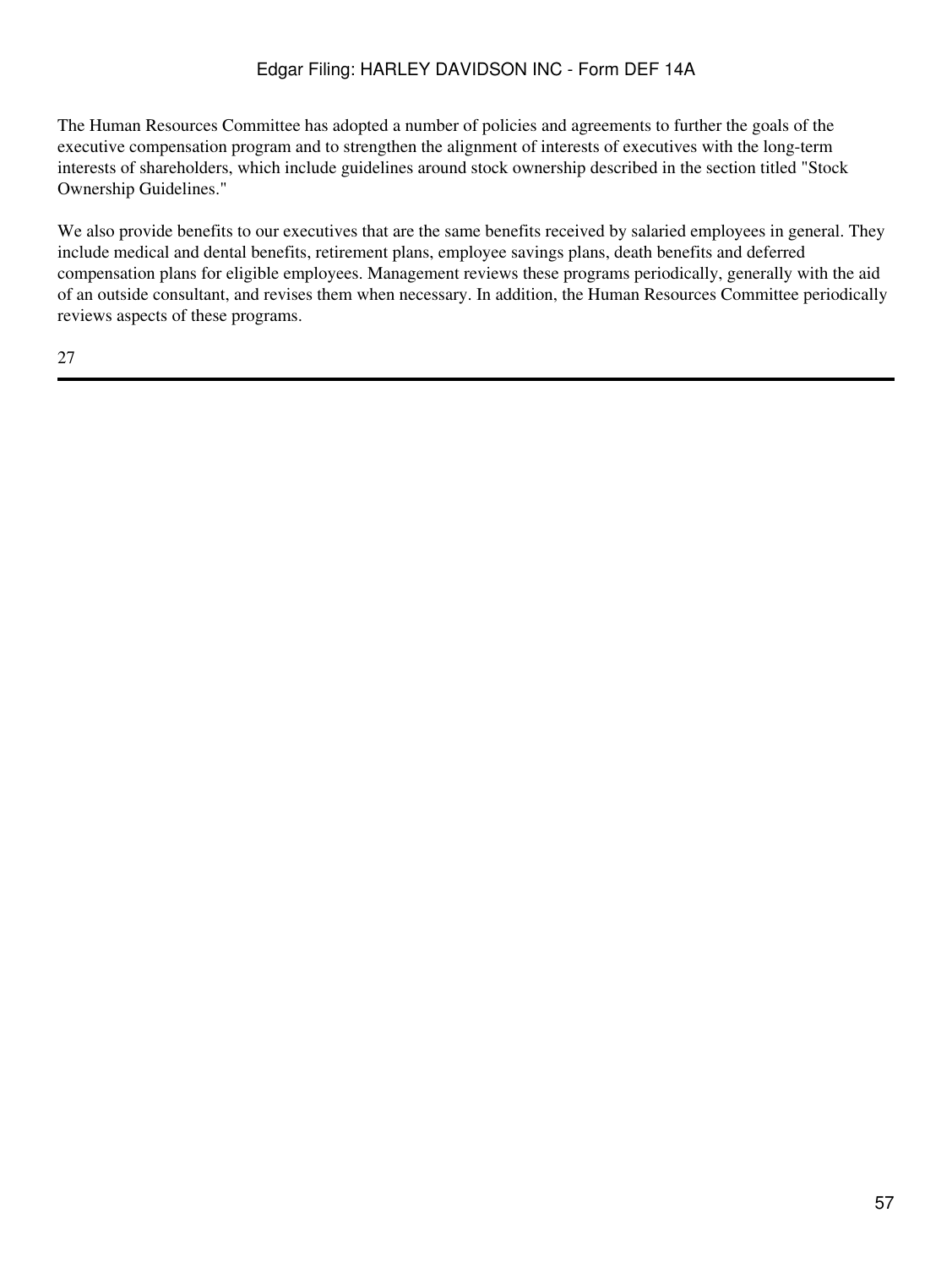The Human Resources Committee has adopted a number of policies and agreements to further the goals of the executive compensation program and to strengthen the alignment of interests of executives with the long-term interests of shareholders, which include guidelines around stock ownership described in the section titled "Stock Ownership Guidelines."

We also provide benefits to our executives that are the same benefits received by salaried employees in general. They include medical and dental benefits, retirement plans, employee savings plans, death benefits and deferred compensation plans for eligible employees. Management reviews these programs periodically, generally with the aid of an outside consultant, and revises them when necessary. In addition, the Human Resources Committee periodically reviews aspects of these programs.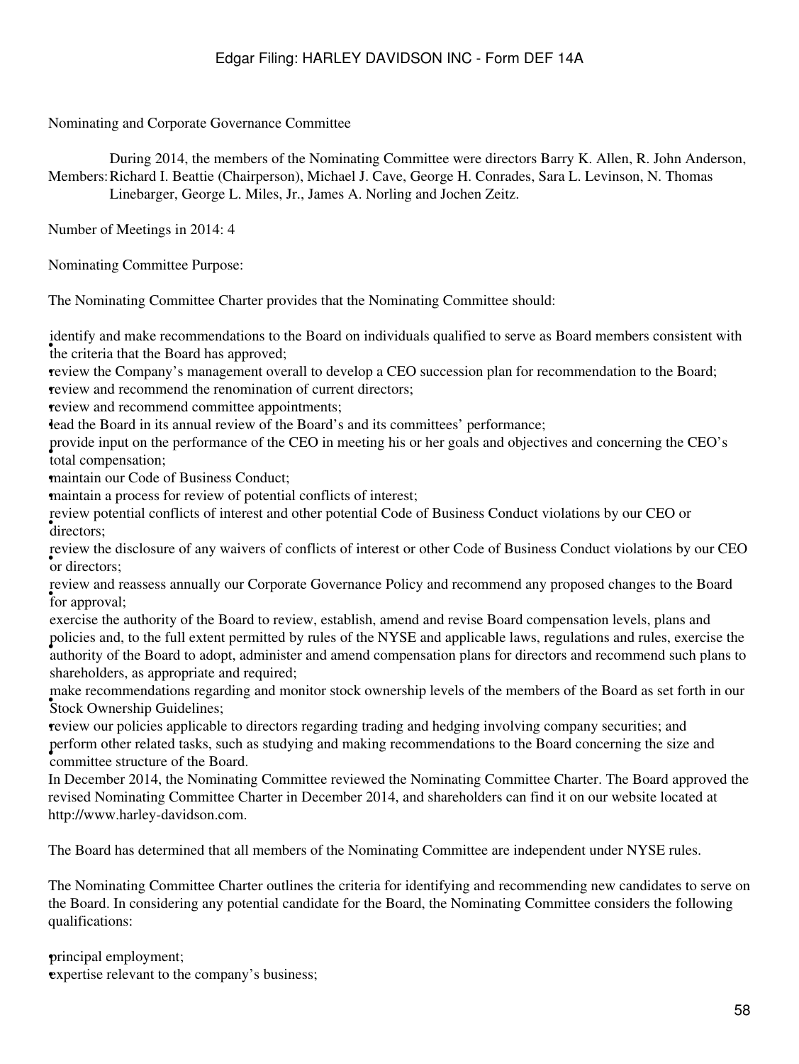Nominating and Corporate Governance Committee

Members: During 2014, the members of the Nominating Committee were directors Barry K. Allen, R. John Anderson, Richard I. Beattie (Chairperson), Michael J. Cave, George H. Conrades, Sara L. Levinson, N. Thomas Linebarger, George L. Miles, Jr., James A. Norling and Jochen Zeitz.

Number of Meetings in 2014: 4

Nominating Committee Purpose:

The Nominating Committee Charter provides that the Nominating Committee should:

- identify and make recommendations to the Board on individuals qualified to serve as Board members consistent with the criteria that the Board has approved;
- review the Company's management overall to develop a CEO succession plan for recommendation to the Board;
- review and recommend the renomination of current directors;
- review and recommend committee appointments;
- lead the Board in its annual review of the Board's and its committees' performance;
- provide input on the performance of the CEO in meeting his or her goals and objectives and concerning the CEO's total compensation;
- maintain our Code of Business Conduct;
- maintain a process for review of potential conflicts of interest;
- review potential conflicts of interest and other potential Code of Business Conduct violations by our CEO or directors;
- review the disclosure of any waivers of conflicts of interest or other Code of Business Conduct violations by our CEO or directors;
- review and reassess annually our Corporate Governance Policy and recommend any proposed changes to the Board for approval;
- exercise the authority of the Board to review, establish, amend and revise Board compensation levels, plans and policies and, to the full extent permitted by rules of the NYSE and applicable laws, regulations and rules, exercise the authority of the Board to adopt, administer and amend compensation plans for directors and recommend such plans to shareholders, as appropriate and required;
- make recommendations regarding and monitor stock ownership levels of the members of the Board as set forth in our Stock Ownership Guidelines;
- review our policies applicable to directors regarding trading and hedging involving company securities; and
- perform other related tasks, such as studying and making recommendations to the Board concerning the size and committee structure of the Board.

In December 2014, the Nominating Committee reviewed the Nominating Committee Charter. The Board approved the revised Nominating Committee Charter in December 2014, and shareholders can find it on our website located at http://www.harley-davidson.com.

The Board has determined that all members of the Nominating Committee are independent under NYSE rules.

The Nominating Committee Charter outlines the criteria for identifying and recommending new candidates to serve on the Board. In considering any potential candidate for the Board, the Nominating Committee considers the following qualifications:

- principal employment;
- expertise relevant to the company's business;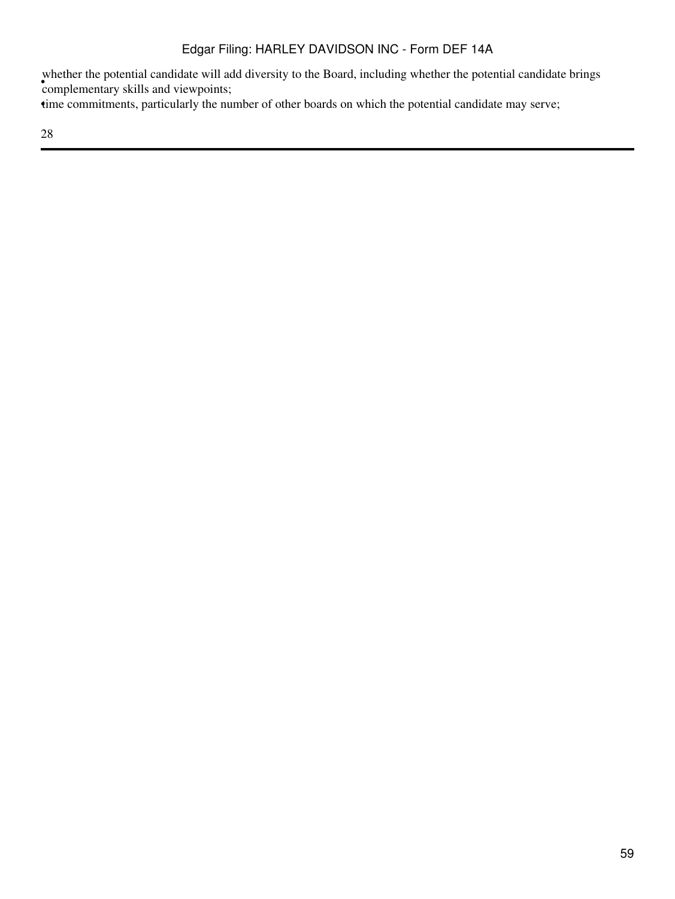- whether the potential candidate will add diversity to the Board, including whether the potential candidate brings complementary skills and viewpoints;
- time commitments, particularly the number of other boards on which the potential candidate may serve;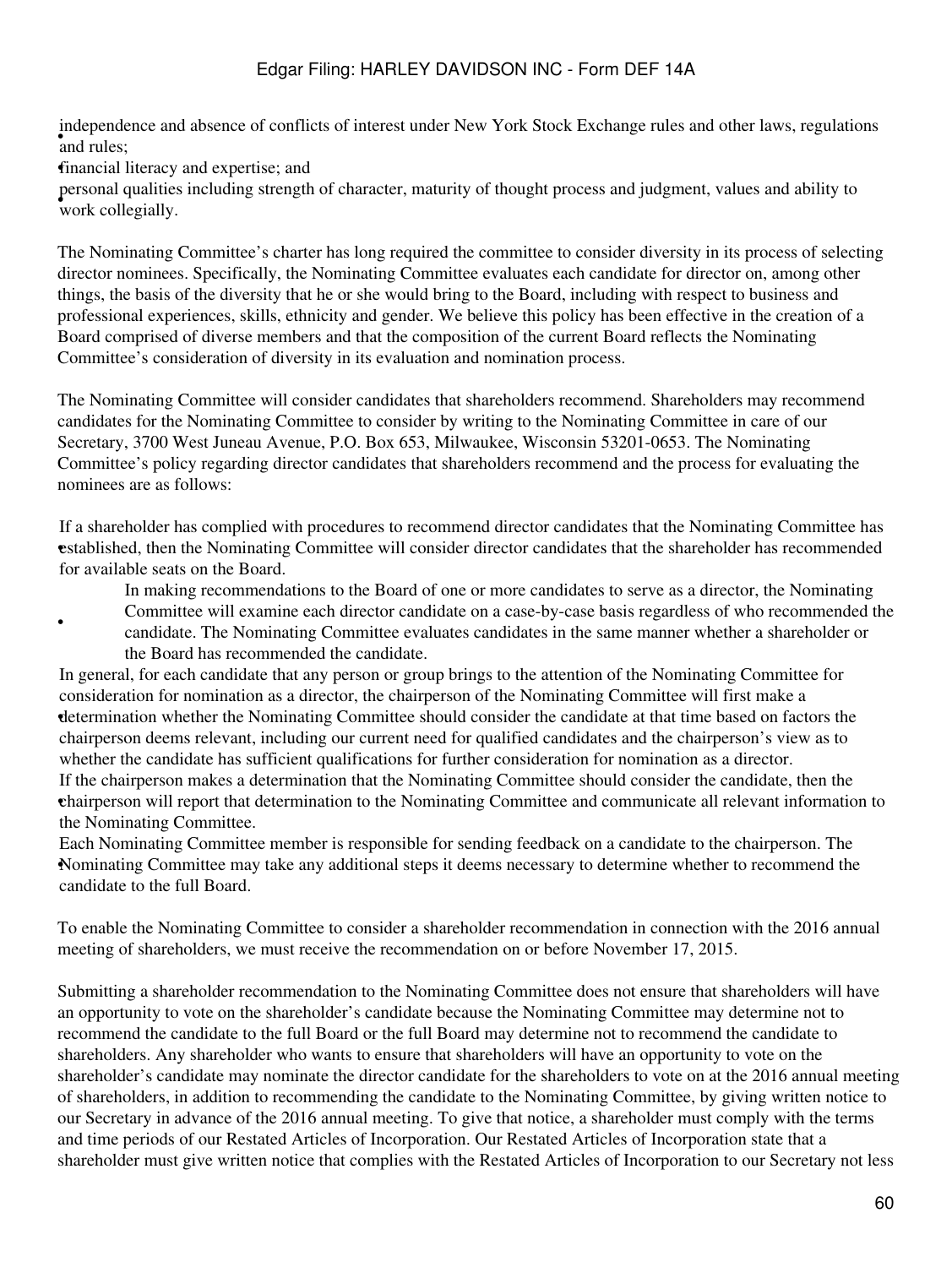- independence and absence of conflicts of interest under New York Stock Exchange rules and other laws, regulations and rules;
- financial literacy and expertise; and
- personal qualities including strength of character, maturity of thought process and judgment, values and ability to work collegially.

The Nominating Committee's charter has long required the committee to consider diversity in its process of selecting director nominees. Specifically, the Nominating Committee evaluates each candidate for director on, among other things, the basis of the diversity that he or she would bring to the Board, including with respect to business and professional experiences, skills, ethnicity and gender. We believe this policy has been effective in the creation of a Board comprised of diverse members and that the composition of the current Board reflects the Nominating Committee's consideration of diversity in its evaluation and nomination process.

The Nominating Committee will consider candidates that shareholders recommend. Shareholders may recommend candidates for the Nominating Committee to consider by writing to the Nominating Committee in care of our Secretary, 3700 West Juneau Avenue, P.O. Box 653, Milwaukee, Wisconsin 53201-0653. The Nominating Committee's policy regarding director candidates that shareholders recommend and the process for evaluating the nominees are as follows:

- If a shareholder has complied with procedures to recommend director candidates that the Nominating Committee has established, then the Nominating Committee will consider director candidates that the shareholder has recommended for available seats on the Board.
- In making recommendations to the Board of one or more candidates to serve as a director, the Nominating Committee will examine each director candidate on a case-by-case basis regardless of who recommended the candidate. The Nominating Committee evaluates candidates in the same manner whether a shareholder or the Board has recommended the candidate.
- In general, for each candidate that any person or group brings to the attention of the Nominating Committee for consideration for nomination as a director, the chairperson of the Nominating Committee will first make a determination whether the Nominating Committee should consider the candidate at that time based on factors the chairperson deems relevant, including our current need for qualified candidates and the chairperson's view as to whether the candidate has sufficient qualifications for further consideration for nomination as a director.
- If the chairperson makes a determination that the Nominating Committee should consider the candidate, then the chairperson will report that determination to the Nominating Committee and communicate all relevant information to the Nominating Committee.
- Each Nominating Committee member is responsible for sending feedback on a candidate to the chairperson. The Nominating Committee may take any additional steps it deems necessary to determine whether to recommend the candidate to the full Board.

To enable the Nominating Committee to consider a shareholder recommendation in connection with the 2016 annual meeting of shareholders, we must receive the recommendation on or before November 17, 2015.

Submitting a shareholder recommendation to the Nominating Committee does not ensure that shareholders will have an opportunity to vote on the shareholder's candidate because the Nominating Committee may determine not to recommend the candidate to the full Board or the full Board may determine not to recommend the candidate to shareholders. Any shareholder who wants to ensure that shareholders will have an opportunity to vote on the shareholder's candidate may nominate the director candidate for the shareholders to vote on at the 2016 annual meeting of shareholders, in addition to recommending the candidate to the Nominating Committee, by giving written notice to our Secretary in advance of the 2016 annual meeting. To give that notice, a shareholder must comply with the terms and time periods of our Restated Articles of Incorporation. Our Restated Articles of Incorporation state that a shareholder must give written notice that complies with the Restated Articles of Incorporation to our Secretary not less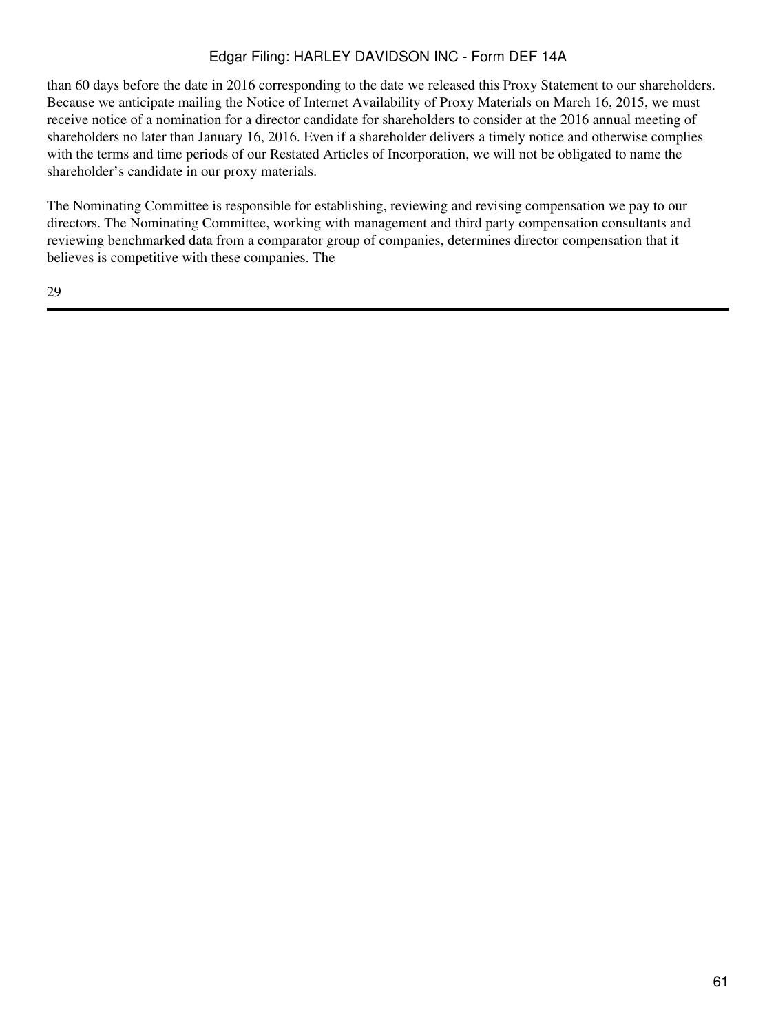than 60 days before the date in 2016 corresponding to the date we released this Proxy Statement to our shareholders. Because we anticipate mailing the Notice of Internet Availability of Proxy Materials on March 16, 2015, we must receive notice of a nomination for a director candidate for shareholders to consider at the 2016 annual meeting of shareholders no later than January 16, 2016. Even if a shareholder delivers a timely notice and otherwise complies with the terms and time periods of our Restated Articles of Incorporation, we will not be obligated to name the shareholder's candidate in our proxy materials.

The Nominating Committee is responsible for establishing, reviewing and revising compensation we pay to our directors. The Nominating Committee, working with management and third party compensation consultants and reviewing benchmarked data from a comparator group of companies, determines director compensation that it believes is competitive with these companies. The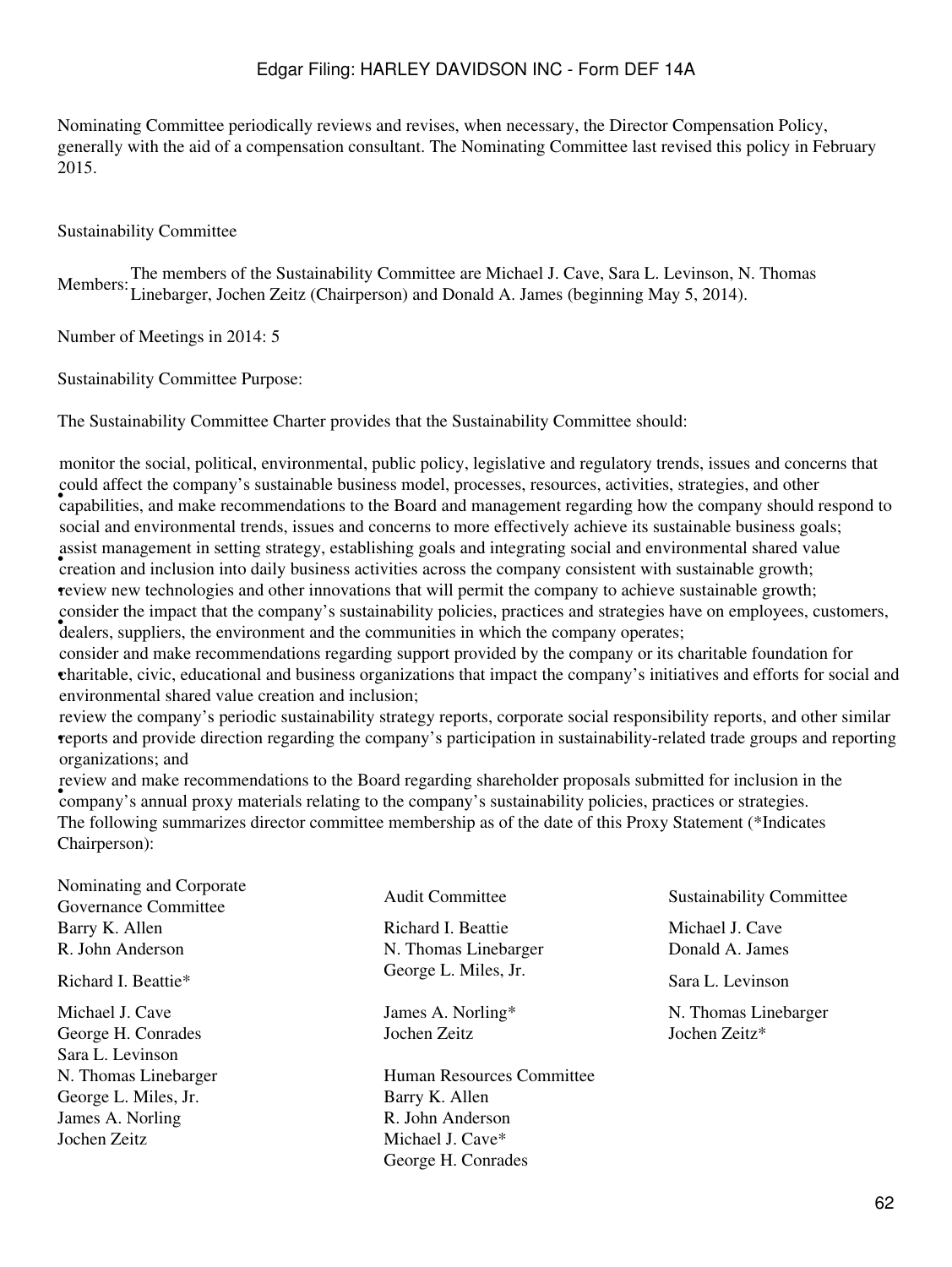Nominating Committee periodically reviews and revises, when necessary, the Director Compensation Policy, generally with the aid of a compensation consultant. The Nominating Committee last revised this policy in February 2015.

### Sustainability Committee

Members: The members of the Sustainability Committee are Michael J. Cave, Sara L. Levinson, N. Thomas Linebarger, Jochen Zeitz (Chairperson) and Donald A. James (beginning May 5, 2014).

Number of Meetings in 2014: 5

Sustainability Committee Purpose:

The Sustainability Committee Charter provides that the Sustainability Committee should:

- monitor the social, political, environmental, public policy, legislative and regulatory trends, issues and concerns that could affect the company's sustainable business model, processes, resources, activities, strategies, and other capabilities, and make recommendations to the Board and management regarding how the company should respond to social and environmental trends, issues and concerns to more effectively achieve its sustainable business goals;
- assist management in setting strategy, establishing goals and integrating social and environmental shared value creation and inclusion into daily business activities across the company consistent with sustainable growth;
- review new technologies and other innovations that will permit the company to achieve sustainable growth;
- consider the impact that the company's sustainability policies, practices and strategies have on employees, customers, dealers, suppliers, the environment and the communities in which the company operates;
- consider and make recommendations regarding support provided by the company or its charitable foundation for charitable, civic, educational and business organizations that impact the company's initiatives and efforts for social and environmental shared value creation and inclusion;
- review the company's periodic sustainability strategy reports, corporate social responsibility reports, and other similar reports and provide direction regarding the company's participation in sustainability-related trade groups and reporting organizations; and
- review and make recommendations to the Board regarding shareholder proposals submitted for inclusion in the company's annual proxy materials relating to the company's sustainability policies, practices or strategies.

The following summarizes director committee membership as of the date of this Proxy Statement (*Indicates Chairperson):

| Nominating and Corporate Governance Committee | Audit Committee | Sustainability Committee |
|---|---|---|
| Barry K. Allen | Richard I. Beattie | Michael J. Cave |
| R. John Anderson | N. Thomas Linebarger | Donald A. James |
| Richard I. Beattie* | George L. Miles, Jr. | Sara L. Levinson |
| Michael J. Cave | James A. Norling* | N. Thomas Linebarger |
| George H. Conrades | Jochen Zeitz | Jochen Zeitz* |
| Sara L. Levinson | | |
| N. Thomas Linebarger | **Human Resources Committee** | |
| George L. Miles, Jr. | Barry K. Allen | |
| James A. Norling | R. John Anderson | |
| Jochen Zeitz | Michael J. Cave* | |
| | George H. Conrades | |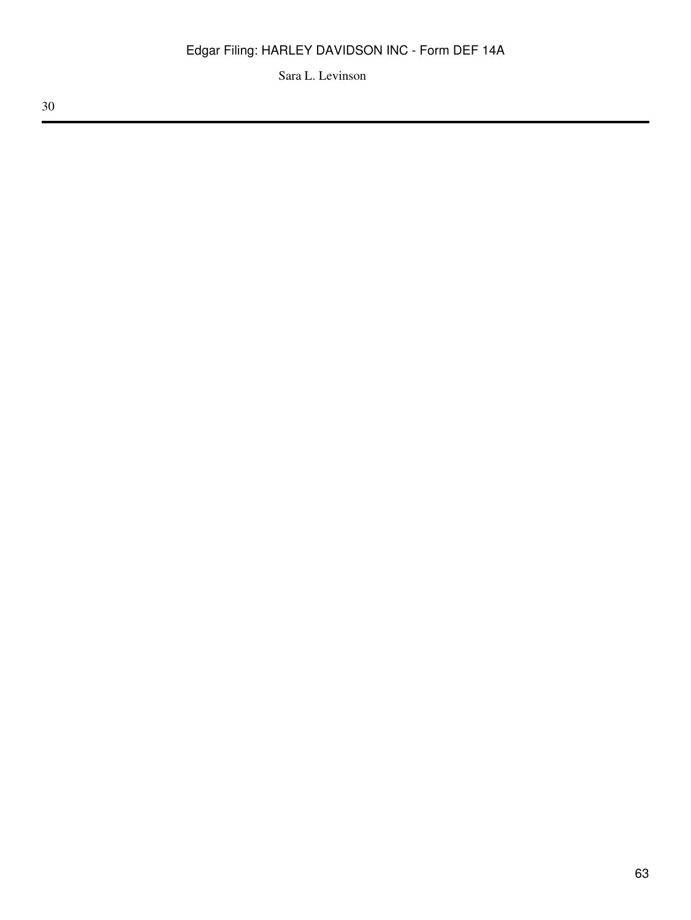Sara L. Levinson

30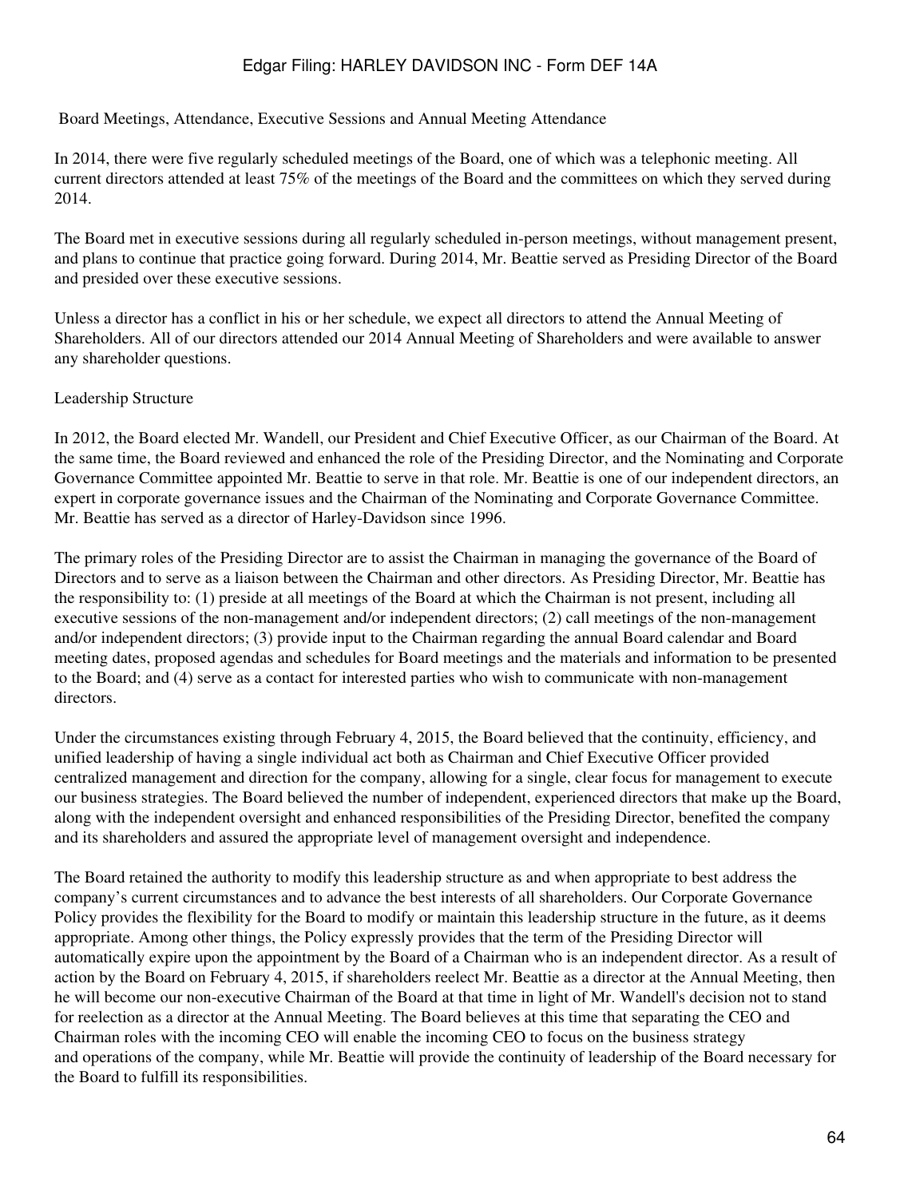## Board Meetings, Attendance, Executive Sessions and Annual Meeting Attendance

In 2014, there were five regularly scheduled meetings of the Board, one of which was a telephonic meeting. All current directors attended at least 75% of the meetings of the Board and the committees on which they served during 2014.

The Board met in executive sessions during all regularly scheduled in-person meetings, without management present, and plans to continue that practice going forward. During 2014, Mr. Beattie served as Presiding Director of the Board and presided over these executive sessions.

Unless a director has a conflict in his or her schedule, we expect all directors to attend the Annual Meeting of Shareholders. All of our directors attended our 2014 Annual Meeting of Shareholders and were available to answer any shareholder questions.

## Leadership Structure

In 2012, the Board elected Mr. Wandell, our President and Chief Executive Officer, as our Chairman of the Board. At the same time, the Board reviewed and enhanced the role of the Presiding Director, and the Nominating and Corporate Governance Committee appointed Mr. Beattie to serve in that role. Mr. Beattie is one of our independent directors, an expert in corporate governance issues and the Chairman of the Nominating and Corporate Governance Committee. Mr. Beattie has served as a director of Harley-Davidson since 1996.

The primary roles of the Presiding Director are to assist the Chairman in managing the governance of the Board of Directors and to serve as a liaison between the Chairman and other directors. As Presiding Director, Mr. Beattie has the responsibility to: (1) preside at all meetings of the Board at which the Chairman is not present, including all executive sessions of the non-management and/or independent directors; (2) call meetings of the non-management and/or independent directors; (3) provide input to the Chairman regarding the annual Board calendar and Board meeting dates, proposed agendas and schedules for Board meetings and the materials and information to be presented to the Board; and (4) serve as a contact for interested parties who wish to communicate with non-management directors.

Under the circumstances existing through February 4, 2015, the Board believed that the continuity, efficiency, and unified leadership of having a single individual act both as Chairman and Chief Executive Officer provided centralized management and direction for the company, allowing for a single, clear focus for management to execute our business strategies. The Board believed the number of independent, experienced directors that make up the Board, along with the independent oversight and enhanced responsibilities of the Presiding Director, benefited the company and its shareholders and assured the appropriate level of management oversight and independence.

The Board retained the authority to modify this leadership structure as and when appropriate to best address the company's current circumstances and to advance the best interests of all shareholders. Our Corporate Governance Policy provides the flexibility for the Board to modify or maintain this leadership structure in the future, as it deems appropriate. Among other things, the Policy expressly provides that the term of the Presiding Director will automatically expire upon the appointment by the Board of a Chairman who is an independent director. As a result of action by the Board on February 4, 2015, if shareholders reelect Mr. Beattie as a director at the Annual Meeting, then he will become our non-executive Chairman of the Board at that time in light of Mr. Wandell's decision not to stand for reelection as a director at the Annual Meeting. The Board believes at this time that separating the CEO and Chairman roles with the incoming CEO will enable the incoming CEO to focus on the business strategy and operations of the company, while Mr. Beattie will provide the continuity of leadership of the Board necessary for the Board to fulfill its responsibilities.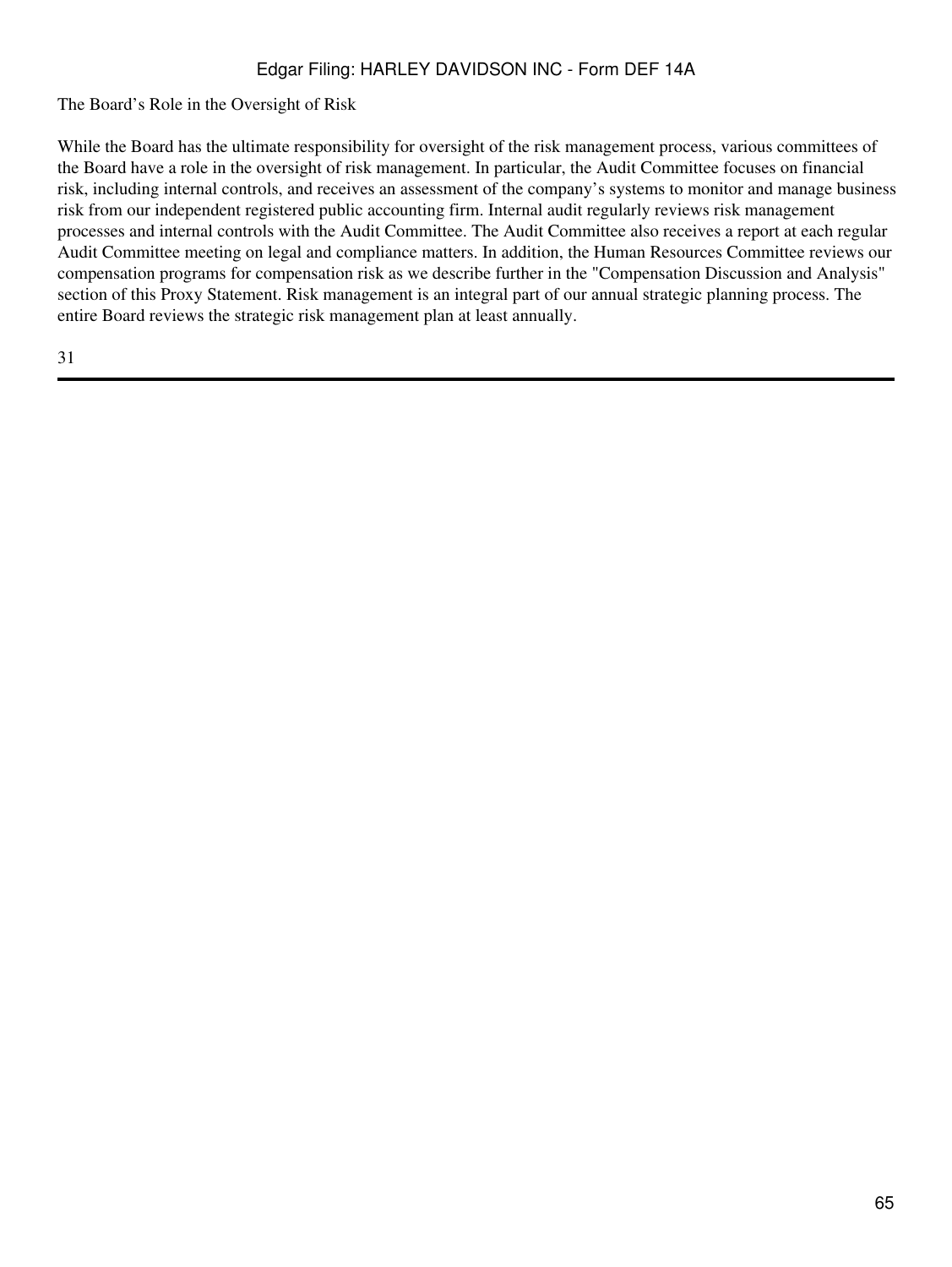## The Board's Role in the Oversight of Risk

While the Board has the ultimate responsibility for oversight of the risk management process, various committees of the Board have a role in the oversight of risk management. In particular, the Audit Committee focuses on financial risk, including internal controls, and receives an assessment of the company's systems to monitor and manage business risk from our independent registered public accounting firm. Internal audit regularly reviews risk management processes and internal controls with the Audit Committee. The Audit Committee also receives a report at each regular Audit Committee meeting on legal and compliance matters. In addition, the Human Resources Committee reviews our compensation programs for compensation risk as we describe further in the "Compensation Discussion and Analysis" section of this Proxy Statement. Risk management is an integral part of our annual strategic planning process. The entire Board reviews the strategic risk management plan at least annually.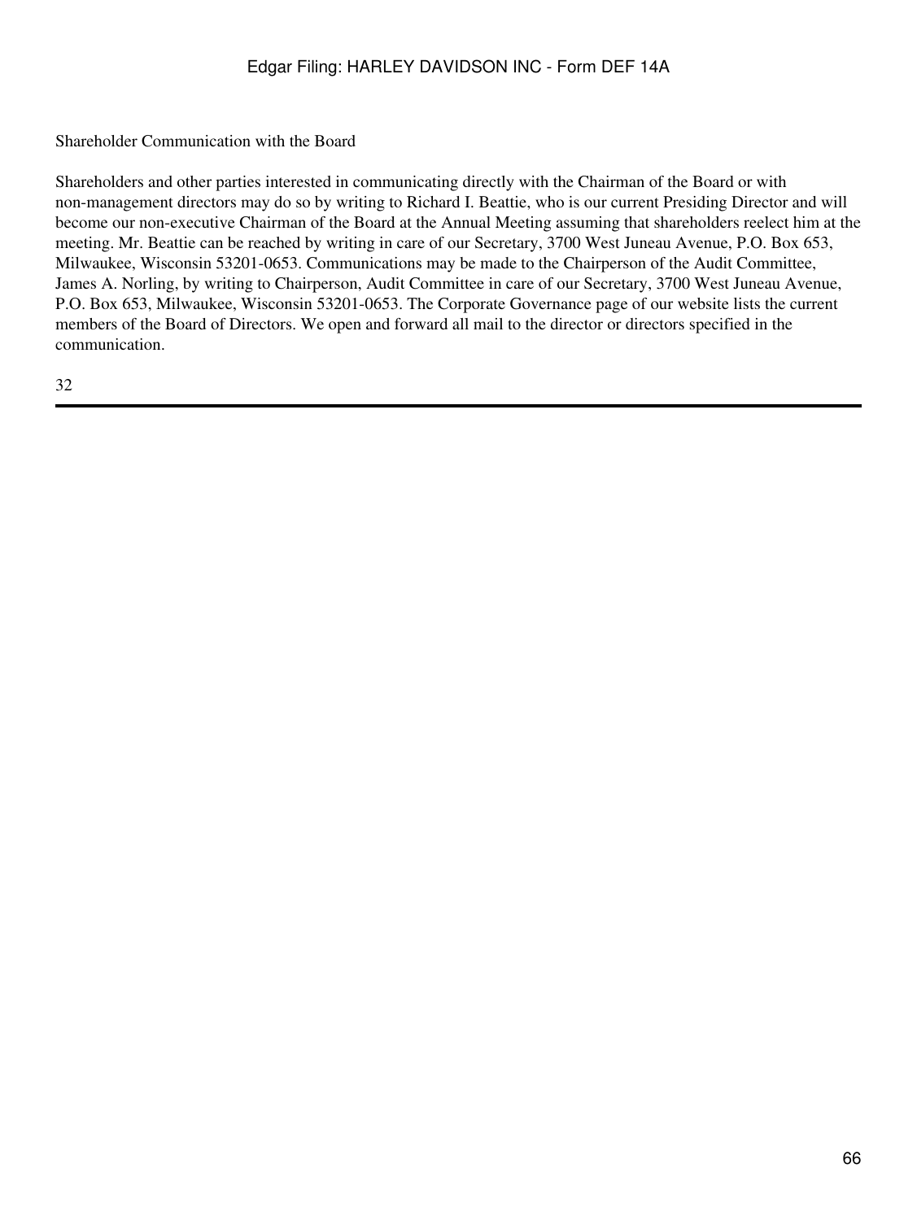## Shareholder Communication with the Board

Shareholders and other parties interested in communicating directly with the Chairman of the Board or with non-management directors may do so by writing to Richard I. Beattie, who is our current Presiding Director and will become our non-executive Chairman of the Board at the Annual Meeting assuming that shareholders reelect him at the meeting. Mr. Beattie can be reached by writing in care of our Secretary, 3700 West Juneau Avenue, P.O. Box 653, Milwaukee, Wisconsin 53201-0653. Communications may be made to the Chairperson of the Audit Committee, James A. Norling, by writing to Chairperson, Audit Committee in care of our Secretary, 3700 West Juneau Avenue, P.O. Box 653, Milwaukee, Wisconsin 53201-0653. The Corporate Governance page of our website lists the current members of the Board of Directors. We open and forward all mail to the director or directors specified in the communication.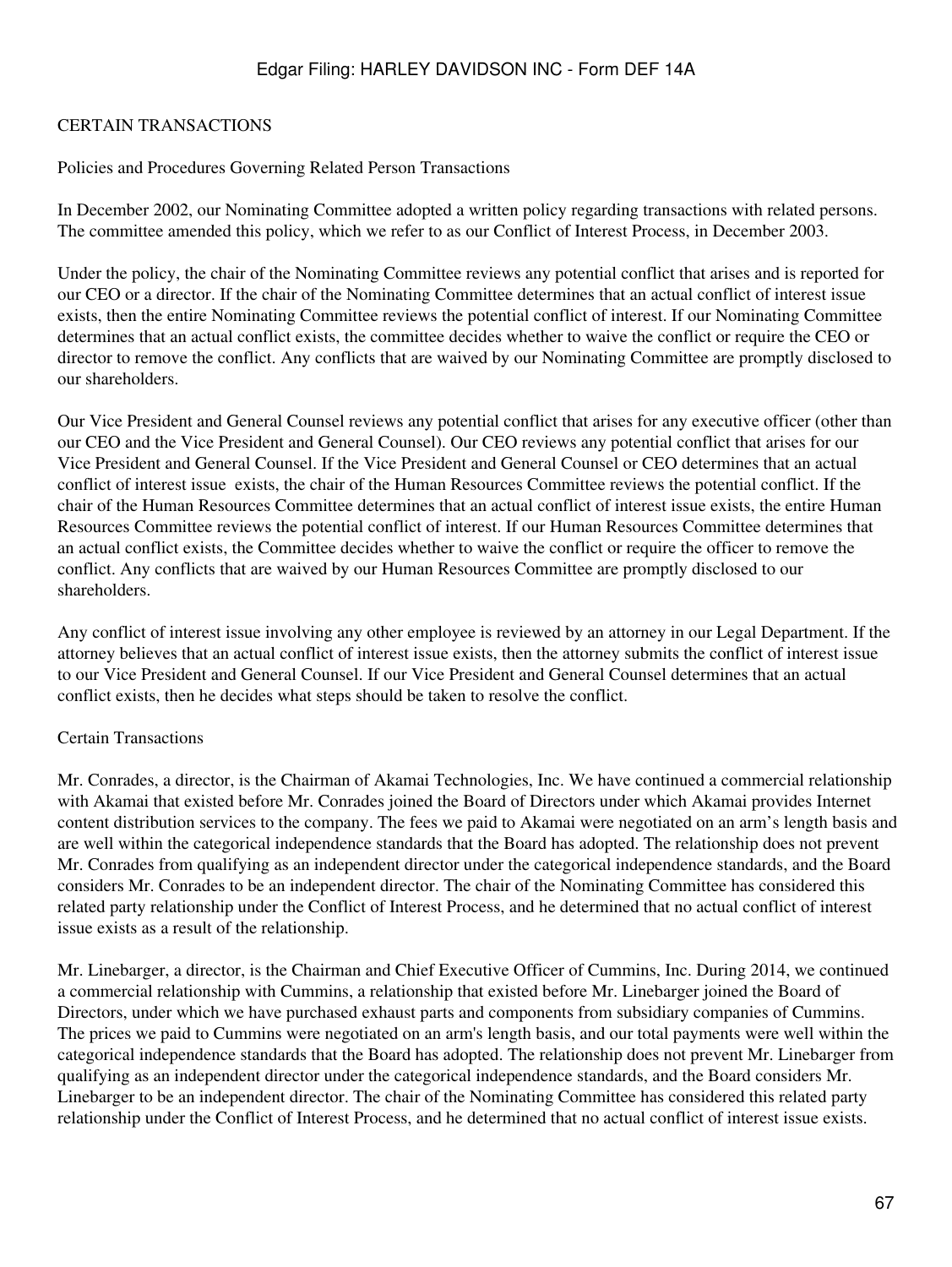## CERTAIN TRANSACTIONS

### Policies and Procedures Governing Related Person Transactions

In December 2002, our Nominating Committee adopted a written policy regarding transactions with related persons. The committee amended this policy, which we refer to as our Conflict of Interest Process, in December 2003.

Under the policy, the chair of the Nominating Committee reviews any potential conflict that arises and is reported for our CEO or a director. If the chair of the Nominating Committee determines that an actual conflict of interest issue exists, then the entire Nominating Committee reviews the potential conflict of interest. If our Nominating Committee determines that an actual conflict exists, the committee decides whether to waive the conflict or require the CEO or director to remove the conflict. Any conflicts that are waived by our Nominating Committee are promptly disclosed to our shareholders.

Our Vice President and General Counsel reviews any potential conflict that arises for any executive officer (other than our CEO and the Vice President and General Counsel). Our CEO reviews any potential conflict that arises for our Vice President and General Counsel. If the Vice President and General Counsel or CEO determines that an actual conflict of interest issue exists, the chair of the Human Resources Committee reviews the potential conflict. If the chair of the Human Resources Committee determines that an actual conflict of interest issue exists, the entire Human Resources Committee reviews the potential conflict of interest. If our Human Resources Committee determines that an actual conflict exists, the Committee decides whether to waive the conflict or require the officer to remove the conflict. Any conflicts that are waived by our Human Resources Committee are promptly disclosed to our shareholders.

Any conflict of interest issue involving any other employee is reviewed by an attorney in our Legal Department. If the attorney believes that an actual conflict of interest issue exists, then the attorney submits the conflict of interest issue to our Vice President and General Counsel. If our Vice President and General Counsel determines that an actual conflict exists, then he decides what steps should be taken to resolve the conflict.

### Certain Transactions

Mr. Conrades, a director, is the Chairman of Akamai Technologies, Inc. We have continued a commercial relationship with Akamai that existed before Mr. Conrades joined the Board of Directors under which Akamai provides Internet content distribution services to the company. The fees we paid to Akamai were negotiated on an arm's length basis and are well within the categorical independence standards that the Board has adopted. The relationship does not prevent Mr. Conrades from qualifying as an independent director under the categorical independence standards, and the Board considers Mr. Conrades to be an independent director. The chair of the Nominating Committee has considered this related party relationship under the Conflict of Interest Process, and he determined that no actual conflict of interest issue exists as a result of the relationship.

Mr. Linebarger, a director, is the Chairman and Chief Executive Officer of Cummins, Inc. During 2014, we continued a commercial relationship with Cummins, a relationship that existed before Mr. Linebarger joined the Board of Directors, under which we have purchased exhaust parts and components from subsidiary companies of Cummins. The prices we paid to Cummins were negotiated on an arm's length basis, and our total payments were well within the categorical independence standards that the Board has adopted. The relationship does not prevent Mr. Linebarger from qualifying as an independent director under the categorical independence standards, and the Board considers Mr. Linebarger to be an independent director. The chair of the Nominating Committee has considered this related party relationship under the Conflict of Interest Process, and he determined that no actual conflict of interest issue exists.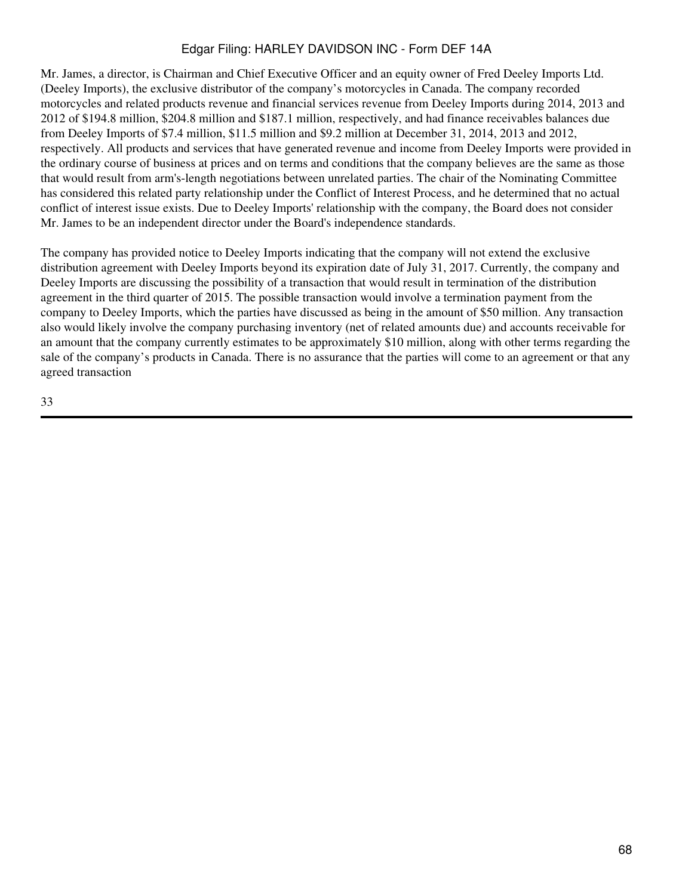Mr. James, a director, is Chairman and Chief Executive Officer and an equity owner of Fred Deeley Imports Ltd. (Deeley Imports), the exclusive distributor of the company's motorcycles in Canada. The company recorded motorcycles and related products revenue and financial services revenue from Deeley Imports during 2014, 2013 and 2012 of $194.8 million, $204.8 million and $187.1 million, respectively, and had finance receivables balances due from Deeley Imports of $7.4 million, $11.5 million and $9.2 million at December 31, 2014, 2013 and 2012, respectively. All products and services that have generated revenue and income from Deeley Imports were provided in the ordinary course of business at prices and on terms and conditions that the company believes are the same as those that would result from arm's-length negotiations between unrelated parties. The chair of the Nominating Committee has considered this related party relationship under the Conflict of Interest Process, and he determined that no actual conflict of interest issue exists. Due to Deeley Imports' relationship with the company, the Board does not consider Mr. James to be an independent director under the Board's independence standards.

The company has provided notice to Deeley Imports indicating that the company will not extend the exclusive distribution agreement with Deeley Imports beyond its expiration date of July 31, 2017. Currently, the company and Deeley Imports are discussing the possibility of a transaction that would result in termination of the distribution agreement in the third quarter of 2015. The possible transaction would involve a termination payment from the company to Deeley Imports, which the parties have discussed as being in the amount of $50 million. Any transaction also would likely involve the company purchasing inventory (net of related amounts due) and accounts receivable for an amount that the company currently estimates to be approximately $10 million, along with other terms regarding the sale of the company's products in Canada. There is no assurance that the parties will come to an agreement or that any agreed transaction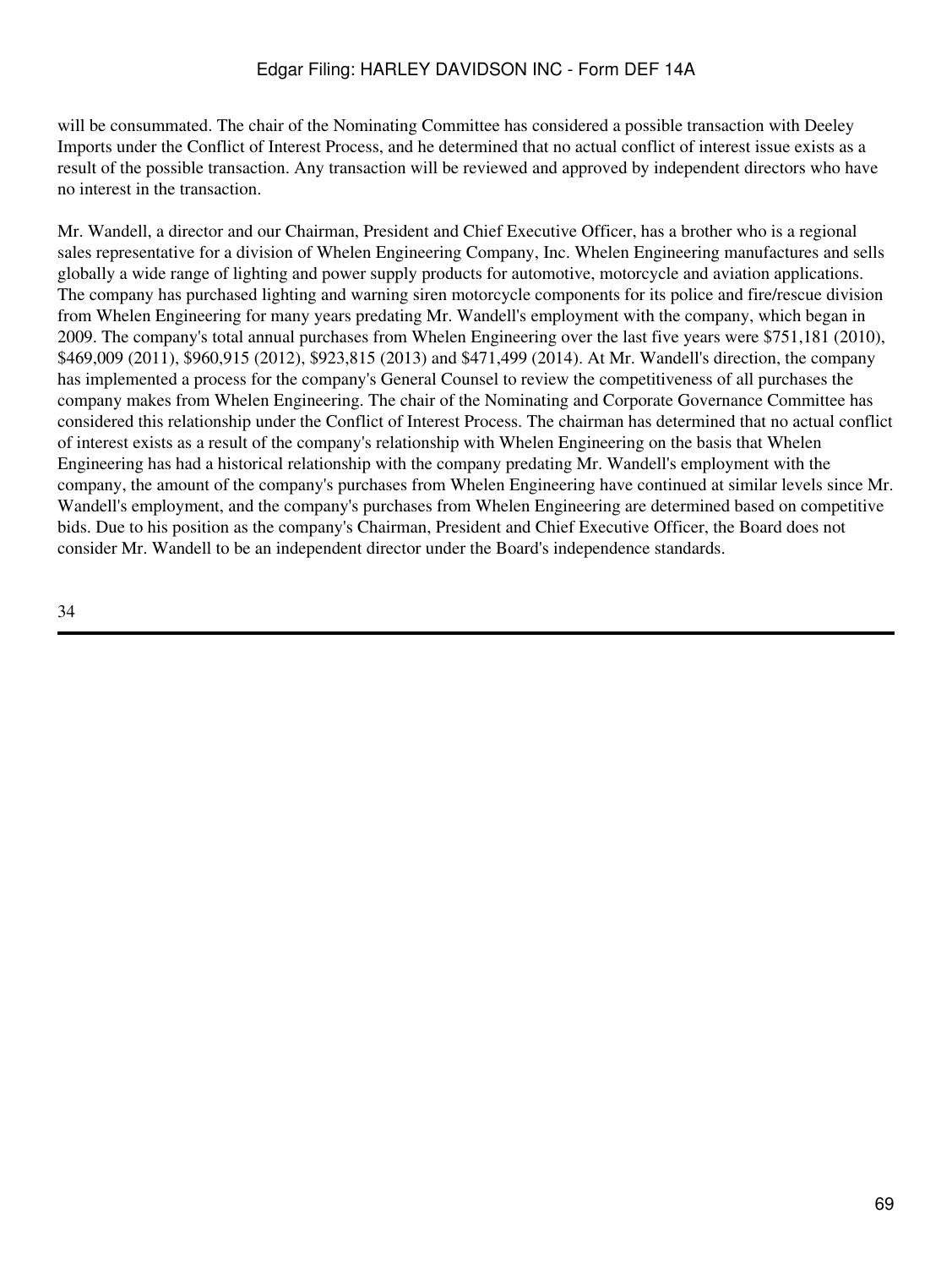will be consummated. The chair of the Nominating Committee has considered a possible transaction with Deeley Imports under the Conflict of Interest Process, and he determined that no actual conflict of interest issue exists as a result of the possible transaction. Any transaction will be reviewed and approved by independent directors who have no interest in the transaction.

Mr. Wandell, a director and our Chairman, President and Chief Executive Officer, has a brother who is a regional sales representative for a division of Whelen Engineering Company, Inc. Whelen Engineering manufactures and sells globally a wide range of lighting and power supply products for automotive, motorcycle and aviation applications. The company has purchased lighting and warning siren motorcycle components for its police and fire/rescue division from Whelen Engineering for many years predating Mr. Wandell's employment with the company, which began in 2009. The company's total annual purchases from Whelen Engineering over the last five years were $751,181 (2010), $469,009 (2011), $960,915 (2012), $923,815 (2013) and $471,499 (2014). At Mr. Wandell's direction, the company has implemented a process for the company's General Counsel to review the competitiveness of all purchases the company makes from Whelen Engineering. The chair of the Nominating and Corporate Governance Committee has considered this relationship under the Conflict of Interest Process. The chairman has determined that no actual conflict of interest exists as a result of the company's relationship with Whelen Engineering on the basis that Whelen Engineering has had a historical relationship with the company predating Mr. Wandell's employment with the company, the amount of the company's purchases from Whelen Engineering have continued at similar levels since Mr. Wandell's employment, and the company's purchases from Whelen Engineering are determined based on competitive bids. Due to his position as the company's Chairman, President and Chief Executive Officer, the Board does not consider Mr. Wandell to be an independent director under the Board's independence standards.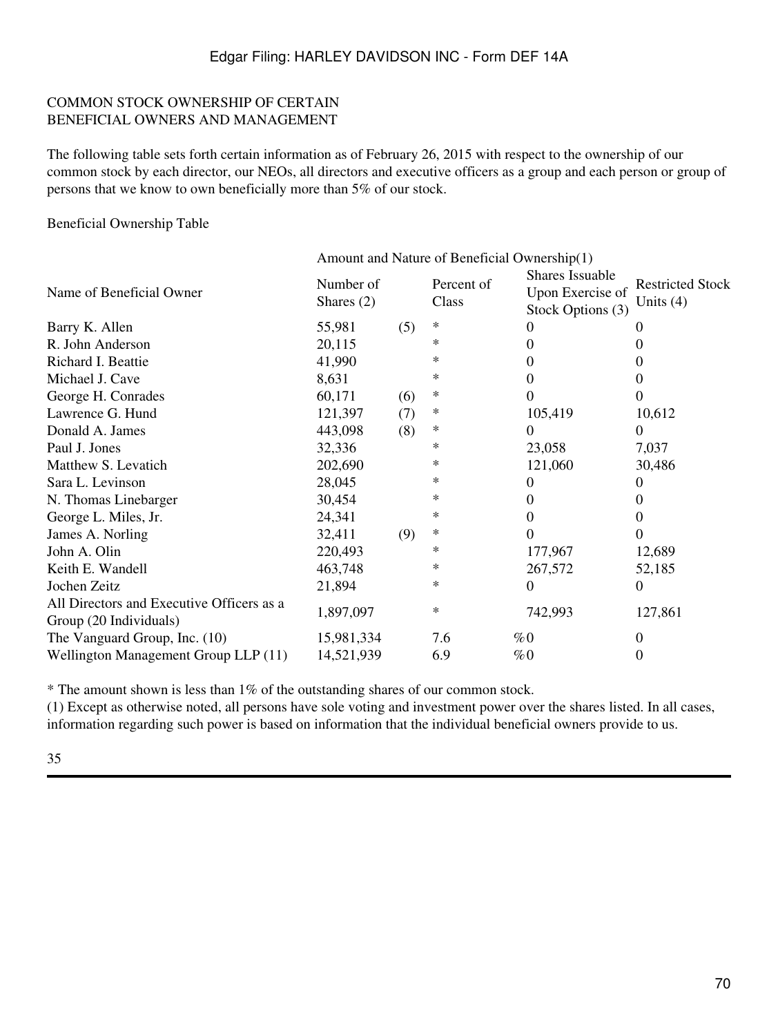COMMON STOCK OWNERSHIP OF CERTAIN BENEFICIAL OWNERS AND MANAGEMENT

The following table sets forth certain information as of February 26, 2015 with respect to the ownership of our common stock by each director, our NEOs, all directors and executive officers as a group and each person or group of persons that we know to own beneficially more than 5% of our stock.

Beneficial Ownership Table

| Name of Beneficial Owner | Amount and Nature of Beneficial Ownership(1) | | | |
|---|---|---|---|---|
| | Number of Shares (2) | Percent of Class | Shares Issuable Upon Exercise of Stock Options (3) | Restricted Stock Units (4) |
| Barry K. Allen | 55,981 (5) | * | 0 | 0 |
| R. John Anderson | 20,115 | * | 0 | 0 |
| Richard I. Beattie | 41,990 | * | 0 | 0 |
| Michael J. Cave | 8,631 | * | 0 | 0 |
| George H. Conrades | 60,171 (6) | * | 0 | 0 |
| Lawrence G. Hund | 121,397 (7) | * | 105,419 | 10,612 |
| Donald A. James | 443,098 (8) | * | 0 | 0 |
| Paul J. Jones | 32,336 | * | 23,058 | 7,037 |
| Matthew S. Levatich | 202,690 | * | 121,060 | 30,486 |
| Sara L. Levinson | 28,045 | * | 0 | 0 |
| N. Thomas Linebarger | 30,454 | * | 0 | 0 |
| George L. Miles, Jr. | 24,341 | * | 0 | 0 |
| James A. Norling | 32,411 (9) | * | 0 | 0 |
| John A. Olin | 220,493 | * | 177,967 | 12,689 |
| Keith E. Wandell | 463,748 | * | 267,572 | 52,185 |
| Jochen Zeitz | 21,894 | * | 0 | 0 |
| All Directors and Executive Officers as a Group (20 Individuals) | 1,897,097 | * | 742,993 | 127,861 |
| The Vanguard Group, Inc. (10) | 15,981,334 | 7.6 % | 0 | 0 |
| Wellington Management Group LLP (11) | 14,521,939 | 6.9 % | 0 | 0 |

* The amount shown is less than 1% of the outstanding shares of our common stock.

(1) Except as otherwise noted, all persons have sole voting and investment power over the shares listed. In all cases, information regarding such power is based on information that the individual beneficial owners provide to us.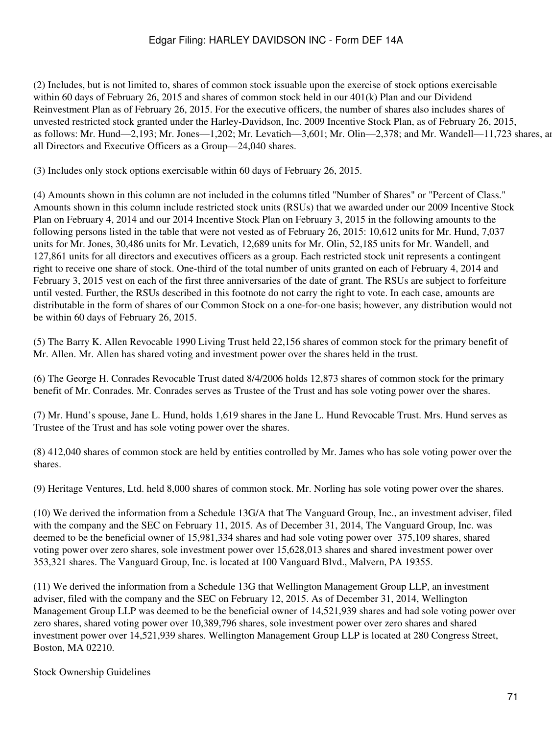(2) Includes, but is not limited to, shares of common stock issuable upon the exercise of stock options exercisable within 60 days of February 26, 2015 and shares of common stock held in our 401(k) Plan and our Dividend Reinvestment Plan as of February 26, 2015. For the executive officers, the number of shares also includes shares of unvested restricted stock granted under the Harley-Davidson, Inc. 2009 Incentive Stock Plan, as of February 26, 2015, as follows: Mr. Hund—2,193; Mr. Jones—1,202; Mr. Levatich—3,601; Mr. Olin—2,378; and Mr. Wandell—11,723 shares, an all Directors and Executive Officers as a Group—24,040 shares.

(3) Includes only stock options exercisable within 60 days of February 26, 2015.

(4) Amounts shown in this column are not included in the columns titled "Number of Shares" or "Percent of Class." Amounts shown in this column include restricted stock units (RSUs) that we awarded under our 2009 Incentive Stock Plan on February 4, 2014 and our 2014 Incentive Stock Plan on February 3, 2015 in the following amounts to the following persons listed in the table that were not vested as of February 26, 2015: 10,612 units for Mr. Hund, 7,037 units for Mr. Jones, 30,486 units for Mr. Levatich, 12,689 units for Mr. Olin, 52,185 units for Mr. Wandell, and 127,861 units for all directors and executives officers as a group. Each restricted stock unit represents a contingent right to receive one share of stock. One-third of the total number of units granted on each of February 4, 2014 and February 3, 2015 vest on each of the first three anniversaries of the date of grant. The RSUs are subject to forfeiture until vested. Further, the RSUs described in this footnote do not carry the right to vote. In each case, amounts are distributable in the form of shares of our Common Stock on a one-for-one basis; however, any distribution would not be within 60 days of February 26, 2015.

(5) The Barry K. Allen Revocable 1990 Living Trust held 22,156 shares of common stock for the primary benefit of Mr. Allen. Mr. Allen has shared voting and investment power over the shares held in the trust.

(6) The George H. Conrades Revocable Trust dated 8/4/2006 holds 12,873 shares of common stock for the primary benefit of Mr. Conrades. Mr. Conrades serves as Trustee of the Trust and has sole voting power over the shares.

(7) Mr. Hund's spouse, Jane L. Hund, holds 1,619 shares in the Jane L. Hund Revocable Trust. Mrs. Hund serves as Trustee of the Trust and has sole voting power over the shares.

(8) 412,040 shares of common stock are held by entities controlled by Mr. James who has sole voting power over the shares.

(9) Heritage Ventures, Ltd. held 8,000 shares of common stock. Mr. Norling has sole voting power over the shares.

(10) We derived the information from a Schedule 13G/A that The Vanguard Group, Inc., an investment adviser, filed with the company and the SEC on February 11, 2015. As of December 31, 2014, The Vanguard Group, Inc. was deemed to be the beneficial owner of 15,981,334 shares and had sole voting power over 375,109 shares, shared voting power over zero shares, sole investment power over 15,628,013 shares and shared investment power over 353,321 shares. The Vanguard Group, Inc. is located at 100 Vanguard Blvd., Malvern, PA 19355.

(11) We derived the information from a Schedule 13G that Wellington Management Group LLP, an investment adviser, filed with the company and the SEC on February 12, 2015. As of December 31, 2014, Wellington Management Group LLP was deemed to be the beneficial owner of 14,521,939 shares and had sole voting power over zero shares, shared voting power over 10,389,796 shares, sole investment power over zero shares and shared investment power over 14,521,939 shares. Wellington Management Group LLP is located at 280 Congress Street, Boston, MA 02210.

Stock Ownership Guidelines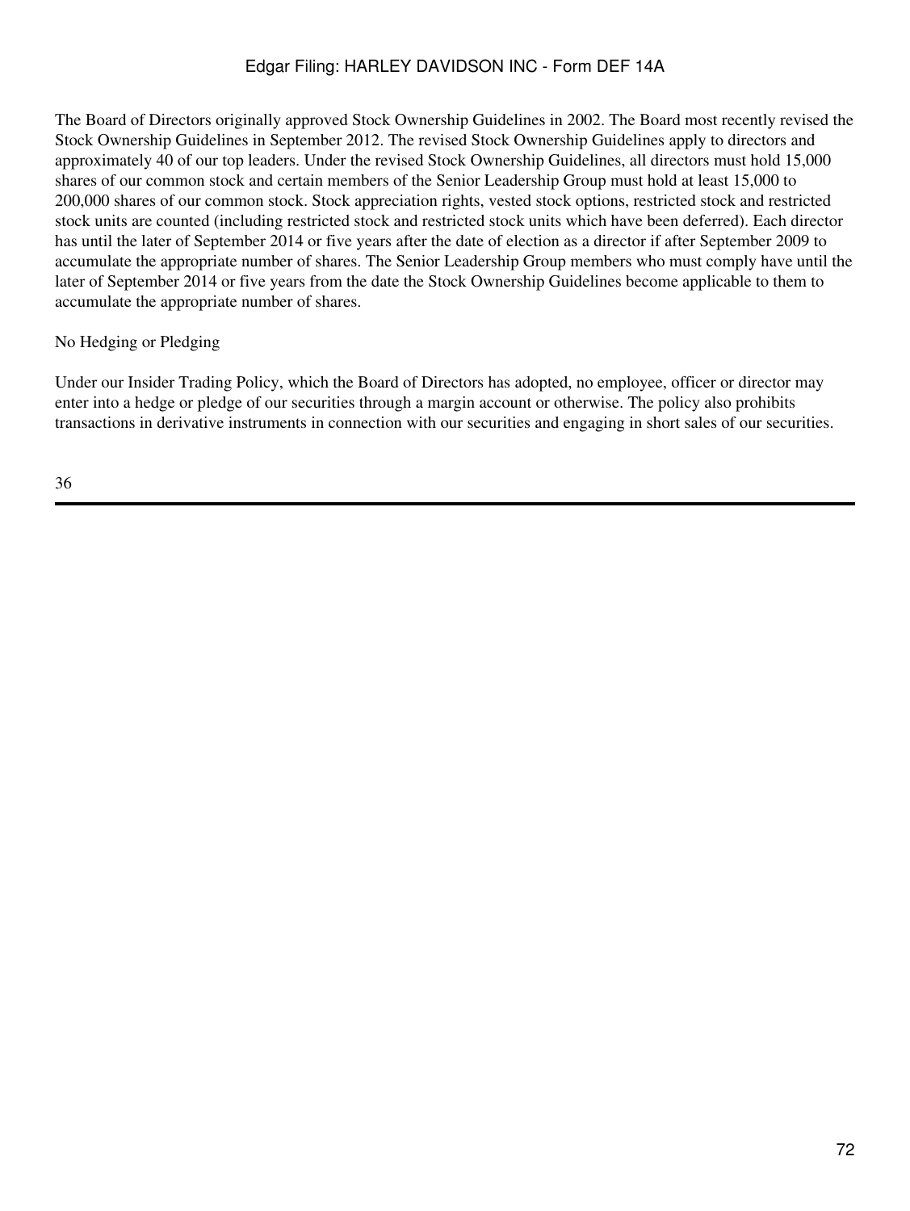The Board of Directors originally approved Stock Ownership Guidelines in 2002. The Board most recently revised the Stock Ownership Guidelines in September 2012. The revised Stock Ownership Guidelines apply to directors and approximately 40 of our top leaders. Under the revised Stock Ownership Guidelines, all directors must hold 15,000 shares of our common stock and certain members of the Senior Leadership Group must hold at least 15,000 to 200,000 shares of our common stock. Stock appreciation rights, vested stock options, restricted stock and restricted stock units are counted (including restricted stock and restricted stock units which have been deferred). Each director has until the later of September 2014 or five years after the date of election as a director if after September 2009 to accumulate the appropriate number of shares. The Senior Leadership Group members who must comply have until the later of September 2014 or five years from the date the Stock Ownership Guidelines become applicable to them to accumulate the appropriate number of shares.

No Hedging or Pledging

Under our Insider Trading Policy, which the Board of Directors has adopted, no employee, officer or director may enter into a hedge or pledge of our securities through a margin account or otherwise. The policy also prohibits transactions in derivative instruments in connection with our securities and engaging in short sales of our securities.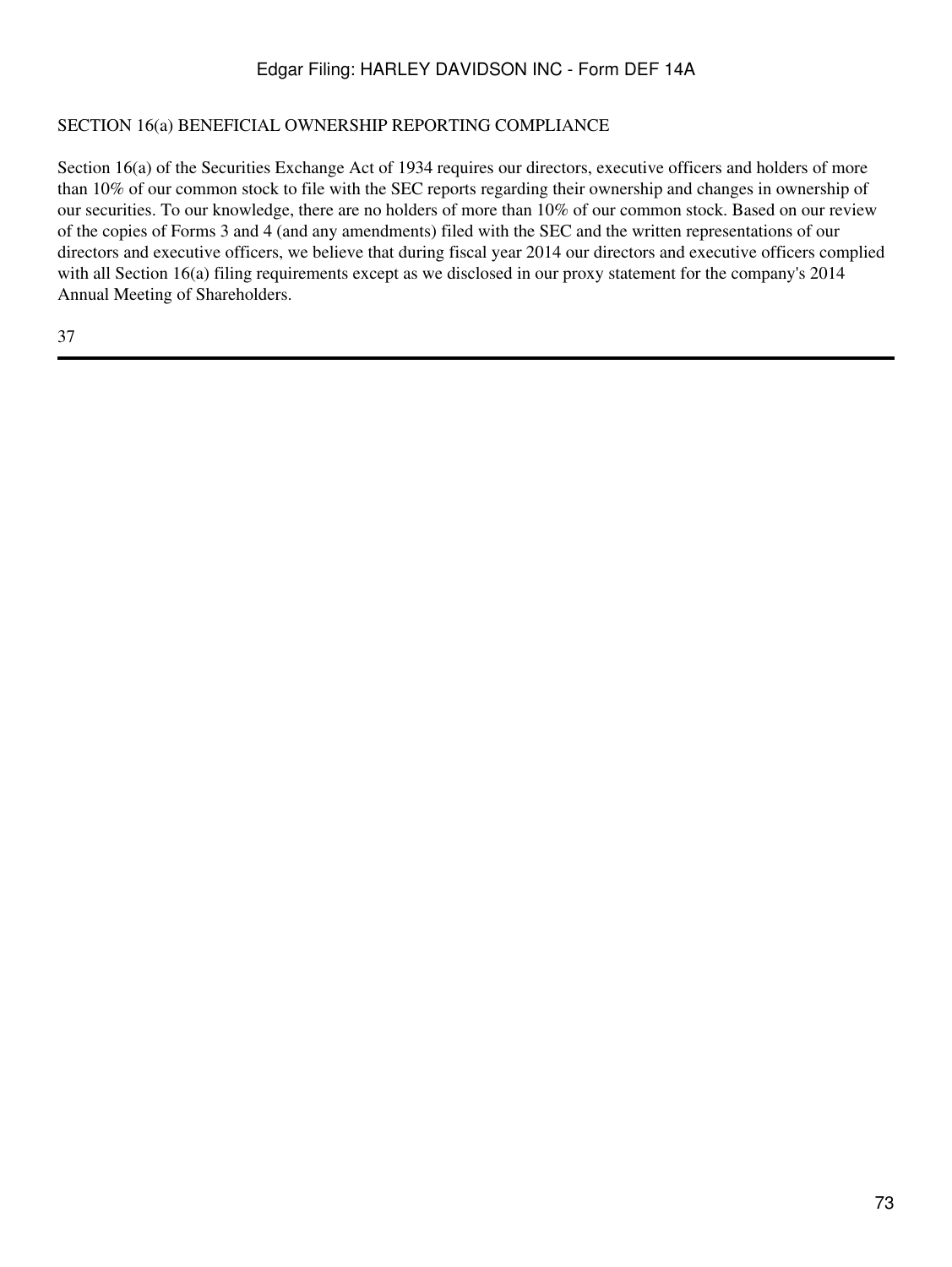## SECTION 16(a) BENEFICIAL OWNERSHIP REPORTING COMPLIANCE

Section 16(a) of the Securities Exchange Act of 1934 requires our directors, executive officers and holders of more than 10% of our common stock to file with the SEC reports regarding their ownership and changes in ownership of our securities. To our knowledge, there are no holders of more than 10% of our common stock. Based on our review of the copies of Forms 3 and 4 (and any amendments) filed with the SEC and the written representations of our directors and executive officers, we believe that during fiscal year 2014 our directors and executive officers complied with all Section 16(a) filing requirements except as we disclosed in our proxy statement for the company's 2014 Annual Meeting of Shareholders.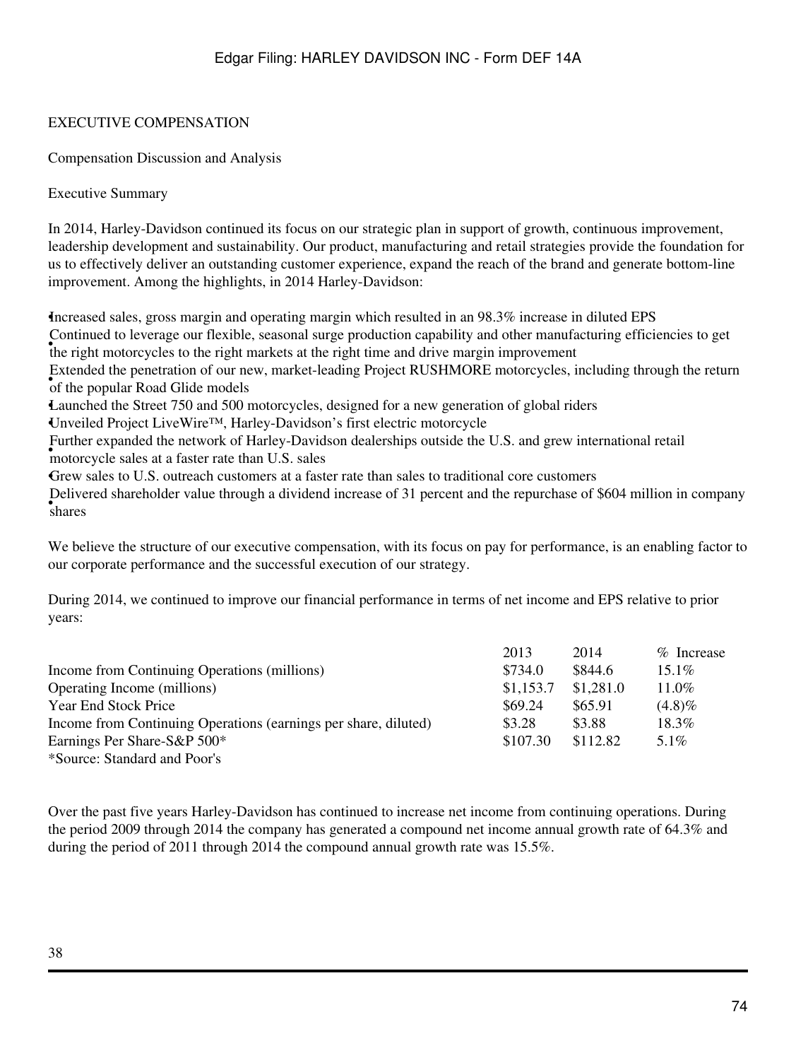# EXECUTIVE COMPENSATION

## Compensation Discussion and Analysis

### Executive Summary

In 2014, Harley-Davidson continued its focus on our strategic plan in support of growth, continuous improvement, leadership development and sustainability. Our product, manufacturing and retail strategies provide the foundation for us to effectively deliver an outstanding customer experience, expand the reach of the brand and generate bottom-line improvement. Among the highlights, in 2014 Harley-Davidson:

- Increased sales, gross margin and operating margin which resulted in an 98.3% increase in diluted EPS
- Continued to leverage our flexible, seasonal surge production capability and other manufacturing efficiencies to get the right motorcycles to the right markets at the right time and drive margin improvement
- Extended the penetration of our new, market-leading Project RUSHMORE motorcycles, including through the return of the popular Road Glide models
- Launched the Street 750 and 500 motorcycles, designed for a new generation of global riders
- Unveiled Project LiveWire™, Harley-Davidson’s first electric motorcycle
- Further expanded the network of Harley-Davidson dealerships outside the U.S. and grew international retail motorcycle sales at a faster rate than U.S. sales
- Grew sales to U.S. outreach customers at a faster rate than sales to traditional core customers
- Delivered shareholder value through a dividend increase of 31 percent and the repurchase of $604 million in company shares

We believe the structure of our executive compensation, with its focus on pay for performance, is an enabling factor to our corporate performance and the successful execution of our strategy.

During 2014, we continued to improve our financial performance in terms of net income and EPS relative to prior years:

| | 2013 | 2014 | % Increase |
|---|---|---|---|
| Income from Continuing Operations (millions) | $734.0 | $844.6 | 15.1% |
| Operating Income (millions) | $1,153.7 | $1,281.0 | 11.0% |
| Year End Stock Price | $69.24 | $65.91 | (4.8)% |
| Income from Continuing Operations (earnings per share, diluted) | $3.28 | $3.88 | 18.3% |
| Earnings Per Share-S&P 500* | $107.30 | $112.82 | 5.1% |

*Source: Standard and Poor's

Over the past five years Harley-Davidson has continued to increase net income from continuing operations. During the period 2009 through 2014 the company has generated a compound net income annual growth rate of 64.3% and during the period of 2011 through 2014 the compound annual growth rate was 15.5%.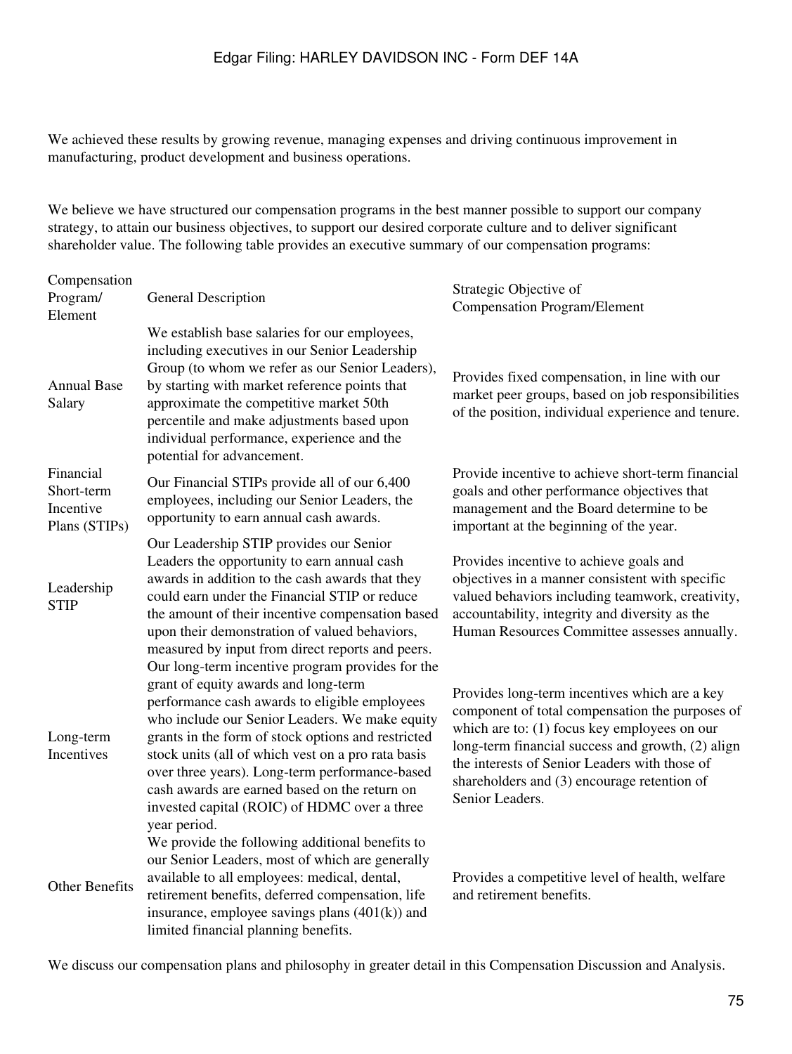We achieved these results by growing revenue, managing expenses and driving continuous improvement in manufacturing, product development and business operations.

We believe we have structured our compensation programs in the best manner possible to support our company strategy, to attain our business objectives, to support our desired corporate culture and to deliver significant shareholder value. The following table provides an executive summary of our compensation programs:

| Compensation Program/ Element | General Description | Strategic Objective of Compensation Program/Element |
|---|---|---|
| Annual Base Salary | We establish base salaries for our employees, including executives in our Senior Leadership Group (to whom we refer as our Senior Leaders), by starting with market reference points that approximate the competitive market 50th percentile and make adjustments based upon individual performance, experience and the potential for advancement. | Provides fixed compensation, in line with our market peer groups, based on job responsibilities of the position, individual experience and tenure. |
| Financial Short-term Incentive Plans (STIPs) | Our Financial STIPs provide all of our 6,400 employees, including our Senior Leaders, the opportunity to earn annual cash awards. | Provide incentive to achieve short-term financial goals and other performance objectives that management and the Board determine to be important at the beginning of the year. |
| Leadership STIP | Our Leadership STIP provides our Senior Leaders the opportunity to earn annual cash awards in addition to the cash awards that they could earn under the Financial STIP or reduce the amount of their incentive compensation based upon their demonstration of valued behaviors, measured by input from direct reports and peers. | Provides incentive to achieve goals and objectives in a manner consistent with specific valued behaviors including teamwork, creativity, accountability, integrity and diversity as the Human Resources Committee assesses annually. |
| Long-term Incentives | Our long-term incentive program provides for the grant of equity awards and long-term performance cash awards to eligible employees who include our Senior Leaders. We make equity grants in the form of stock options and restricted stock units (all of which vest on a pro rata basis over three years). Long-term performance-based cash awards are earned based on the return on invested capital (ROIC) of HDMC over a three year period. | Provides long-term incentives which are a key component of total compensation the purposes of which are to: (1) focus key employees on our long-term financial success and growth, (2) align the interests of Senior Leaders with those of shareholders and (3) encourage retention of Senior Leaders. |
| Other Benefits | We provide the following additional benefits to our Senior Leaders, most of which are generally available to all employees: medical, dental, retirement benefits, deferred compensation, life insurance, employee savings plans (401(k)) and limited financial planning benefits. | Provides a competitive level of health, welfare and retirement benefits. |

We discuss our compensation plans and philosophy in greater detail in this Compensation Discussion and Analysis.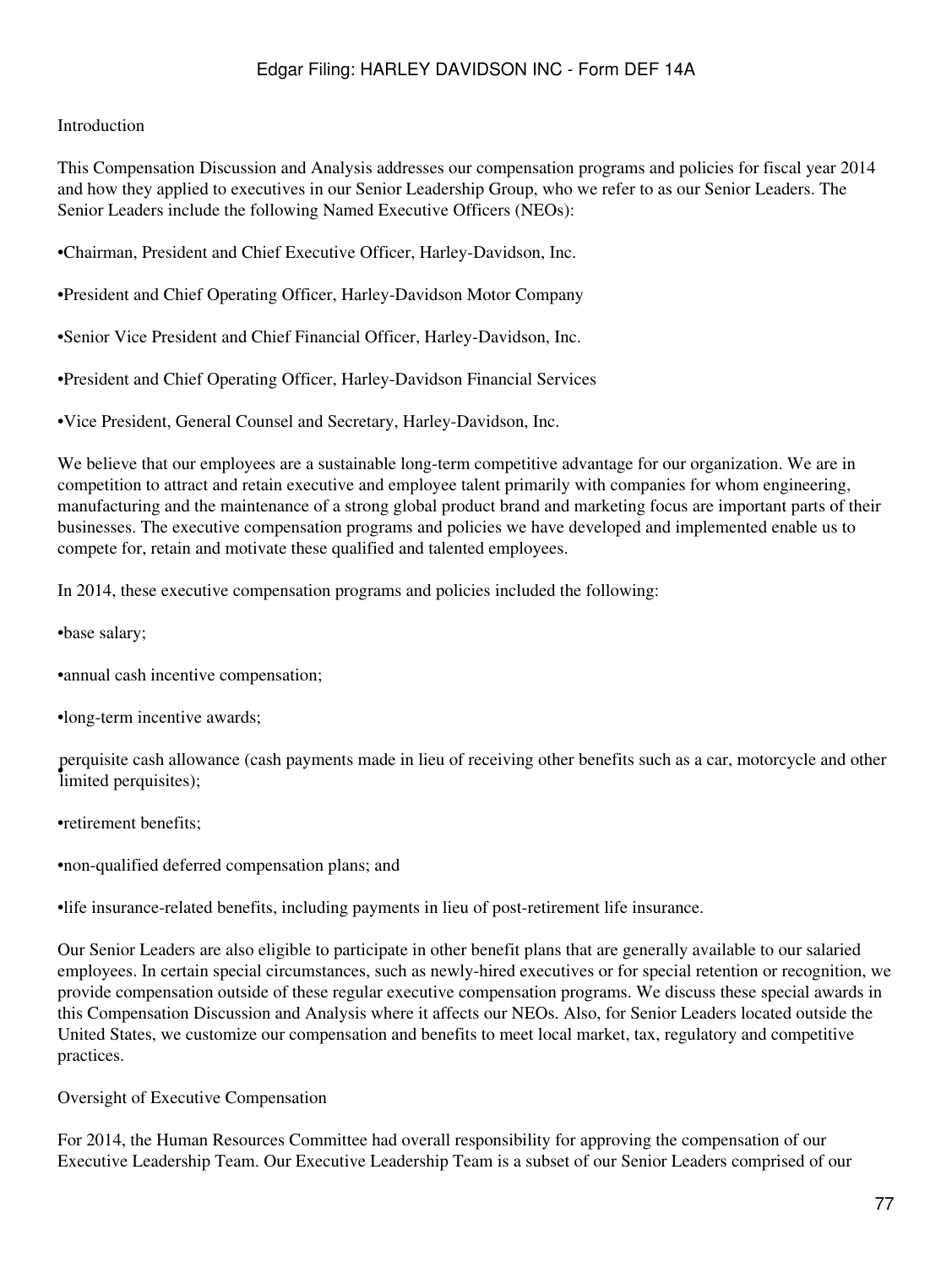## Introduction

This Compensation Discussion and Analysis addresses our compensation programs and policies for fiscal year 2014 and how they applied to executives in our Senior Leadership Group, who we refer to as our Senior Leaders. The Senior Leaders include the following Named Executive Officers (NEOs):

- Chairman, President and Chief Executive Officer, Harley-Davidson, Inc.
- President and Chief Operating Officer, Harley-Davidson Motor Company
- Senior Vice President and Chief Financial Officer, Harley-Davidson, Inc.
- President and Chief Operating Officer, Harley-Davidson Financial Services
- Vice President, General Counsel and Secretary, Harley-Davidson, Inc.

We believe that our employees are a sustainable long-term competitive advantage for our organization. We are in competition to attract and retain executive and employee talent primarily with companies for whom engineering, manufacturing and the maintenance of a strong global product brand and marketing focus are important parts of their businesses. The executive compensation programs and policies we have developed and implemented enable us to compete for, retain and motivate these qualified and talented employees.

In 2014, these executive compensation programs and policies included the following:

- base salary;
- annual cash incentive compensation;
- long-term incentive awards;
- perquisite cash allowance (cash payments made in lieu of receiving other benefits such as a car, motorcycle and other limited perquisites);
- retirement benefits;
- non-qualified deferred compensation plans; and
- life insurance-related benefits, including payments in lieu of post-retirement life insurance.

Our Senior Leaders are also eligible to participate in other benefit plans that are generally available to our salaried employees. In certain special circumstances, such as newly-hired executives or for special retention or recognition, we provide compensation outside of these regular executive compensation programs. We discuss these special awards in this Compensation Discussion and Analysis where it affects our NEOs. Also, for Senior Leaders located outside the United States, we customize our compensation and benefits to meet local market, tax, regulatory and competitive practices.

## Oversight of Executive Compensation

For 2014, the Human Resources Committee had overall responsibility for approving the compensation of our Executive Leadership Team. Our Executive Leadership Team is a subset of our Senior Leaders comprised of our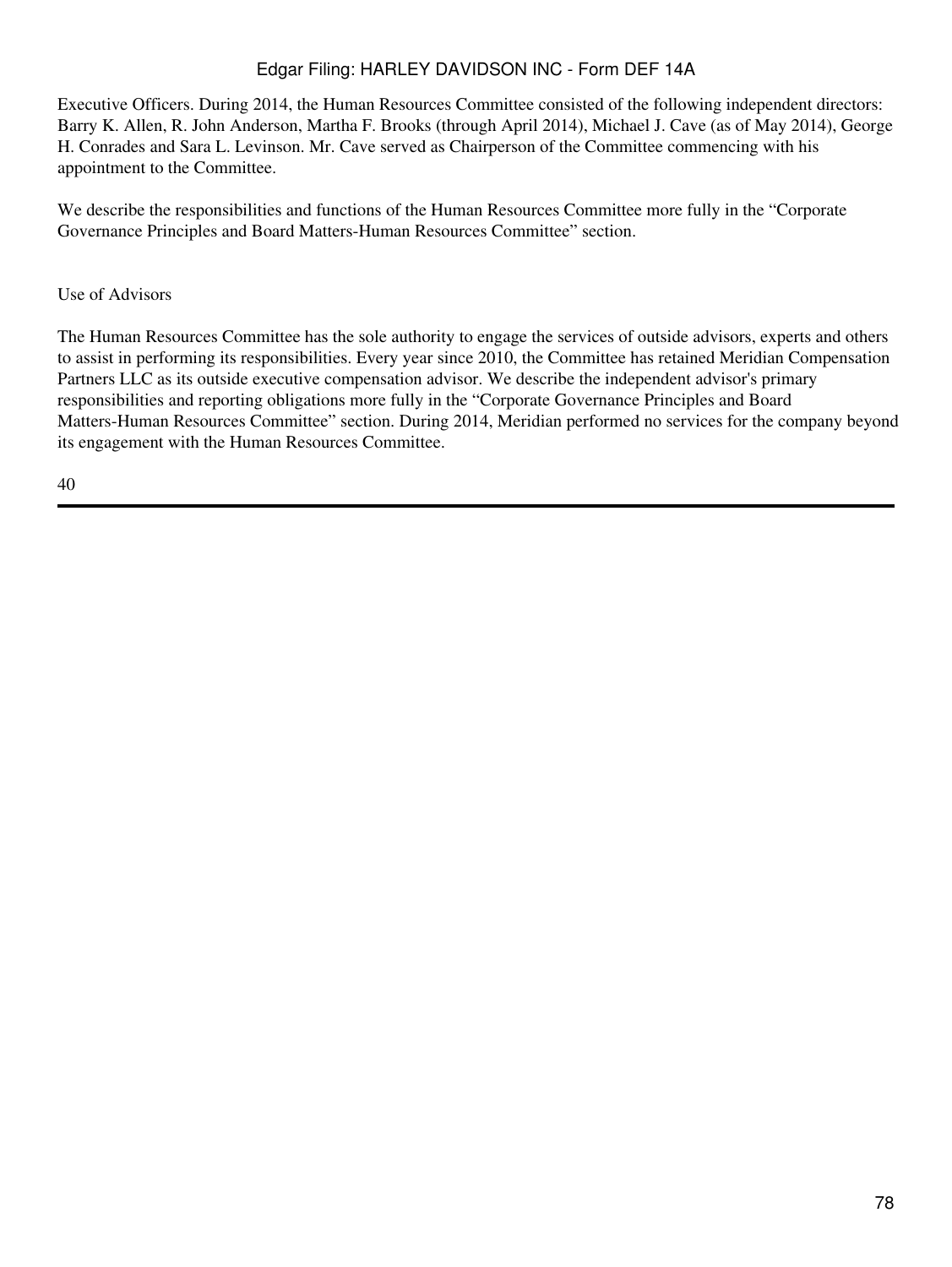Executive Officers. During 2014, the Human Resources Committee consisted of the following independent directors: Barry K. Allen, R. John Anderson, Martha F. Brooks (through April 2014), Michael J. Cave (as of May 2014), George H. Conrades and Sara L. Levinson. Mr. Cave served as Chairperson of the Committee commencing with his appointment to the Committee.

We describe the responsibilities and functions of the Human Resources Committee more fully in the "Corporate Governance Principles and Board Matters-Human Resources Committee" section.

Use of Advisors

The Human Resources Committee has the sole authority to engage the services of outside advisors, experts and others to assist in performing its responsibilities. Every year since 2010, the Committee has retained Meridian Compensation Partners LLC as its outside executive compensation advisor. We describe the independent advisor's primary responsibilities and reporting obligations more fully in the "Corporate Governance Principles and Board Matters-Human Resources Committee" section. During 2014, Meridian performed no services for the company beyond its engagement with the Human Resources Committee.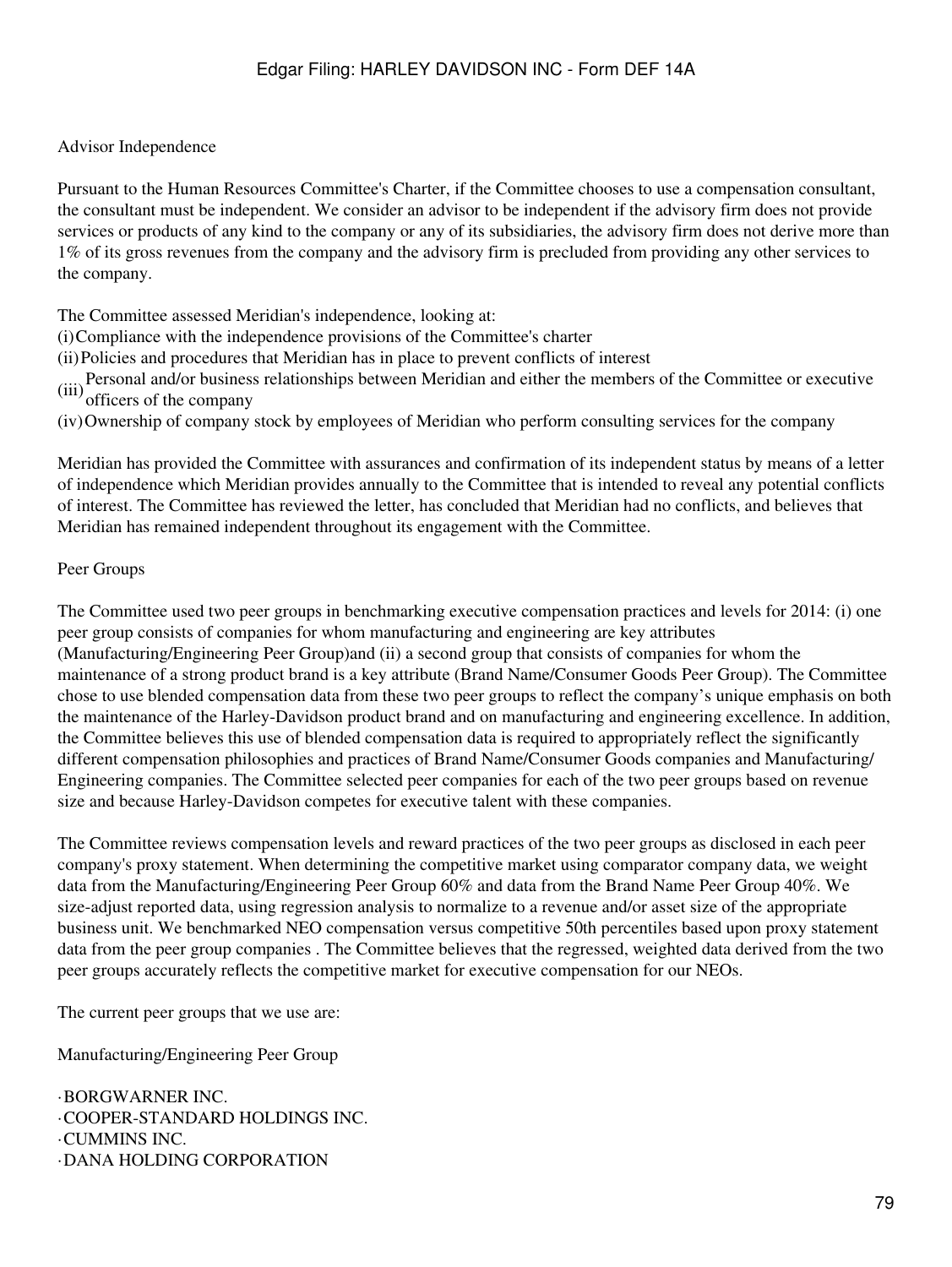Advisor Independence

Pursuant to the Human Resources Committee's Charter, if the Committee chooses to use a compensation consultant, the consultant must be independent. We consider an advisor to be independent if the advisory firm does not provide services or products of any kind to the company or any of its subsidiaries, the advisory firm does not derive more than 1% of its gross revenues from the company and the advisory firm is precluded from providing any other services to the company.

The Committee assessed Meridian's independence, looking at:

(i) Compliance with the independence provisions of the Committee's charter
(ii) Policies and procedures that Meridian has in place to prevent conflicts of interest
(iii) Personal and/or business relationships between Meridian and either the members of the Committee or executive officers of the company
(iv) Ownership of company stock by employees of Meridian who perform consulting services for the company

Meridian has provided the Committee with assurances and confirmation of its independent status by means of a letter of independence which Meridian provides annually to the Committee that is intended to reveal any potential conflicts of interest. The Committee has reviewed the letter, has concluded that Meridian had no conflicts, and believes that Meridian has remained independent throughout its engagement with the Committee.

Peer Groups

The Committee used two peer groups in benchmarking executive compensation practices and levels for 2014: (i) one peer group consists of companies for whom manufacturing and engineering are key attributes (Manufacturing/Engineering Peer Group)and (ii) a second group that consists of companies for whom the maintenance of a strong product brand is a key attribute (Brand Name/Consumer Goods Peer Group). The Committee chose to use blended compensation data from these two peer groups to reflect the company's unique emphasis on both the maintenance of the Harley-Davidson product brand and on manufacturing and engineering excellence. In addition, the Committee believes this use of blended compensation data is required to appropriately reflect the significantly different compensation philosophies and practices of Brand Name/Consumer Goods companies and Manufacturing/ Engineering companies. The Committee selected peer companies for each of the two peer groups based on revenue size and because Harley-Davidson competes for executive talent with these companies.

The Committee reviews compensation levels and reward practices of the two peer groups as disclosed in each peer company's proxy statement. When determining the competitive market using comparator company data, we weight data from the Manufacturing/Engineering Peer Group 60% and data from the Brand Name Peer Group 40%. We size-adjust reported data, using regression analysis to normalize to a revenue and/or asset size of the appropriate business unit. We benchmarked NEO compensation versus competitive 50th percentiles based upon proxy statement data from the peer group companies . The Committee believes that the regressed, weighted data derived from the two peer groups accurately reflects the competitive market for executive compensation for our NEOs.

The current peer groups that we use are:

Manufacturing/Engineering Peer Group

- BORGWARNER INC.
- COOPER-STANDARD HOLDINGS INC.
- CUMMINS INC.
- DANA HOLDING CORPORATION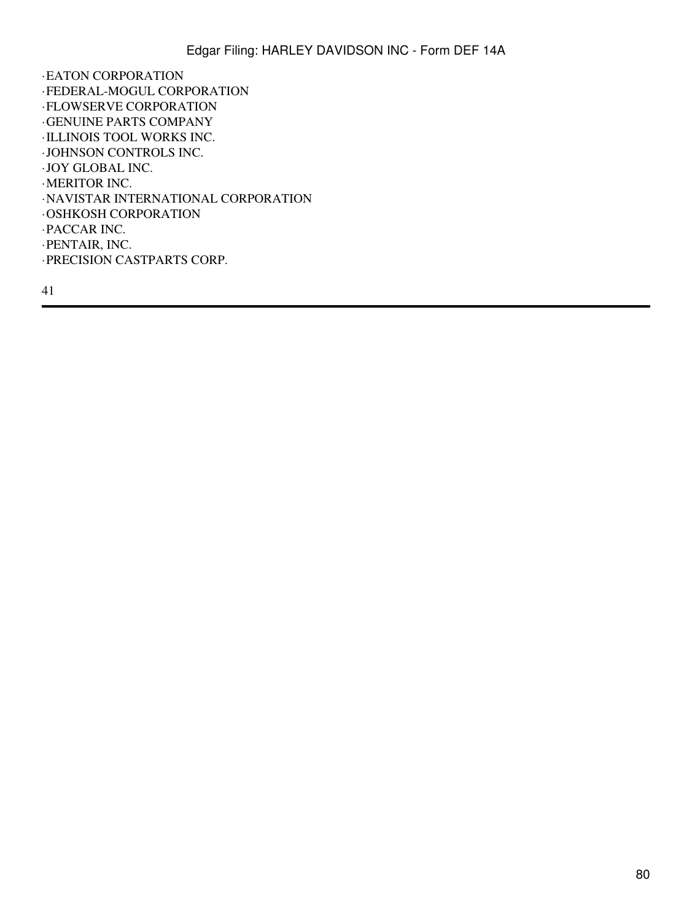- EATON CORPORATION
- FEDERAL-MOGUL CORPORATION
- FLOWSERVE CORPORATION
- GENUINE PARTS COMPANY
- ILLINOIS TOOL WORKS INC.
- JOHNSON CONTROLS INC.
- JOY GLOBAL INC.
- MERITOR INC.
- NAVISTAR INTERNATIONAL CORPORATION
- OSHKOSH CORPORATION
- PACCAR INC.
- PENTAIR, INC.
- PRECISION CASTPARTS CORP.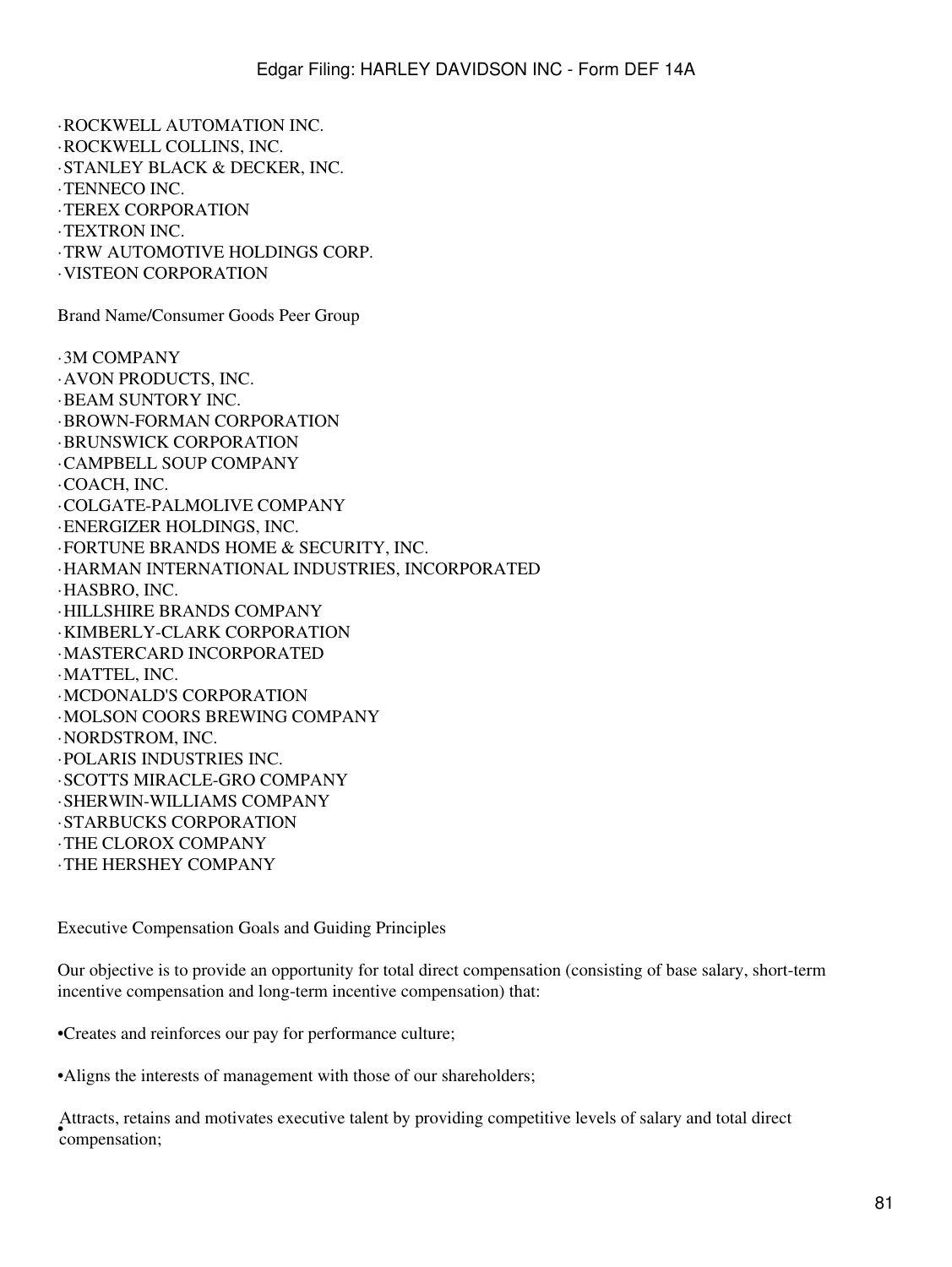- ROCKWELL AUTOMATION INC.
- ROCKWELL COLLINS, INC.
- STANLEY BLACK & DECKER, INC.
- TENNECO INC.
- TEREX CORPORATION
- TEXTRON INC.
- TRW AUTOMOTIVE HOLDINGS CORP.
- VISTEON CORPORATION

Brand Name/Consumer Goods Peer Group

- 3M COMPANY
- AVON PRODUCTS, INC.
- BEAM SUNTORY INC.
- BROWN-FORMAN CORPORATION
- BRUNSWICK CORPORATION
- CAMPBELL SOUP COMPANY
- COACH, INC.
- COLGATE-PALMOLIVE COMPANY
- ENERGIZER HOLDINGS, INC.
- FORTUNE BRANDS HOME & SECURITY, INC.
- HARMAN INTERNATIONAL INDUSTRIES, INCORPORATED
- HASBRO, INC.
- HILLSHIRE BRANDS COMPANY
- KIMBERLY-CLARK CORPORATION
- MASTERCARD INCORPORATED
- MATTEL, INC.
- MCDONALD'S CORPORATION
- MOLSON COORS BREWING COMPANY
- NORDSTROM, INC.
- POLARIS INDUSTRIES INC.
- SCOTTS MIRACLE-GRO COMPANY
- SHERWIN-WILLIAMS COMPANY
- STARBUCKS CORPORATION
- THE CLOROX COMPANY
- THE HERSHEY COMPANY

Executive Compensation Goals and Guiding Principles

Our objective is to provide an opportunity for total direct compensation (consisting of base salary, short-term incentive compensation and long-term incentive compensation) that:

- Creates and reinforces our pay for performance culture;
- Aligns the interests of management with those of our shareholders;
- Attracts, retains and motivates executive talent by providing competitive levels of salary and total direct compensation;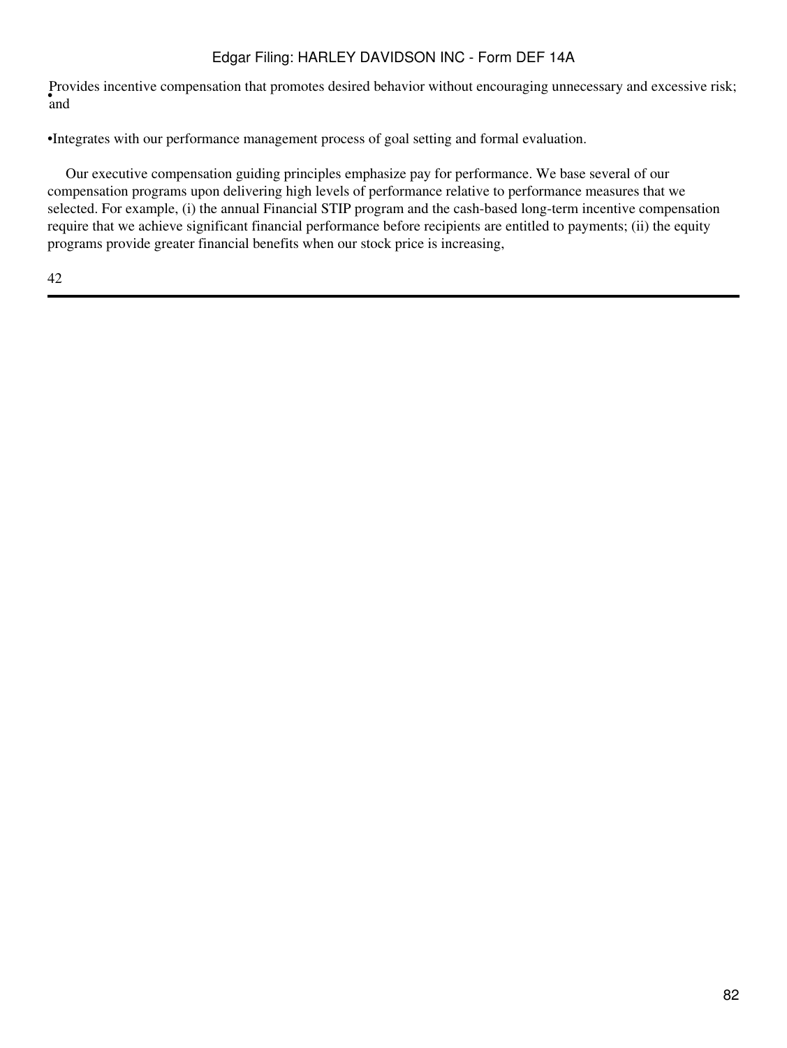- Provides incentive compensation that promotes desired behavior without encouraging unnecessary and excessive risk; and

- Integrates with our performance management process of goal setting and formal evaluation.

Our executive compensation guiding principles emphasize pay for performance. We base several of our compensation programs upon delivering high levels of performance relative to performance measures that we selected. For example, (i) the annual Financial STIP program and the cash-based long-term incentive compensation require that we achieve significant financial performance before recipients are entitled to payments; (ii) the equity programs provide greater financial benefits when our stock price is increasing,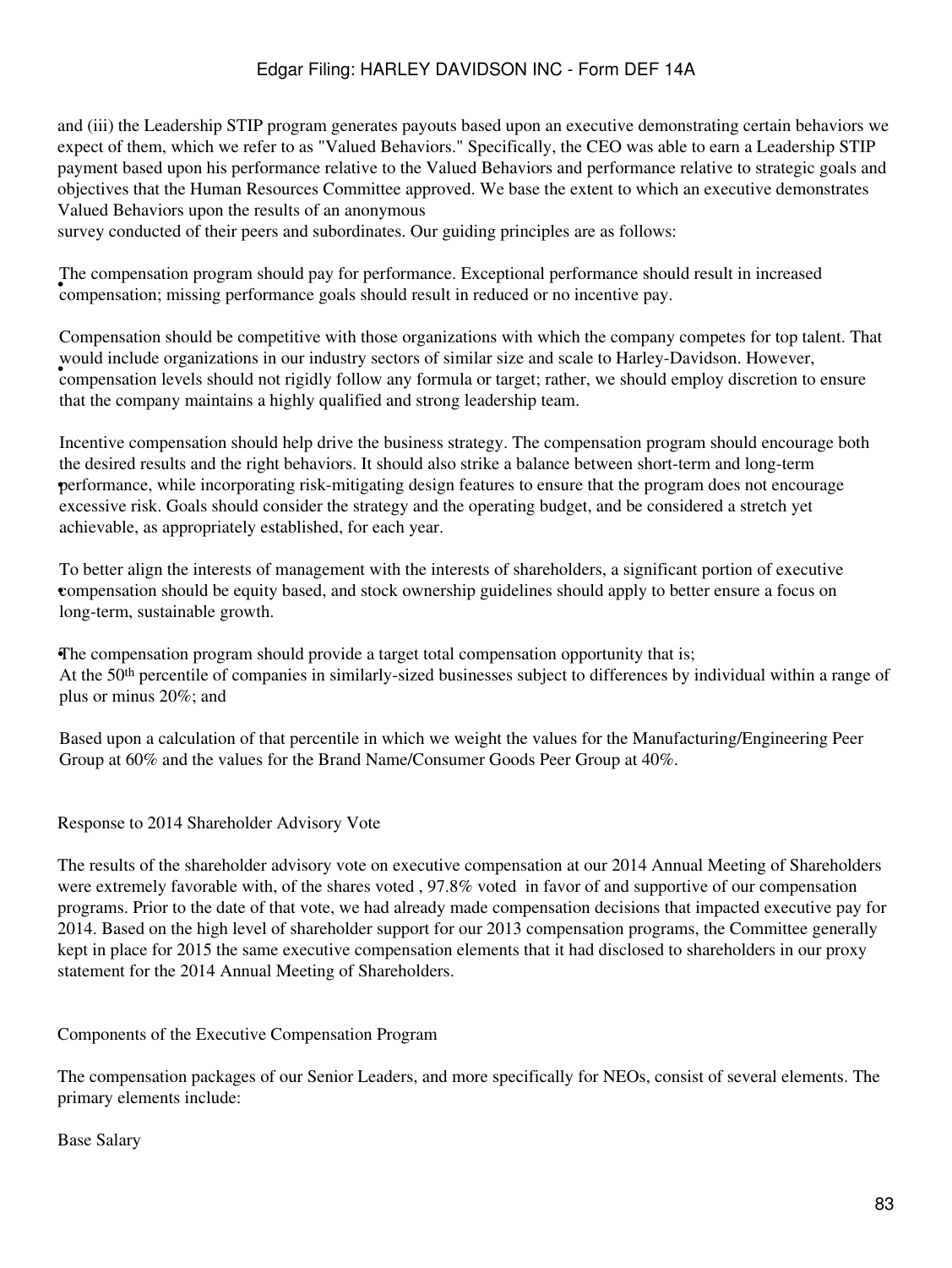and (iii) the Leadership STIP program generates payouts based upon an executive demonstrating certain behaviors we expect of them, which we refer to as "Valued Behaviors." Specifically, the CEO was able to earn a Leadership STIP payment based upon his performance relative to the Valued Behaviors and performance relative to strategic goals and objectives that the Human Resources Committee approved. We base the extent to which an executive demonstrates Valued Behaviors upon the results of an anonymous survey conducted of their peers and subordinates. Our guiding principles are as follows:

- The compensation program should pay for performance. Exceptional performance should result in increased compensation; missing performance goals should result in reduced or no incentive pay.
- Compensation should be competitive with those organizations with which the company competes for top talent. That would include organizations in our industry sectors of similar size and scale to Harley-Davidson. However, compensation levels should not rigidly follow any formula or target; rather, we should employ discretion to ensure that the company maintains a highly qualified and strong leadership team.
- Incentive compensation should help drive the business strategy. The compensation program should encourage both the desired results and the right behaviors. It should also strike a balance between short-term and long-term performance, while incorporating risk-mitigating design features to ensure that the program does not encourage excessive risk. Goals should consider the strategy and the operating budget, and be considered a stretch yet achievable, as appropriately established, for each year.
- To better align the interests of management with the interests of shareholders, a significant portion of executive compensation should be equity based, and stock ownership guidelines should apply to better ensure a focus on long-term, sustainable growth.
- The compensation program should provide a target total compensation opportunity that is;
  At the 50th percentile of companies in similarly-sized businesses subject to differences by individual within a range of plus or minus 20%; and

  Based upon a calculation of that percentile in which we weight the values for the Manufacturing/Engineering Peer Group at 60% and the values for the Brand Name/Consumer Goods Peer Group at 40%.

## Response to 2014 Shareholder Advisory Vote

The results of the shareholder advisory vote on executive compensation at our 2014 Annual Meeting of Shareholders were extremely favorable with, of the shares voted , 97.8% voted in favor of and supportive of our compensation programs. Prior to the date of that vote, we had already made compensation decisions that impacted executive pay for 2014. Based on the high level of shareholder support for our 2013 compensation programs, the Committee generally kept in place for 2015 the same executive compensation elements that it had disclosed to shareholders in our proxy statement for the 2014 Annual Meeting of Shareholders.

## Components of the Executive Compensation Program

The compensation packages of our Senior Leaders, and more specifically for NEOs, consist of several elements. The primary elements include:

### Base Salary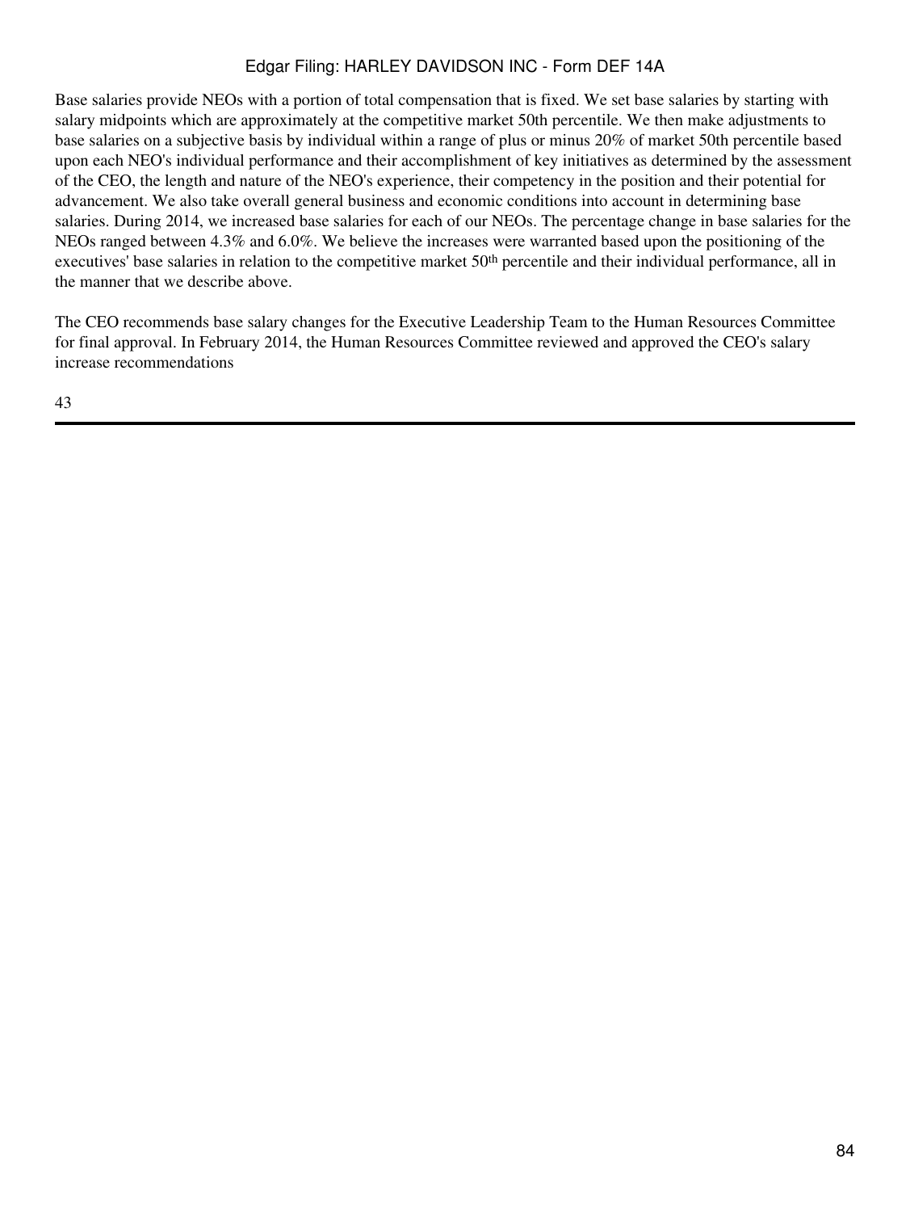Base salaries provide NEOs with a portion of total compensation that is fixed. We set base salaries by starting with salary midpoints which are approximately at the competitive market 50th percentile. We then make adjustments to base salaries on a subjective basis by individual within a range of plus or minus 20% of market 50th percentile based upon each NEO's individual performance and their accomplishment of key initiatives as determined by the assessment of the CEO, the length and nature of the NEO's experience, their competency in the position and their potential for advancement. We also take overall general business and economic conditions into account in determining base salaries. During 2014, we increased base salaries for each of our NEOs. The percentage change in base salaries for the NEOs ranged between 4.3% and 6.0%. We believe the increases were warranted based upon the positioning of the executives' base salaries in relation to the competitive market 50th percentile and their individual performance, all in the manner that we describe above.

The CEO recommends base salary changes for the Executive Leadership Team to the Human Resources Committee for final approval. In February 2014, the Human Resources Committee reviewed and approved the CEO's salary increase recommendations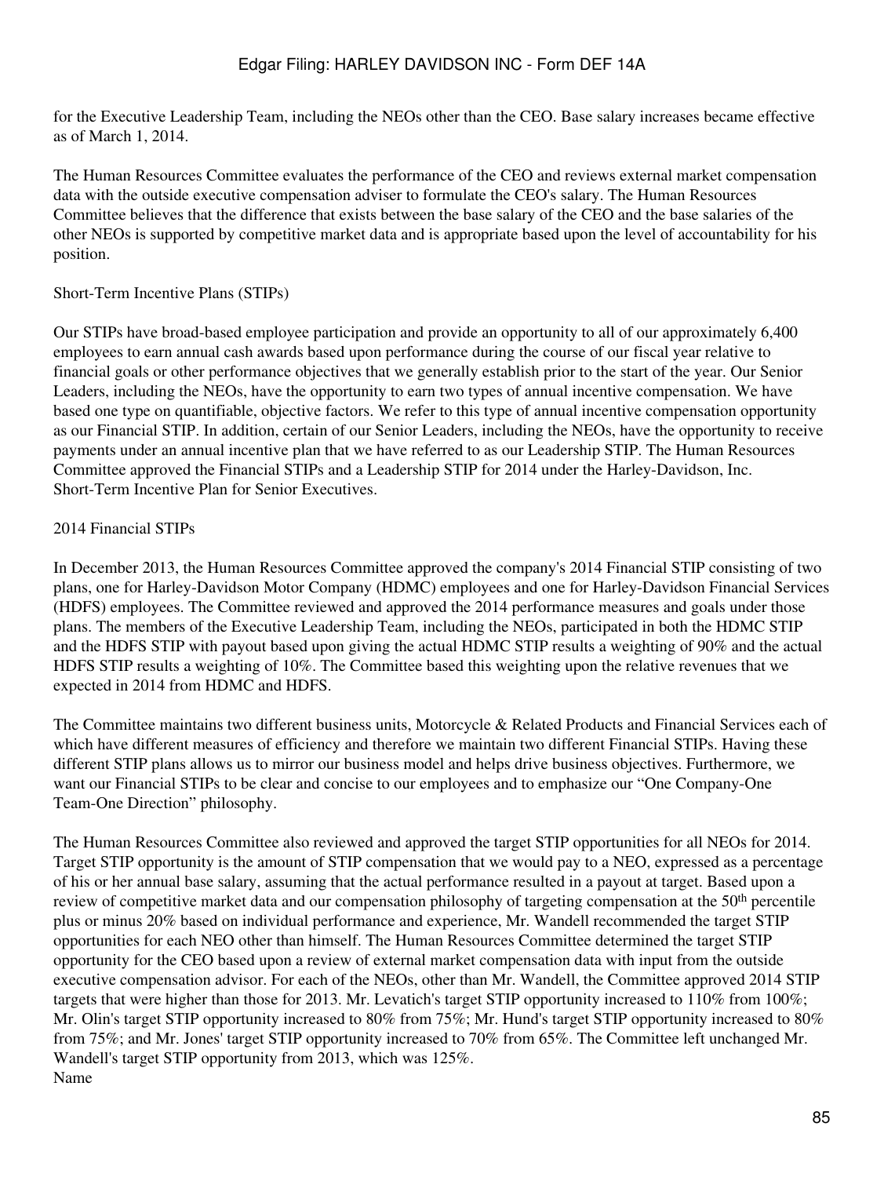for the Executive Leadership Team, including the NEOs other than the CEO. Base salary increases became effective as of March 1, 2014.

The Human Resources Committee evaluates the performance of the CEO and reviews external market compensation data with the outside executive compensation adviser to formulate the CEO's salary. The Human Resources Committee believes that the difference that exists between the base salary of the CEO and the base salaries of the other NEOs is supported by competitive market data and is appropriate based upon the level of accountability for his position.

### Short-Term Incentive Plans (STIPs)

Our STIPs have broad-based employee participation and provide an opportunity to all of our approximately 6,400 employees to earn annual cash awards based upon performance during the course of our fiscal year relative to financial goals or other performance objectives that we generally establish prior to the start of the year. Our Senior Leaders, including the NEOs, have the opportunity to earn two types of annual incentive compensation. We have based one type on quantifiable, objective factors. We refer to this type of annual incentive compensation opportunity as our Financial STIP. In addition, certain of our Senior Leaders, including the NEOs, have the opportunity to receive payments under an annual incentive plan that we have referred to as our Leadership STIP. The Human Resources Committee approved the Financial STIPs and a Leadership STIP for 2014 under the Harley-Davidson, Inc. Short-Term Incentive Plan for Senior Executives.

#### 2014 Financial STIPs

In December 2013, the Human Resources Committee approved the company's 2014 Financial STIP consisting of two plans, one for Harley-Davidson Motor Company (HDMC) employees and one for Harley-Davidson Financial Services (HDFS) employees. The Committee reviewed and approved the 2014 performance measures and goals under those plans. The members of the Executive Leadership Team, including the NEOs, participated in both the HDMC STIP and the HDFS STIP with payout based upon giving the actual HDMC STIP results a weighting of 90% and the actual HDFS STIP results a weighting of 10%. The Committee based this weighting upon the relative revenues that we expected in 2014 from HDMC and HDFS.

The Committee maintains two different business units, Motorcycle & Related Products and Financial Services each of which have different measures of efficiency and therefore we maintain two different Financial STIPs. Having these different STIP plans allows us to mirror our business model and helps drive business objectives. Furthermore, we want our Financial STIPs to be clear and concise to our employees and to emphasize our “One Company-One Team-One Direction” philosophy.

The Human Resources Committee also reviewed and approved the target STIP opportunities for all NEOs for 2014. Target STIP opportunity is the amount of STIP compensation that we would pay to a NEO, expressed as a percentage of his or her annual base salary, assuming that the actual performance resulted in a payout at target. Based upon a review of competitive market data and our compensation philosophy of targeting compensation at the 50th percentile plus or minus 20% based on individual performance and experience, Mr. Wandell recommended the target STIP opportunities for each NEO other than himself. The Human Resources Committee determined the target STIP opportunity for the CEO based upon a review of external market compensation data with input from the outside executive compensation advisor. For each of the NEOs, other than Mr. Wandell, the Committee approved 2014 STIP targets that were higher than those for 2013. Mr. Levatich's target STIP opportunity increased to 110% from 100%; Mr. Olin's target STIP opportunity increased to 80% from 75%; Mr. Hund's target STIP opportunity increased to 80% from 75%; and Mr. Jones' target STIP opportunity increased to 70% from 65%. The Committee left unchanged Mr. Wandell's target STIP opportunity from 2013, which was 125%.

Name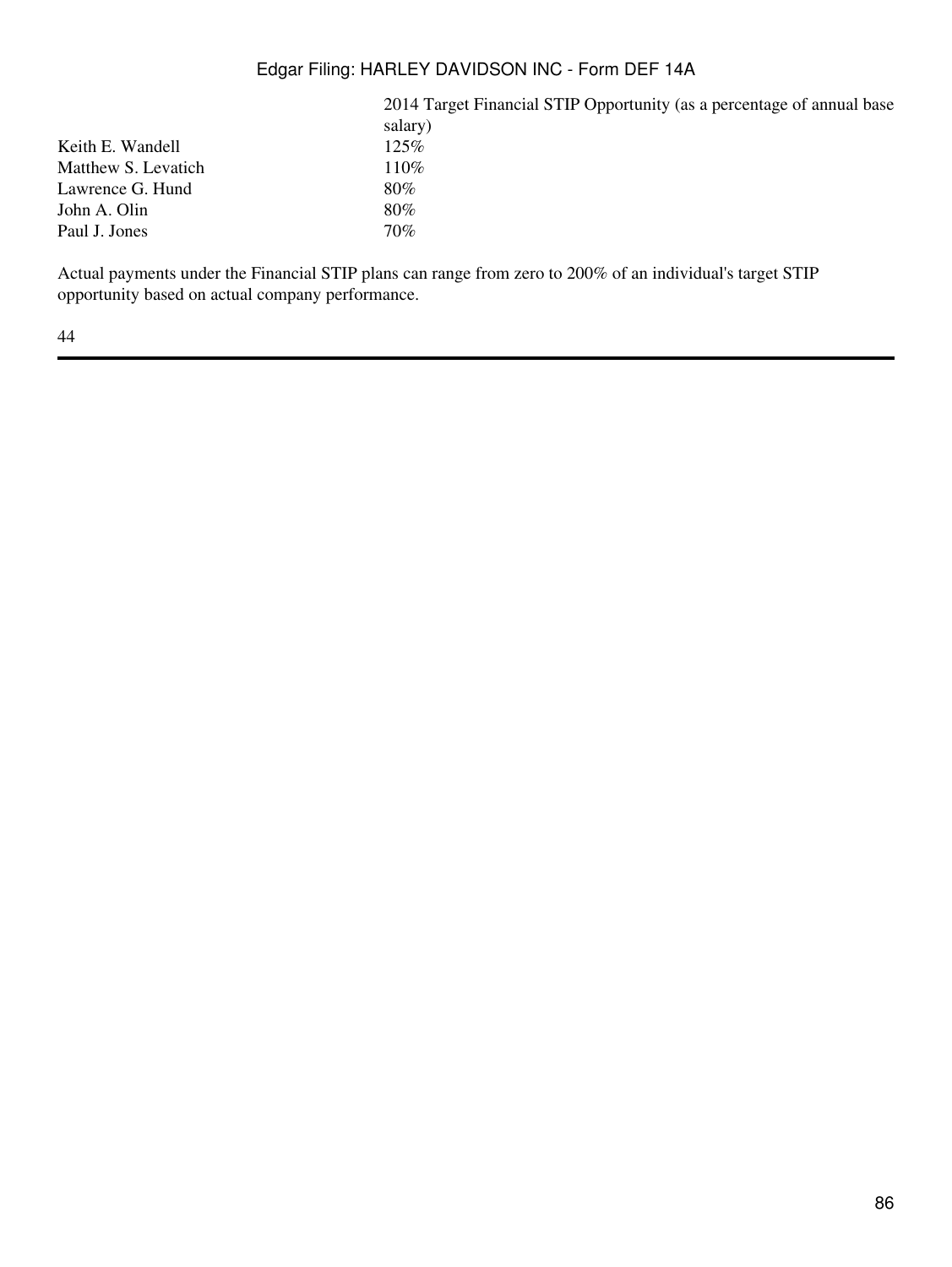| | 2014 Target Financial STIP Opportunity (as a percentage of annual base salary) |
|---|---|
| Keith E. Wandell | 125% |
| Matthew S. Levatich | 110% |
| Lawrence G. Hund | 80% |
| John A. Olin | 80% |
| Paul J. Jones | 70% |

Actual payments under the Financial STIP plans can range from zero to 200% of an individual's target STIP opportunity based on actual company performance.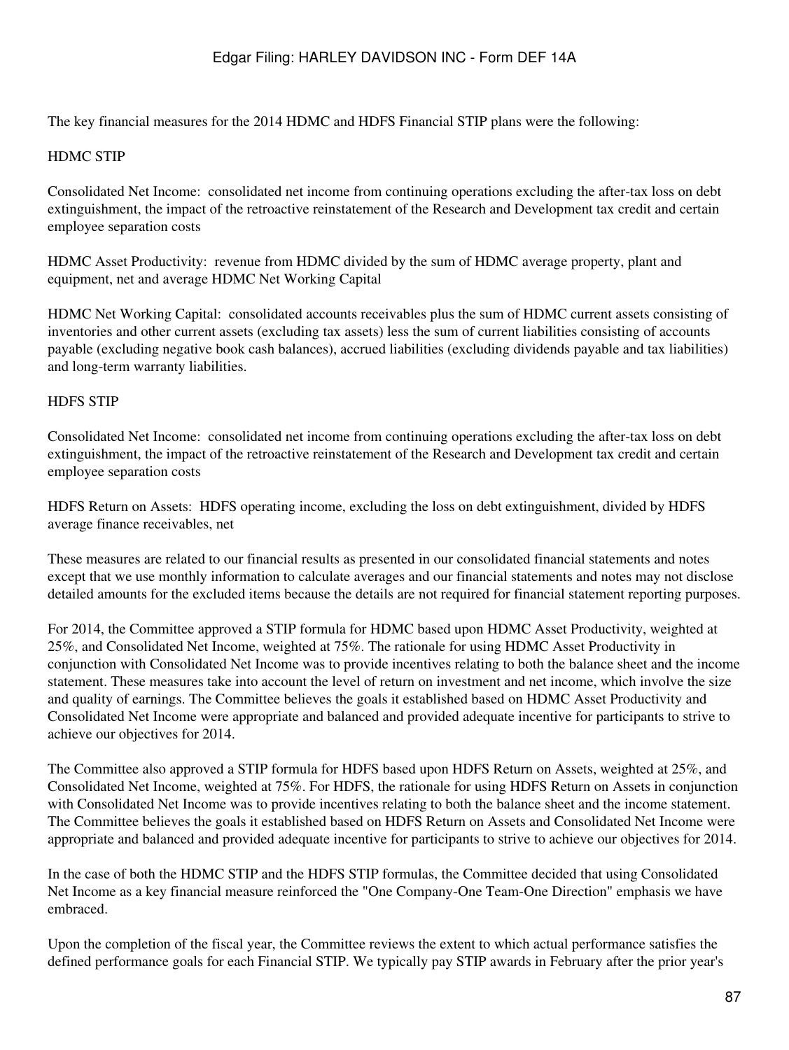The key financial measures for the 2014 HDMC and HDFS Financial STIP plans were the following:

HDMC STIP

Consolidated Net Income: consolidated net income from continuing operations excluding the after-tax loss on debt extinguishment, the impact of the retroactive reinstatement of the Research and Development tax credit and certain employee separation costs

HDMC Asset Productivity: revenue from HDMC divided by the sum of HDMC average property, plant and equipment, net and average HDMC Net Working Capital

HDMC Net Working Capital: consolidated accounts receivables plus the sum of HDMC current assets consisting of inventories and other current assets (excluding tax assets) less the sum of current liabilities consisting of accounts payable (excluding negative book cash balances), accrued liabilities (excluding dividends payable and tax liabilities) and long-term warranty liabilities.

HDFS STIP

Consolidated Net Income: consolidated net income from continuing operations excluding the after-tax loss on debt extinguishment, the impact of the retroactive reinstatement of the Research and Development tax credit and certain employee separation costs

HDFS Return on Assets: HDFS operating income, excluding the loss on debt extinguishment, divided by HDFS average finance receivables, net

These measures are related to our financial results as presented in our consolidated financial statements and notes except that we use monthly information to calculate averages and our financial statements and notes may not disclose detailed amounts for the excluded items because the details are not required for financial statement reporting purposes.

For 2014, the Committee approved a STIP formula for HDMC based upon HDMC Asset Productivity, weighted at 25%, and Consolidated Net Income, weighted at 75%. The rationale for using HDMC Asset Productivity in conjunction with Consolidated Net Income was to provide incentives relating to both the balance sheet and the income statement. These measures take into account the level of return on investment and net income, which involve the size and quality of earnings. The Committee believes the goals it established based on HDMC Asset Productivity and Consolidated Net Income were appropriate and balanced and provided adequate incentive for participants to strive to achieve our objectives for 2014.

The Committee also approved a STIP formula for HDFS based upon HDFS Return on Assets, weighted at 25%, and Consolidated Net Income, weighted at 75%. For HDFS, the rationale for using HDFS Return on Assets in conjunction with Consolidated Net Income was to provide incentives relating to both the balance sheet and the income statement. The Committee believes the goals it established based on HDFS Return on Assets and Consolidated Net Income were appropriate and balanced and provided adequate incentive for participants to strive to achieve our objectives for 2014.

In the case of both the HDMC STIP and the HDFS STIP formulas, the Committee decided that using Consolidated Net Income as a key financial measure reinforced the "One Company-One Team-One Direction" emphasis we have embraced.

Upon the completion of the fiscal year, the Committee reviews the extent to which actual performance satisfies the defined performance goals for each Financial STIP. We typically pay STIP awards in February after the prior year's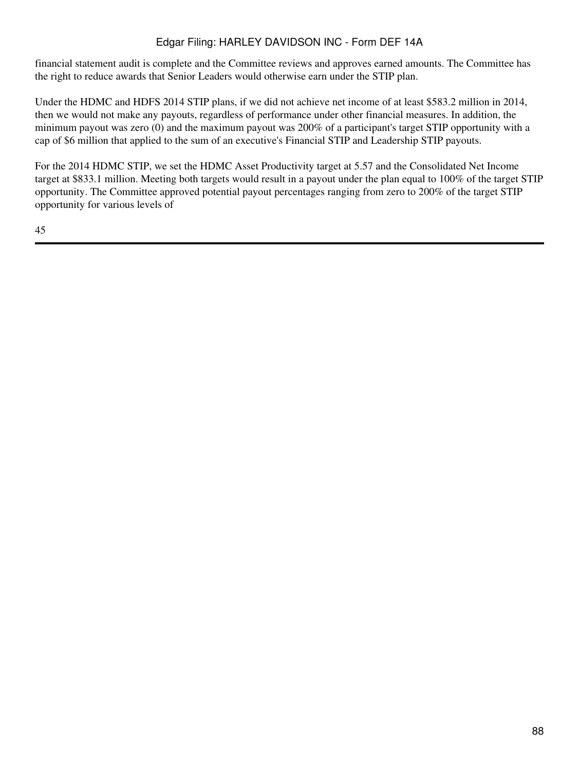financial statement audit is complete and the Committee reviews and approves earned amounts. The Committee has the right to reduce awards that Senior Leaders would otherwise earn under the STIP plan.

Under the HDMC and HDFS 2014 STIP plans, if we did not achieve net income of at least $583.2 million in 2014, then we would not make any payouts, regardless of performance under other financial measures. In addition, the minimum payout was zero (0) and the maximum payout was 200% of a participant's target STIP opportunity with a cap of $6 million that applied to the sum of an executive's Financial STIP and Leadership STIP payouts.

For the 2014 HDMC STIP, we set the HDMC Asset Productivity target at 5.57 and the Consolidated Net Income target at $833.1 million. Meeting both targets would result in a payout under the plan equal to 100% of the target STIP opportunity. The Committee approved potential payout percentages ranging from zero to 200% of the target STIP opportunity for various levels of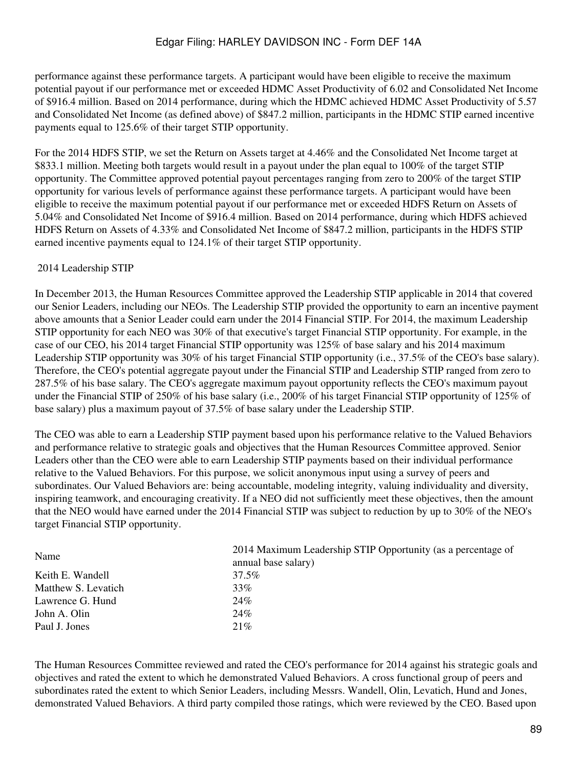performance against these performance targets. A participant would have been eligible to receive the maximum potential payout if our performance met or exceeded HDMC Asset Productivity of 6.02 and Consolidated Net Income of $916.4 million. Based on 2014 performance, during which the HDMC achieved HDMC Asset Productivity of 5.57 and Consolidated Net Income (as defined above) of $847.2 million, participants in the HDMC STIP earned incentive payments equal to 125.6% of their target STIP opportunity.

For the 2014 HDFS STIP, we set the Return on Assets target at 4.46% and the Consolidated Net Income target at $833.1 million. Meeting both targets would result in a payout under the plan equal to 100% of the target STIP opportunity. The Committee approved potential payout percentages ranging from zero to 200% of the target STIP opportunity for various levels of performance against these performance targets. A participant would have been eligible to receive the maximum potential payout if our performance met or exceeded HDFS Return on Assets of 5.04% and Consolidated Net Income of $916.4 million. Based on 2014 performance, during which HDFS achieved HDFS Return on Assets of 4.33% and Consolidated Net Income of $847.2 million, participants in the HDFS STIP earned incentive payments equal to 124.1% of their target STIP opportunity.

2014 Leadership STIP

In December 2013, the Human Resources Committee approved the Leadership STIP applicable in 2014 that covered our Senior Leaders, including our NEOs. The Leadership STIP provided the opportunity to earn an incentive payment above amounts that a Senior Leader could earn under the 2014 Financial STIP. For 2014, the maximum Leadership STIP opportunity for each NEO was 30% of that executive's target Financial STIP opportunity. For example, in the case of our CEO, his 2014 target Financial STIP opportunity was 125% of base salary and his 2014 maximum Leadership STIP opportunity was 30% of his target Financial STIP opportunity (i.e., 37.5% of the CEO's base salary). Therefore, the CEO's potential aggregate payout under the Financial STIP and Leadership STIP ranged from zero to 287.5% of his base salary. The CEO's aggregate maximum payout opportunity reflects the CEO's maximum payout under the Financial STIP of 250% of his base salary (i.e., 200% of his target Financial STIP opportunity of 125% of base salary) plus a maximum payout of 37.5% of base salary under the Leadership STIP.

The CEO was able to earn a Leadership STIP payment based upon his performance relative to the Valued Behaviors and performance relative to strategic goals and objectives that the Human Resources Committee approved. Senior Leaders other than the CEO were able to earn Leadership STIP payments based on their individual performance relative to the Valued Behaviors. For this purpose, we solicit anonymous input using a survey of peers and subordinates. Our Valued Behaviors are: being accountable, modeling integrity, valuing individuality and diversity, inspiring teamwork, and encouraging creativity. If a NEO did not sufficiently meet these objectives, then the amount that the NEO would have earned under the 2014 Financial STIP was subject to reduction by up to 30% of the NEO's target Financial STIP opportunity.

| Name | 2014 Maximum Leadership STIP Opportunity (as a percentage of annual base salary) |
|---|---|
| Keith E. Wandell | 37.5% |
| Matthew S. Levatich | 33% |
| Lawrence G. Hund | 24% |
| John A. Olin | 24% |
| Paul J. Jones | 21% |

The Human Resources Committee reviewed and rated the CEO's performance for 2014 against his strategic goals and objectives and rated the extent to which he demonstrated Valued Behaviors. A cross functional group of peers and subordinates rated the extent to which Senior Leaders, including Messrs. Wandell, Olin, Levatich, Hund and Jones, demonstrated Valued Behaviors. A third party compiled those ratings, which were reviewed by the CEO. Based upon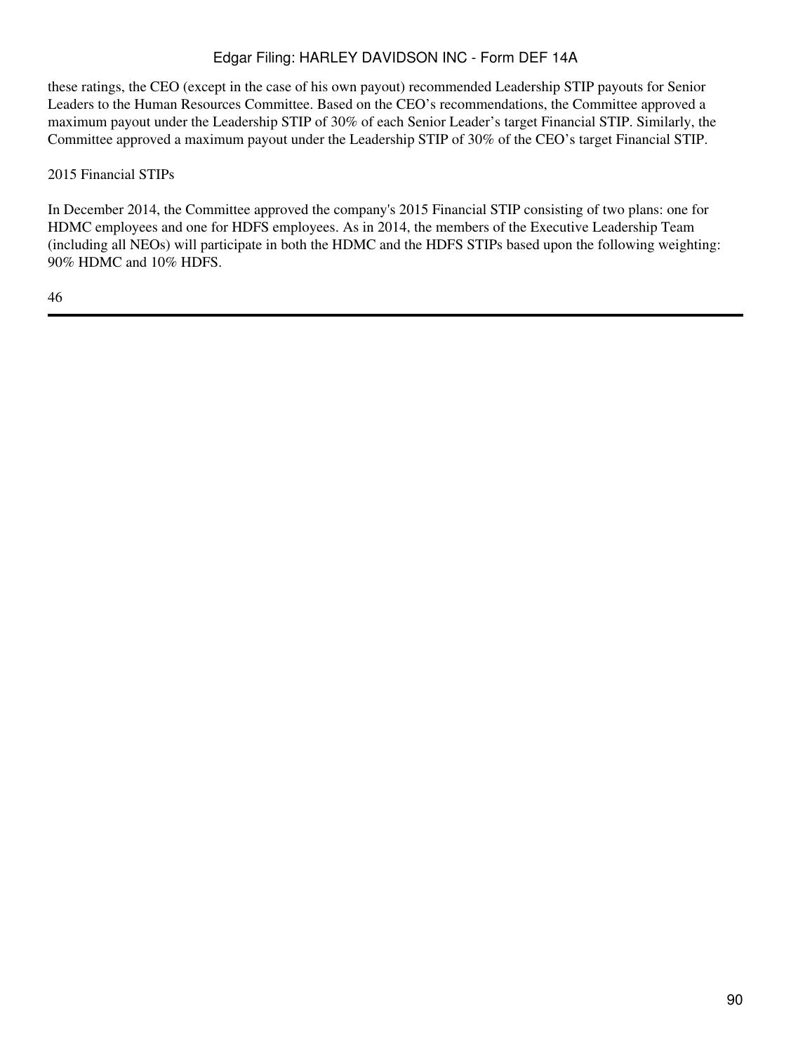these ratings, the CEO (except in the case of his own payout) recommended Leadership STIP payouts for Senior Leaders to the Human Resources Committee. Based on the CEO's recommendations, the Committee approved a maximum payout under the Leadership STIP of 30% of each Senior Leader's target Financial STIP. Similarly, the Committee approved a maximum payout under the Leadership STIP of 30% of the CEO's target Financial STIP.

2015 Financial STIPs

In December 2014, the Committee approved the company's 2015 Financial STIP consisting of two plans: one for HDMC employees and one for HDFS employees. As in 2014, the members of the Executive Leadership Team (including all NEOs) will participate in both the HDMC and the HDFS STIPs based upon the following weighting: 90% HDMC and 10% HDFS.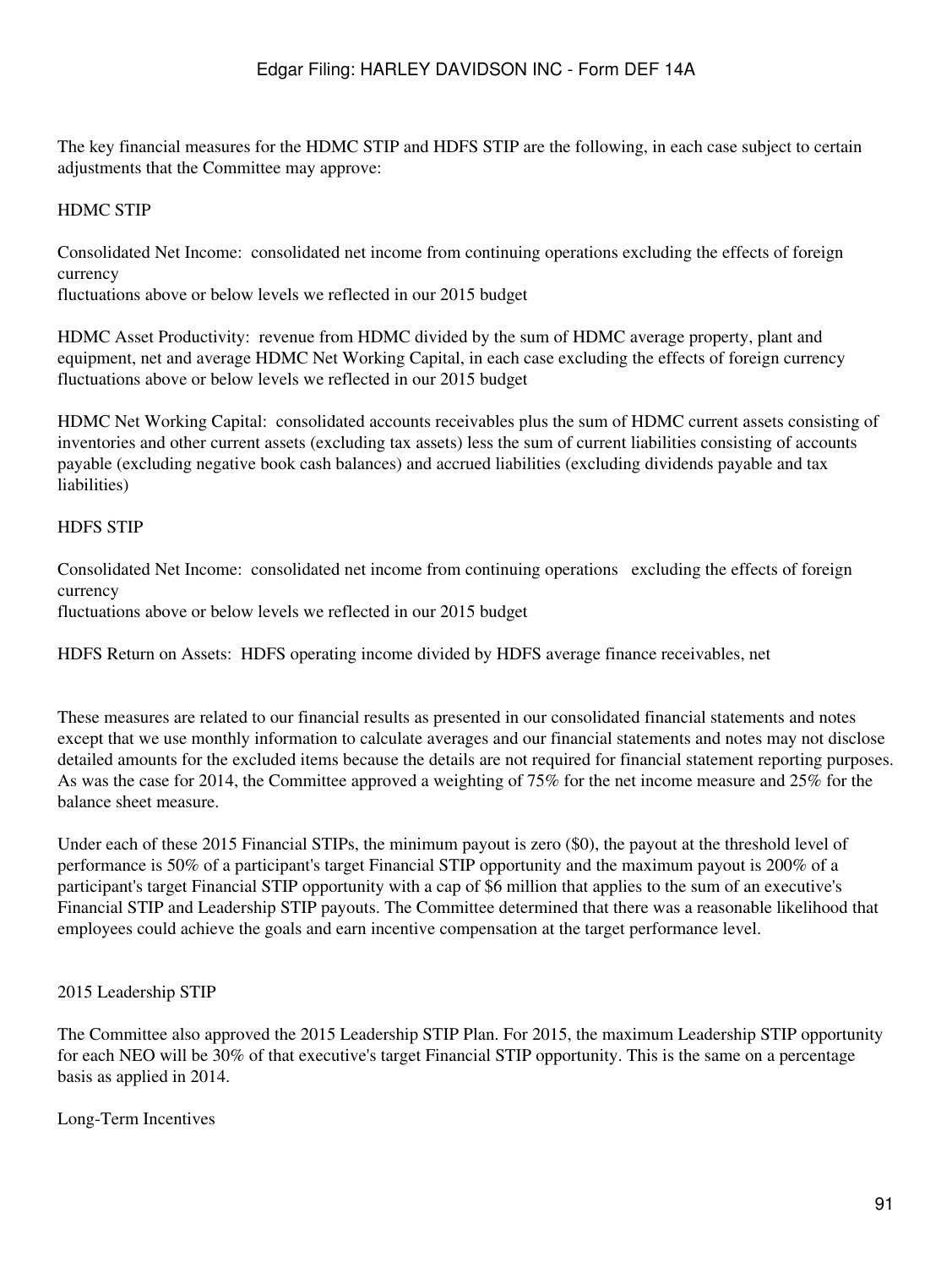The key financial measures for the HDMC STIP and HDFS STIP are the following, in each case subject to certain adjustments that the Committee may approve:

HDMC STIP

Consolidated Net Income: consolidated net income from continuing operations excluding the effects of foreign currency
fluctuations above or below levels we reflected in our 2015 budget

HDMC Asset Productivity: revenue from HDMC divided by the sum of HDMC average property, plant and equipment, net and average HDMC Net Working Capital, in each case excluding the effects of foreign currency fluctuations above or below levels we reflected in our 2015 budget

HDMC Net Working Capital: consolidated accounts receivables plus the sum of HDMC current assets consisting of inventories and other current assets (excluding tax assets) less the sum of current liabilities consisting of accounts payable (excluding negative book cash balances) and accrued liabilities (excluding dividends payable and tax liabilities)

HDFS STIP

Consolidated Net Income: consolidated net income from continuing operations excluding the effects of foreign currency
fluctuations above or below levels we reflected in our 2015 budget

HDFS Return on Assets: HDFS operating income divided by HDFS average finance receivables, net

These measures are related to our financial results as presented in our consolidated financial statements and notes except that we use monthly information to calculate averages and our financial statements and notes may not disclose detailed amounts for the excluded items because the details are not required for financial statement reporting purposes. As was the case for 2014, the Committee approved a weighting of 75% for the net income measure and 25% for the balance sheet measure.

Under each of these 2015 Financial STIPs, the minimum payout is zero ($0), the payout at the threshold level of performance is 50% of a participant's target Financial STIP opportunity and the maximum payout is 200% of a participant's target Financial STIP opportunity with a cap of $6 million that applies to the sum of an executive's Financial STIP and Leadership STIP payouts. The Committee determined that there was a reasonable likelihood that employees could achieve the goals and earn incentive compensation at the target performance level.

2015 Leadership STIP

The Committee also approved the 2015 Leadership STIP Plan. For 2015, the maximum Leadership STIP opportunity for each NEO will be 30% of that executive's target Financial STIP opportunity. This is the same on a percentage basis as applied in 2014.

Long-Term Incentives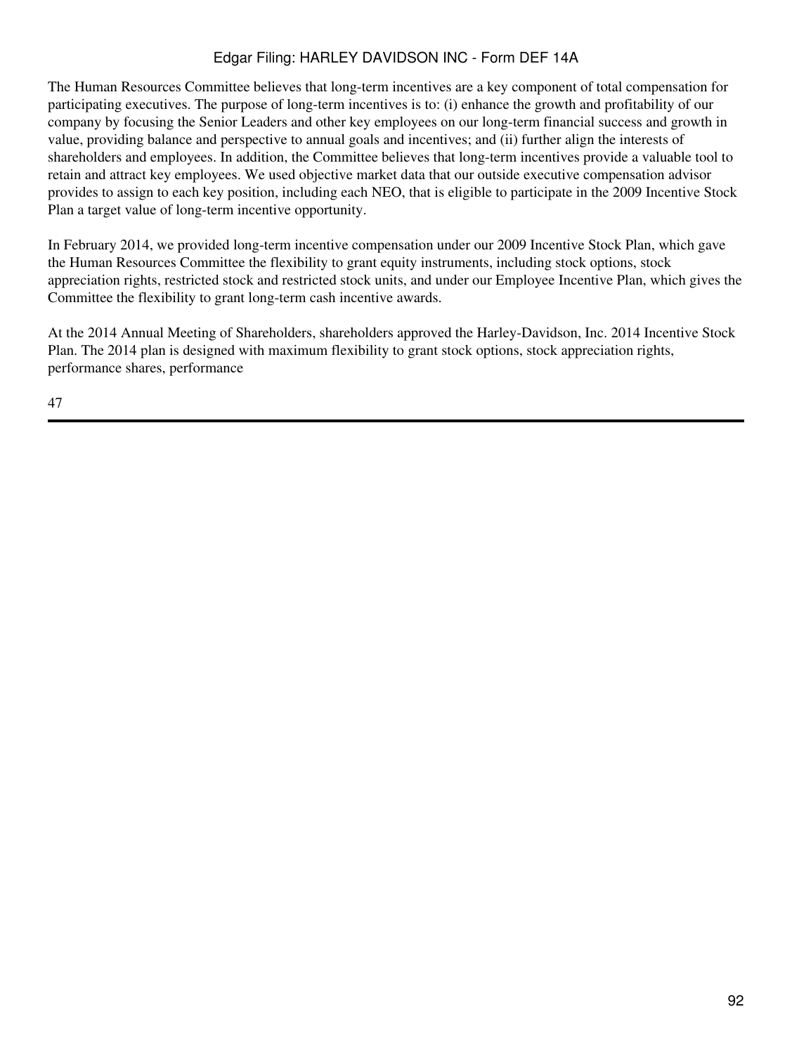The Human Resources Committee believes that long-term incentives are a key component of total compensation for participating executives. The purpose of long-term incentives is to: (i) enhance the growth and profitability of our company by focusing the Senior Leaders and other key employees on our long-term financial success and growth in value, providing balance and perspective to annual goals and incentives; and (ii) further align the interests of shareholders and employees. In addition, the Committee believes that long-term incentives provide a valuable tool to retain and attract key employees. We used objective market data that our outside executive compensation advisor provides to assign to each key position, including each NEO, that is eligible to participate in the 2009 Incentive Stock Plan a target value of long-term incentive opportunity.

In February 2014, we provided long-term incentive compensation under our 2009 Incentive Stock Plan, which gave the Human Resources Committee the flexibility to grant equity instruments, including stock options, stock appreciation rights, restricted stock and restricted stock units, and under our Employee Incentive Plan, which gives the Committee the flexibility to grant long-term cash incentive awards.

At the 2014 Annual Meeting of Shareholders, shareholders approved the Harley-Davidson, Inc. 2014 Incentive Stock Plan. The 2014 plan is designed with maximum flexibility to grant stock options, stock appreciation rights, performance shares, performance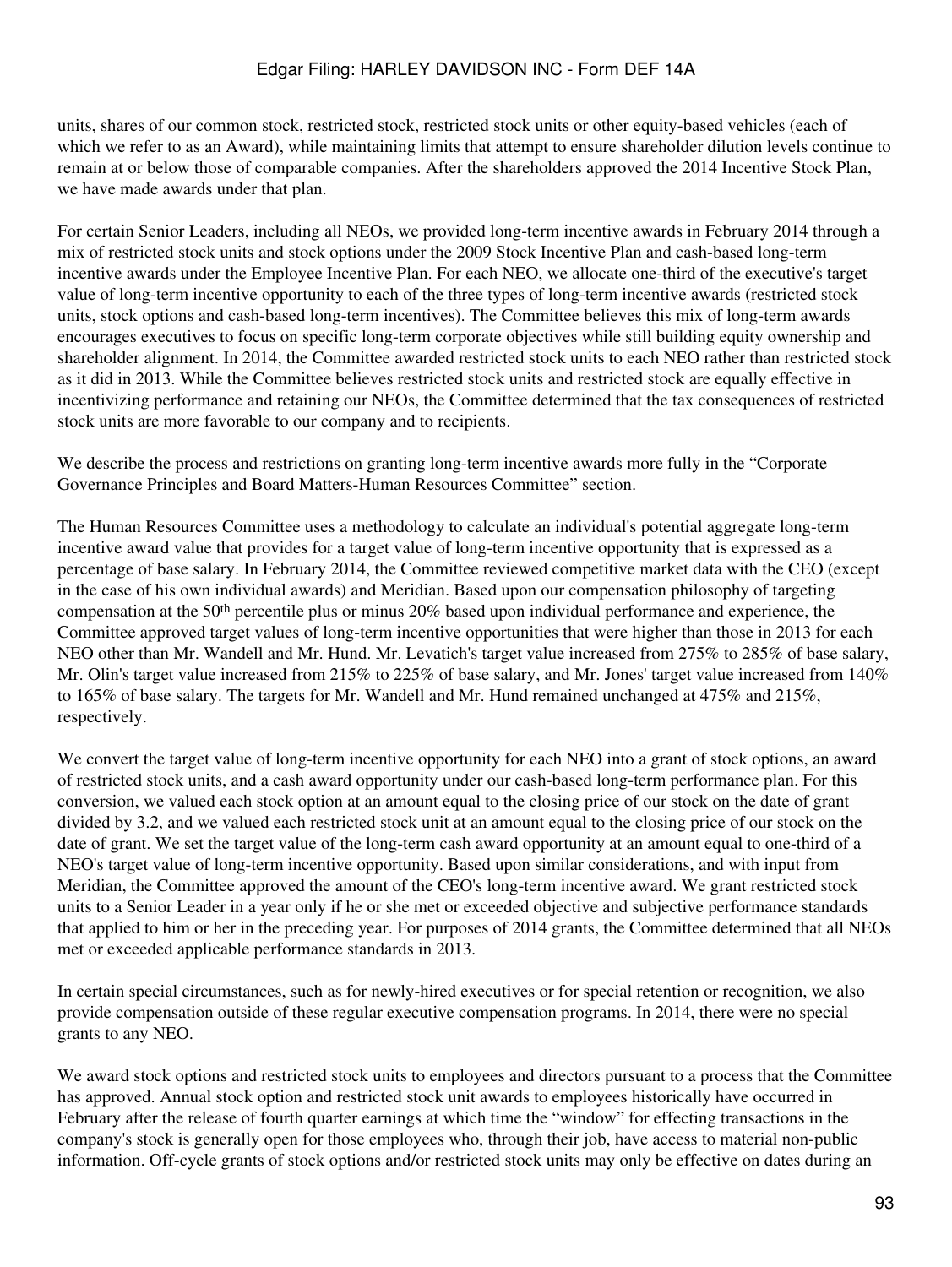units, shares of our common stock, restricted stock, restricted stock units or other equity-based vehicles (each of which we refer to as an Award), while maintaining limits that attempt to ensure shareholder dilution levels continue to remain at or below those of comparable companies. After the shareholders approved the 2014 Incentive Stock Plan, we have made awards under that plan.

For certain Senior Leaders, including all NEOs, we provided long-term incentive awards in February 2014 through a mix of restricted stock units and stock options under the 2009 Stock Incentive Plan and cash-based long-term incentive awards under the Employee Incentive Plan. For each NEO, we allocate one-third of the executive's target value of long-term incentive opportunity to each of the three types of long-term incentive awards (restricted stock units, stock options and cash-based long-term incentives). The Committee believes this mix of long-term awards encourages executives to focus on specific long-term corporate objectives while still building equity ownership and shareholder alignment. In 2014, the Committee awarded restricted stock units to each NEO rather than restricted stock as it did in 2013. While the Committee believes restricted stock units and restricted stock are equally effective in incentivizing performance and retaining our NEOs, the Committee determined that the tax consequences of restricted stock units are more favorable to our company and to recipients.

We describe the process and restrictions on granting long-term incentive awards more fully in the "Corporate Governance Principles and Board Matters-Human Resources Committee" section.

The Human Resources Committee uses a methodology to calculate an individual's potential aggregate long-term incentive award value that provides for a target value of long-term incentive opportunity that is expressed as a percentage of base salary. In February 2014, the Committee reviewed competitive market data with the CEO (except in the case of his own individual awards) and Meridian. Based upon our compensation philosophy of targeting compensation at the 50th percentile plus or minus 20% based upon individual performance and experience, the Committee approved target values of long-term incentive opportunities that were higher than those in 2013 for each NEO other than Mr. Wandell and Mr. Hund. Mr. Levatich's target value increased from 275% to 285% of base salary, Mr. Olin's target value increased from 215% to 225% of base salary, and Mr. Jones' target value increased from 140% to 165% of base salary. The targets for Mr. Wandell and Mr. Hund remained unchanged at 475% and 215%, respectively.

We convert the target value of long-term incentive opportunity for each NEO into a grant of stock options, an award of restricted stock units, and a cash award opportunity under our cash-based long-term performance plan. For this conversion, we valued each stock option at an amount equal to the closing price of our stock on the date of grant divided by 3.2, and we valued each restricted stock unit at an amount equal to the closing price of our stock on the date of grant. We set the target value of the long-term cash award opportunity at an amount equal to one-third of a NEO's target value of long-term incentive opportunity. Based upon similar considerations, and with input from Meridian, the Committee approved the amount of the CEO's long-term incentive award. We grant restricted stock units to a Senior Leader in a year only if he or she met or exceeded objective and subjective performance standards that applied to him or her in the preceding year. For purposes of 2014 grants, the Committee determined that all NEOs met or exceeded applicable performance standards in 2013.

In certain special circumstances, such as for newly-hired executives or for special retention or recognition, we also provide compensation outside of these regular executive compensation programs. In 2014, there were no special grants to any NEO.

We award stock options and restricted stock units to employees and directors pursuant to a process that the Committee has approved. Annual stock option and restricted stock unit awards to employees historically have occurred in February after the release of fourth quarter earnings at which time the "window" for effecting transactions in the company's stock is generally open for those employees who, through their job, have access to material non-public information. Off-cycle grants of stock options and/or restricted stock units may only be effective on dates during an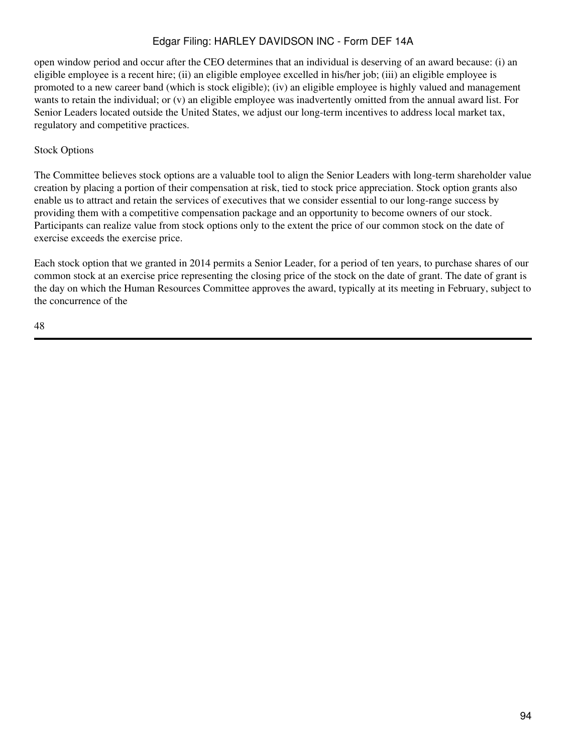open window period and occur after the CEO determines that an individual is deserving of an award because: (i) an eligible employee is a recent hire; (ii) an eligible employee excelled in his/her job; (iii) an eligible employee is promoted to a new career band (which is stock eligible); (iv) an eligible employee is highly valued and management wants to retain the individual; or (v) an eligible employee was inadvertently omitted from the annual award list. For Senior Leaders located outside the United States, we adjust our long-term incentives to address local market tax, regulatory and competitive practices.

Stock Options

The Committee believes stock options are a valuable tool to align the Senior Leaders with long-term shareholder value creation by placing a portion of their compensation at risk, tied to stock price appreciation. Stock option grants also enable us to attract and retain the services of executives that we consider essential to our long-range success by providing them with a competitive compensation package and an opportunity to become owners of our stock. Participants can realize value from stock options only to the extent the price of our common stock on the date of exercise exceeds the exercise price.

Each stock option that we granted in 2014 permits a Senior Leader, for a period of ten years, to purchase shares of our common stock at an exercise price representing the closing price of the stock on the date of grant. The date of grant is the day on which the Human Resources Committee approves the award, typically at its meeting in February, subject to the concurrence of the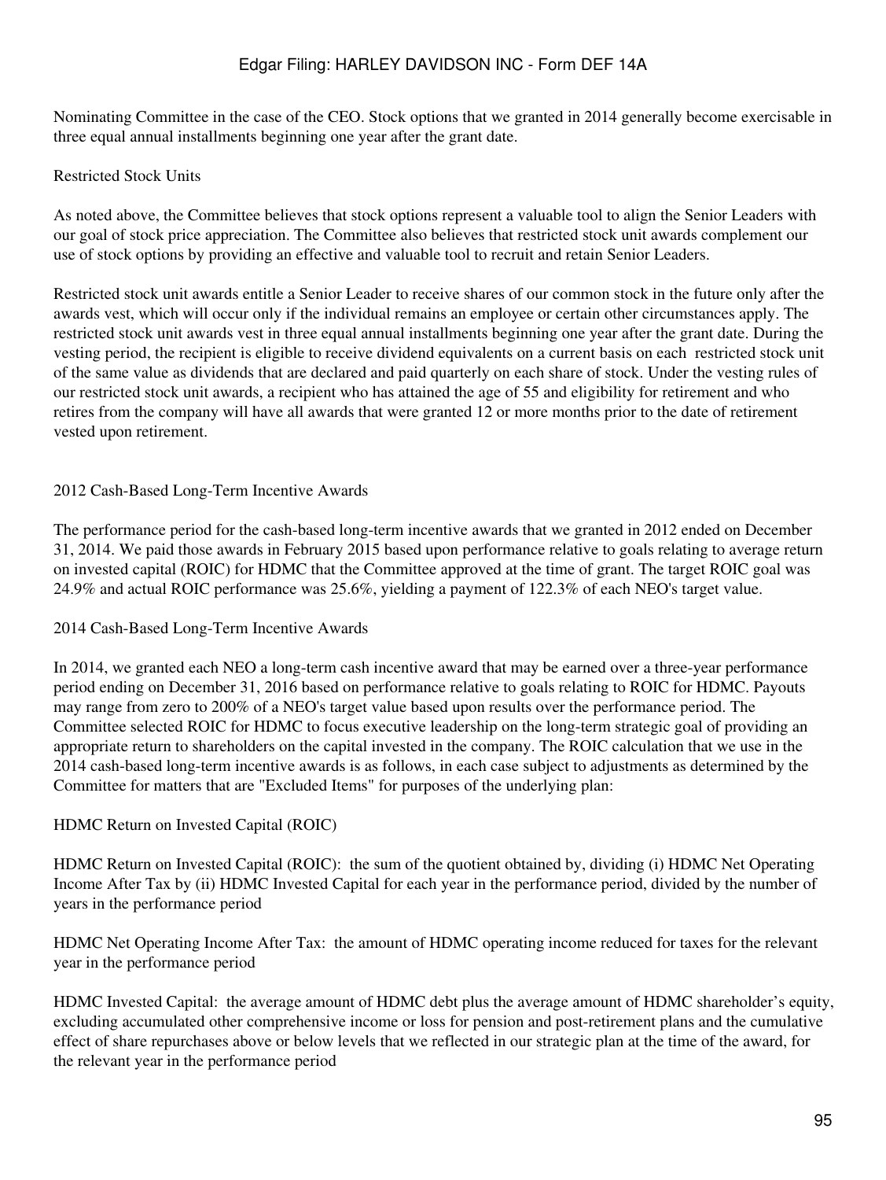Nominating Committee in the case of the CEO. Stock options that we granted in 2014 generally become exercisable in three equal annual installments beginning one year after the grant date.

### Restricted Stock Units

As noted above, the Committee believes that stock options represent a valuable tool to align the Senior Leaders with our goal of stock price appreciation. The Committee also believes that restricted stock unit awards complement our use of stock options by providing an effective and valuable tool to recruit and retain Senior Leaders.

Restricted stock unit awards entitle a Senior Leader to receive shares of our common stock in the future only after the awards vest, which will occur only if the individual remains an employee or certain other circumstances apply. The restricted stock unit awards vest in three equal annual installments beginning one year after the grant date. During the vesting period, the recipient is eligible to receive dividend equivalents on a current basis on each restricted stock unit of the same value as dividends that are declared and paid quarterly on each share of stock. Under the vesting rules of our restricted stock unit awards, a recipient who has attained the age of 55 and eligibility for retirement and who retires from the company will have all awards that were granted 12 or more months prior to the date of retirement vested upon retirement.

### 2012 Cash-Based Long-Term Incentive Awards

The performance period for the cash-based long-term incentive awards that we granted in 2012 ended on December 31, 2014. We paid those awards in February 2015 based upon performance relative to goals relating to average return on invested capital (ROIC) for HDMC that the Committee approved at the time of grant. The target ROIC goal was 24.9% and actual ROIC performance was 25.6%, yielding a payment of 122.3% of each NEO's target value.

### 2014 Cash-Based Long-Term Incentive Awards

In 2014, we granted each NEO a long-term cash incentive award that may be earned over a three-year performance period ending on December 31, 2016 based on performance relative to goals relating to ROIC for HDMC. Payouts may range from zero to 200% of a NEO's target value based upon results over the performance period. The Committee selected ROIC for HDMC to focus executive leadership on the long-term strategic goal of providing an appropriate return to shareholders on the capital invested in the company. The ROIC calculation that we use in the 2014 cash-based long-term incentive awards is as follows, in each case subject to adjustments as determined by the Committee for matters that are "Excluded Items" for purposes of the underlying plan:

#### HDMC Return on Invested Capital (ROIC)

HDMC Return on Invested Capital (ROIC): the sum of the quotient obtained by, dividing (i) HDMC Net Operating Income After Tax by (ii) HDMC Invested Capital for each year in the performance period, divided by the number of years in the performance period

HDMC Net Operating Income After Tax: the amount of HDMC operating income reduced for taxes for the relevant year in the performance period

HDMC Invested Capital: the average amount of HDMC debt plus the average amount of HDMC shareholder's equity, excluding accumulated other comprehensive income or loss for pension and post-retirement plans and the cumulative effect of share repurchases above or below levels that we reflected in our strategic plan at the time of the award, for the relevant year in the performance period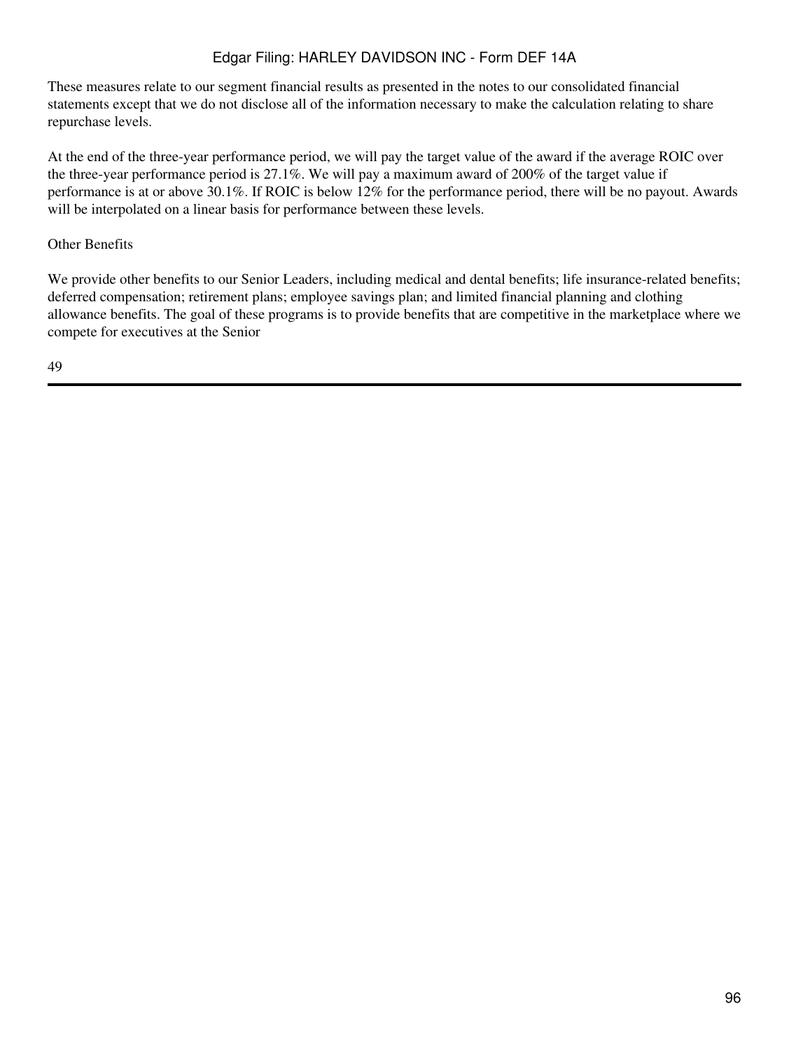These measures relate to our segment financial results as presented in the notes to our consolidated financial statements except that we do not disclose all of the information necessary to make the calculation relating to share repurchase levels.

At the end of the three-year performance period, we will pay the target value of the award if the average ROIC over the three-year performance period is 27.1%. We will pay a maximum award of 200% of the target value if performance is at or above 30.1%. If ROIC is below 12% for the performance period, there will be no payout. Awards will be interpolated on a linear basis for performance between these levels.

Other Benefits

We provide other benefits to our Senior Leaders, including medical and dental benefits; life insurance-related benefits; deferred compensation; retirement plans; employee savings plan; and limited financial planning and clothing allowance benefits. The goal of these programs is to provide benefits that are competitive in the marketplace where we compete for executives at the Senior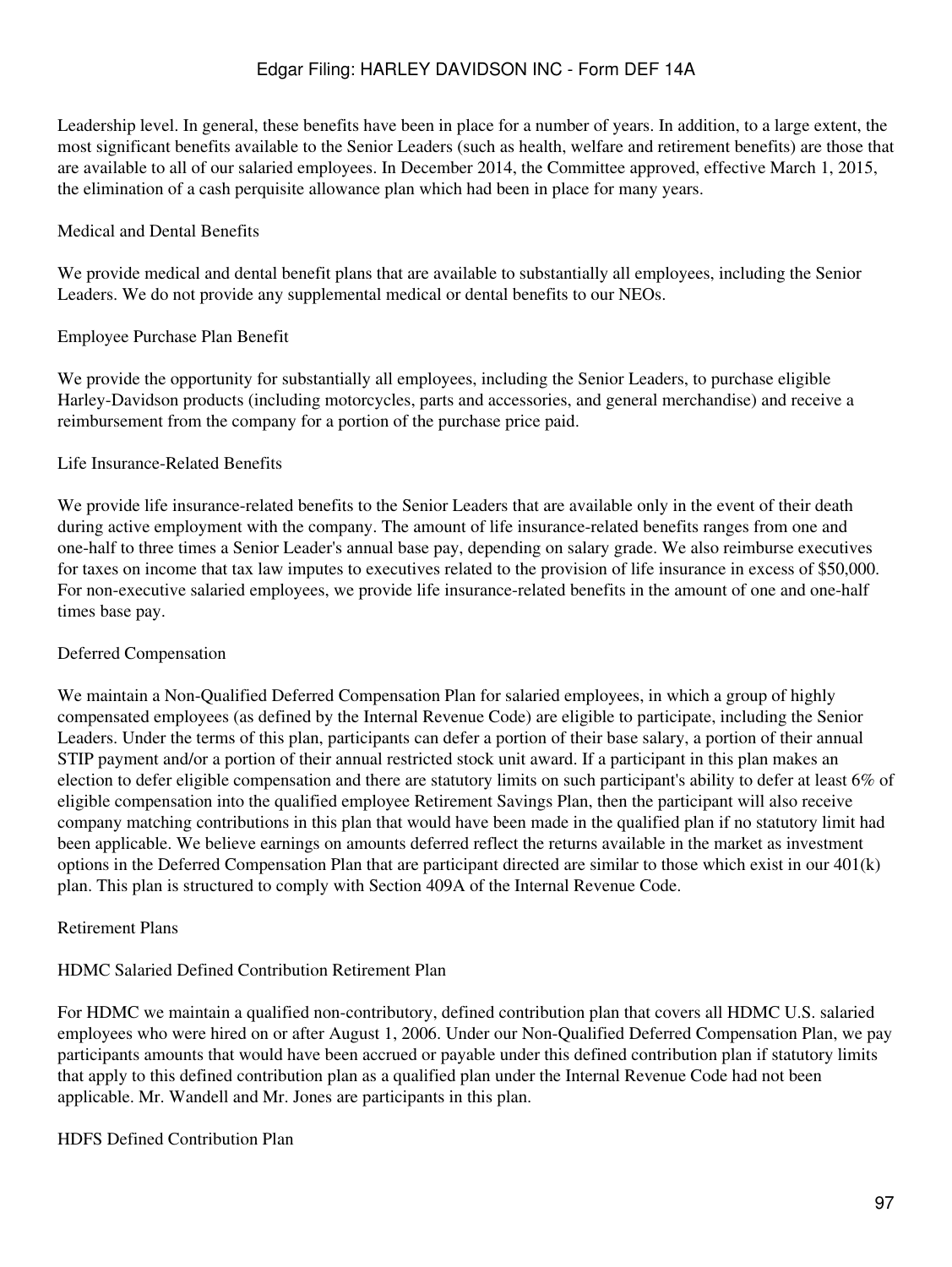Leadership level. In general, these benefits have been in place for a number of years. In addition, to a large extent, the most significant benefits available to the Senior Leaders (such as health, welfare and retirement benefits) are those that are available to all of our salaried employees. In December 2014, the Committee approved, effective March 1, 2015, the elimination of a cash perquisite allowance plan which had been in place for many years.

### Medical and Dental Benefits

We provide medical and dental benefit plans that are available to substantially all employees, including the Senior Leaders. We do not provide any supplemental medical or dental benefits to our NEOs.

### Employee Purchase Plan Benefit

We provide the opportunity for substantially all employees, including the Senior Leaders, to purchase eligible Harley-Davidson products (including motorcycles, parts and accessories, and general merchandise) and receive a reimbursement from the company for a portion of the purchase price paid.

### Life Insurance-Related Benefits

We provide life insurance-related benefits to the Senior Leaders that are available only in the event of their death during active employment with the company. The amount of life insurance-related benefits ranges from one and one-half to three times a Senior Leader's annual base pay, depending on salary grade. We also reimburse executives for taxes on income that tax law imputes to executives related to the provision of life insurance in excess of $50,000. For non-executive salaried employees, we provide life insurance-related benefits in the amount of one and one-half times base pay.

### Deferred Compensation

We maintain a Non-Qualified Deferred Compensation Plan for salaried employees, in which a group of highly compensated employees (as defined by the Internal Revenue Code) are eligible to participate, including the Senior Leaders. Under the terms of this plan, participants can defer a portion of their base salary, a portion of their annual STIP payment and/or a portion of their annual restricted stock unit award. If a participant in this plan makes an election to defer eligible compensation and there are statutory limits on such participant's ability to defer at least 6% of eligible compensation into the qualified employee Retirement Savings Plan, then the participant will also receive company matching contributions in this plan that would have been made in the qualified plan if no statutory limit had been applicable. We believe earnings on amounts deferred reflect the returns available in the market as investment options in the Deferred Compensation Plan that are participant directed are similar to those which exist in our 401(k) plan. This plan is structured to comply with Section 409A of the Internal Revenue Code.

### Retirement Plans

#### HDMC Salaried Defined Contribution Retirement Plan

For HDMC we maintain a qualified non-contributory, defined contribution plan that covers all HDMC U.S. salaried employees who were hired on or after August 1, 2006. Under our Non-Qualified Deferred Compensation Plan, we pay participants amounts that would have been accrued or payable under this defined contribution plan if statutory limits that apply to this defined contribution plan as a qualified plan under the Internal Revenue Code had not been applicable. Mr. Wandell and Mr. Jones are participants in this plan.

#### HDFS Defined Contribution Plan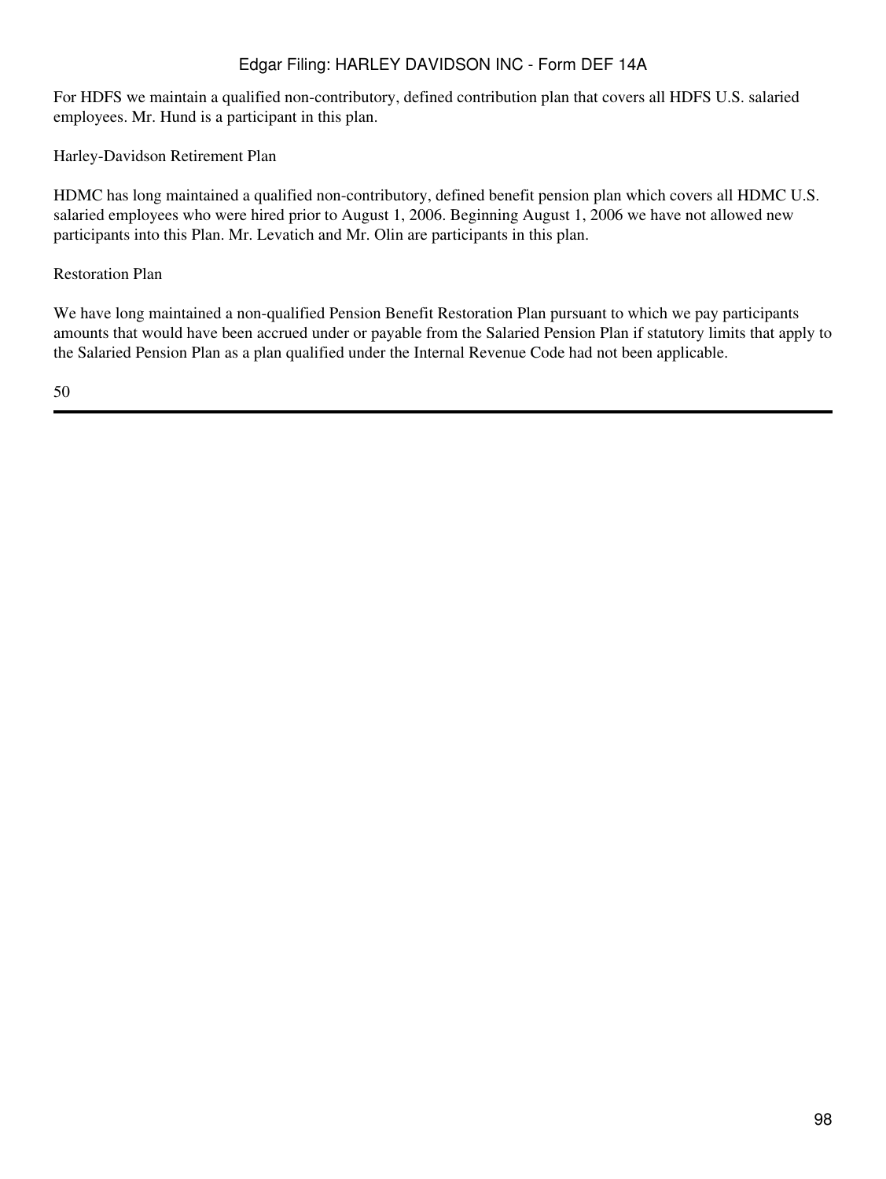For HDFS we maintain a qualified non-contributory, defined contribution plan that covers all HDFS U.S. salaried employees. Mr. Hund is a participant in this plan.

Harley-Davidson Retirement Plan

HDMC has long maintained a qualified non-contributory, defined benefit pension plan which covers all HDMC U.S. salaried employees who were hired prior to August 1, 2006. Beginning August 1, 2006 we have not allowed new participants into this Plan. Mr. Levatich and Mr. Olin are participants in this plan.

Restoration Plan

We have long maintained a non-qualified Pension Benefit Restoration Plan pursuant to which we pay participants amounts that would have been accrued under or payable from the Salaried Pension Plan if statutory limits that apply to the Salaried Pension Plan as a plan qualified under the Internal Revenue Code had not been applicable.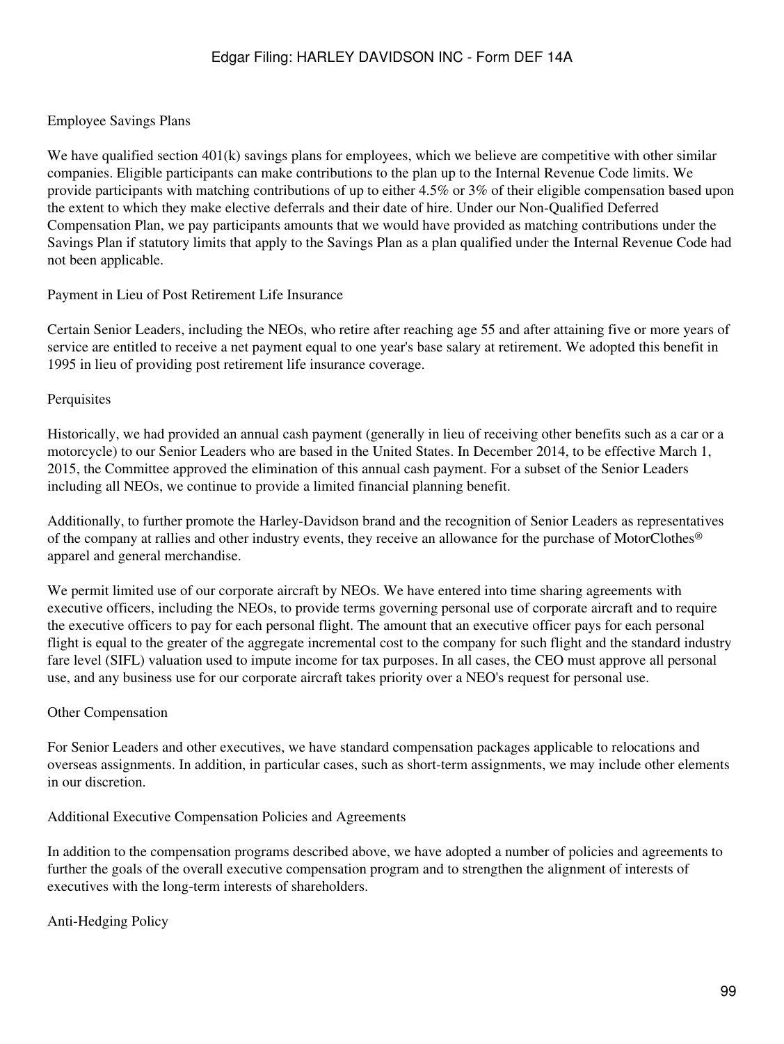### Employee Savings Plans

We have qualified section 401(k) savings plans for employees, which we believe are competitive with other similar companies. Eligible participants can make contributions to the plan up to the Internal Revenue Code limits. We provide participants with matching contributions of up to either 4.5% or 3% of their eligible compensation based upon the extent to which they make elective deferrals and their date of hire. Under our Non-Qualified Deferred Compensation Plan, we pay participants amounts that we would have provided as matching contributions under the Savings Plan if statutory limits that apply to the Savings Plan as a plan qualified under the Internal Revenue Code had not been applicable.

### Payment in Lieu of Post Retirement Life Insurance

Certain Senior Leaders, including the NEOs, who retire after reaching age 55 and after attaining five or more years of service are entitled to receive a net payment equal to one year's base salary at retirement. We adopted this benefit in 1995 in lieu of providing post retirement life insurance coverage.

### Perquisites

Historically, we had provided an annual cash payment (generally in lieu of receiving other benefits such as a car or a motorcycle) to our Senior Leaders who are based in the United States. In December 2014, to be effective March 1, 2015, the Committee approved the elimination of this annual cash payment. For a subset of the Senior Leaders including all NEOs, we continue to provide a limited financial planning benefit.

Additionally, to further promote the Harley-Davidson brand and the recognition of Senior Leaders as representatives of the company at rallies and other industry events, they receive an allowance for the purchase of MotorClothes® apparel and general merchandise.

We permit limited use of our corporate aircraft by NEOs. We have entered into time sharing agreements with executive officers, including the NEOs, to provide terms governing personal use of corporate aircraft and to require the executive officers to pay for each personal flight. The amount that an executive officer pays for each personal flight is equal to the greater of the aggregate incremental cost to the company for such flight and the standard industry fare level (SIFL) valuation used to impute income for tax purposes. In all cases, the CEO must approve all personal use, and any business use for our corporate aircraft takes priority over a NEO's request for personal use.

### Other Compensation

For Senior Leaders and other executives, we have standard compensation packages applicable to relocations and overseas assignments. In addition, in particular cases, such as short-term assignments, we may include other elements in our discretion.

## Additional Executive Compensation Policies and Agreements

In addition to the compensation programs described above, we have adopted a number of policies and agreements to further the goals of the overall executive compensation program and to strengthen the alignment of interests of executives with the long-term interests of shareholders.

### Anti-Hedging Policy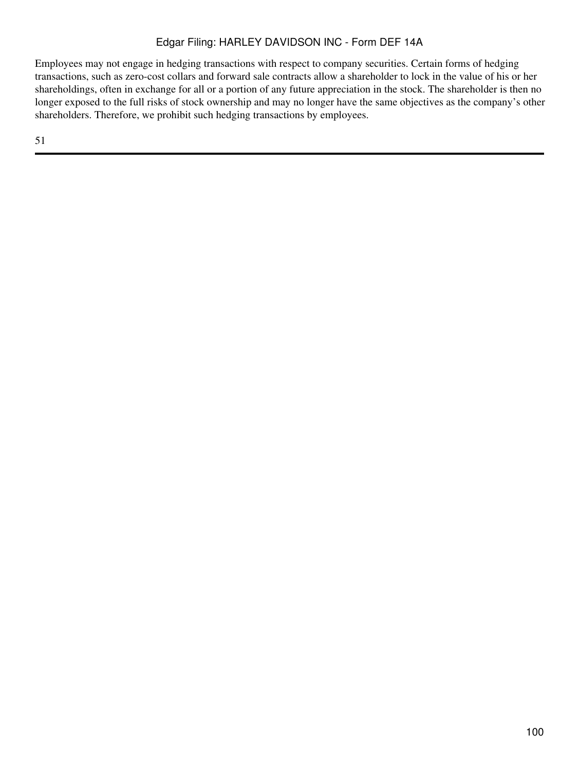Employees may not engage in hedging transactions with respect to company securities. Certain forms of hedging transactions, such as zero-cost collars and forward sale contracts allow a shareholder to lock in the value of his or her shareholdings, often in exchange for all or a portion of any future appreciation in the stock. The shareholder is then no longer exposed to the full risks of stock ownership and may no longer have the same objectives as the company's other shareholders. Therefore, we prohibit such hedging transactions by employees.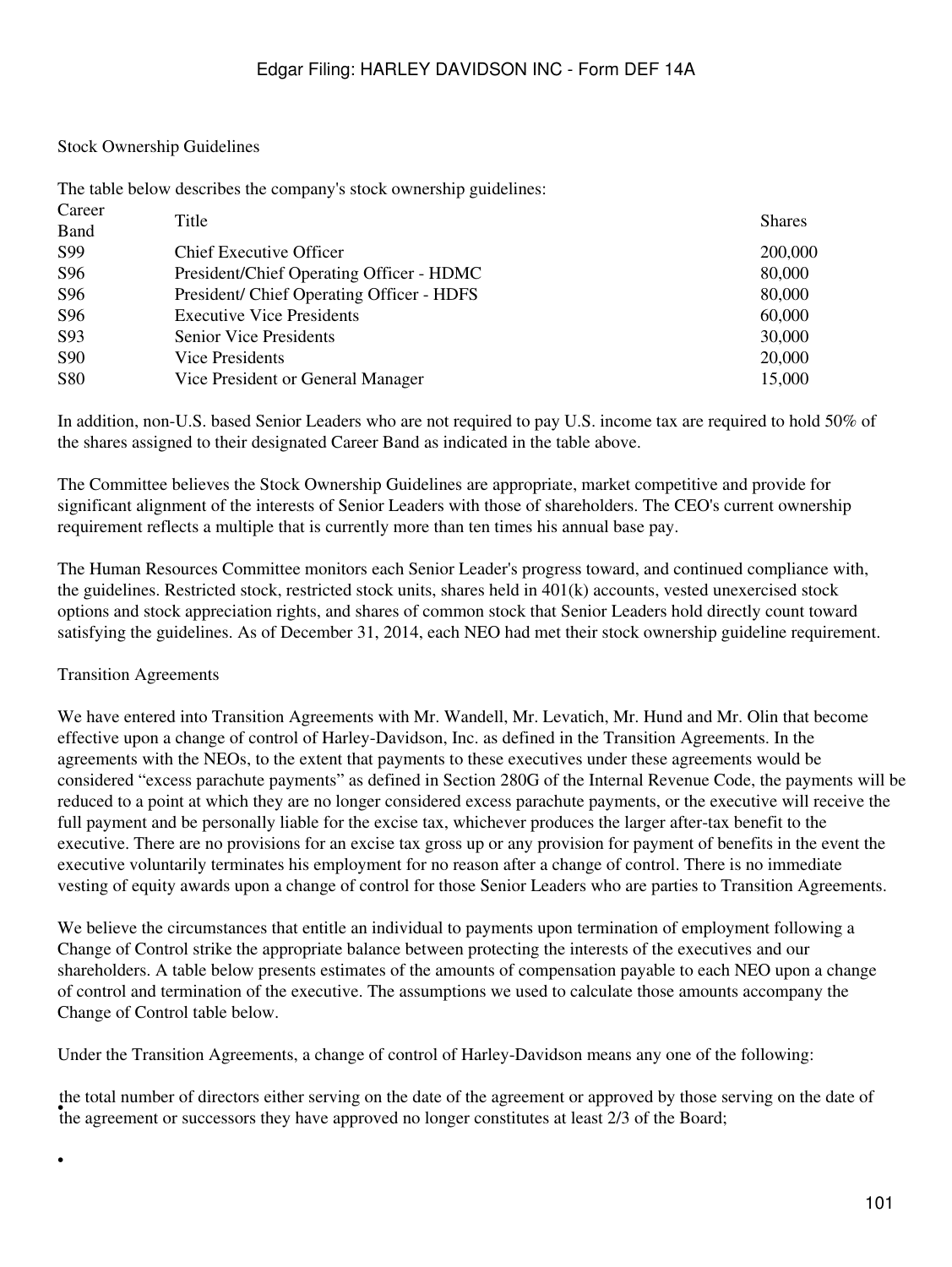## Stock Ownership Guidelines

The table below describes the company's stock ownership guidelines:

| Career Band | Title | Shares |
|---|---|---|
| S99 | Chief Executive Officer | 200,000 |
| S96 | President/Chief Operating Officer - HDMC | 80,000 |
| S96 | President/ Chief Operating Officer - HDFS | 80,000 |
| S96 | Executive Vice Presidents | 60,000 |
| S93 | Senior Vice Presidents | 30,000 |
| S90 | Vice Presidents | 20,000 |
| S80 | Vice President or General Manager | 15,000 |

In addition, non-U.S. based Senior Leaders who are not required to pay U.S. income tax are required to hold 50% of the shares assigned to their designated Career Band as indicated in the table above.

The Committee believes the Stock Ownership Guidelines are appropriate, market competitive and provide for significant alignment of the interests of Senior Leaders with those of shareholders. The CEO's current ownership requirement reflects a multiple that is currently more than ten times his annual base pay.

The Human Resources Committee monitors each Senior Leader's progress toward, and continued compliance with, the guidelines. Restricted stock, restricted stock units, shares held in 401(k) accounts, vested unexercised stock options and stock appreciation rights, and shares of common stock that Senior Leaders hold directly count toward satisfying the guidelines. As of December 31, 2014, each NEO had met their stock ownership guideline requirement.

## Transition Agreements

We have entered into Transition Agreements with Mr. Wandell, Mr. Levatich, Mr. Hund and Mr. Olin that become effective upon a change of control of Harley-Davidson, Inc. as defined in the Transition Agreements. In the agreements with the NEOs, to the extent that payments to these executives under these agreements would be considered "excess parachute payments" as defined in Section 280G of the Internal Revenue Code, the payments will be reduced to a point at which they are no longer considered excess parachute payments, or the executive will receive the full payment and be personally liable for the excise tax, whichever produces the larger after-tax benefit to the executive. There are no provisions for an excise tax gross up or any provision for payment of benefits in the event the executive voluntarily terminates his employment for no reason after a change of control. There is no immediate vesting of equity awards upon a change of control for those Senior Leaders who are parties to Transition Agreements.

We believe the circumstances that entitle an individual to payments upon termination of employment following a Change of Control strike the appropriate balance between protecting the interests of the executives and our shareholders. A table below presents estimates of the amounts of compensation payable to each NEO upon a change of control and termination of the executive. The assumptions we used to calculate those amounts accompany the Change of Control table below.

Under the Transition Agreements, a change of control of Harley-Davidson means any one of the following:

- the total number of directors either serving on the date of the agreement or approved by those serving on the date of the agreement or successors they have approved no longer constitutes at least 2/3 of the Board;
-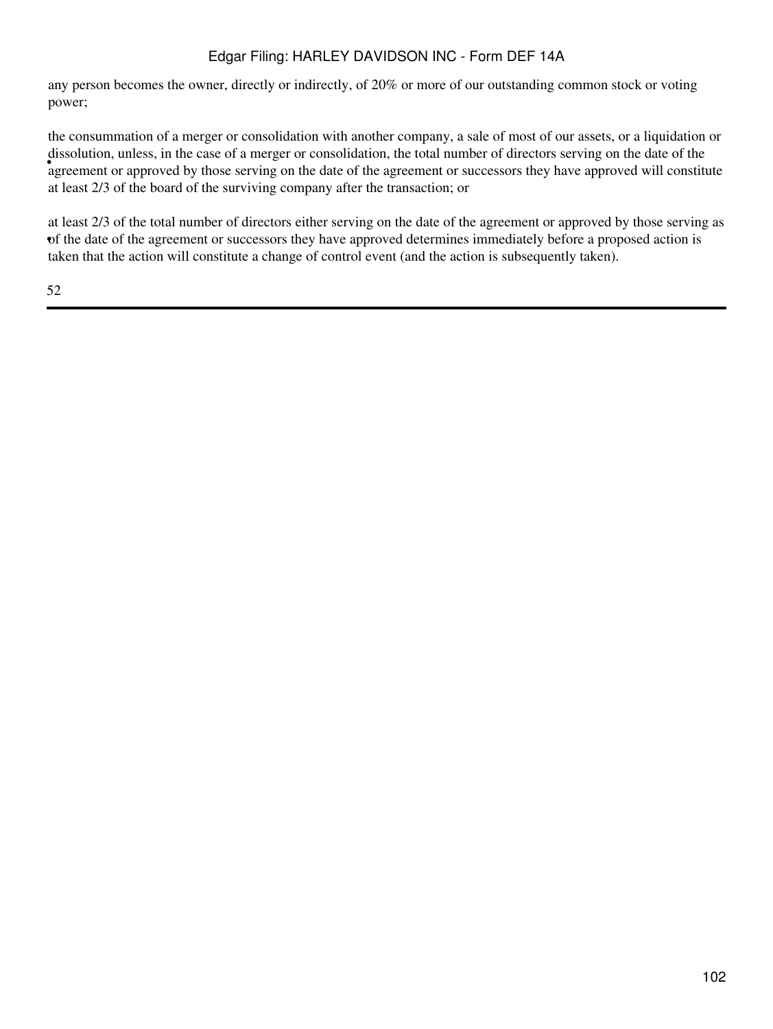any person becomes the owner, directly or indirectly, of 20% or more of our outstanding common stock or voting power;

- the consummation of a merger or consolidation with another company, a sale of most of our assets, or a liquidation or dissolution, unless, in the case of a merger or consolidation, the total number of directors serving on the date of the agreement or approved by those serving on the date of the agreement or successors they have approved will constitute at least 2/3 of the board of the surviving company after the transaction; or
- at least 2/3 of the total number of directors either serving on the date of the agreement or approved by those serving as of the date of the agreement or successors they have approved determines immediately before a proposed action is taken that the action will constitute a change of control event (and the action is subsequently taken).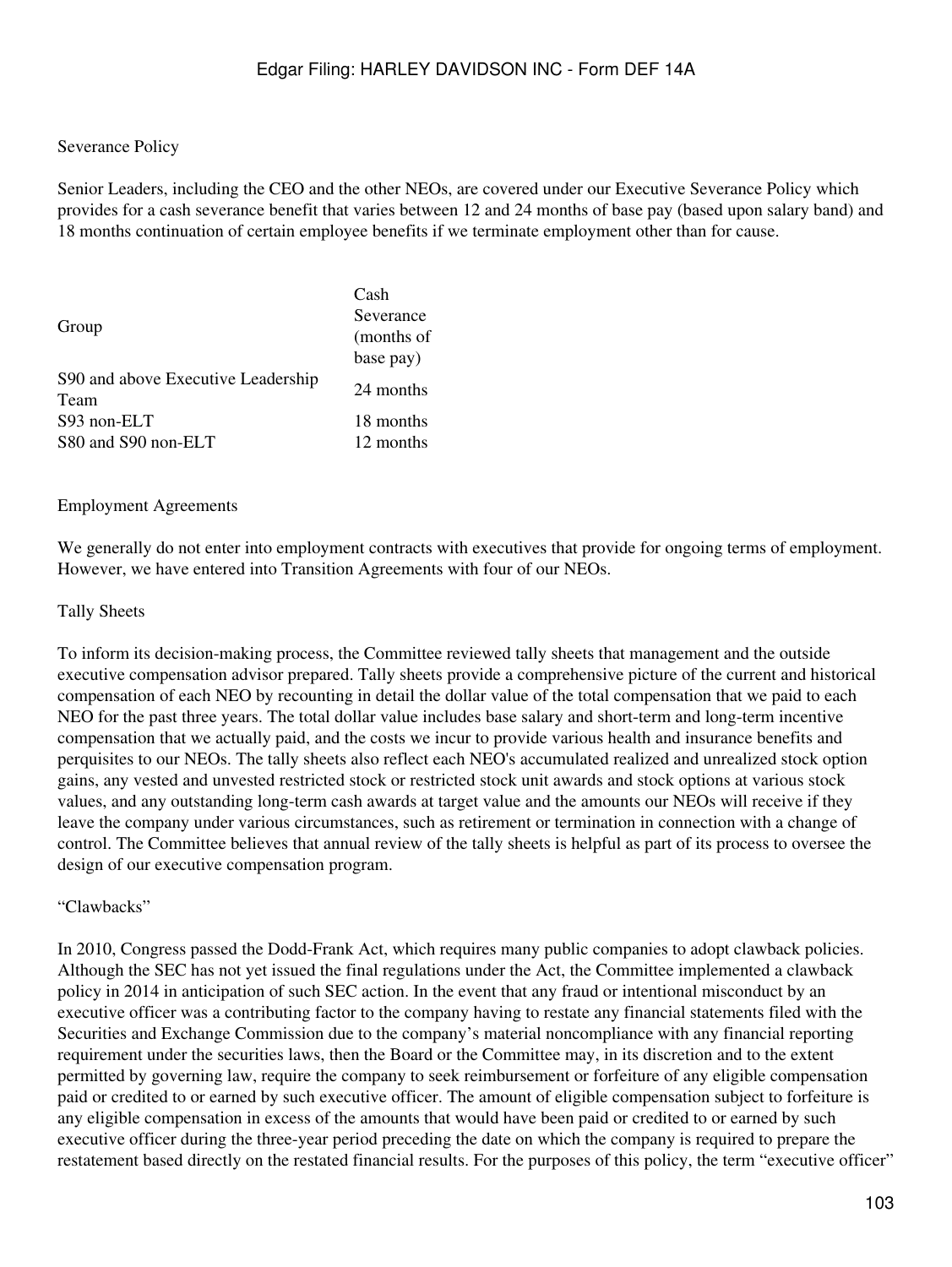## Severance Policy

Senior Leaders, including the CEO and the other NEOs, are covered under our Executive Severance Policy which provides for a cash severance benefit that varies between 12 and 24 months of base pay (based upon salary band) and 18 months continuation of certain employee benefits if we terminate employment other than for cause.

| Group | Cash Severance (months of base pay) |
| --- | --- |
| S90 and above Executive Leadership Team | 24 months |
| S93 non-ELT | 18 months |
| S80 and S90 non-ELT | 12 months |

## Employment Agreements

We generally do not enter into employment contracts with executives that provide for ongoing terms of employment. However, we have entered into Transition Agreements with four of our NEOs.

## Tally Sheets

To inform its decision-making process, the Committee reviewed tally sheets that management and the outside executive compensation advisor prepared. Tally sheets provide a comprehensive picture of the current and historical compensation of each NEO by recounting in detail the dollar value of the total compensation that we paid to each NEO for the past three years. The total dollar value includes base salary and short-term and long-term incentive compensation that we actually paid, and the costs we incur to provide various health and insurance benefits and perquisites to our NEOs. The tally sheets also reflect each NEO's accumulated realized and unrealized stock option gains, any vested and unvested restricted stock or restricted stock unit awards and stock options at various stock values, and any outstanding long-term cash awards at target value and the amounts our NEOs will receive if they leave the company under various circumstances, such as retirement or termination in connection with a change of control. The Committee believes that annual review of the tally sheets is helpful as part of its process to oversee the design of our executive compensation program.

## "Clawbacks"

In 2010, Congress passed the Dodd-Frank Act, which requires many public companies to adopt clawback policies. Although the SEC has not yet issued the final regulations under the Act, the Committee implemented a clawback policy in 2014 in anticipation of such SEC action. In the event that any fraud or intentional misconduct by an executive officer was a contributing factor to the company having to restate any financial statements filed with the Securities and Exchange Commission due to the company's material noncompliance with any financial reporting requirement under the securities laws, then the Board or the Committee may, in its discretion and to the extent permitted by governing law, require the company to seek reimbursement or forfeiture of any eligible compensation paid or credited to or earned by such executive officer. The amount of eligible compensation subject to forfeiture is any eligible compensation in excess of the amounts that would have been paid or credited to or earned by such executive officer during the three-year period preceding the date on which the company is required to prepare the restatement based directly on the restated financial results. For the purposes of this policy, the term "executive officer"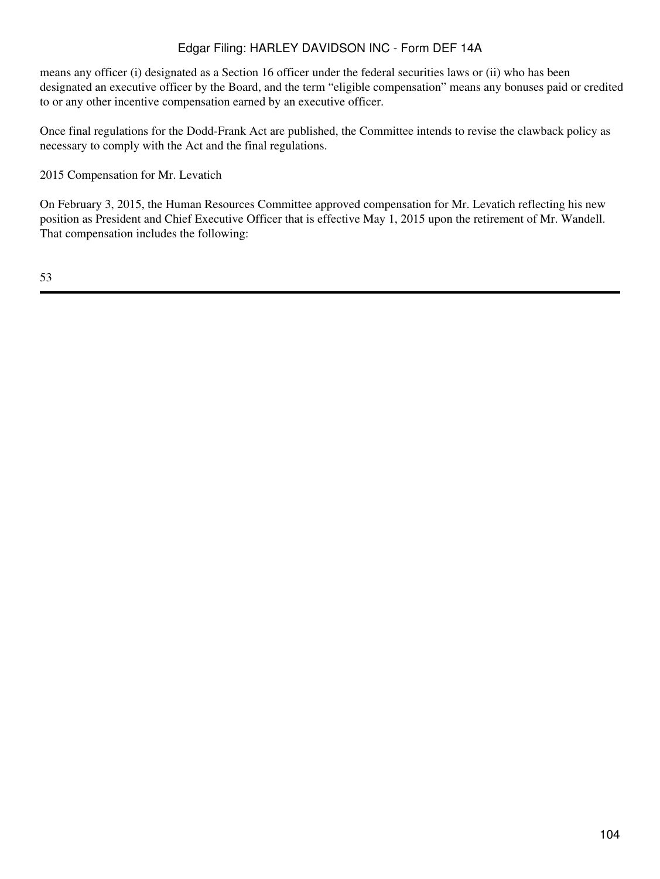means any officer (i) designated as a Section 16 officer under the federal securities laws or (ii) who has been designated an executive officer by the Board, and the term "eligible compensation" means any bonuses paid or credited to or any other incentive compensation earned by an executive officer.

Once final regulations for the Dodd-Frank Act are published, the Committee intends to revise the clawback policy as necessary to comply with the Act and the final regulations.

2015 Compensation for Mr. Levatich

On February 3, 2015, the Human Resources Committee approved compensation for Mr. Levatich reflecting his new position as President and Chief Executive Officer that is effective May 1, 2015 upon the retirement of Mr. Wandell. That compensation includes the following: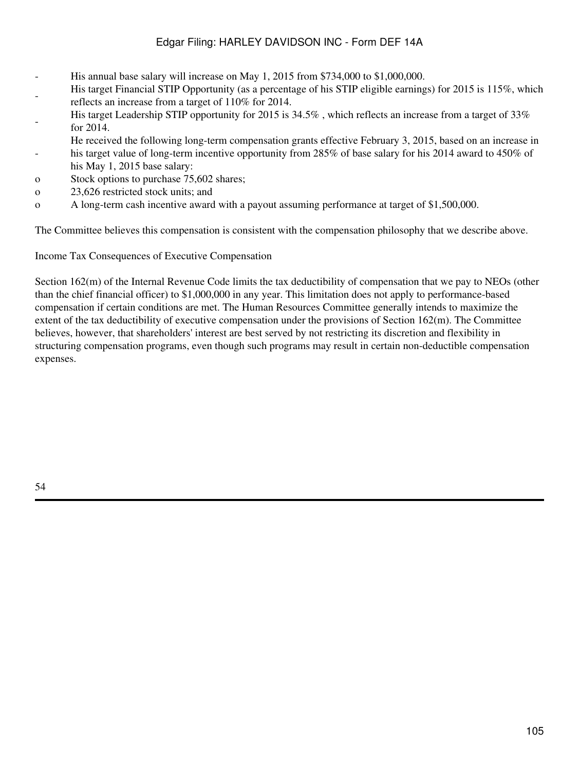- His annual base salary will increase on May 1, 2015 from $734,000 to $1,000,000.
- His target Financial STIP Opportunity (as a percentage of his STIP eligible earnings) for 2015 is 115%, which reflects an increase from a target of 110% for 2014.
- His target Leadership STIP opportunity for 2015 is 34.5% , which reflects an increase from a target of 33% for 2014.
- He received the following long-term compensation grants effective February 3, 2015, based on an increase in his target value of long-term incentive opportunity from 285% of base salary for his 2014 award to 450% of his May 1, 2015 base salary:
  - Stock options to purchase 75,602 shares;
  - 23,626 restricted stock units; and
  - A long-term cash incentive award with a payout assuming performance at target of $1,500,000.

The Committee believes this compensation is consistent with the compensation philosophy that we describe above.

Income Tax Consequences of Executive Compensation

Section 162(m) of the Internal Revenue Code limits the tax deductibility of compensation that we pay to NEOs (other than the chief financial officer) to $1,000,000 in any year. This limitation does not apply to performance-based compensation if certain conditions are met. The Human Resources Committee generally intends to maximize the extent of the tax deductibility of executive compensation under the provisions of Section 162(m). The Committee believes, however, that shareholders' interest are best served by not restricting its discretion and flexibility in structuring compensation programs, even though such programs may result in certain non-deductible compensation expenses.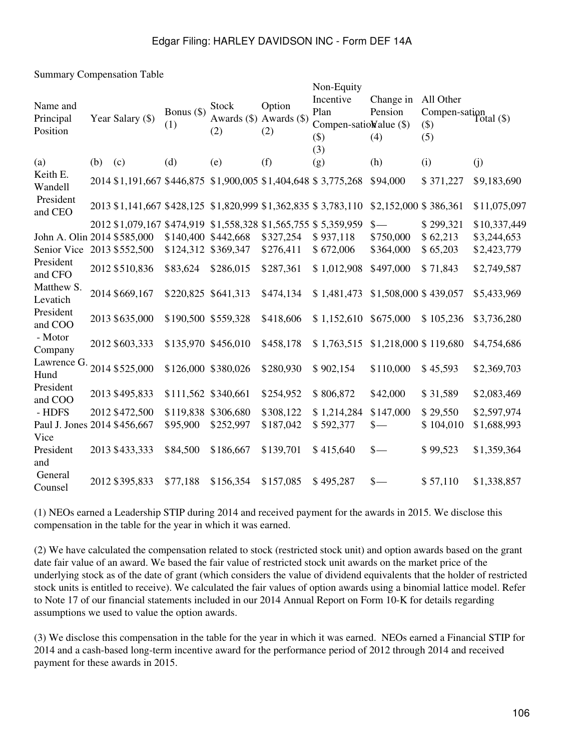Summary Compensation Table

| Name and Principal Position | Year | Salary ($) | Bonus ($) (1) | Stock Awards ($) (2) | Option Awards ($) (2) | Non-Equity Incentive Plan Compen-sation ($) (3) | Change in Pension Value ($) (4) | All Other Compen-sation ($) (5) | Total ($) |
|---|---|---|---|---|---|---|---|---|---|
| (a) | (b) | (c) | (d) | (e) | (f) | (g) | (h) | (i) | (j) |
| Keith E. Wandell | 2014 | $1,191,667 | $446,875 | $1,900,005 | $1,404,648 | $ 3,775,268 | $94,000 | $ 371,227 | $9,183,690 |
| President and CEO | 2013 | $1,141,667 | $428,125 | $1,820,999 | $1,362,835 | $ 3,783,110 | $2,152,000 | $ 386,361 | $11,075,097 |
| | 2012 | $1,079,167 | $474,919 | $1,558,328 | $1,565,755 | $ 5,359,959 | $— | $ 299,321 | $10,337,449 |
| John A. Olin | 2014 | $585,000 | $140,400 | $442,668 | $327,254 | $ 937,118 | $750,000 | $ 62,213 | $3,244,653 |
| Senior Vice | 2013 | $552,500 | $124,312 | $369,347 | $276,411 | $ 672,006 | $364,000 | $ 65,203 | $2,423,779 |
| President and CFO | 2012 | $510,836 | $83,624 | $286,015 | $287,361 | $ 1,012,908 | $497,000 | $ 71,843 | $2,749,587 |
| Matthew S. Levatich | 2014 | $669,167 | $220,825 | $641,313 | $474,134 | $ 1,481,473 | $1,508,000 | $ 439,057 | $5,433,969 |
| President and COO | 2013 | $635,000 | $190,500 | $559,328 | $418,606 | $ 1,152,610 | $675,000 | $ 105,236 | $3,736,280 |
| - Motor Company | 2012 | $603,333 | $135,970 | $456,010 | $458,178 | $ 1,763,515 | $1,218,000 | $ 119,680 | $4,754,686 |
| Lawrence G. Hund | 2014 | $525,000 | $126,000 | $380,026 | $280,930 | $ 902,154 | $110,000 | $ 45,593 | $2,369,703 |
| President and COO | 2013 | $495,833 | $111,562 | $340,661 | $254,952 | $ 806,872 | $42,000 | $ 31,589 | $2,083,469 |
| - HDFS | 2012 | $472,500 | $119,838 | $306,680 | $308,122 | $ 1,214,284 | $147,000 | $ 29,550 | $2,597,974 |
| Paul J. Jones | 2014 | $456,667 | $95,900 | $252,997 | $187,042 | $ 592,377 | $— | $ 104,010 | $1,688,993 |
| Vice President and | 2013 | $433,333 | $84,500 | $186,667 | $139,701 | $ 415,640 | $— | $ 99,523 | $1,359,364 |
| General Counsel | 2012 | $395,833 | $77,188 | $156,354 | $157,085 | $ 495,287 | $— | $ 57,110 | $1,338,857 |

(1) NEOs earned a Leadership STIP during 2014 and received payment for the awards in 2015. We disclose this compensation in the table for the year in which it was earned.

(2) We have calculated the compensation related to stock (restricted stock unit) and option awards based on the grant date fair value of an award. We based the fair value of restricted stock unit awards on the market price of the underlying stock as of the date of grant (which considers the value of dividend equivalents that the holder of restricted stock units is entitled to receive). We calculated the fair values of option awards using a binomial lattice model. Refer to Note 17 of our financial statements included in our 2014 Annual Report on Form 10-K for details regarding assumptions we used to value the option awards.

(3) We disclose this compensation in the table for the year in which it was earned. NEOs earned a Financial STIP for 2014 and a cash-based long-term incentive award for the performance period of 2012 through 2014 and received payment for these awards in 2015.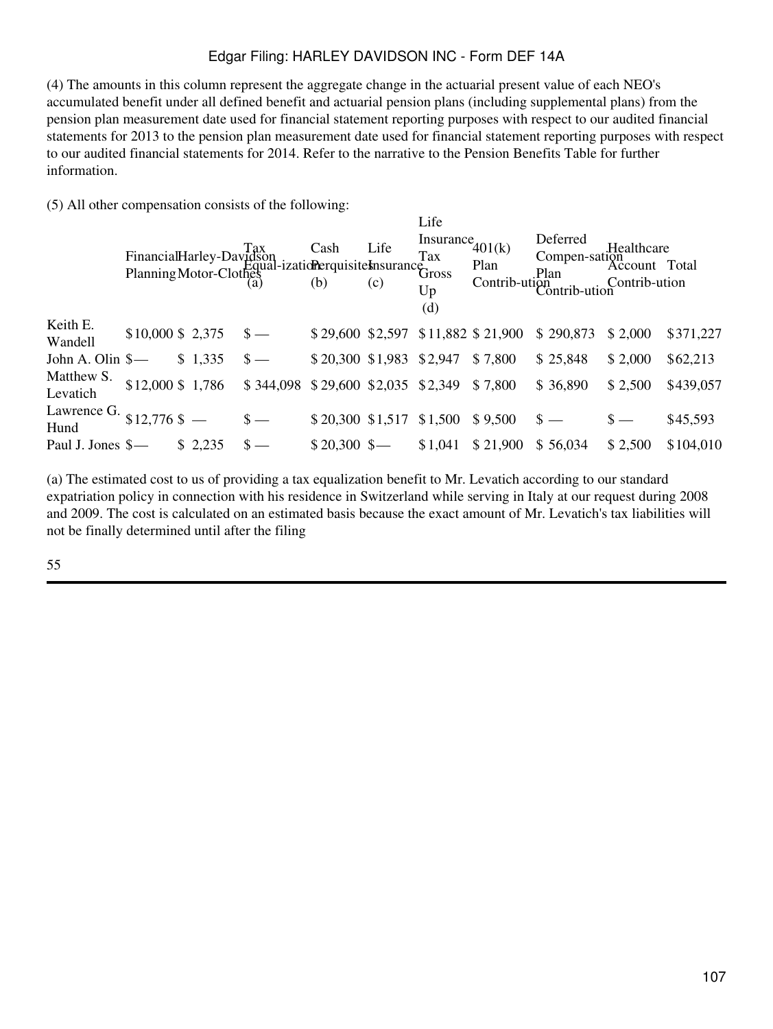(4) The amounts in this column represent the aggregate change in the actuarial present value of each NEO's accumulated benefit under all defined benefit and actuarial pension plans (including supplemental plans) from the pension plan measurement date used for financial statement reporting purposes with respect to our audited financial statements for 2013 to the pension plan measurement date used for financial statement reporting purposes with respect to our audited financial statements for 2014. Refer to the narrative to the Pension Benefits Table for further information.

(5) All other compensation consists of the following:

| | Financial Planning | Harley-Davidson Motor-Clothes | Tax Equal-ization (a) | Cash Perquisites (b) | Life Insurance (c) | Life Insurance Tax Gross Up (d) | 401(k) Plan Contrib-ution | Deferred Compen-sation Plan Contrib-ution | Healthcare Account Contrib-ution | Total |
|---|---|---|---|---|---|---|---|---|---|---|
| Keith E. Wandell | $10,000 | $ 2,375 | $ — | $ 29,600 | $2,597 | $11,882 | $ 21,900 | $ 290,873 | $ 2,000 | $371,227 |
| John A. Olin | $— | $ 1,335 | $ — | $ 20,300 | $1,983 | $2,947 | $ 7,800 | $ 25,848 | $ 2,000 | $62,213 |
| Matthew S. Levatich | $12,000 | $ 1,786 | $ 344,098 | $ 29,600 | $2,035 | $2,349 | $ 7,800 | $ 36,890 | $ 2,500 | $439,057 |
| Lawrence G. Hund | $12,776 | $ — | $ — | $ 20,300 | $1,517 | $1,500 | $ 9,500 | $ — | $ — | $45,593 |
| Paul J. Jones | $— | $ 2,235 | $ — | $ 20,300 | $— | $1,041 | $ 21,900 | $ 56,034 | $ 2,500 | $104,010 |

(a) The estimated cost to us of providing a tax equalization benefit to Mr. Levatich according to our standard expatriation policy in connection with his residence in Switzerland while serving in Italy at our request during 2008 and 2009. The cost is calculated on an estimated basis because the exact amount of Mr. Levatich's tax liabilities will not be finally determined until after the filing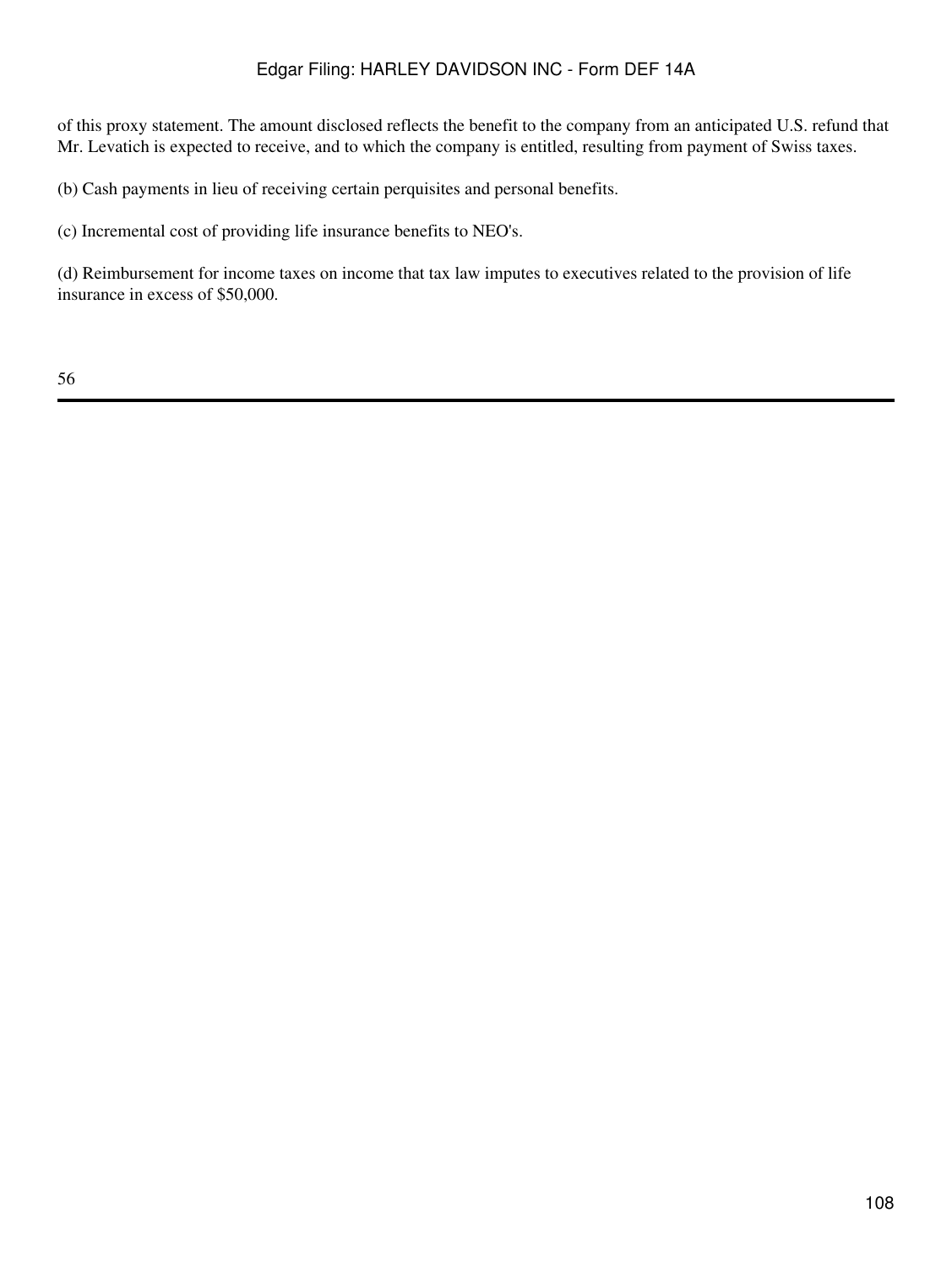of this proxy statement. The amount disclosed reflects the benefit to the company from an anticipated U.S. refund that Mr. Levatich is expected to receive, and to which the company is entitled, resulting from payment of Swiss taxes.

(b) Cash payments in lieu of receiving certain perquisites and personal benefits.

(c) Incremental cost of providing life insurance benefits to NEO's.

(d) Reimbursement for income taxes on income that tax law imputes to executives related to the provision of life insurance in excess of $50,000.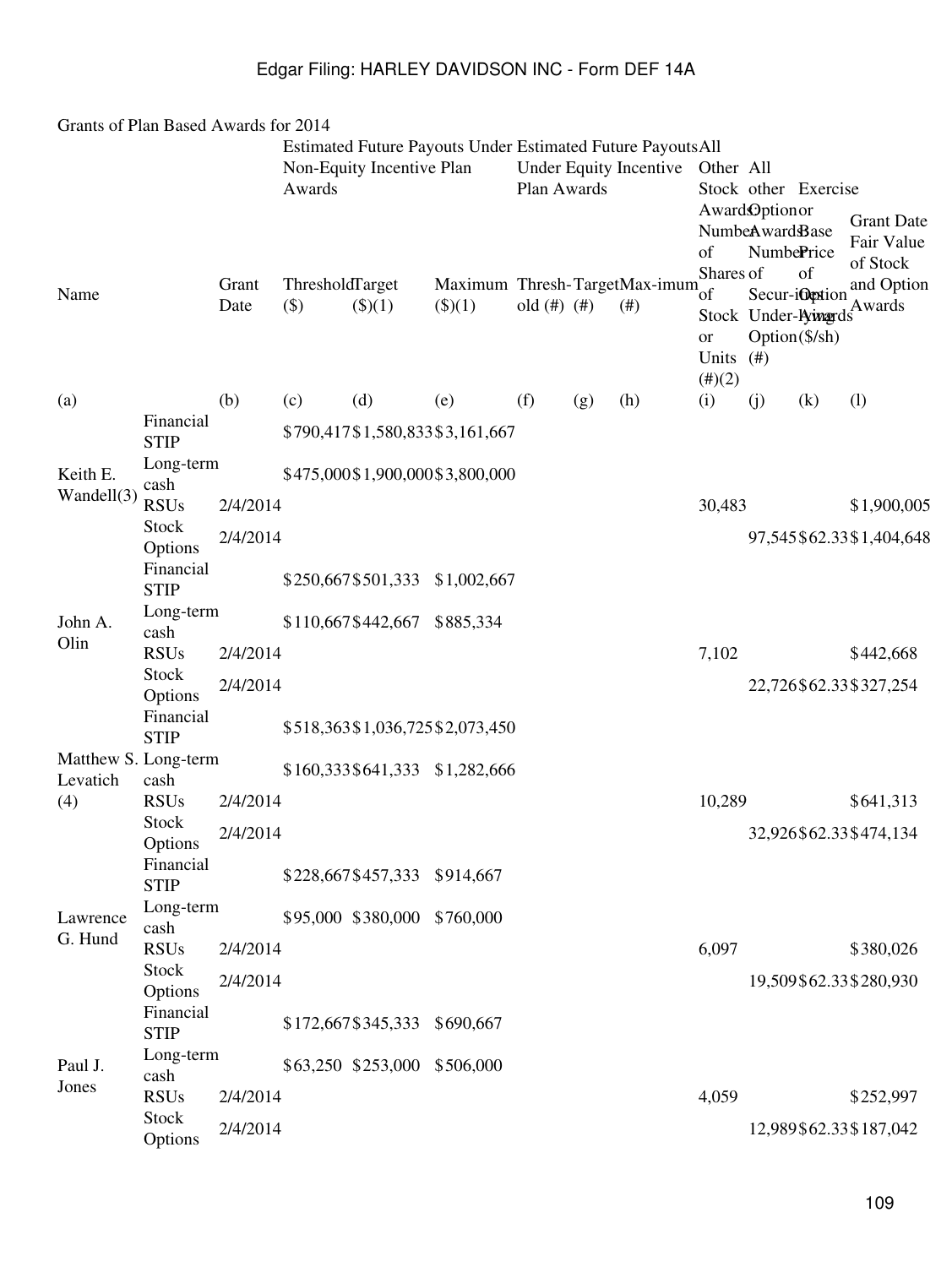Grants of Plan Based Awards for 2014

| Name | | Grant Date | Estimated Future Payouts Under Non-Equity Incentive Plan Awards | | | Estimated Future Payouts Under Equity Incentive Plan Awards | | | All Other Stock Awards: Number of Shares of Stock or Units (#)(2) | All other Option Awards: Number of Securities Under-lying Option (#) | Exercise or Base Price of Option Awards ($/sh) | Grant Date Fair Value of Stock and Option Awards |
|---|---|---|---|---|---|---|---|---|---|---|---|---|
| | | | Threshold ($) | Target ($)(1) | Maximum ($)(1) | Thresh-old (#) | Target (#) | Max-imum (#) | | | | |
| (a) | | (b) | (c) | (d) | (e) | (f) | (g) | (h) | (i) | (j) | (k) | (l) |
| Keith E. Wandell(3) | Financial STIP | | $790,417 | $1,580,833 | $3,161,667 | | | | | | | |
| | Long-term cash | | $475,000 | $1,900,000 | $3,800,000 | | | | | | | |
| | RSUs | 2/4/2014 | | | | | | | 30,483 | | | $1,900,005 |
| | Stock Options | 2/4/2014 | | | | | | | | 97,545 | $62.33 | $1,404,648 |
| John A. Olin | Financial STIP | | $250,667 | $501,333 | $1,002,667 | | | | | | | |
| | Long-term cash | | $110,667 | $442,667 | $885,334 | | | | | | | |
| | RSUs | 2/4/2014 | | | | | | | 7,102 | | | $442,668 |
| | Stock Options | 2/4/2014 | | | | | | | | 22,726 | $62.33 | $327,254 |
| Matthew S. Levatich (4) | Financial STIP | | $518,363 | $1,036,725 | $2,073,450 | | | | | | | |
| | Long-term cash | | $160,333 | $641,333 | $1,282,666 | | | | | | | |
| | RSUs | 2/4/2014 | | | | | | | 10,289 | | | $641,313 |
| | Stock Options | 2/4/2014 | | | | | | | | 32,926 | $62.33 | $474,134 |
| Lawrence G. Hund | Financial STIP | | $228,667 | $457,333 | $914,667 | | | | | | | |
| | Long-term cash | | $95,000 | $380,000 | $760,000 | | | | | | | |
| | RSUs | 2/4/2014 | | | | | | | 6,097 | | | $380,026 |
| | Stock Options | 2/4/2014 | | | | | | | | 19,509 | $62.33 | $280,930 |
| Paul J. Jones | Financial STIP | | $172,667 | $345,333 | $690,667 | | | | | | | |
| | Long-term cash | | $63,250 | $253,000 | $506,000 | | | | | | | |
| | RSUs | 2/4/2014 | | | | | | | 4,059 | | | $252,997 |
| | Stock Options | 2/4/2014 | | | | | | | | 12,989 | $62.33 | $187,042 |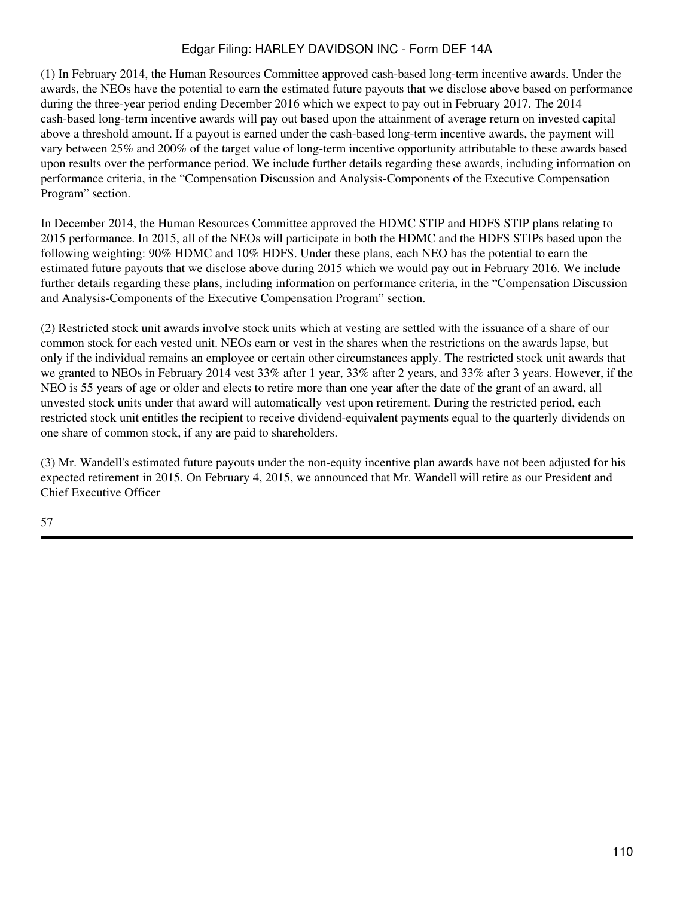(1) In February 2014, the Human Resources Committee approved cash-based long-term incentive awards. Under the awards, the NEOs have the potential to earn the estimated future payouts that we disclose above based on performance during the three-year period ending December 2016 which we expect to pay out in February 2017. The 2014 cash-based long-term incentive awards will pay out based upon the attainment of average return on invested capital above a threshold amount. If a payout is earned under the cash-based long-term incentive awards, the payment will vary between 25% and 200% of the target value of long-term incentive opportunity attributable to these awards based upon results over the performance period. We include further details regarding these awards, including information on performance criteria, in the "Compensation Discussion and Analysis-Components of the Executive Compensation Program" section.

In December 2014, the Human Resources Committee approved the HDMC STIP and HDFS STIP plans relating to 2015 performance. In 2015, all of the NEOs will participate in both the HDMC and the HDFS STIPs based upon the following weighting: 90% HDMC and 10% HDFS. Under these plans, each NEO has the potential to earn the estimated future payouts that we disclose above during 2015 which we would pay out in February 2016. We include further details regarding these plans, including information on performance criteria, in the "Compensation Discussion and Analysis-Components of the Executive Compensation Program" section.

(2) Restricted stock unit awards involve stock units which at vesting are settled with the issuance of a share of our common stock for each vested unit. NEOs earn or vest in the shares when the restrictions on the awards lapse, but only if the individual remains an employee or certain other circumstances apply. The restricted stock unit awards that we granted to NEOs in February 2014 vest 33% after 1 year, 33% after 2 years, and 33% after 3 years. However, if the NEO is 55 years of age or older and elects to retire more than one year after the date of the grant of an award, all unvested stock units under that award will automatically vest upon retirement. During the restricted period, each restricted stock unit entitles the recipient to receive dividend-equivalent payments equal to the quarterly dividends on one share of common stock, if any are paid to shareholders.

(3) Mr. Wandell's estimated future payouts under the non-equity incentive plan awards have not been adjusted for his expected retirement in 2015. On February 4, 2015, we announced that Mr. Wandell will retire as our President and Chief Executive Officer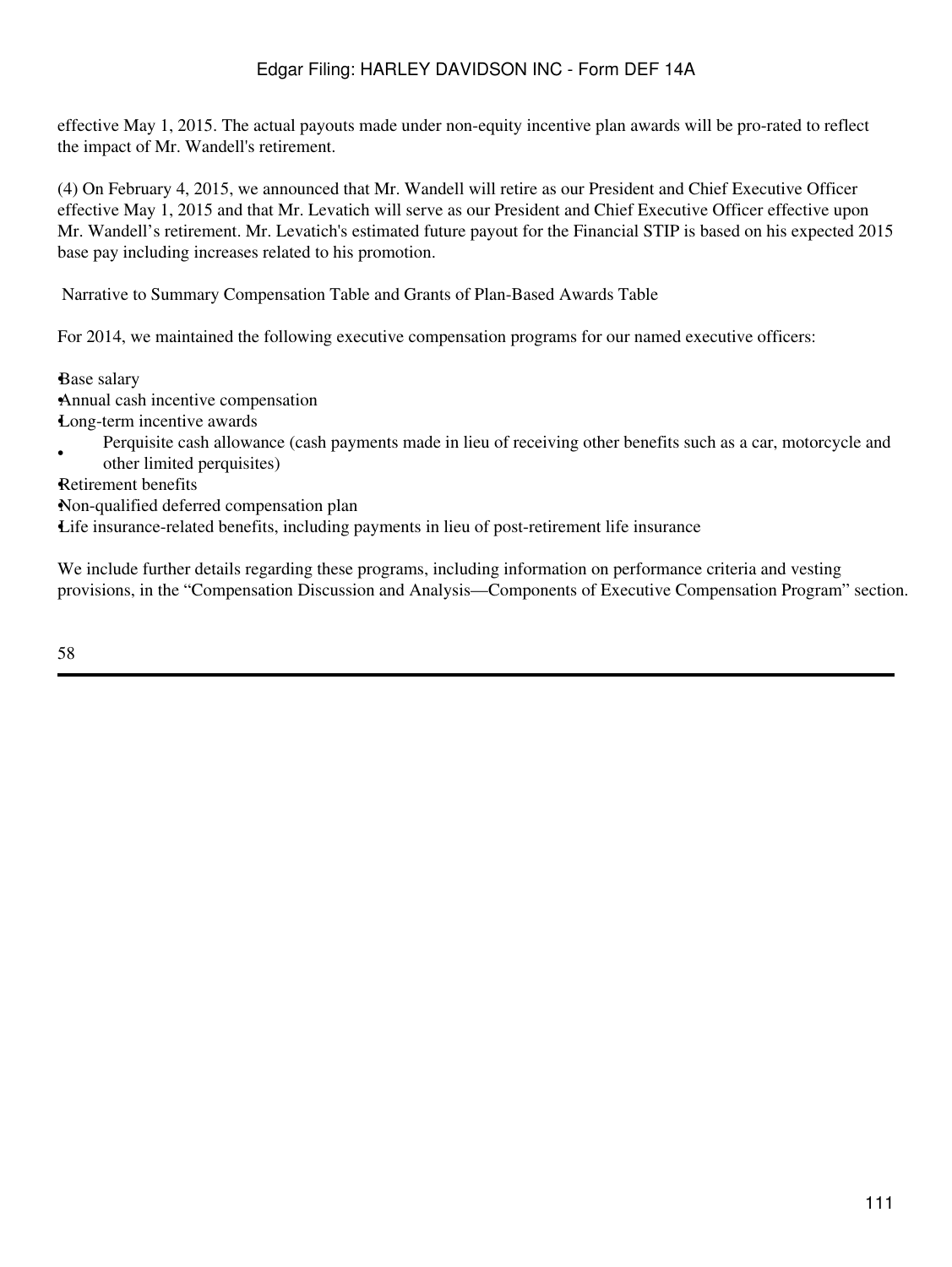effective May 1, 2015. The actual payouts made under non-equity incentive plan awards will be pro-rated to reflect the impact of Mr. Wandell's retirement.

(4) On February 4, 2015, we announced that Mr. Wandell will retire as our President and Chief Executive Officer effective May 1, 2015 and that Mr. Levatich will serve as our President and Chief Executive Officer effective upon Mr. Wandell's retirement. Mr. Levatich's estimated future payout for the Financial STIP is based on his expected 2015 base pay including increases related to his promotion.

## Narrative to Summary Compensation Table and Grants of Plan-Based Awards Table

For 2014, we maintained the following executive compensation programs for our named executive officers:

- Base salary
- Annual cash incentive compensation
- Long-term incentive awards
- Perquisite cash allowance (cash payments made in lieu of receiving other benefits such as a car, motorcycle and other limited perquisites)
- Retirement benefits
- Non-qualified deferred compensation plan
- Life insurance-related benefits, including payments in lieu of post-retirement life insurance

We include further details regarding these programs, including information on performance criteria and vesting provisions, in the "Compensation Discussion and Analysis—Components of Executive Compensation Program" section.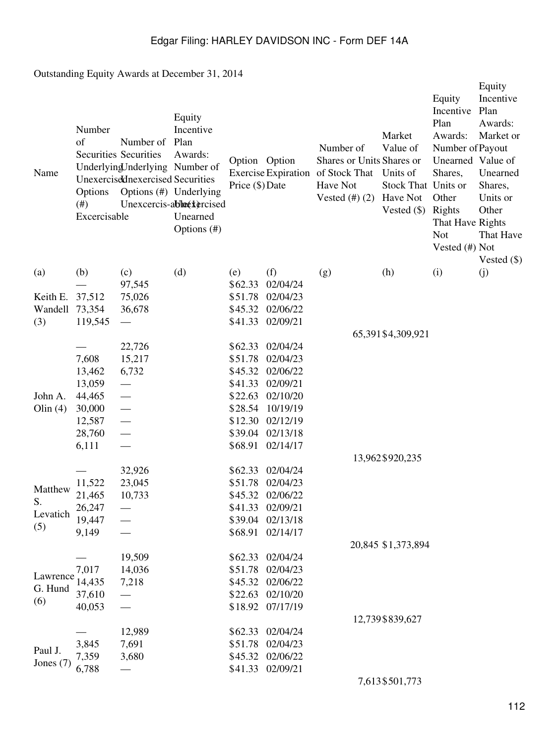Outstanding Equity Awards at December 31, 2014

| Name | Number of Securities Underlying Unexercised Options (#) Excercisable | Number of Securities Underlying Unexercised Options (#) Unexcercis-able(1) | Equity Incentive Plan Awards: Number of Securities Underlying Unexercised Unearned Options (#) | Option Exercise Price ($) | Option Expiration Date | Number of Shares or Units of Stock That Have Not Vested (#) (2) | Market Value of Shares or Units of Stock That Have Not Vested ($) | Equity Incentive Plan Awards: Number of Unearned Shares, Units or Other Rights That Have Not Vested (#) | Equity Incentive Plan Awards: Market or Payout Value of Unearned Shares, Units or Other Rights That Have Not Vested ($) |
|---|---|---|---|---|---|---|---|---|---|
| (a) | (b) | (c) | (d) | (e) | (f) | (g) | (h) | (i) | (j) |
| Keith E. Wandell (3) | — | 97,545 | | $62.33 | 02/04/24 | | | | |
| | 37,512 | 75,026 | | $51.78 | 02/04/23 | | | | |
| | 73,354 | 36,678 | | $45.32 | 02/06/22 | | | | |
| | 119,545 | — | | $41.33 | 02/09/21 | | | | |
| | | | | | | 65,391 | $4,309,921 | | |
| John A. Olin (4) | — | 22,726 | | $62.33 | 02/04/24 | | | | |
| | 7,608 | 15,217 | | $51.78 | 02/04/23 | | | | |
| | 13,462 | 6,732 | | $45.32 | 02/06/22 | | | | |
| | 13,059 | — | | $41.33 | 02/09/21 | | | | |
| | 44,465 | — | | $22.63 | 02/10/20 | | | | |
| | 30,000 | — | | $28.54 | 10/19/19 | | | | |
| | 12,587 | — | | $12.30 | 02/12/19 | | | | |
| | 28,760 | — | | $39.04 | 02/13/18 | | | | |
| | 6,111 | — | | $68.91 | 02/14/17 | | | | |
| | | | | | | 13,962 | $920,235 | | |
| Matthew S. Levatich (5) | — | 32,926 | | $62.33 | 02/04/24 | | | | |
| | 11,522 | 23,045 | | $51.78 | 02/04/23 | | | | |
| | 21,465 | 10,733 | | $45.32 | 02/06/22 | | | | |
| | 26,247 | — | | $41.33 | 02/09/21 | | | | |
| | 19,447 | — | | $39.04 | 02/13/18 | | | | |
| | 9,149 | — | | $68.91 | 02/14/17 | | | | |
| | | | | | | 20,845 | $1,373,894 | | |
| Lawrence G. Hund (6) | — | 19,509 | | $62.33 | 02/04/24 | | | | |
| | 7,017 | 14,036 | | $51.78 | 02/04/23 | | | | |
| | 14,435 | 7,218 | | $45.32 | 02/06/22 | | | | |
| | 37,610 | — | | $22.63 | 02/10/20 | | | | |
| | 40,053 | — | | $18.92 | 07/17/19 | | | | |
| | | | | | | 12,739 | $839,627 | | |
| Paul J. Jones (7) | — | 12,989 | | $62.33 | 02/04/24 | | | | |
| | 3,845 | 7,691 | | $51.78 | 02/04/23 | | | | |
| | 7,359 | 3,680 | | $45.32 | 02/06/22 | | | | |
| | 6,788 | — | | $41.33 | 02/09/21 | | | | |
| | | | | | | 7,613 | $501,773 | | |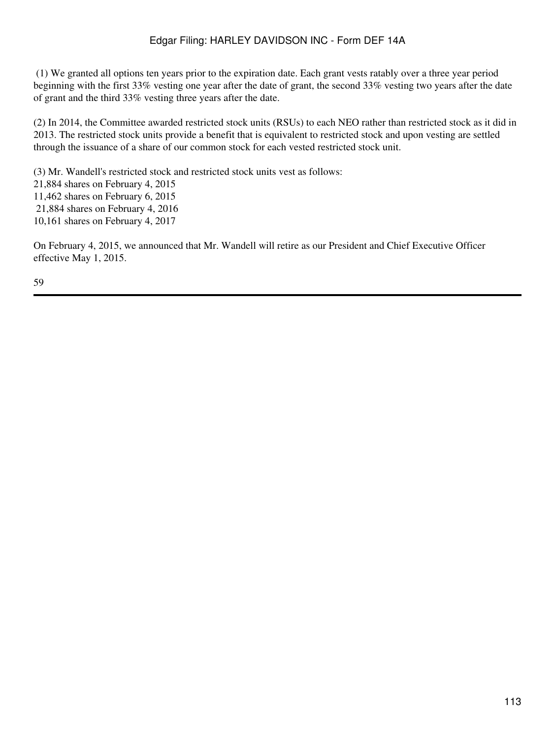(1) We granted all options ten years prior to the expiration date. Each grant vests ratably over a three year period beginning with the first 33% vesting one year after the date of grant, the second 33% vesting two years after the date of grant and the third 33% vesting three years after the date.

(2) In 2014, the Committee awarded restricted stock units (RSUs) to each NEO rather than restricted stock as it did in 2013. The restricted stock units provide a benefit that is equivalent to restricted stock and upon vesting are settled through the issuance of a share of our common stock for each vested restricted stock unit.

(3) Mr. Wandell's restricted stock and restricted stock units vest as follows:
21,884 shares on February 4, 2015
11,462 shares on February 6, 2015
21,884 shares on February 4, 2016
10,161 shares on February 4, 2017

On February 4, 2015, we announced that Mr. Wandell will retire as our President and Chief Executive Officer effective May 1, 2015.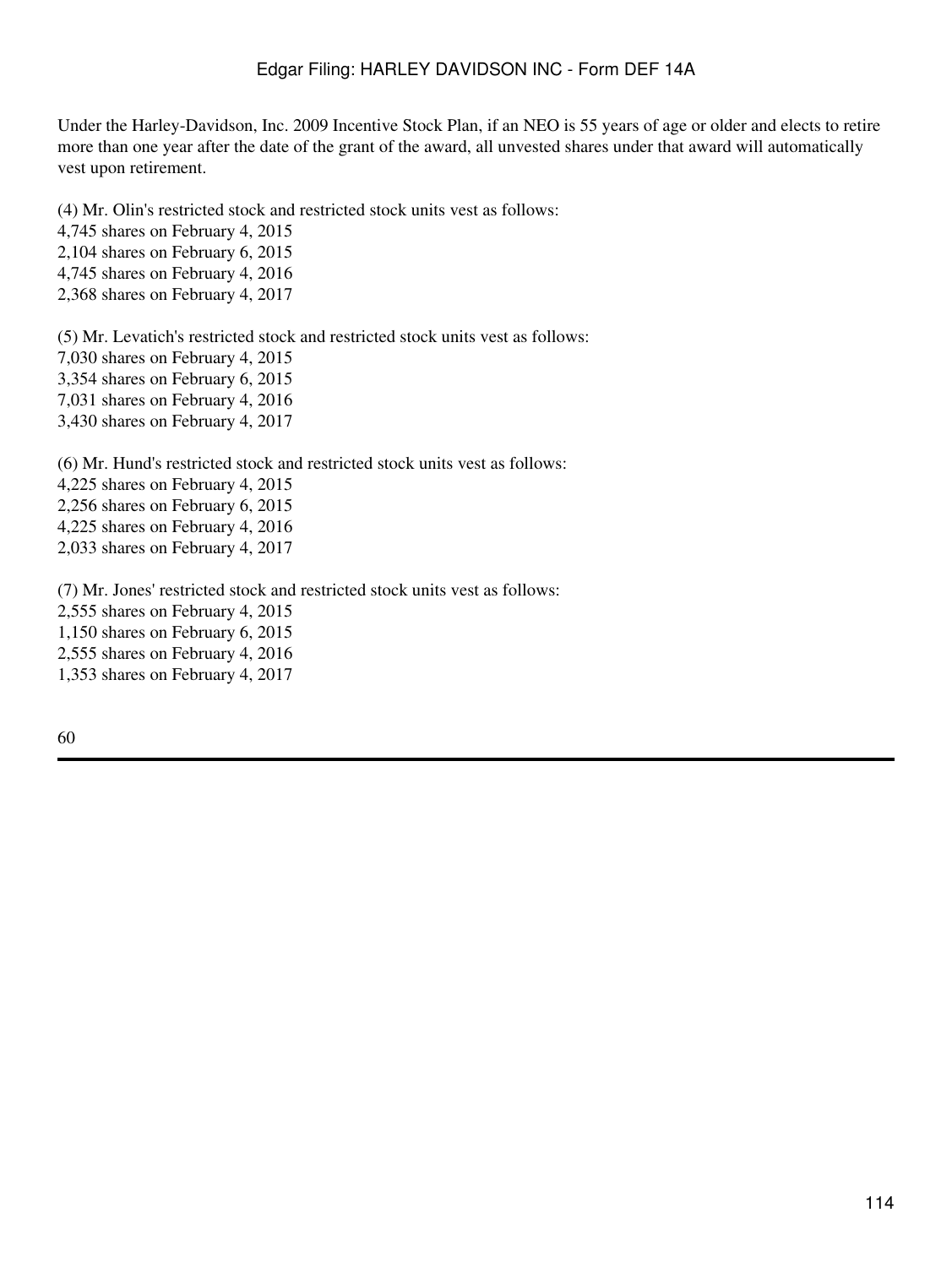Under the Harley-Davidson, Inc. 2009 Incentive Stock Plan, if an NEO is 55 years of age or older and elects to retire more than one year after the date of the grant of the award, all unvested shares under that award will automatically vest upon retirement.

(4) Mr. Olin's restricted stock and restricted stock units vest as follows:
4,745 shares on February 4, 2015
2,104 shares on February 6, 2015
4,745 shares on February 4, 2016
2,368 shares on February 4, 2017

(5) Mr. Levatich's restricted stock and restricted stock units vest as follows:
7,030 shares on February 4, 2015
3,354 shares on February 6, 2015
7,031 shares on February 4, 2016
3,430 shares on February 4, 2017

(6) Mr. Hund's restricted stock and restricted stock units vest as follows:
4,225 shares on February 4, 2015
2,256 shares on February 6, 2015
4,225 shares on February 4, 2016
2,033 shares on February 4, 2017

(7) Mr. Jones' restricted stock and restricted stock units vest as follows:
2,555 shares on February 4, 2015
1,150 shares on February 6, 2015
2,555 shares on February 4, 2016
1,353 shares on February 4, 2017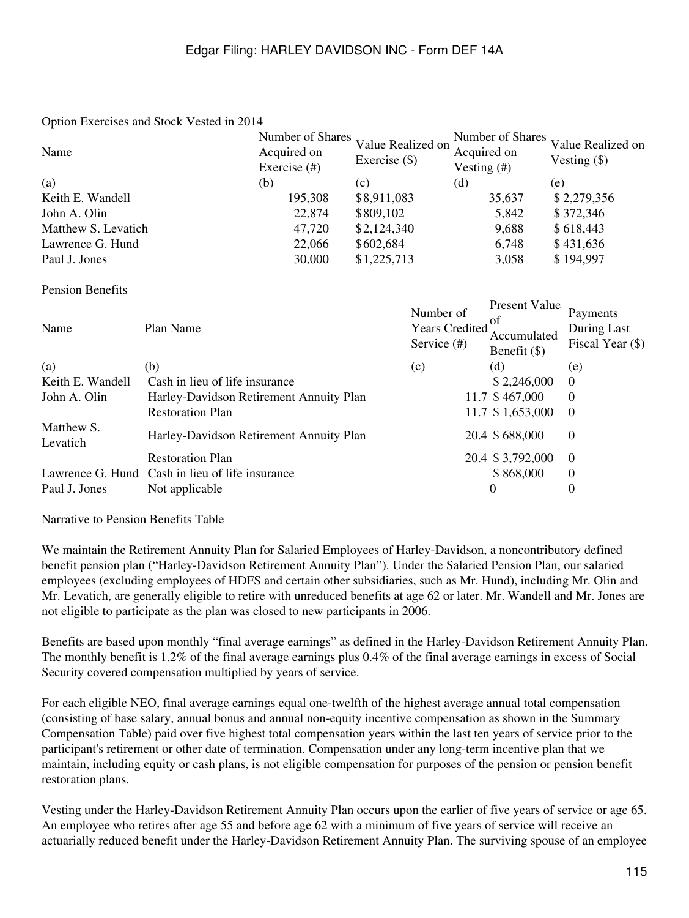Option Exercises and Stock Vested in 2014

| Name | Number of Shares Acquired on Exercise (#) | Value Realized on Exercise ($) | Number of Shares Acquired on Vesting (#) | Value Realized on Vesting ($) |
|---|---|---|---|---|
| (a) | (b) | (c) | (d) | (e) |
| Keith E. Wandell | 195,308 | $8,911,083 | 35,637 | $ 2,279,356 |
| John A. Olin | 22,874 | $809,102 | 5,842 | $ 372,346 |
| Matthew S. Levatich | 47,720 | $2,124,340 | 9,688 | $ 618,443 |
| Lawrence G. Hund | 22,066 | $602,684 | 6,748 | $ 431,636 |
| Paul J. Jones | 30,000 | $1,225,713 | 3,058 | $ 194,997 |

Pension Benefits

| Name | Plan Name | Number of Years Credited Service (#) | Present Value of Accumulated Benefit ($) | Payments During Last Fiscal Year ($) |
|---|---|---|---|---|
| (a) | (b) | (c) | (d) | (e) |
| Keith E. Wandell | Cash in lieu of life insurance | | $ 2,246,000 | 0 |
| John A. Olin | Harley-Davidson Retirement Annuity Plan | 11.7 | $ 467,000 | 0 |
| | Restoration Plan | 11.7 | $ 1,653,000 | 0 |
| Matthew S. Levatich | Harley-Davidson Retirement Annuity Plan | 20.4 | $ 688,000 | 0 |
| | Restoration Plan | 20.4 | $ 3,792,000 | 0 |
| Lawrence G. Hund | Cash in lieu of life insurance | | $ 868,000 | 0 |
| Paul J. Jones | Not applicable | | 0 | 0 |

Narrative to Pension Benefits Table

We maintain the Retirement Annuity Plan for Salaried Employees of Harley-Davidson, a noncontributory defined benefit pension plan ("Harley-Davidson Retirement Annuity Plan"). Under the Salaried Pension Plan, our salaried employees (excluding employees of HDFS and certain other subsidiaries, such as Mr. Hund), including Mr. Olin and Mr. Levatich, are generally eligible to retire with unreduced benefits at age 62 or later. Mr. Wandell and Mr. Jones are not eligible to participate as the plan was closed to new participants in 2006.

Benefits are based upon monthly "final average earnings" as defined in the Harley-Davidson Retirement Annuity Plan. The monthly benefit is 1.2% of the final average earnings plus 0.4% of the final average earnings in excess of Social Security covered compensation multiplied by years of service.

For each eligible NEO, final average earnings equal one-twelfth of the highest average annual total compensation (consisting of base salary, annual bonus and annual non-equity incentive compensation as shown in the Summary Compensation Table) paid over five highest total compensation years within the last ten years of service prior to the participant's retirement or other date of termination. Compensation under any long-term incentive plan that we maintain, including equity or cash plans, is not eligible compensation for purposes of the pension or pension benefit restoration plans.

Vesting under the Harley-Davidson Retirement Annuity Plan occurs upon the earlier of five years of service or age 65. An employee who retires after age 55 and before age 62 with a minimum of five years of service will receive an actuarially reduced benefit under the Harley-Davidson Retirement Annuity Plan. The surviving spouse of an employee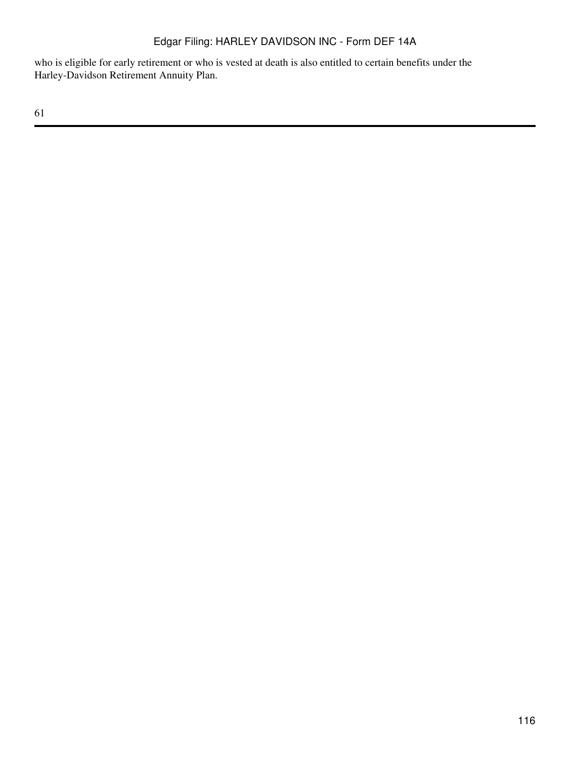who is eligible for early retirement or who is vested at death is also entitled to certain benefits under the Harley-Davidson Retirement Annuity Plan.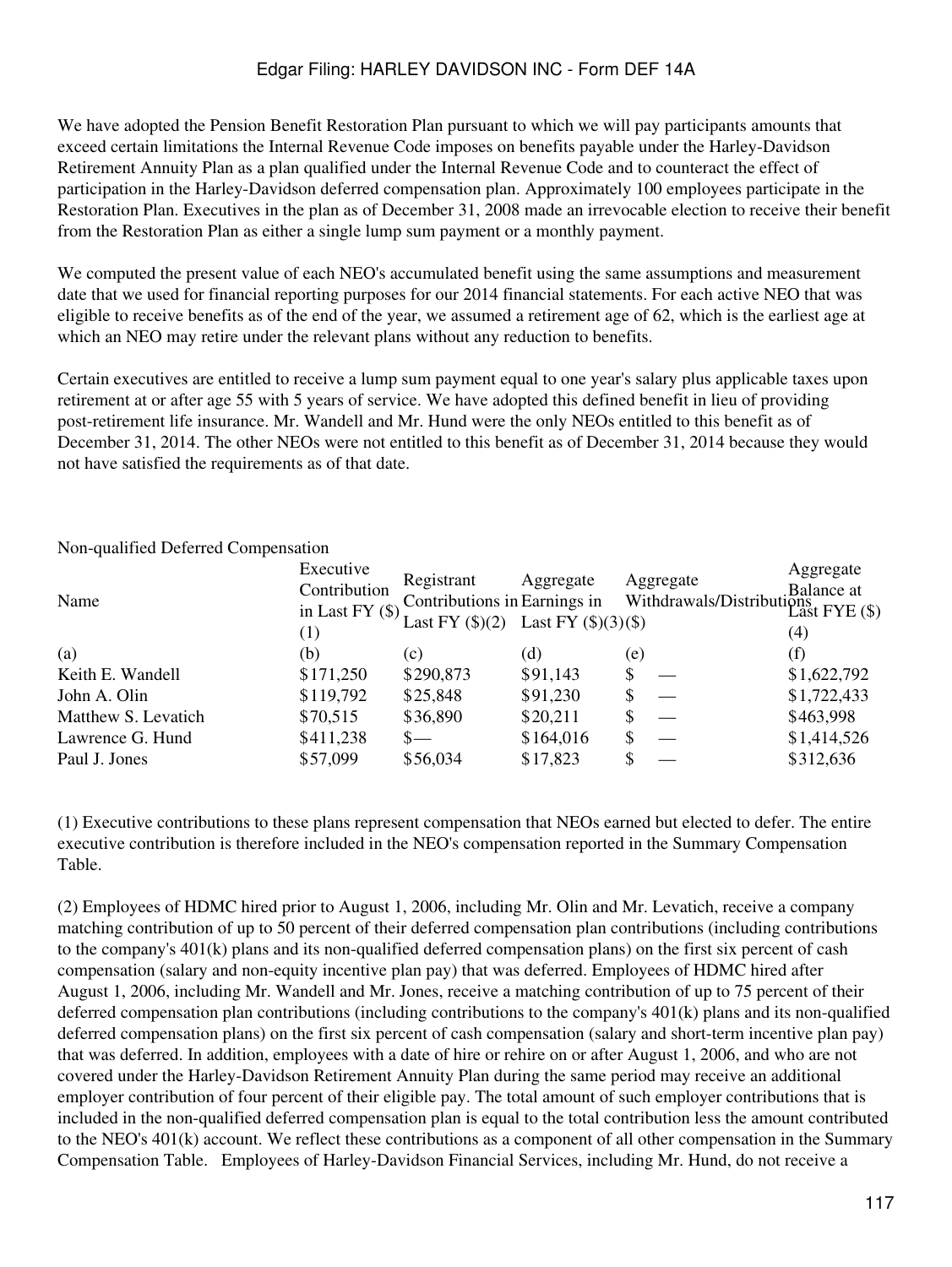We have adopted the Pension Benefit Restoration Plan pursuant to which we will pay participants amounts that exceed certain limitations the Internal Revenue Code imposes on benefits payable under the Harley-Davidson Retirement Annuity Plan as a plan qualified under the Internal Revenue Code and to counteract the effect of participation in the Harley-Davidson deferred compensation plan. Approximately 100 employees participate in the Restoration Plan. Executives in the plan as of December 31, 2008 made an irrevocable election to receive their benefit from the Restoration Plan as either a single lump sum payment or a monthly payment.

We computed the present value of each NEO's accumulated benefit using the same assumptions and measurement date that we used for financial reporting purposes for our 2014 financial statements. For each active NEO that was eligible to receive benefits as of the end of the year, we assumed a retirement age of 62, which is the earliest age at which an NEO may retire under the relevant plans without any reduction to benefits.

Certain executives are entitled to receive a lump sum payment equal to one year's salary plus applicable taxes upon retirement at or after age 55 with 5 years of service. We have adopted this defined benefit in lieu of providing post-retirement life insurance. Mr. Wandell and Mr. Hund were the only NEOs entitled to this benefit as of December 31, 2014. The other NEOs were not entitled to this benefit as of December 31, 2014 because they would not have satisfied the requirements as of that date.

Non-qualified Deferred Compensation

| Name | Executive Contribution in Last FY ($)(1) | Registrant Contributions in Last FY ($)(2) | Aggregate Earnings in Last FY ($)(3) | Aggregate Withdrawals/Distributions ($) | Aggregate Balance at Last FYE ($)(4) |
|---|---|---|---|---|---|
| (a) | (b) | (c) | (d) | (e) | (f) |
| Keith E. Wandell | $171,250 | $290,873 | $91,143 | $ — | $1,622,792 |
| John A. Olin | $119,792 | $25,848 | $91,230 | $ — | $1,722,433 |
| Matthew S. Levatich | $70,515 | $36,890 | $20,211 | $ — | $463,998 |
| Lawrence G. Hund | $411,238 | $— | $164,016 | $ — | $1,414,526 |
| Paul J. Jones | $57,099 | $56,034 | $17,823 | $ — | $312,636 |

(1) Executive contributions to these plans represent compensation that NEOs earned but elected to defer. The entire executive contribution is therefore included in the NEO's compensation reported in the Summary Compensation Table.

(2) Employees of HDMC hired prior to August 1, 2006, including Mr. Olin and Mr. Levatich, receive a company matching contribution of up to 50 percent of their deferred compensation plan contributions (including contributions to the company's 401(k) plans and its non-qualified deferred compensation plans) on the first six percent of cash compensation (salary and non-equity incentive plan pay) that was deferred. Employees of HDMC hired after August 1, 2006, including Mr. Wandell and Mr. Jones, receive a matching contribution of up to 75 percent of their deferred compensation plan contributions (including contributions to the company's 401(k) plans and its non-qualified deferred compensation plans) on the first six percent of cash compensation (salary and short-term incentive plan pay) that was deferred. In addition, employees with a date of hire or rehire on or after August 1, 2006, and who are not covered under the Harley-Davidson Retirement Annuity Plan during the same period may receive an additional employer contribution of four percent of their eligible pay. The total amount of such employer contributions that is included in the non-qualified deferred compensation plan is equal to the total contribution less the amount contributed to the NEO's 401(k) account. We reflect these contributions as a component of all other compensation in the Summary Compensation Table. Employees of Harley-Davidson Financial Services, including Mr. Hund, do not receive a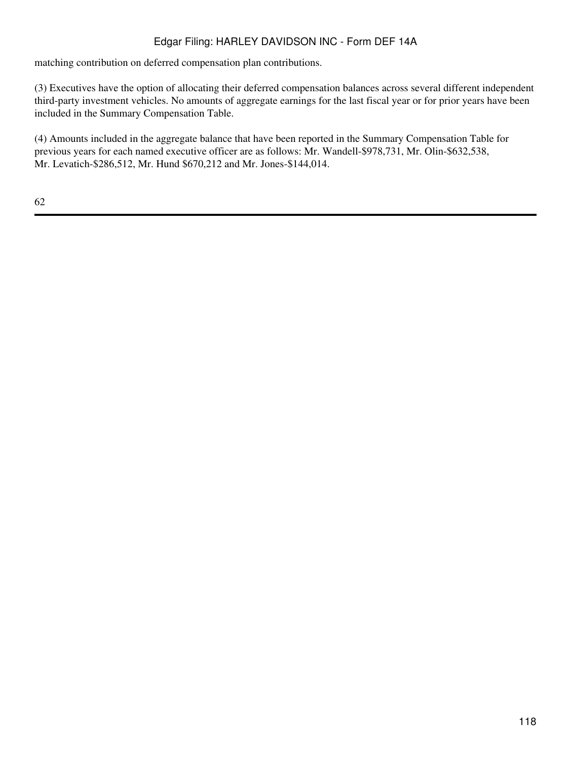matching contribution on deferred compensation plan contributions.

(3) Executives have the option of allocating their deferred compensation balances across several different independent third-party investment vehicles. No amounts of aggregate earnings for the last fiscal year or for prior years have been included in the Summary Compensation Table.

(4) Amounts included in the aggregate balance that have been reported in the Summary Compensation Table for previous years for each named executive officer are as follows: Mr. Wandell-$978,731, Mr. Olin-$632,538, Mr. Levatich-$286,512, Mr. Hund $670,212 and Mr. Jones-$144,014.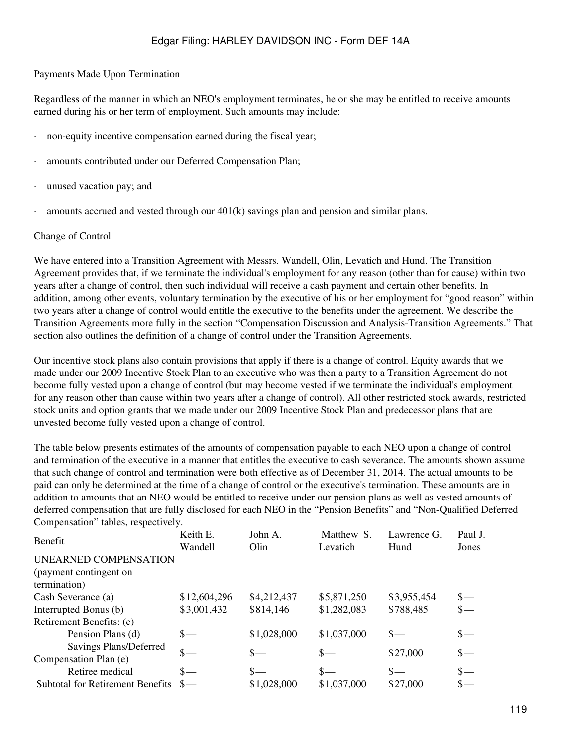Payments Made Upon Termination

Regardless of the manner in which an NEO's employment terminates, he or she may be entitled to receive amounts earned during his or her term of employment. Such amounts may include:

- non-equity incentive compensation earned during the fiscal year;
- amounts contributed under our Deferred Compensation Plan;
- unused vacation pay; and
- amounts accrued and vested through our 401(k) savings plan and pension and similar plans.

Change of Control

We have entered into a Transition Agreement with Messrs. Wandell, Olin, Levatich and Hund. The Transition Agreement provides that, if we terminate the individual's employment for any reason (other than for cause) within two years after a change of control, then such individual will receive a cash payment and certain other benefits. In addition, among other events, voluntary termination by the executive of his or her employment for "good reason" within two years after a change of control would entitle the executive to the benefits under the agreement. We describe the Transition Agreements more fully in the section "Compensation Discussion and Analysis-Transition Agreements." That section also outlines the definition of a change of control under the Transition Agreements.

Our incentive stock plans also contain provisions that apply if there is a change of control. Equity awards that we made under our 2009 Incentive Stock Plan to an executive who was then a party to a Transition Agreement do not become fully vested upon a change of control (but may become vested if we terminate the individual's employment for any reason other than cause within two years after a change of control). All other restricted stock awards, restricted stock units and option grants that we made under our 2009 Incentive Stock Plan and predecessor plans that are unvested become fully vested upon a change of control.

The table below presents estimates of the amounts of compensation payable to each NEO upon a change of control and termination of the executive in a manner that entitles the executive to cash severance. The amounts shown assume that such change of control and termination were both effective as of December 31, 2014. The actual amounts to be paid can only be determined at the time of a change of control or the executive's termination. These amounts are in addition to amounts that an NEO would be entitled to receive under our pension plans as well as vested amounts of deferred compensation that are fully disclosed for each NEO in the "Pension Benefits" and "Non-Qualified Deferred Compensation" tables, respectively.

| Benefit | Keith E. Wandell | John A. Olin | Matthew S. Levatich | Lawrence G. Hund | Paul J. Jones |
|---|---|---|---|---|---|
| UNEARNED COMPENSATION (payment contingent on termination) | | | | | |
| Cash Severance (a) | $12,604,296 | $4,212,437 | $5,871,250 | $3,955,454 | $— |
| Interrupted Bonus (b) | $3,001,432 | $814,146 | $1,282,083 | $788,485 | $— |
| Retirement Benefits: (c) | | | | | |
| Pension Plans (d) | $— | $1,028,000 | $1,037,000 | $— | $— |
| Savings Plans/Deferred Compensation Plan (e) | $— | $— | $— | $27,000 | $— |
| Retiree medical | $— | $— | $— | $— | $— |
| Subtotal for Retirement Benefits | $— | $1,028,000 | $1,037,000 | $27,000 | $— |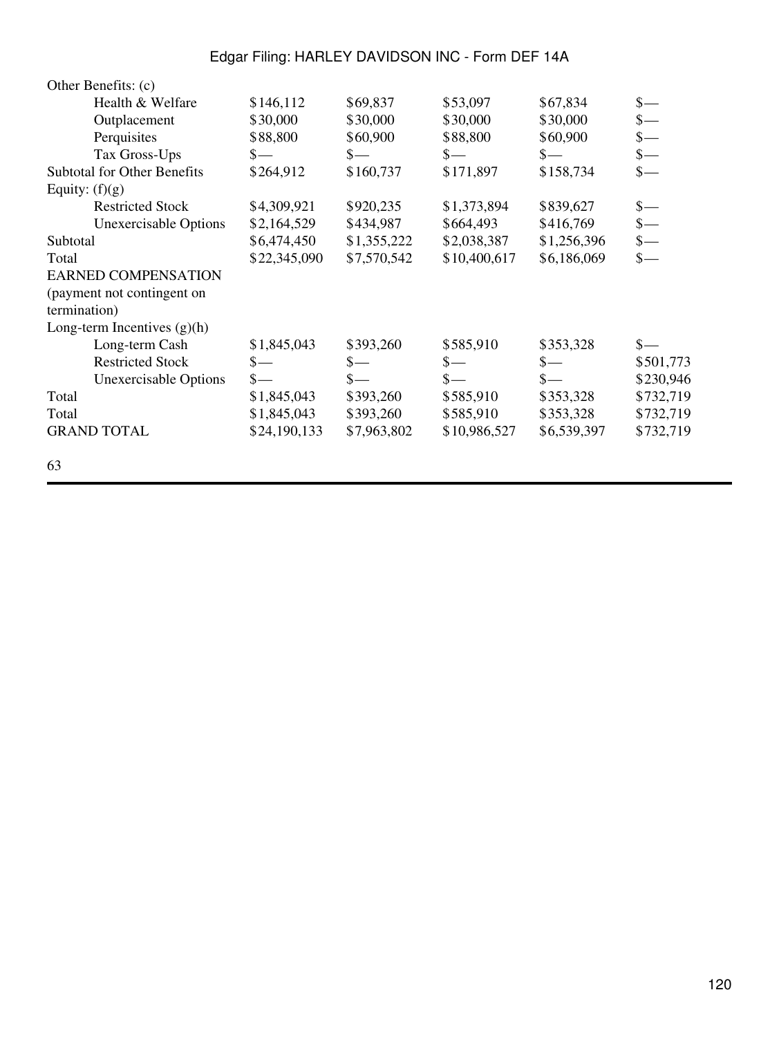| | | | | | |
|---|---|---|---|---|---|
| Other Benefits: (c) | | | | | |
| Health & Welfare | $146,112 | $69,837 | $53,097 | $67,834 | $— |
| Outplacement | $30,000 | $30,000 | $30,000 | $30,000 | $— |
| Perquisites | $88,800 | $60,900 | $88,800 | $60,900 | $— |
| Tax Gross-Ups | $— | $— | $— | $— | $— |
| Subtotal for Other Benefits | $264,912 | $160,737 | $171,897 | $158,734 | $— |
| Equity: (f)(g) | | | | | |
| Restricted Stock | $4,309,921 | $920,235 | $1,373,894 | $839,627 | $— |
| Unexercisable Options | $2,164,529 | $434,987 | $664,493 | $416,769 | $— |
| Subtotal | $6,474,450 | $1,355,222 | $2,038,387 | $1,256,396 | $— |
| Total | $22,345,090 | $7,570,542 | $10,400,617 | $6,186,069 | $— |
| EARNED COMPENSATION (payment not contingent on termination) | | | | | |
| Long-term Incentives (g)(h) | | | | | |
| Long-term Cash | $1,845,043 | $393,260 | $585,910 | $353,328 | $— |
| Restricted Stock | $— | $— | $— | $— | $501,773 |
| Unexercisable Options | $— | $— | $— | $— | $230,946 |
| Total | $1,845,043 | $393,260 | $585,910 | $353,328 | $732,719 |
| Total | $1,845,043 | $393,260 | $585,910 | $353,328 | $732,719 |
| GRAND TOTAL | $24,190,133 | $7,963,802 | $10,986,527 | $6,539,397 | $732,719 |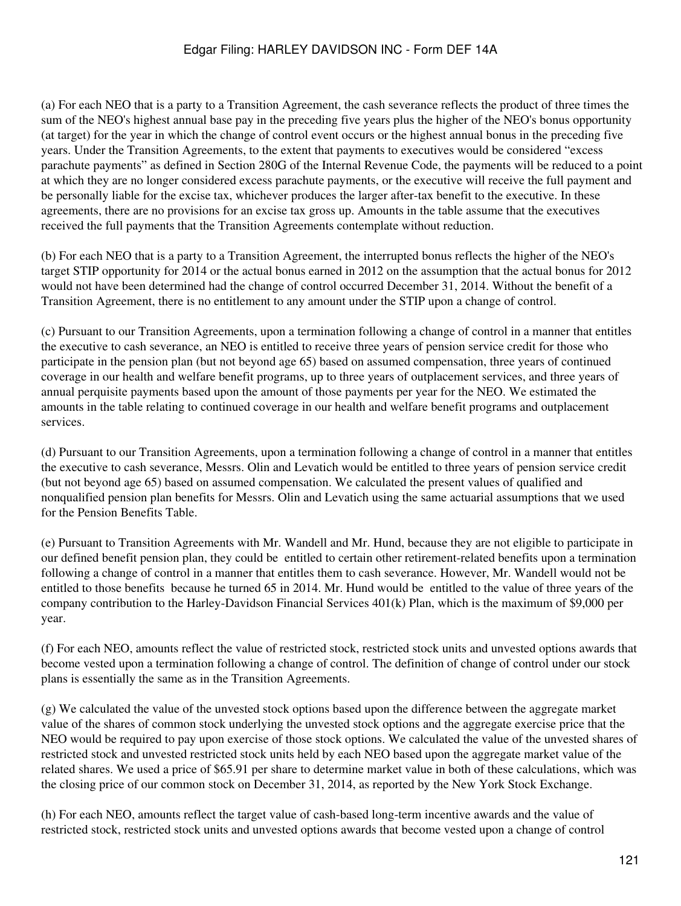(a) For each NEO that is a party to a Transition Agreement, the cash severance reflects the product of three times the sum of the NEO's highest annual base pay in the preceding five years plus the higher of the NEO's bonus opportunity (at target) for the year in which the change of control event occurs or the highest annual bonus in the preceding five years. Under the Transition Agreements, to the extent that payments to executives would be considered "excess parachute payments" as defined in Section 280G of the Internal Revenue Code, the payments will be reduced to a point at which they are no longer considered excess parachute payments, or the executive will receive the full payment and be personally liable for the excise tax, whichever produces the larger after-tax benefit to the executive. In these agreements, there are no provisions for an excise tax gross up. Amounts in the table assume that the executives received the full payments that the Transition Agreements contemplate without reduction.

(b) For each NEO that is a party to a Transition Agreement, the interrupted bonus reflects the higher of the NEO's target STIP opportunity for 2014 or the actual bonus earned in 2012 on the assumption that the actual bonus for 2012 would not have been determined had the change of control occurred December 31, 2014. Without the benefit of a Transition Agreement, there is no entitlement to any amount under the STIP upon a change of control.

(c) Pursuant to our Transition Agreements, upon a termination following a change of control in a manner that entitles the executive to cash severance, an NEO is entitled to receive three years of pension service credit for those who participate in the pension plan (but not beyond age 65) based on assumed compensation, three years of continued coverage in our health and welfare benefit programs, up to three years of outplacement services, and three years of annual perquisite payments based upon the amount of those payments per year for the NEO. We estimated the amounts in the table relating to continued coverage in our health and welfare benefit programs and outplacement services.

(d) Pursuant to our Transition Agreements, upon a termination following a change of control in a manner that entitles the executive to cash severance, Messrs. Olin and Levatich would be entitled to three years of pension service credit (but not beyond age 65) based on assumed compensation. We calculated the present values of qualified and nonqualified pension plan benefits for Messrs. Olin and Levatich using the same actuarial assumptions that we used for the Pension Benefits Table.

(e) Pursuant to Transition Agreements with Mr. Wandell and Mr. Hund, because they are not eligible to participate in our defined benefit pension plan, they could be entitled to certain other retirement-related benefits upon a termination following a change of control in a manner that entitles them to cash severance. However, Mr. Wandell would not be entitled to those benefits because he turned 65 in 2014. Mr. Hund would be entitled to the value of three years of the company contribution to the Harley-Davidson Financial Services 401(k) Plan, which is the maximum of $9,000 per year.

(f) For each NEO, amounts reflect the value of restricted stock, restricted stock units and unvested options awards that become vested upon a termination following a change of control. The definition of change of control under our stock plans is essentially the same as in the Transition Agreements.

(g) We calculated the value of the unvested stock options based upon the difference between the aggregate market value of the shares of common stock underlying the unvested stock options and the aggregate exercise price that the NEO would be required to pay upon exercise of those stock options. We calculated the value of the unvested shares of restricted stock and unvested restricted stock units held by each NEO based upon the aggregate market value of the related shares. We used a price of $65.91 per share to determine market value in both of these calculations, which was the closing price of our common stock on December 31, 2014, as reported by the New York Stock Exchange.

(h) For each NEO, amounts reflect the target value of cash-based long-term incentive awards and the value of restricted stock, restricted stock units and unvested options awards that become vested upon a change of control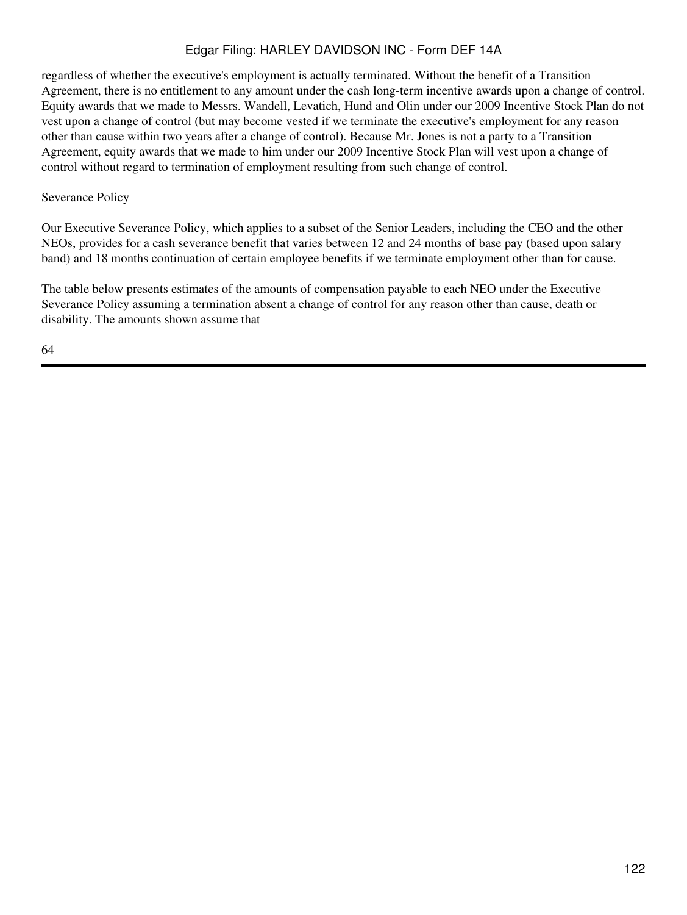regardless of whether the executive's employment is actually terminated. Without the benefit of a Transition Agreement, there is no entitlement to any amount under the cash long-term incentive awards upon a change of control. Equity awards that we made to Messrs. Wandell, Levatich, Hund and Olin under our 2009 Incentive Stock Plan do not vest upon a change of control (but may become vested if we terminate the executive's employment for any reason other than cause within two years after a change of control). Because Mr. Jones is not a party to a Transition Agreement, equity awards that we made to him under our 2009 Incentive Stock Plan will vest upon a change of control without regard to termination of employment resulting from such change of control.

Severance Policy

Our Executive Severance Policy, which applies to a subset of the Senior Leaders, including the CEO and the other NEOs, provides for a cash severance benefit that varies between 12 and 24 months of base pay (based upon salary band) and 18 months continuation of certain employee benefits if we terminate employment other than for cause.

The table below presents estimates of the amounts of compensation payable to each NEO under the Executive Severance Policy assuming a termination absent a change of control for any reason other than cause, death or disability. The amounts shown assume that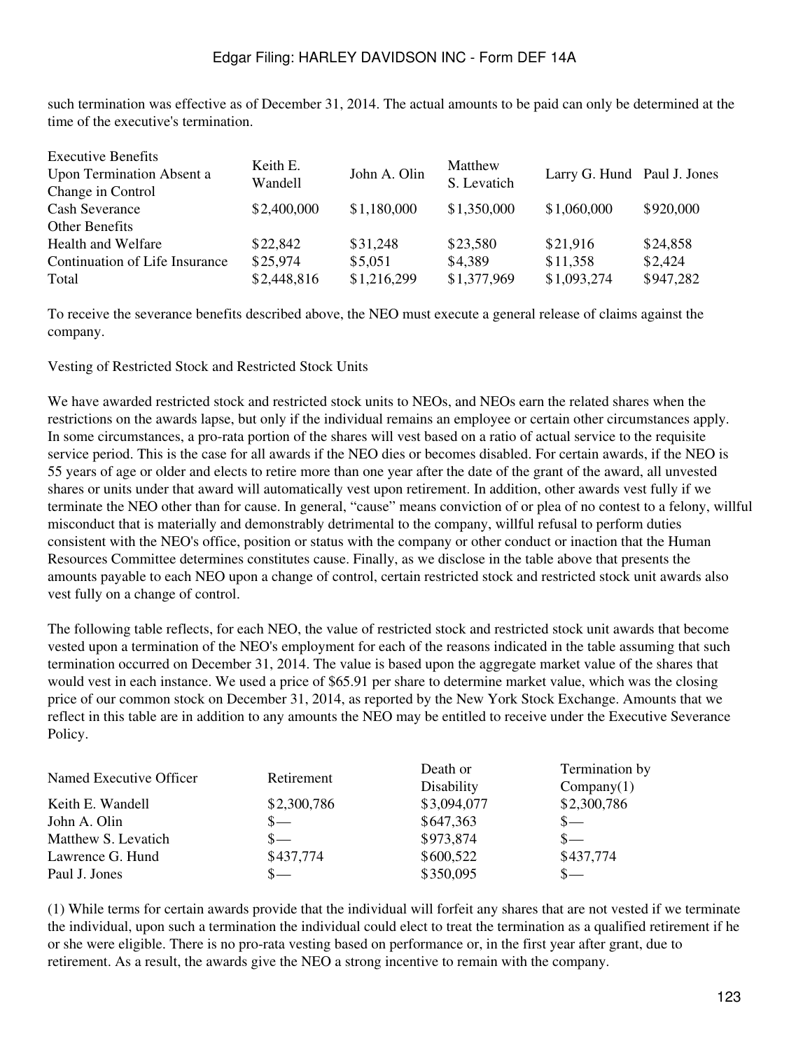such termination was effective as of December 31, 2014. The actual amounts to be paid can only be determined at the time of the executive's termination.

| Executive Benefits Upon Termination Absent a Change in Control | Keith E. Wandell | John A. Olin | Matthew S. Levatich | Larry G. Hund | Paul J. Jones |
|---|---|---|---|---|---|
| Cash Severance | $2,400,000 | $1,180,000 | $1,350,000 | $1,060,000 | $920,000 |
| Other Benefits | | | | | |
| Health and Welfare | $22,842 | $31,248 | $23,580 | $21,916 | $24,858 |
| Continuation of Life Insurance | $25,974 | $5,051 | $4,389 | $11,358 | $2,424 |
| Total | $2,448,816 | $1,216,299 | $1,377,969 | $1,093,274 | $947,282 |

To receive the severance benefits described above, the NEO must execute a general release of claims against the company.

Vesting of Restricted Stock and Restricted Stock Units

We have awarded restricted stock and restricted stock units to NEOs, and NEOs earn the related shares when the restrictions on the awards lapse, but only if the individual remains an employee or certain other circumstances apply. In some circumstances, a pro-rata portion of the shares will vest based on a ratio of actual service to the requisite service period. This is the case for all awards if the NEO dies or becomes disabled. For certain awards, if the NEO is 55 years of age or older and elects to retire more than one year after the date of the grant of the award, all unvested shares or units under that award will automatically vest upon retirement. In addition, other awards vest fully if we terminate the NEO other than for cause. In general, "cause" means conviction of or plea of no contest to a felony, willful misconduct that is materially and demonstrably detrimental to the company, willful refusal to perform duties consistent with the NEO's office, position or status with the company or other conduct or inaction that the Human Resources Committee determines constitutes cause. Finally, as we disclose in the table above that presents the amounts payable to each NEO upon a change of control, certain restricted stock and restricted stock unit awards also vest fully on a change of control.

The following table reflects, for each NEO, the value of restricted stock and restricted stock unit awards that become vested upon a termination of the NEO's employment for each of the reasons indicated in the table assuming that such termination occurred on December 31, 2014. The value is based upon the aggregate market value of the shares that would vest in each instance. We used a price of $65.91 per share to determine market value, which was the closing price of our common stock on December 31, 2014, as reported by the New York Stock Exchange. Amounts that we reflect in this table are in addition to any amounts the NEO may be entitled to receive under the Executive Severance Policy.

| Named Executive Officer | Retirement | Death or Disability | Termination by Company(1) |
|---|---|---|---|
| Keith E. Wandell | $2,300,786 | $3,094,077 | $2,300,786 |
| John A. Olin | $— | $647,363 | $— |
| Matthew S. Levatich | $— | $973,874 | $— |
| Lawrence G. Hund | $437,774 | $600,522 | $437,774 |
| Paul J. Jones | $— | $350,095 | $— |

(1) While terms for certain awards provide that the individual will forfeit any shares that are not vested if we terminate the individual, upon such a termination the individual could elect to treat the termination as a qualified retirement if he or she were eligible. There is no pro-rata vesting based on performance or, in the first year after grant, due to retirement. As a result, the awards give the NEO a strong incentive to remain with the company.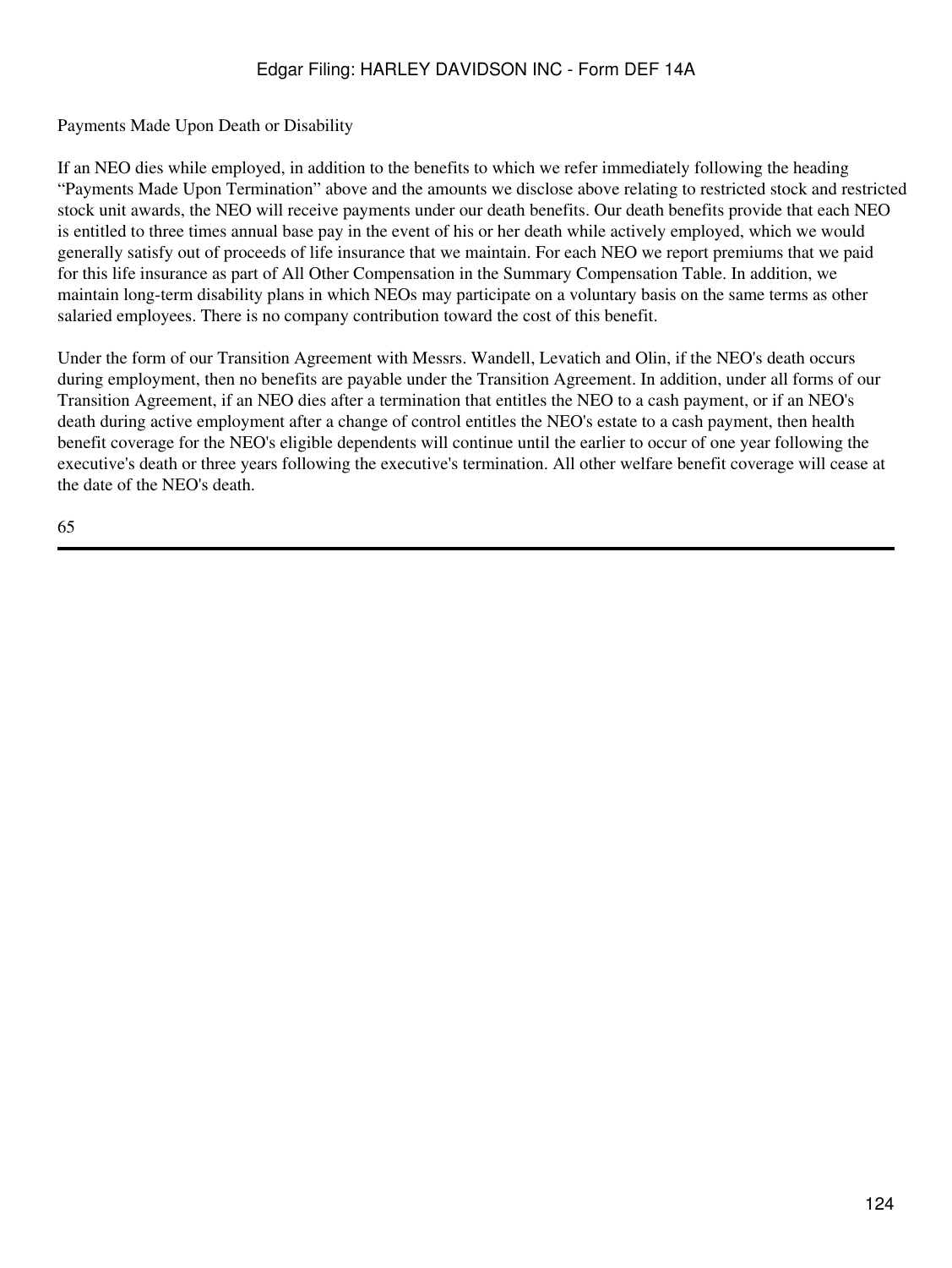## Payments Made Upon Death or Disability

If an NEO dies while employed, in addition to the benefits to which we refer immediately following the heading "Payments Made Upon Termination" above and the amounts we disclose above relating to restricted stock and restricted stock unit awards, the NEO will receive payments under our death benefits. Our death benefits provide that each NEO is entitled to three times annual base pay in the event of his or her death while actively employed, which we would generally satisfy out of proceeds of life insurance that we maintain. For each NEO we report premiums that we paid for this life insurance as part of All Other Compensation in the Summary Compensation Table. In addition, we maintain long-term disability plans in which NEOs may participate on a voluntary basis on the same terms as other salaried employees. There is no company contribution toward the cost of this benefit.

Under the form of our Transition Agreement with Messrs. Wandell, Levatich and Olin, if the NEO's death occurs during employment, then no benefits are payable under the Transition Agreement. In addition, under all forms of our Transition Agreement, if an NEO dies after a termination that entitles the NEO to a cash payment, or if an NEO's death during active employment after a change of control entitles the NEO's estate to a cash payment, then health benefit coverage for the NEO's eligible dependents will continue until the earlier to occur of one year following the executive's death or three years following the executive's termination. All other welfare benefit coverage will cease at the date of the NEO's death.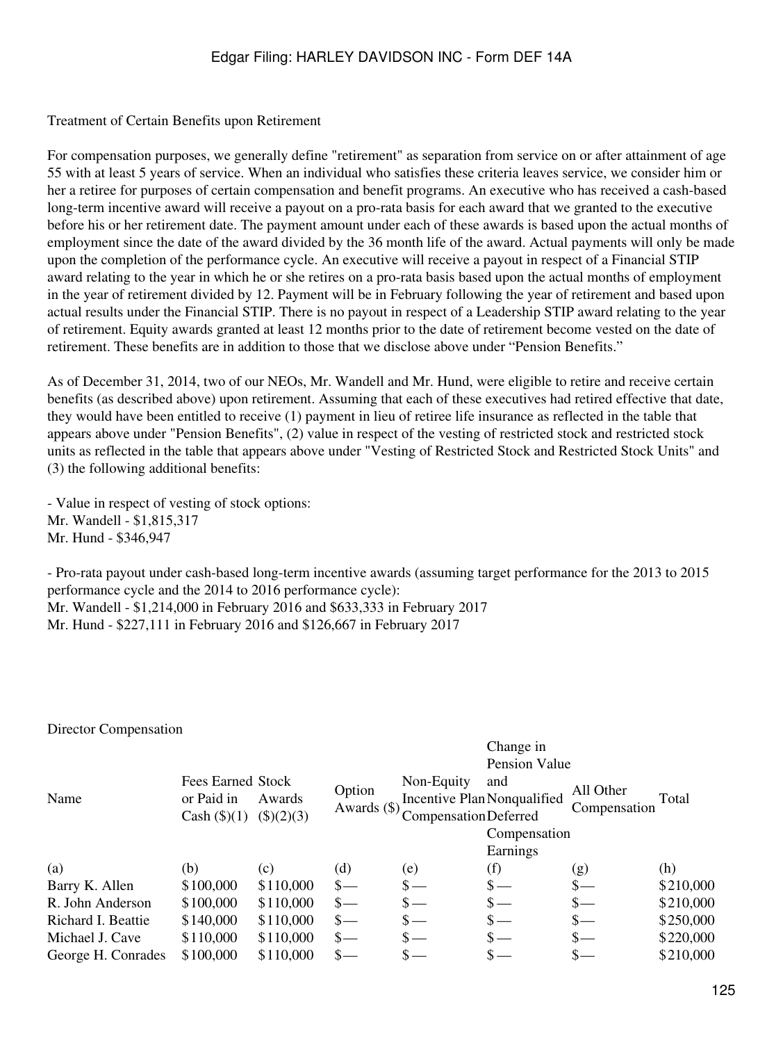Treatment of Certain Benefits upon Retirement

For compensation purposes, we generally define "retirement" as separation from service on or after attainment of age 55 with at least 5 years of service. When an individual who satisfies these criteria leaves service, we consider him or her a retiree for purposes of certain compensation and benefit programs. An executive who has received a cash-based long-term incentive award will receive a payout on a pro-rata basis for each award that we granted to the executive before his or her retirement date. The payment amount under each of these awards is based upon the actual months of employment since the date of the award divided by the 36 month life of the award. Actual payments will only be made upon the completion of the performance cycle. An executive will receive a payout in respect of a Financial STIP award relating to the year in which he or she retires on a pro-rata basis based upon the actual months of employment in the year of retirement divided by 12. Payment will be in February following the year of retirement and based upon actual results under the Financial STIP. There is no payout in respect of a Leadership STIP award relating to the year of retirement. Equity awards granted at least 12 months prior to the date of retirement become vested on the date of retirement. These benefits are in addition to those that we disclose above under "Pension Benefits."

As of December 31, 2014, two of our NEOs, Mr. Wandell and Mr. Hund, were eligible to retire and receive certain benefits (as described above) upon retirement. Assuming that each of these executives had retired effective that date, they would have been entitled to receive (1) payment in lieu of retiree life insurance as reflected in the table that appears above under "Pension Benefits", (2) value in respect of the vesting of restricted stock and restricted stock units as reflected in the table that appears above under "Vesting of Restricted Stock and Restricted Stock Units" and (3) the following additional benefits:

- Value in respect of vesting of stock options:
Mr. Wandell - $1,815,317
Mr. Hund - $346,947

- Pro-rata payout under cash-based long-term incentive awards (assuming target performance for the 2013 to 2015 performance cycle and the 2014 to 2016 performance cycle):
Mr. Wandell - $1,214,000 in February 2016 and $633,333 in February 2017
Mr. Hund - $227,111 in February 2016 and $126,667 in February 2017

Director Compensation

| Name | Fees Earned or Paid in Cash ($)(1) | Stock Awards ($)(2)(3) | Option Awards ($) | Non-Equity Incentive Plan Compensation | Change in Pension Value and Nonqualified Deferred Compensation Earnings | All Other Compensation | Total |
|---|---|---|---|---|---|---|---|
| (a) | (b) | (c) | (d) | (e) | (f) | (g) | (h) |
| Barry K. Allen | $100,000 | $110,000 | $— | $— | $— | $— | $210,000 |
| R. John Anderson | $100,000 | $110,000 | $— | $— | $— | $— | $210,000 |
| Richard I. Beattie | $140,000 | $110,000 | $— | $— | $— | $— | $250,000 |
| Michael J. Cave | $110,000 | $110,000 | $— | $— | $— | $— | $220,000 |
| George H. Conrades | $100,000 | $110,000 | $— | $— | $— | $— | $210,000 |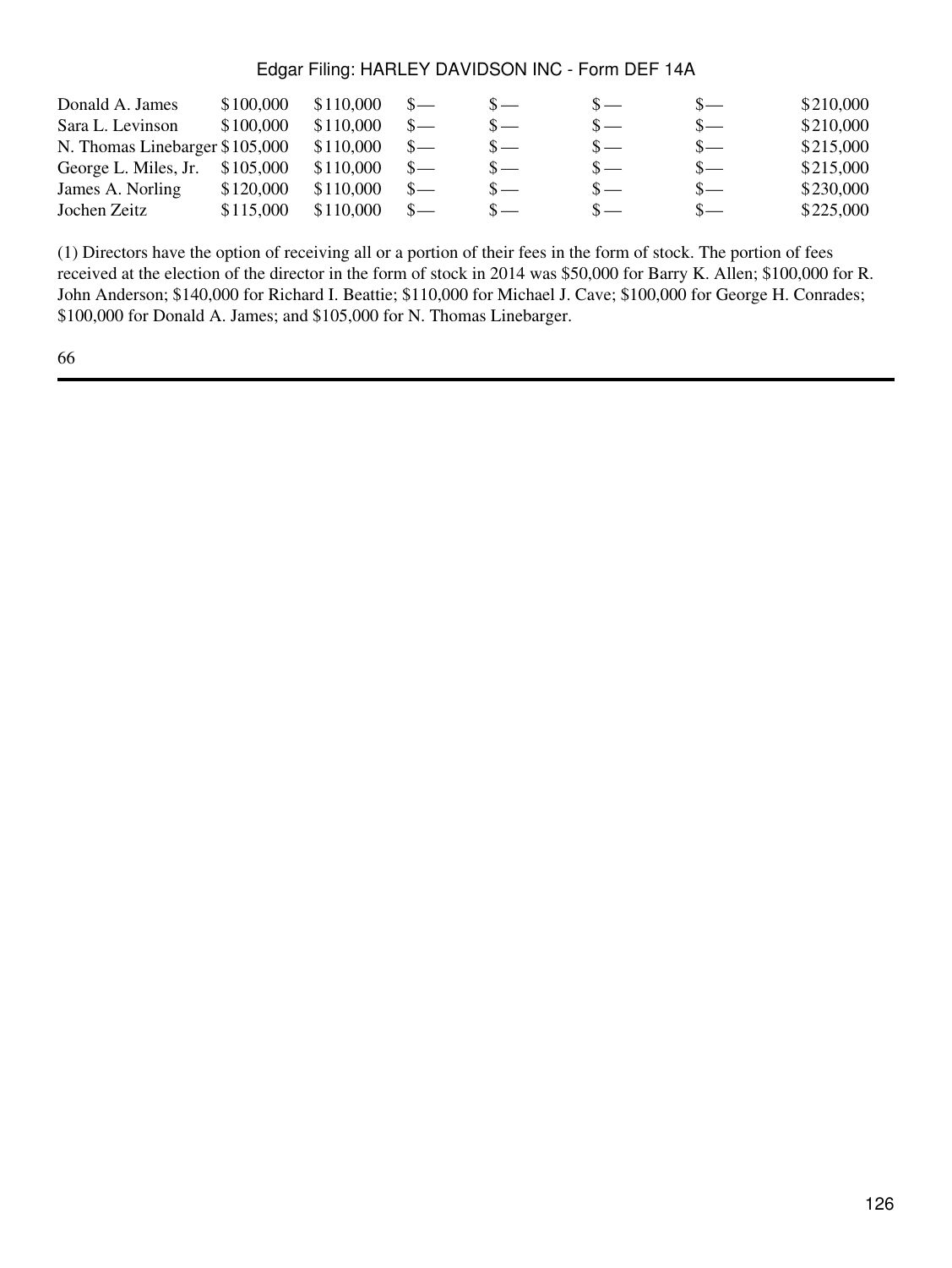| | | | | | | | |
|---|---|---|---|---|---|---|---|
| Donald A. James | $100,000 | $110,000 | $— | $— | $— | $— | $210,000 |
| Sara L. Levinson | $100,000 | $110,000 | $— | $— | $— | $— | $210,000 |
| N. Thomas Linebarger | $105,000 | $110,000 | $— | $— | $— | $— | $215,000 |
| George L. Miles, Jr. | $105,000 | $110,000 | $— | $— | $— | $— | $215,000 |
| James A. Norling | $120,000 | $110,000 | $— | $— | $— | $— | $230,000 |
| Jochen Zeitz | $115,000 | $110,000 | $— | $— | $— | $— | $225,000 |

(1) Directors have the option of receiving all or a portion of their fees in the form of stock. The portion of fees received at the election of the director in the form of stock in 2014 was $50,000 for Barry K. Allen; $100,000 for R. John Anderson; $140,000 for Richard I. Beattie; $110,000 for Michael J. Cave; $100,000 for George H. Conrades; $100,000 for Donald A. James; and $105,000 for N. Thomas Linebarger.

66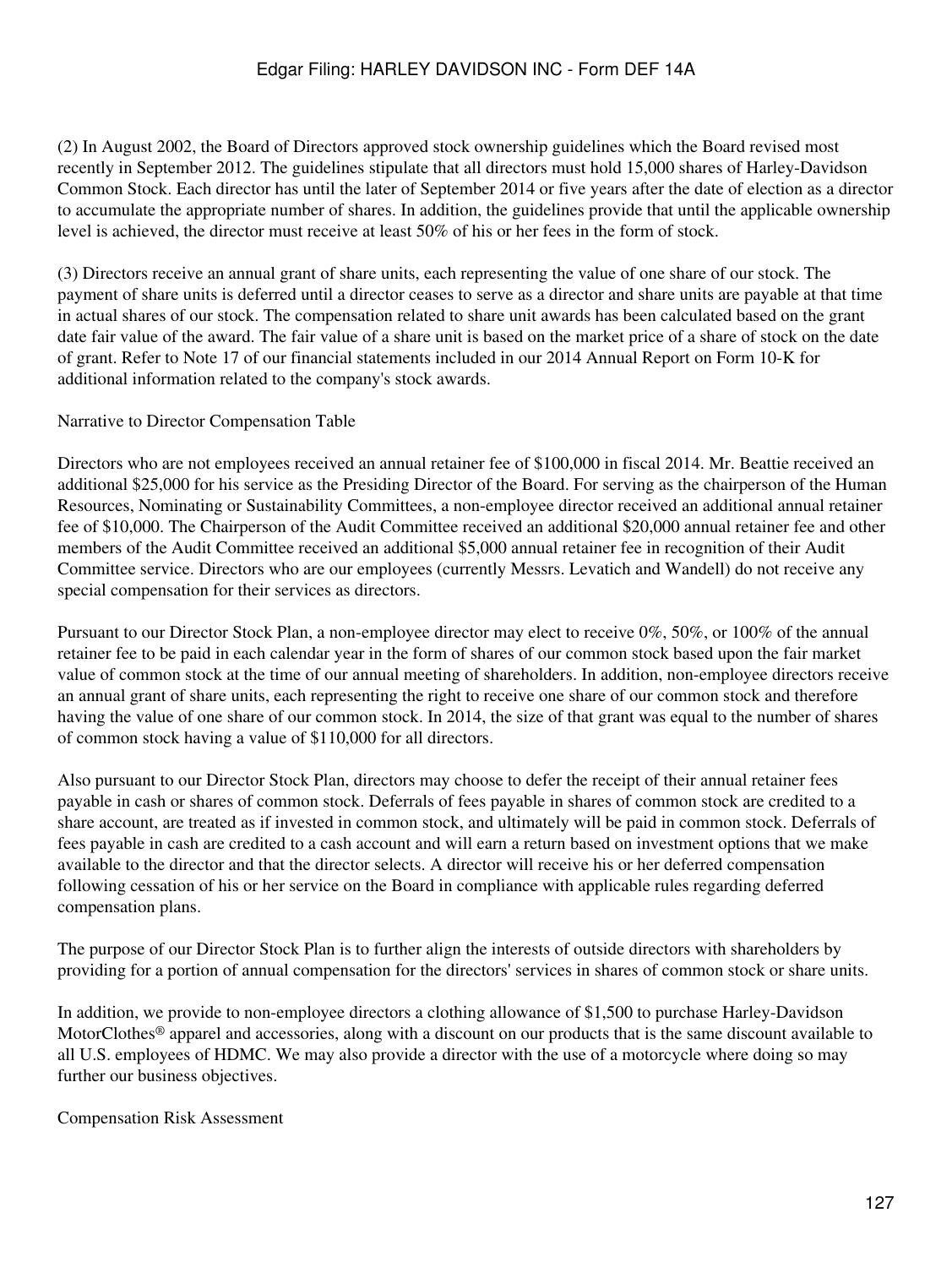(2) In August 2002, the Board of Directors approved stock ownership guidelines which the Board revised most recently in September 2012. The guidelines stipulate that all directors must hold 15,000 shares of Harley-Davidson Common Stock. Each director has until the later of September 2014 or five years after the date of election as a director to accumulate the appropriate number of shares. In addition, the guidelines provide that until the applicable ownership level is achieved, the director must receive at least 50% of his or her fees in the form of stock.

(3) Directors receive an annual grant of share units, each representing the value of one share of our stock. The payment of share units is deferred until a director ceases to serve as a director and share units are payable at that time in actual shares of our stock. The compensation related to share unit awards has been calculated based on the grant date fair value of the award. The fair value of a share unit is based on the market price of a share of stock on the date of grant. Refer to Note 17 of our financial statements included in our 2014 Annual Report on Form 10-K for additional information related to the company's stock awards.

## Narrative to Director Compensation Table

Directors who are not employees received an annual retainer fee of $100,000 in fiscal 2014. Mr. Beattie received an additional $25,000 for his service as the Presiding Director of the Board. For serving as the chairperson of the Human Resources, Nominating or Sustainability Committees, a non-employee director received an additional annual retainer fee of $10,000. The Chairperson of the Audit Committee received an additional $20,000 annual retainer fee and other members of the Audit Committee received an additional $5,000 annual retainer fee in recognition of their Audit Committee service. Directors who are our employees (currently Messrs. Levatich and Wandell) do not receive any special compensation for their services as directors.

Pursuant to our Director Stock Plan, a non-employee director may elect to receive 0%, 50%, or 100% of the annual retainer fee to be paid in each calendar year in the form of shares of our common stock based upon the fair market value of common stock at the time of our annual meeting of shareholders. In addition, non-employee directors receive an annual grant of share units, each representing the right to receive one share of our common stock and therefore having the value of one share of our common stock. In 2014, the size of that grant was equal to the number of shares of common stock having a value of $110,000 for all directors.

Also pursuant to our Director Stock Plan, directors may choose to defer the receipt of their annual retainer fees payable in cash or shares of common stock. Deferrals of fees payable in shares of common stock are credited to a share account, are treated as if invested in common stock, and ultimately will be paid in common stock. Deferrals of fees payable in cash are credited to a cash account and will earn a return based on investment options that we make available to the director and that the director selects. A director will receive his or her deferred compensation following cessation of his or her service on the Board in compliance with applicable rules regarding deferred compensation plans.

The purpose of our Director Stock Plan is to further align the interests of outside directors with shareholders by providing for a portion of annual compensation for the directors' services in shares of common stock or share units.

In addition, we provide to non-employee directors a clothing allowance of $1,500 to purchase Harley-Davidson MotorClothes® apparel and accessories, along with a discount on our products that is the same discount available to all U.S. employees of HDMC. We may also provide a director with the use of a motorcycle where doing so may further our business objectives.

## Compensation Risk Assessment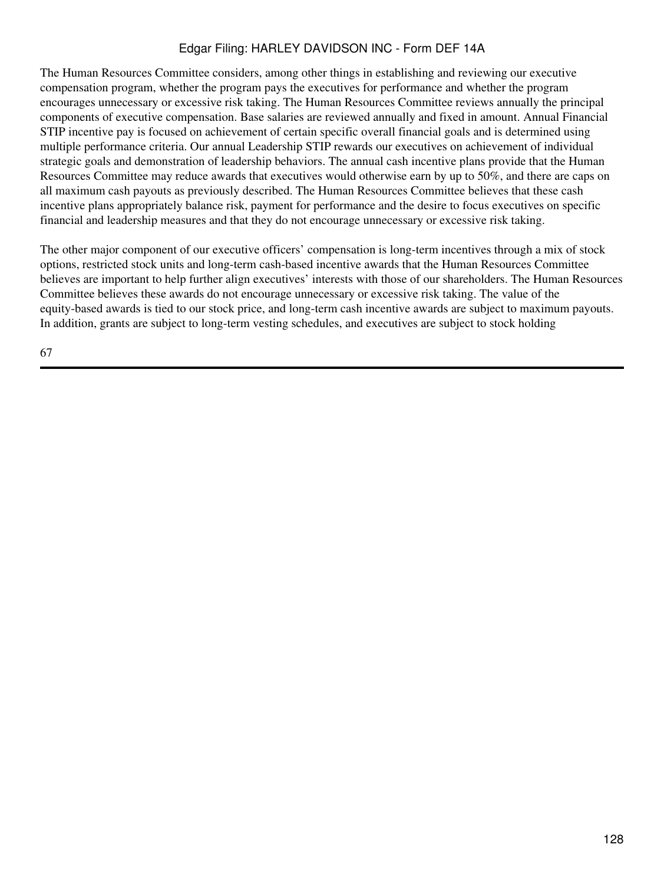The Human Resources Committee considers, among other things in establishing and reviewing our executive compensation program, whether the program pays the executives for performance and whether the program encourages unnecessary or excessive risk taking. The Human Resources Committee reviews annually the principal components of executive compensation. Base salaries are reviewed annually and fixed in amount. Annual Financial STIP incentive pay is focused on achievement of certain specific overall financial goals and is determined using multiple performance criteria. Our annual Leadership STIP rewards our executives on achievement of individual strategic goals and demonstration of leadership behaviors. The annual cash incentive plans provide that the Human Resources Committee may reduce awards that executives would otherwise earn by up to 50%, and there are caps on all maximum cash payouts as previously described. The Human Resources Committee believes that these cash incentive plans appropriately balance risk, payment for performance and the desire to focus executives on specific financial and leadership measures and that they do not encourage unnecessary or excessive risk taking.

The other major component of our executive officers' compensation is long-term incentives through a mix of stock options, restricted stock units and long-term cash-based incentive awards that the Human Resources Committee believes are important to help further align executives' interests with those of our shareholders. The Human Resources Committee believes these awards do not encourage unnecessary or excessive risk taking. The value of the equity-based awards is tied to our stock price, and long-term cash incentive awards are subject to maximum payouts. In addition, grants are subject to long-term vesting schedules, and executives are subject to stock holding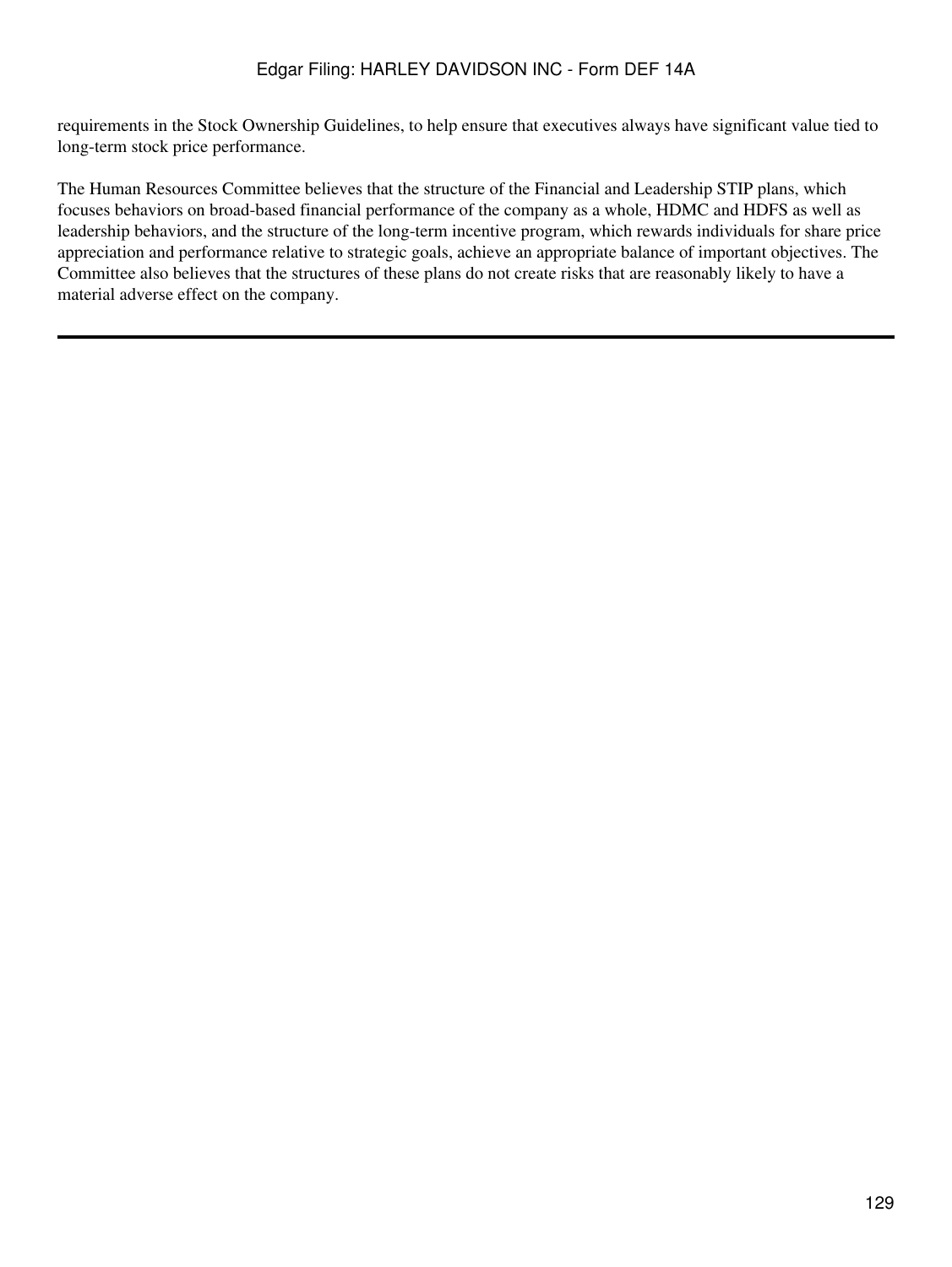requirements in the Stock Ownership Guidelines, to help ensure that executives always have significant value tied to long-term stock price performance.

The Human Resources Committee believes that the structure of the Financial and Leadership STIP plans, which focuses behaviors on broad-based financial performance of the company as a whole, HDMC and HDFS as well as leadership behaviors, and the structure of the long-term incentive program, which rewards individuals for share price appreciation and performance relative to strategic goals, achieve an appropriate balance of important objectives. The Committee also believes that the structures of these plans do not create risks that are reasonably likely to have a material adverse effect on the company.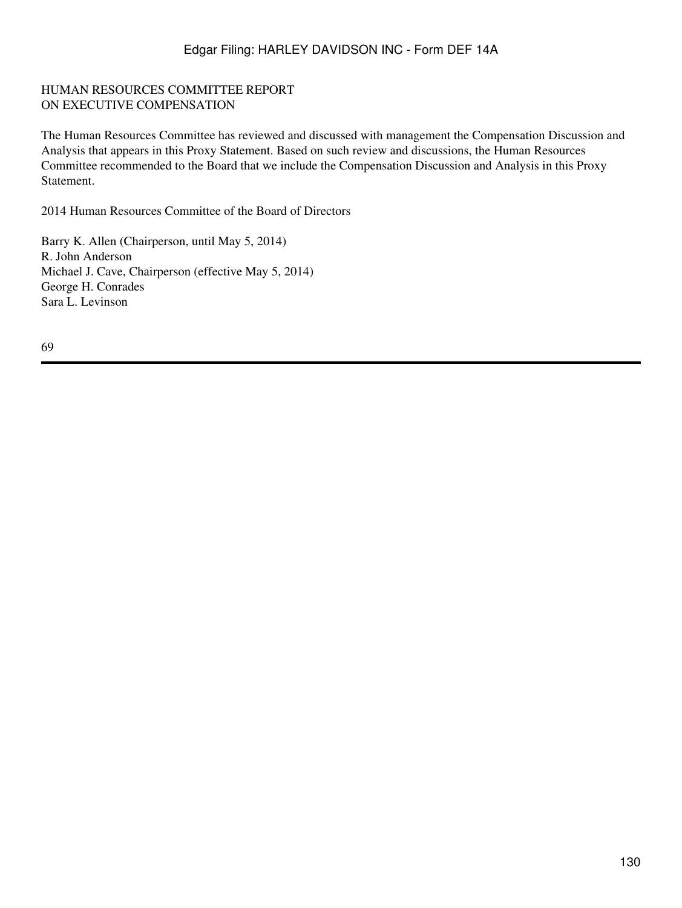## HUMAN RESOURCES COMMITTEE REPORT
## ON EXECUTIVE COMPENSATION

The Human Resources Committee has reviewed and discussed with management the Compensation Discussion and Analysis that appears in this Proxy Statement. Based on such review and discussions, the Human Resources Committee recommended to the Board that we include the Compensation Discussion and Analysis in this Proxy Statement.

2014 Human Resources Committee of the Board of Directors

Barry K. Allen (Chairperson, until May 5, 2014)
R. John Anderson
Michael J. Cave, Chairperson (effective May 5, 2014)
George H. Conrades
Sara L. Levinson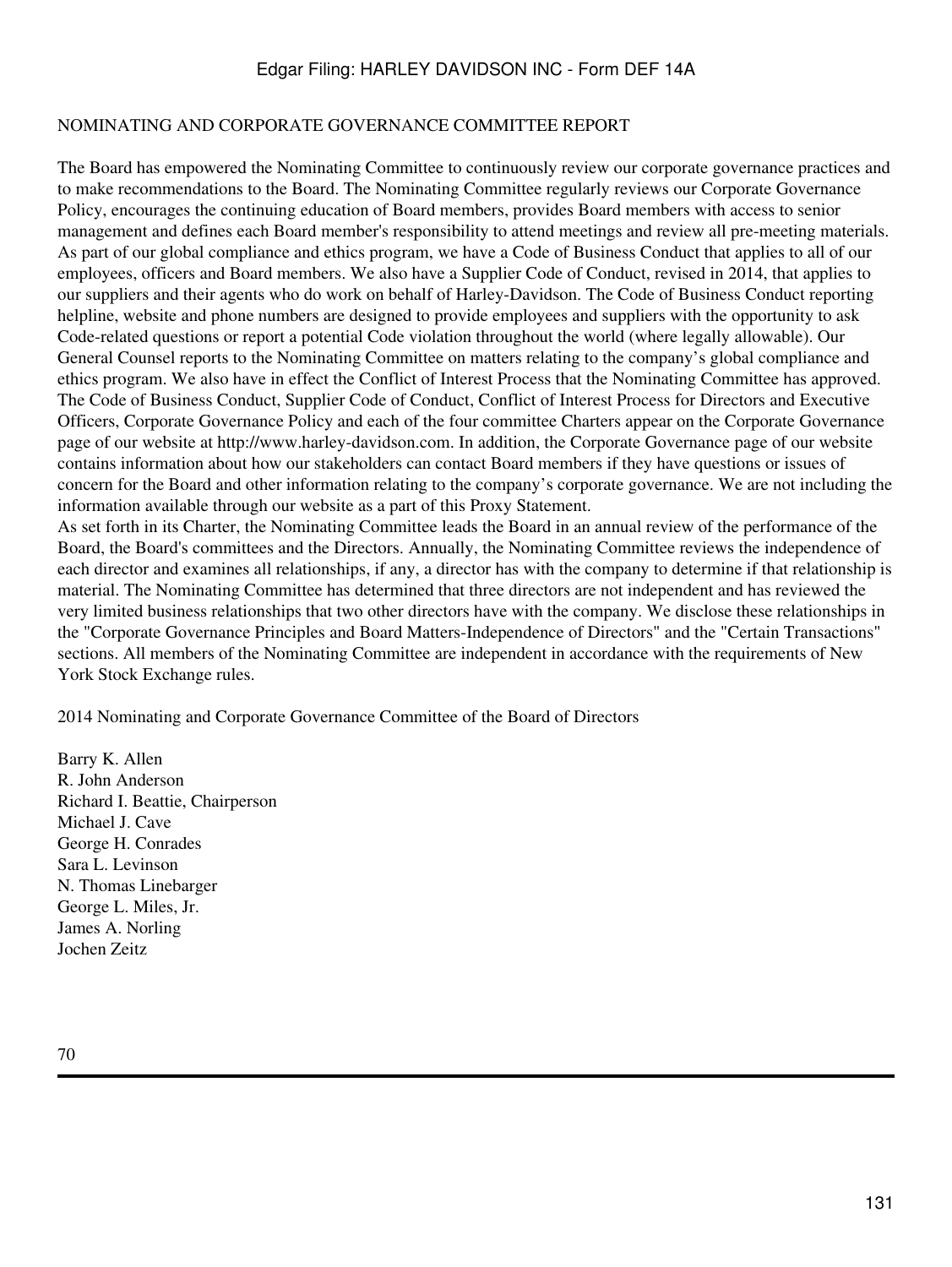## NOMINATING AND CORPORATE GOVERNANCE COMMITTEE REPORT

The Board has empowered the Nominating Committee to continuously review our corporate governance practices and to make recommendations to the Board. The Nominating Committee regularly reviews our Corporate Governance Policy, encourages the continuing education of Board members, provides Board members with access to senior management and defines each Board member's responsibility to attend meetings and review all pre-meeting materials. As part of our global compliance and ethics program, we have a Code of Business Conduct that applies to all of our employees, officers and Board members. We also have a Supplier Code of Conduct, revised in 2014, that applies to our suppliers and their agents who do work on behalf of Harley-Davidson. The Code of Business Conduct reporting helpline, website and phone numbers are designed to provide employees and suppliers with the opportunity to ask Code-related questions or report a potential Code violation throughout the world (where legally allowable). Our General Counsel reports to the Nominating Committee on matters relating to the company's global compliance and ethics program. We also have in effect the Conflict of Interest Process that the Nominating Committee has approved. The Code of Business Conduct, Supplier Code of Conduct, Conflict of Interest Process for Directors and Executive Officers, Corporate Governance Policy and each of the four committee Charters appear on the Corporate Governance page of our website at http://www.harley-davidson.com. In addition, the Corporate Governance page of our website contains information about how our stakeholders can contact Board members if they have questions or issues of concern for the Board and other information relating to the company's corporate governance. We are not including the information available through our website as a part of this Proxy Statement.

As set forth in its Charter, the Nominating Committee leads the Board in an annual review of the performance of the Board, the Board's committees and the Directors. Annually, the Nominating Committee reviews the independence of each director and examines all relationships, if any, a director has with the company to determine if that relationship is material. The Nominating Committee has determined that three directors are not independent and has reviewed the very limited business relationships that two other directors have with the company. We disclose these relationships in the "Corporate Governance Principles and Board Matters-Independence of Directors" and the "Certain Transactions" sections. All members of the Nominating Committee are independent in accordance with the requirements of New York Stock Exchange rules.

2014 Nominating and Corporate Governance Committee of the Board of Directors

Barry K. Allen
R. John Anderson
Richard I. Beattie, Chairperson
Michael J. Cave
George H. Conrades
Sara L. Levinson
N. Thomas Linebarger
George L. Miles, Jr.
James A. Norling
Jochen Zeitz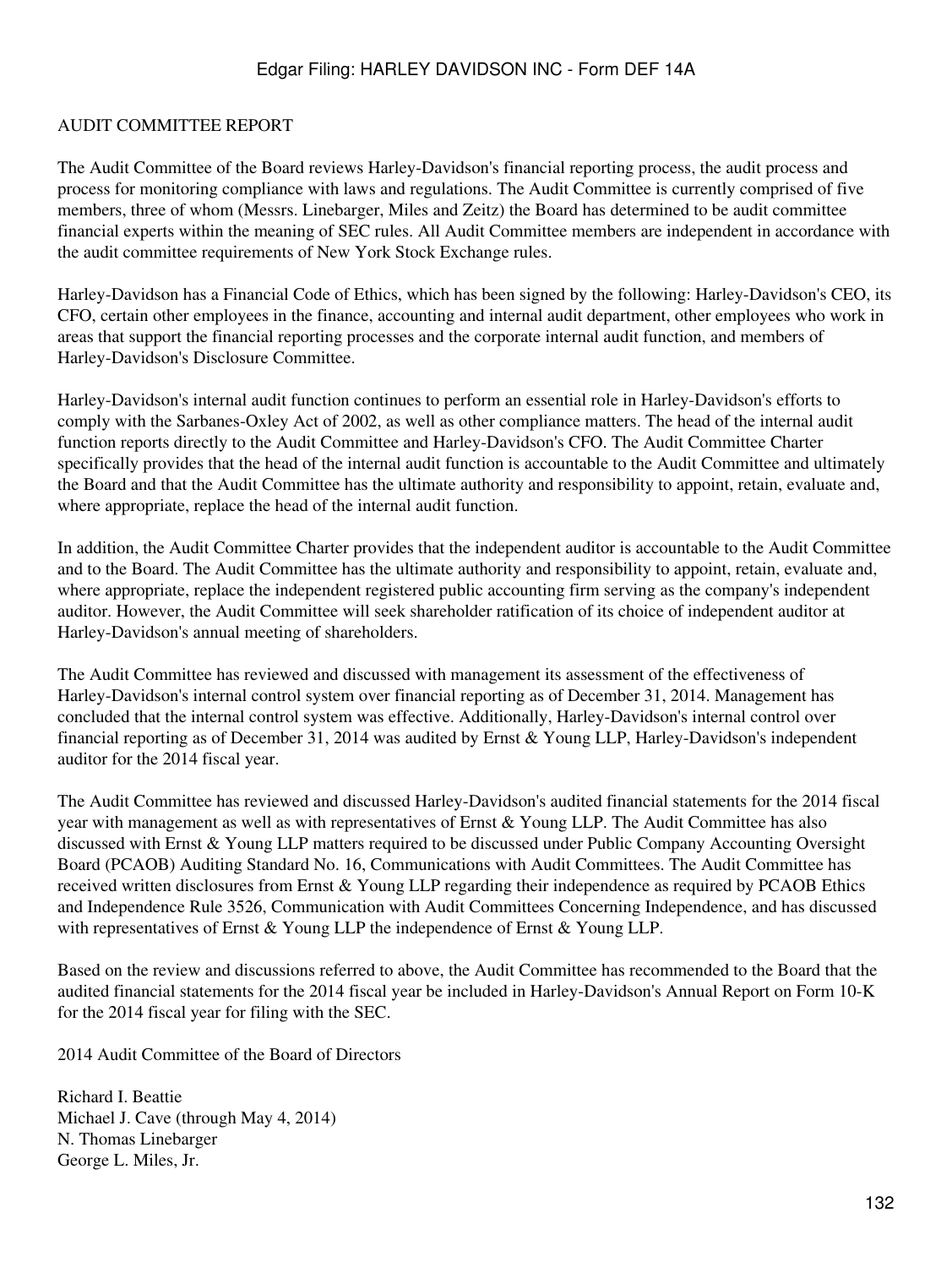## AUDIT COMMITTEE REPORT

The Audit Committee of the Board reviews Harley-Davidson's financial reporting process, the audit process and process for monitoring compliance with laws and regulations. The Audit Committee is currently comprised of five members, three of whom (Messrs. Linebarger, Miles and Zeitz) the Board has determined to be audit committee financial experts within the meaning of SEC rules. All Audit Committee members are independent in accordance with the audit committee requirements of New York Stock Exchange rules.

Harley-Davidson has a Financial Code of Ethics, which has been signed by the following: Harley-Davidson's CEO, its CFO, certain other employees in the finance, accounting and internal audit department, other employees who work in areas that support the financial reporting processes and the corporate internal audit function, and members of Harley-Davidson's Disclosure Committee.

Harley-Davidson's internal audit function continues to perform an essential role in Harley-Davidson's efforts to comply with the Sarbanes-Oxley Act of 2002, as well as other compliance matters. The head of the internal audit function reports directly to the Audit Committee and Harley-Davidson's CFO. The Audit Committee Charter specifically provides that the head of the internal audit function is accountable to the Audit Committee and ultimately the Board and that the Audit Committee has the ultimate authority and responsibility to appoint, retain, evaluate and, where appropriate, replace the head of the internal audit function.

In addition, the Audit Committee Charter provides that the independent auditor is accountable to the Audit Committee and to the Board. The Audit Committee has the ultimate authority and responsibility to appoint, retain, evaluate and, where appropriate, replace the independent registered public accounting firm serving as the company's independent auditor. However, the Audit Committee will seek shareholder ratification of its choice of independent auditor at Harley-Davidson's annual meeting of shareholders.

The Audit Committee has reviewed and discussed with management its assessment of the effectiveness of Harley-Davidson's internal control system over financial reporting as of December 31, 2014. Management has concluded that the internal control system was effective. Additionally, Harley-Davidson's internal control over financial reporting as of December 31, 2014 was audited by Ernst & Young LLP, Harley-Davidson's independent auditor for the 2014 fiscal year.

The Audit Committee has reviewed and discussed Harley-Davidson's audited financial statements for the 2014 fiscal year with management as well as with representatives of Ernst & Young LLP. The Audit Committee has also discussed with Ernst & Young LLP matters required to be discussed under Public Company Accounting Oversight Board (PCAOB) Auditing Standard No. 16, Communications with Audit Committees. The Audit Committee has received written disclosures from Ernst & Young LLP regarding their independence as required by PCAOB Ethics and Independence Rule 3526, Communication with Audit Committees Concerning Independence, and has discussed with representatives of Ernst & Young LLP the independence of Ernst & Young LLP.

Based on the review and discussions referred to above, the Audit Committee has recommended to the Board that the audited financial statements for the 2014 fiscal year be included in Harley-Davidson's Annual Report on Form 10-K for the 2014 fiscal year for filing with the SEC.

2014 Audit Committee of the Board of Directors

Richard I. Beattie
Michael J. Cave (through May 4, 2014)
N. Thomas Linebarger
George L. Miles, Jr.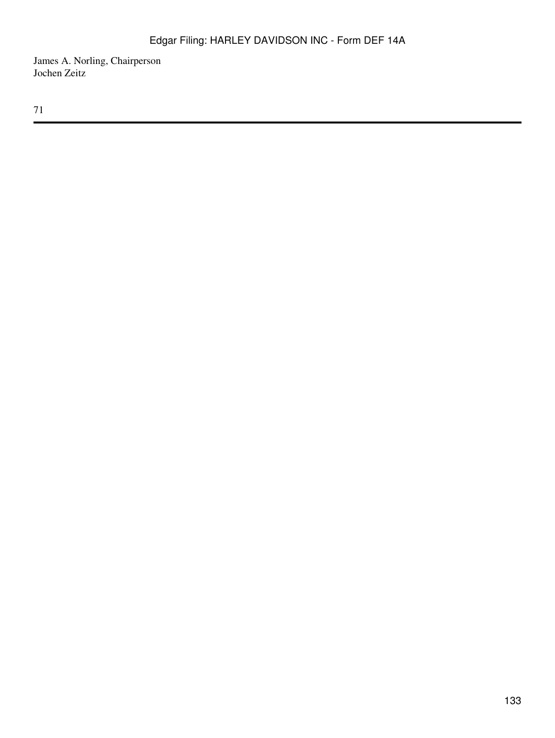James A. Norling, Chairperson
Jochen Zeitz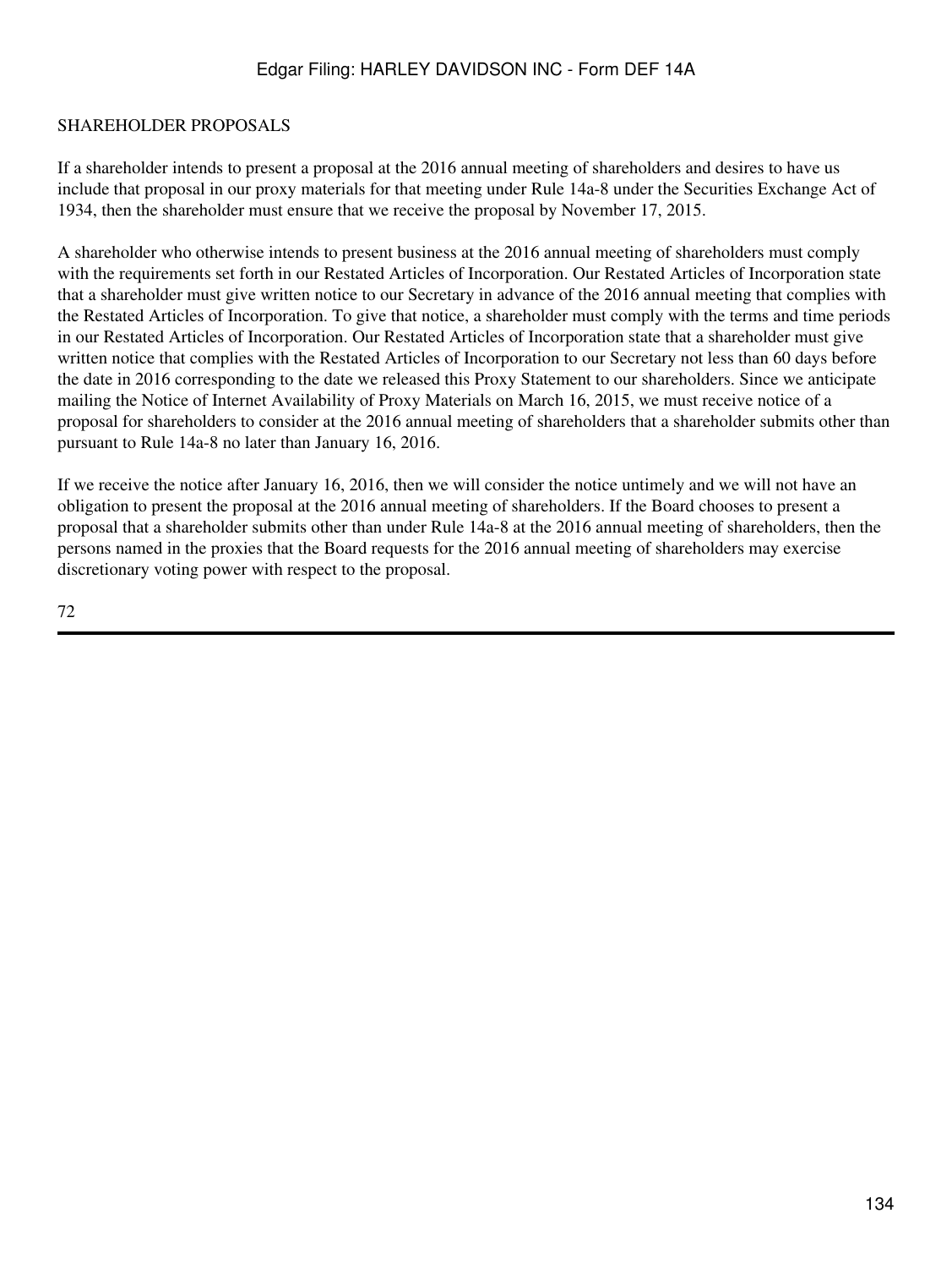## SHAREHOLDER PROPOSALS

If a shareholder intends to present a proposal at the 2016 annual meeting of shareholders and desires to have us include that proposal in our proxy materials for that meeting under Rule 14a-8 under the Securities Exchange Act of 1934, then the shareholder must ensure that we receive the proposal by November 17, 2015.

A shareholder who otherwise intends to present business at the 2016 annual meeting of shareholders must comply with the requirements set forth in our Restated Articles of Incorporation. Our Restated Articles of Incorporation state that a shareholder must give written notice to our Secretary in advance of the 2016 annual meeting that complies with the Restated Articles of Incorporation. To give that notice, a shareholder must comply with the terms and time periods in our Restated Articles of Incorporation. Our Restated Articles of Incorporation state that a shareholder must give written notice that complies with the Restated Articles of Incorporation to our Secretary not less than 60 days before the date in 2016 corresponding to the date we released this Proxy Statement to our shareholders. Since we anticipate mailing the Notice of Internet Availability of Proxy Materials on March 16, 2015, we must receive notice of a proposal for shareholders to consider at the 2016 annual meeting of shareholders that a shareholder submits other than pursuant to Rule 14a-8 no later than January 16, 2016.

If we receive the notice after January 16, 2016, then we will consider the notice untimely and we will not have an obligation to present the proposal at the 2016 annual meeting of shareholders. If the Board chooses to present a proposal that a shareholder submits other than under Rule 14a-8 at the 2016 annual meeting of shareholders, then the persons named in the proxies that the Board requests for the 2016 annual meeting of shareholders may exercise discretionary voting power with respect to the proposal.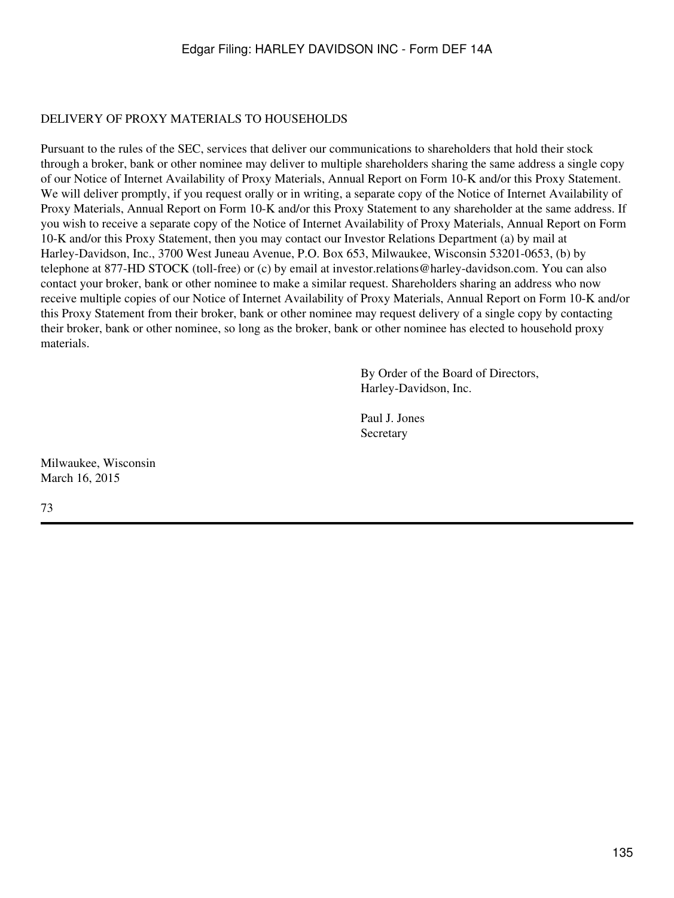## DELIVERY OF PROXY MATERIALS TO HOUSEHOLDS

Pursuant to the rules of the SEC, services that deliver our communications to shareholders that hold their stock through a broker, bank or other nominee may deliver to multiple shareholders sharing the same address a single copy of our Notice of Internet Availability of Proxy Materials, Annual Report on Form 10-K and/or this Proxy Statement. We will deliver promptly, if you request orally or in writing, a separate copy of the Notice of Internet Availability of Proxy Materials, Annual Report on Form 10-K and/or this Proxy Statement to any shareholder at the same address. If you wish to receive a separate copy of the Notice of Internet Availability of Proxy Materials, Annual Report on Form 10-K and/or this Proxy Statement, then you may contact our Investor Relations Department (a) by mail at Harley-Davidson, Inc., 3700 West Juneau Avenue, P.O. Box 653, Milwaukee, Wisconsin 53201-0653, (b) by telephone at 877-HD STOCK (toll-free) or (c) by email at investor.relations@harley-davidson.com. You can also contact your broker, bank or other nominee to make a similar request. Shareholders sharing an address who now receive multiple copies of our Notice of Internet Availability of Proxy Materials, Annual Report on Form 10-K and/or this Proxy Statement from their broker, bank or other nominee may request delivery of a single copy by contacting their broker, bank or other nominee, so long as the broker, bank or other nominee has elected to household proxy materials.

By Order of the Board of Directors,
Harley-Davidson, Inc.

Paul J. Jones
Secretary

Milwaukee, Wisconsin
March 16, 2015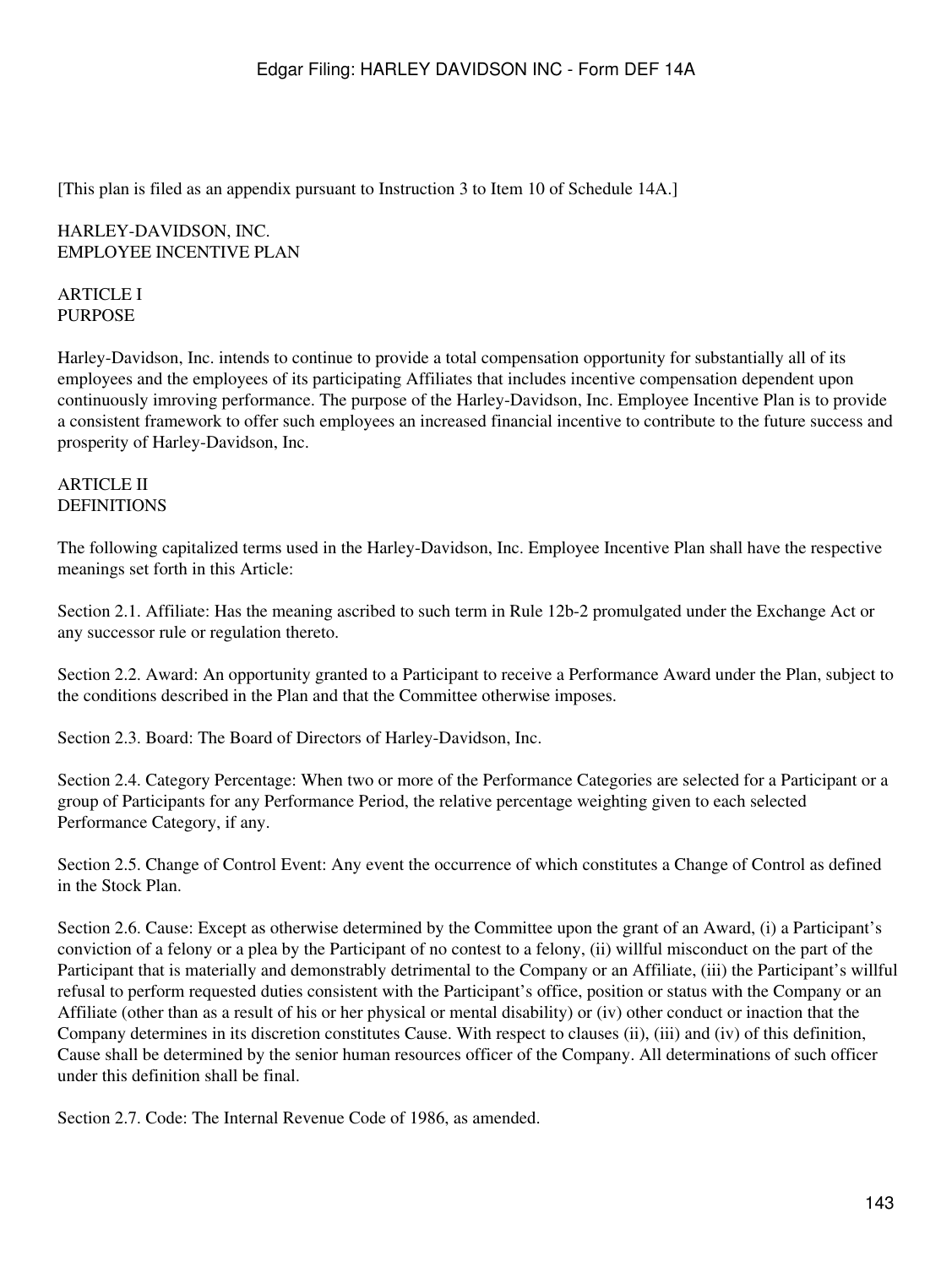[This plan is filed as an appendix pursuant to Instruction 3 to Item 10 of Schedule 14A.]

# HARLEY-DAVIDSON, INC.
# EMPLOYEE INCENTIVE PLAN

## ARTICLE I
## PURPOSE

Harley-Davidson, Inc. intends to continue to provide a total compensation opportunity for substantially all of its employees and the employees of its participating Affiliates that includes incentive compensation dependent upon continuously imroving performance. The purpose of the Harley-Davidson, Inc. Employee Incentive Plan is to provide a consistent framework to offer such employees an increased financial incentive to contribute to the future success and prosperity of Harley-Davidson, Inc.

## ARTICLE II
## DEFINITIONS

The following capitalized terms used in the Harley-Davidson, Inc. Employee Incentive Plan shall have the respective meanings set forth in this Article:

Section 2.1. Affiliate: Has the meaning ascribed to such term in Rule 12b-2 promulgated under the Exchange Act or any successor rule or regulation thereto.

Section 2.2. Award: An opportunity granted to a Participant to receive a Performance Award under the Plan, subject to the conditions described in the Plan and that the Committee otherwise imposes.

Section 2.3. Board: The Board of Directors of Harley-Davidson, Inc.

Section 2.4. Category Percentage: When two or more of the Performance Categories are selected for a Participant or a group of Participants for any Performance Period, the relative percentage weighting given to each selected Performance Category, if any.

Section 2.5. Change of Control Event: Any event the occurrence of which constitutes a Change of Control as defined in the Stock Plan.

Section 2.6. Cause: Except as otherwise determined by the Committee upon the grant of an Award, (i) a Participant's conviction of a felony or a plea by the Participant of no contest to a felony, (ii) willful misconduct on the part of the Participant that is materially and demonstrably detrimental to the Company or an Affiliate, (iii) the Participant's willful refusal to perform requested duties consistent with the Participant's office, position or status with the Company or an Affiliate (other than as a result of his or her physical or mental disability) or (iv) other conduct or inaction that the Company determines in its discretion constitutes Cause. With respect to clauses (ii), (iii) and (iv) of this definition, Cause shall be determined by the senior human resources officer of the Company. All determinations of such officer under this definition shall be final.

Section 2.7. Code: The Internal Revenue Code of 1986, as amended.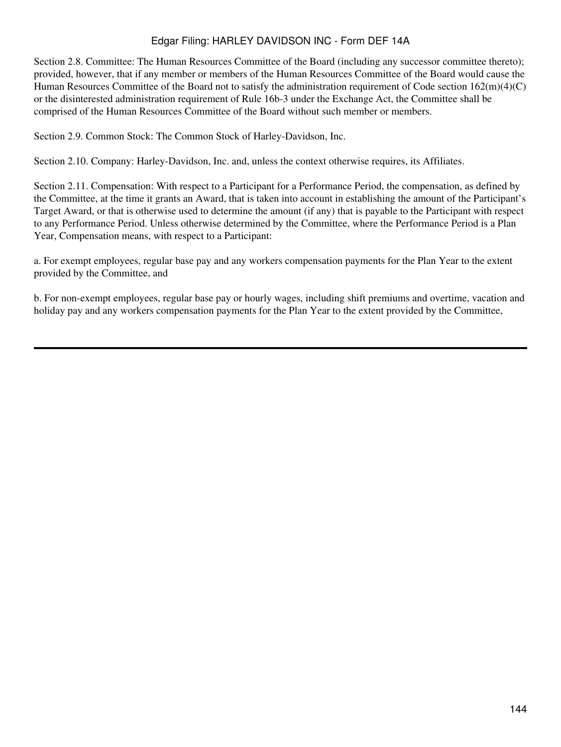Section 2.8. Committee: The Human Resources Committee of the Board (including any successor committee thereto); provided, however, that if any member or members of the Human Resources Committee of the Board would cause the Human Resources Committee of the Board not to satisfy the administration requirement of Code section 162(m)(4)(C) or the disinterested administration requirement of Rule 16b-3 under the Exchange Act, the Committee shall be comprised of the Human Resources Committee of the Board without such member or members.

Section 2.9. Common Stock: The Common Stock of Harley-Davidson, Inc.

Section 2.10. Company: Harley-Davidson, Inc. and, unless the context otherwise requires, its Affiliates.

Section 2.11. Compensation: With respect to a Participant for a Performance Period, the compensation, as defined by the Committee, at the time it grants an Award, that is taken into account in establishing the amount of the Participant's Target Award, or that is otherwise used to determine the amount (if any) that is payable to the Participant with respect to any Performance Period. Unless otherwise determined by the Committee, where the Performance Period is a Plan Year, Compensation means, with respect to a Participant:

a. For exempt employees, regular base pay and any workers compensation payments for the Plan Year to the extent provided by the Committee, and

b. For non-exempt employees, regular base pay or hourly wages, including shift premiums and overtime, vacation and holiday pay and any workers compensation payments for the Plan Year to the extent provided by the Committee,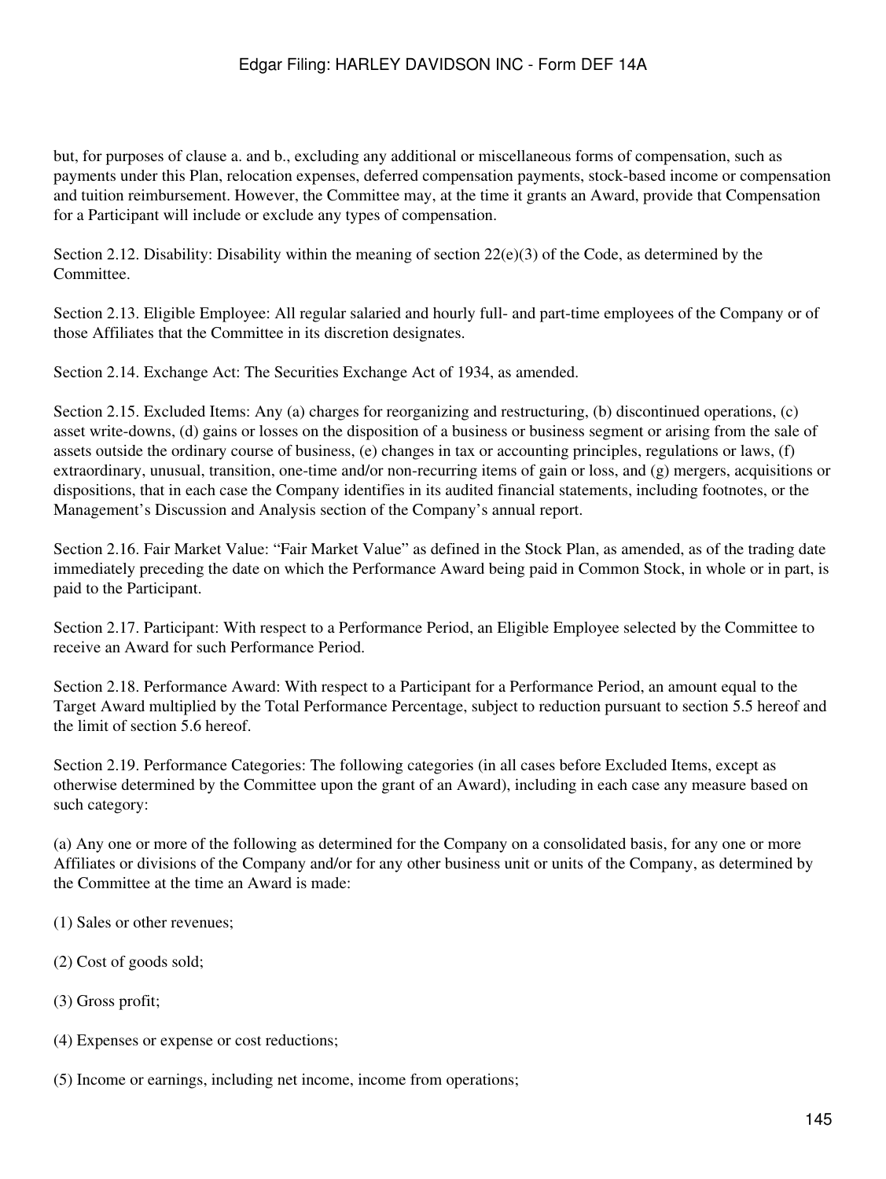but, for purposes of clause a. and b., excluding any additional or miscellaneous forms of compensation, such as payments under this Plan, relocation expenses, deferred compensation payments, stock-based income or compensation and tuition reimbursement. However, the Committee may, at the time it grants an Award, provide that Compensation for a Participant will include or exclude any types of compensation.

Section 2.12. Disability: Disability within the meaning of section 22(e)(3) of the Code, as determined by the Committee.

Section 2.13. Eligible Employee: All regular salaried and hourly full- and part-time employees of the Company or of those Affiliates that the Committee in its discretion designates.

Section 2.14. Exchange Act: The Securities Exchange Act of 1934, as amended.

Section 2.15. Excluded Items: Any (a) charges for reorganizing and restructuring, (b) discontinued operations, (c) asset write-downs, (d) gains or losses on the disposition of a business or business segment or arising from the sale of assets outside the ordinary course of business, (e) changes in tax or accounting principles, regulations or laws, (f) extraordinary, unusual, transition, one-time and/or non-recurring items of gain or loss, and (g) mergers, acquisitions or dispositions, that in each case the Company identifies in its audited financial statements, including footnotes, or the Management's Discussion and Analysis section of the Company's annual report.

Section 2.16. Fair Market Value: "Fair Market Value" as defined in the Stock Plan, as amended, as of the trading date immediately preceding the date on which the Performance Award being paid in Common Stock, in whole or in part, is paid to the Participant.

Section 2.17. Participant: With respect to a Performance Period, an Eligible Employee selected by the Committee to receive an Award for such Performance Period.

Section 2.18. Performance Award: With respect to a Participant for a Performance Period, an amount equal to the Target Award multiplied by the Total Performance Percentage, subject to reduction pursuant to section 5.5 hereof and the limit of section 5.6 hereof.

Section 2.19. Performance Categories: The following categories (in all cases before Excluded Items, except as otherwise determined by the Committee upon the grant of an Award), including in each case any measure based on such category:

(a) Any one or more of the following as determined for the Company on a consolidated basis, for any one or more Affiliates or divisions of the Company and/or for any other business unit or units of the Company, as determined by the Committee at the time an Award is made:

(1) Sales or other revenues;

(2) Cost of goods sold;

(3) Gross profit;

(4) Expenses or expense or cost reductions;

(5) Income or earnings, including net income, income from operations;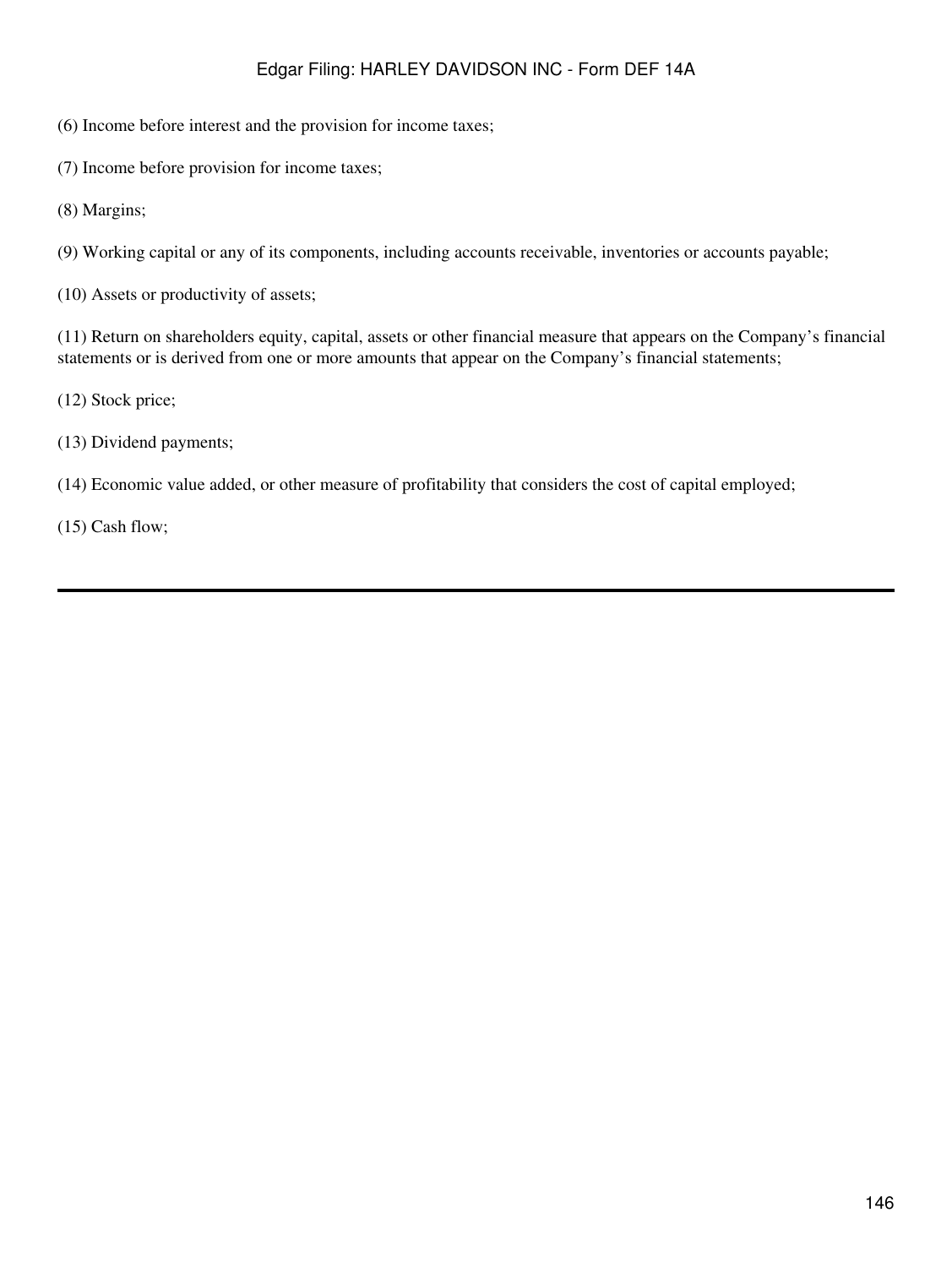(6) Income before interest and the provision for income taxes;

(7) Income before provision for income taxes;

(8) Margins;

(9) Working capital or any of its components, including accounts receivable, inventories or accounts payable;

(10) Assets or productivity of assets;

(11) Return on shareholders equity, capital, assets or other financial measure that appears on the Company's financial statements or is derived from one or more amounts that appear on the Company's financial statements;

(12) Stock price;

(13) Dividend payments;

(14) Economic value added, or other measure of profitability that considers the cost of capital employed;

(15) Cash flow;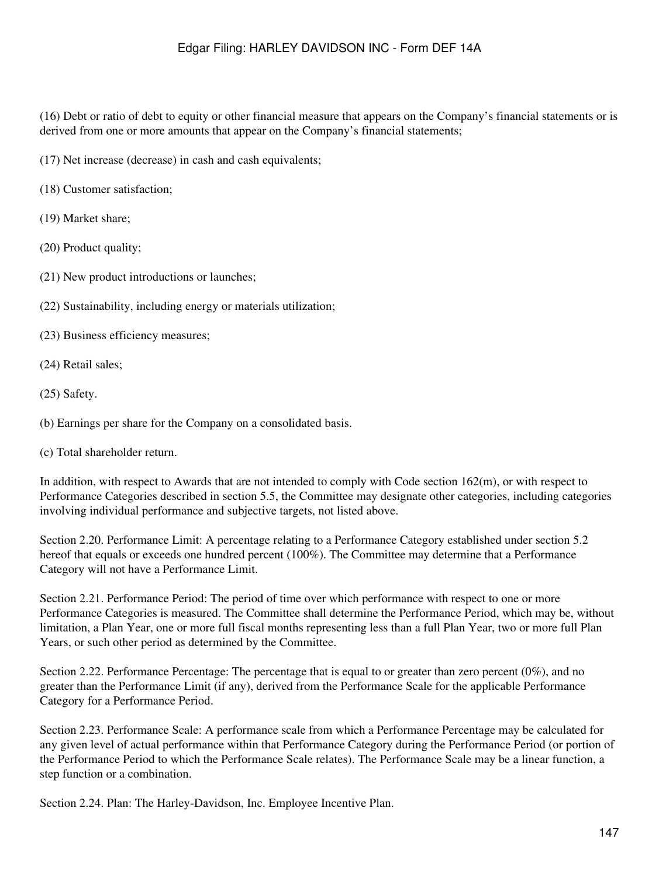(16) Debt or ratio of debt to equity or other financial measure that appears on the Company's financial statements or is derived from one or more amounts that appear on the Company's financial statements;

(17) Net increase (decrease) in cash and cash equivalents;

(18) Customer satisfaction;

(19) Market share;

(20) Product quality;

(21) New product introductions or launches;

(22) Sustainability, including energy or materials utilization;

(23) Business efficiency measures;

(24) Retail sales;

(25) Safety.

(b) Earnings per share for the Company on a consolidated basis.

(c) Total shareholder return.

In addition, with respect to Awards that are not intended to comply with Code section 162(m), or with respect to Performance Categories described in section 5.5, the Committee may designate other categories, including categories involving individual performance and subjective targets, not listed above.

Section 2.20. Performance Limit: A percentage relating to a Performance Category established under section 5.2 hereof that equals or exceeds one hundred percent (100%). The Committee may determine that a Performance Category will not have a Performance Limit.

Section 2.21. Performance Period: The period of time over which performance with respect to one or more Performance Categories is measured. The Committee shall determine the Performance Period, which may be, without limitation, a Plan Year, one or more full fiscal months representing less than a full Plan Year, two or more full Plan Years, or such other period as determined by the Committee.

Section 2.22. Performance Percentage: The percentage that is equal to or greater than zero percent (0%), and no greater than the Performance Limit (if any), derived from the Performance Scale for the applicable Performance Category for a Performance Period.

Section 2.23. Performance Scale: A performance scale from which a Performance Percentage may be calculated for any given level of actual performance within that Performance Category during the Performance Period (or portion of the Performance Period to which the Performance Scale relates). The Performance Scale may be a linear function, a step function or a combination.

Section 2.24. Plan: The Harley-Davidson, Inc. Employee Incentive Plan.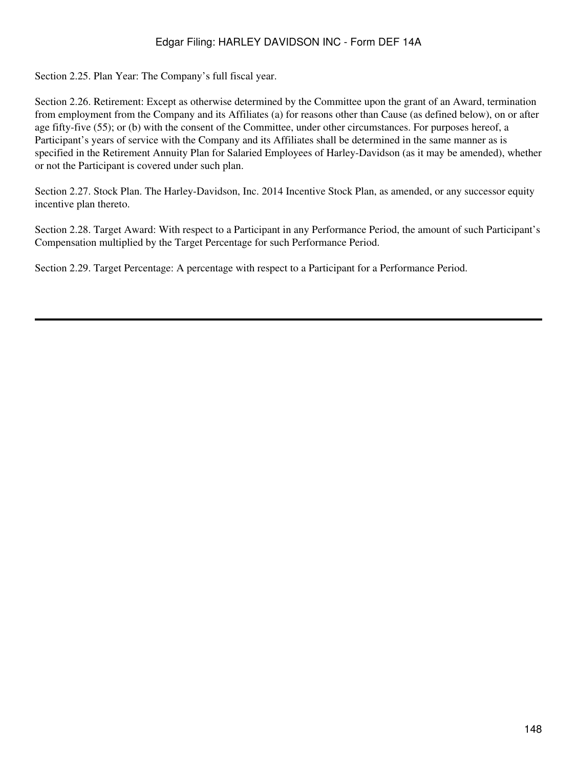Section 2.25. Plan Year: The Company’s full fiscal year.

Section 2.26. Retirement: Except as otherwise determined by the Committee upon the grant of an Award, termination from employment from the Company and its Affiliates (a) for reasons other than Cause (as defined below), on or after age fifty-five (55); or (b) with the consent of the Committee, under other circumstances. For purposes hereof, a Participant’s years of service with the Company and its Affiliates shall be determined in the same manner as is specified in the Retirement Annuity Plan for Salaried Employees of Harley-Davidson (as it may be amended), whether or not the Participant is covered under such plan.

Section 2.27. Stock Plan. The Harley-Davidson, Inc. 2014 Incentive Stock Plan, as amended, or any successor equity incentive plan thereto.

Section 2.28. Target Award: With respect to a Participant in any Performance Period, the amount of such Participant’s Compensation multiplied by the Target Percentage for such Performance Period.

Section 2.29. Target Percentage: A percentage with respect to a Participant for a Performance Period.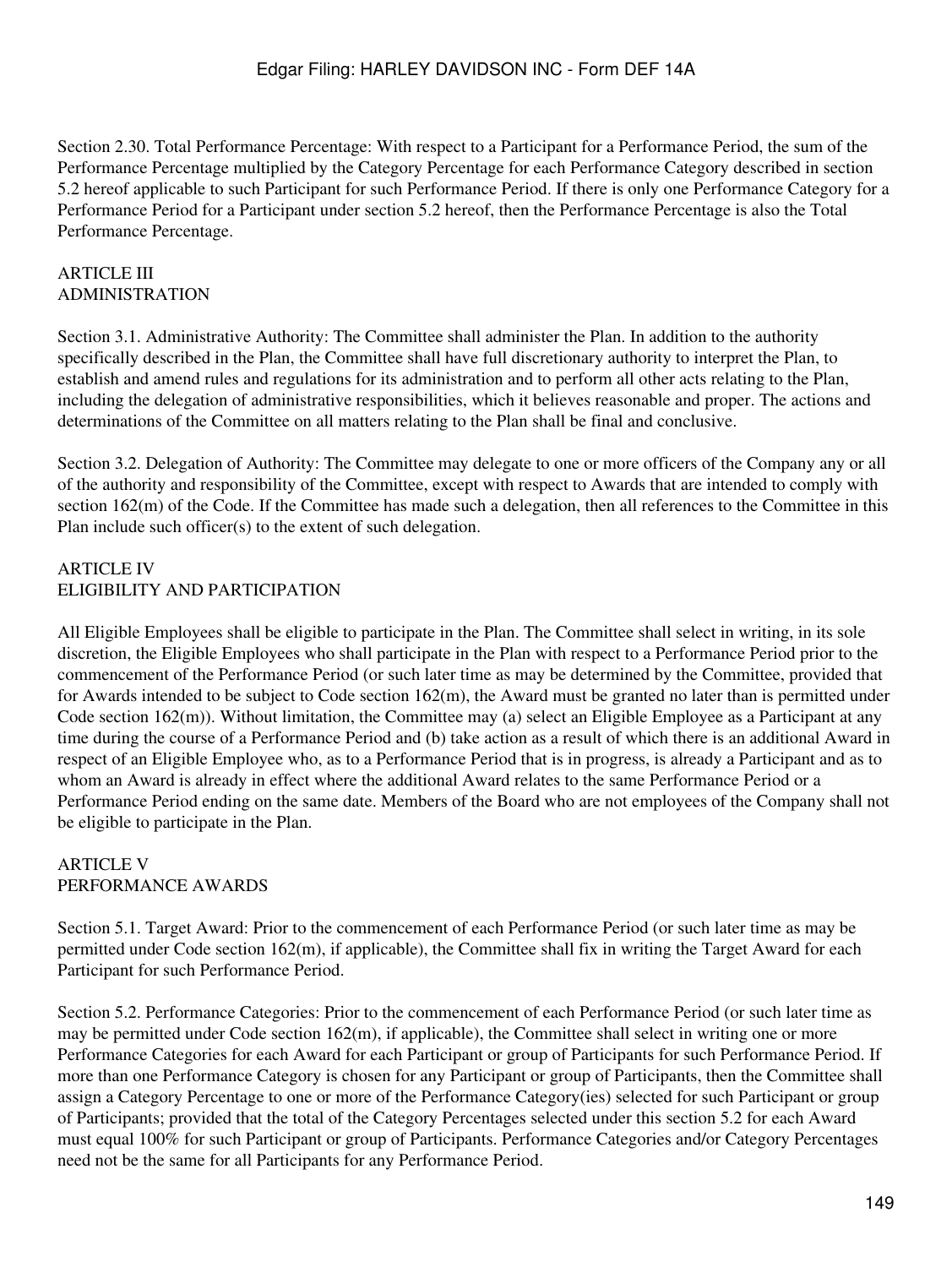Section 2.30. Total Performance Percentage: With respect to a Participant for a Performance Period, the sum of the Performance Percentage multiplied by the Category Percentage for each Performance Category described in section 5.2 hereof applicable to such Participant for such Performance Period. If there is only one Performance Category for a Performance Period for a Participant under section 5.2 hereof, then the Performance Percentage is also the Total Performance Percentage.

## ARTICLE III
## ADMINISTRATION

Section 3.1. Administrative Authority: The Committee shall administer the Plan. In addition to the authority specifically described in the Plan, the Committee shall have full discretionary authority to interpret the Plan, to establish and amend rules and regulations for its administration and to perform all other acts relating to the Plan, including the delegation of administrative responsibilities, which it believes reasonable and proper. The actions and determinations of the Committee on all matters relating to the Plan shall be final and conclusive.

Section 3.2. Delegation of Authority: The Committee may delegate to one or more officers of the Company any or all of the authority and responsibility of the Committee, except with respect to Awards that are intended to comply with section 162(m) of the Code. If the Committee has made such a delegation, then all references to the Committee in this Plan include such officer(s) to the extent of such delegation.

## ARTICLE IV
## ELIGIBILITY AND PARTICIPATION

All Eligible Employees shall be eligible to participate in the Plan. The Committee shall select in writing, in its sole discretion, the Eligible Employees who shall participate in the Plan with respect to a Performance Period prior to the commencement of the Performance Period (or such later time as may be determined by the Committee, provided that for Awards intended to be subject to Code section 162(m), the Award must be granted no later than is permitted under Code section 162(m)). Without limitation, the Committee may (a) select an Eligible Employee as a Participant at any time during the course of a Performance Period and (b) take action as a result of which there is an additional Award in respect of an Eligible Employee who, as to a Performance Period that is in progress, is already a Participant and as to whom an Award is already in effect where the additional Award relates to the same Performance Period or a Performance Period ending on the same date. Members of the Board who are not employees of the Company shall not be eligible to participate in the Plan.

## ARTICLE V
## PERFORMANCE AWARDS

Section 5.1. Target Award: Prior to the commencement of each Performance Period (or such later time as may be permitted under Code section 162(m), if applicable), the Committee shall fix in writing the Target Award for each Participant for such Performance Period.

Section 5.2. Performance Categories: Prior to the commencement of each Performance Period (or such later time as may be permitted under Code section 162(m), if applicable), the Committee shall select in writing one or more Performance Categories for each Award for each Participant or group of Participants for such Performance Period. If more than one Performance Category is chosen for any Participant or group of Participants, then the Committee shall assign a Category Percentage to one or more of the Performance Category(ies) selected for such Participant or group of Participants; provided that the total of the Category Percentages selected under this section 5.2 for each Award must equal 100% for such Participant or group of Participants. Performance Categories and/or Category Percentages need not be the same for all Participants for any Performance Period.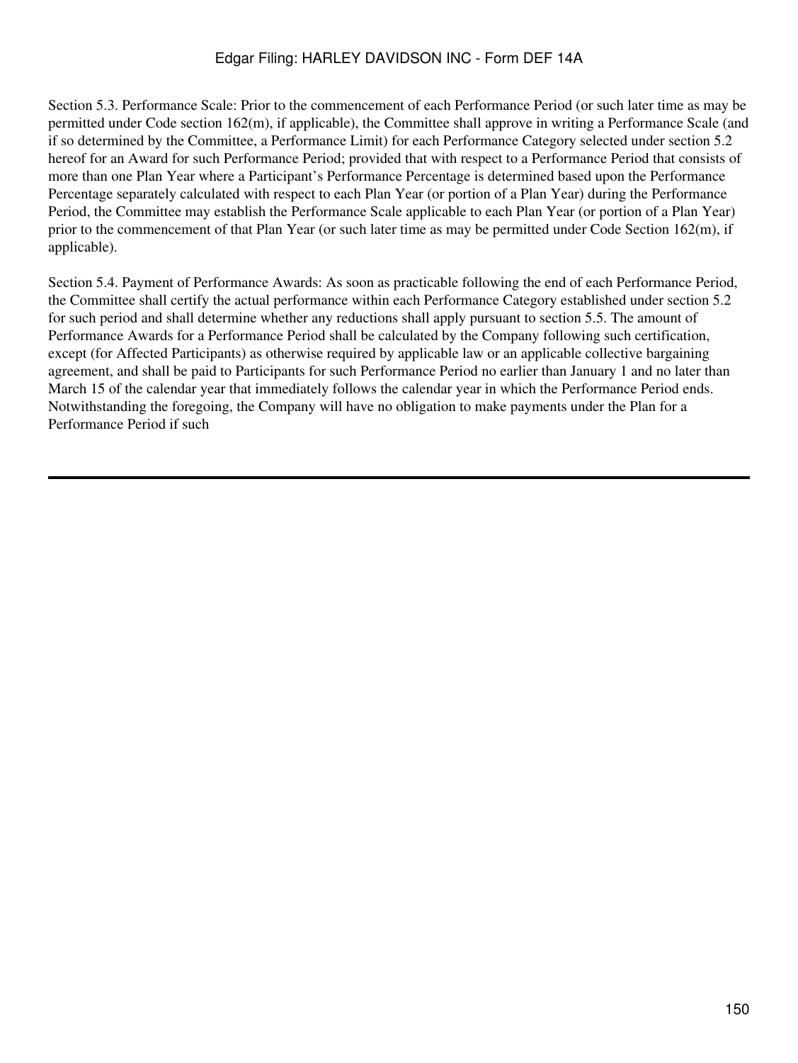Section 5.3. Performance Scale: Prior to the commencement of each Performance Period (or such later time as may be permitted under Code section 162(m), if applicable), the Committee shall approve in writing a Performance Scale (and if so determined by the Committee, a Performance Limit) for each Performance Category selected under section 5.2 hereof for an Award for such Performance Period; provided that with respect to a Performance Period that consists of more than one Plan Year where a Participant's Performance Percentage is determined based upon the Performance Percentage separately calculated with respect to each Plan Year (or portion of a Plan Year) during the Performance Period, the Committee may establish the Performance Scale applicable to each Plan Year (or portion of a Plan Year) prior to the commencement of that Plan Year (or such later time as may be permitted under Code Section 162(m), if applicable).

Section 5.4. Payment of Performance Awards: As soon as practicable following the end of each Performance Period, the Committee shall certify the actual performance within each Performance Category established under section 5.2 for such period and shall determine whether any reductions shall apply pursuant to section 5.5. The amount of Performance Awards for a Performance Period shall be calculated by the Company following such certification, except (for Affected Participants) as otherwise required by applicable law or an applicable collective bargaining agreement, and shall be paid to Participants for such Performance Period no earlier than January 1 and no later than March 15 of the calendar year that immediately follows the calendar year in which the Performance Period ends. Notwithstanding the foregoing, the Company will have no obligation to make payments under the Plan for a Performance Period if such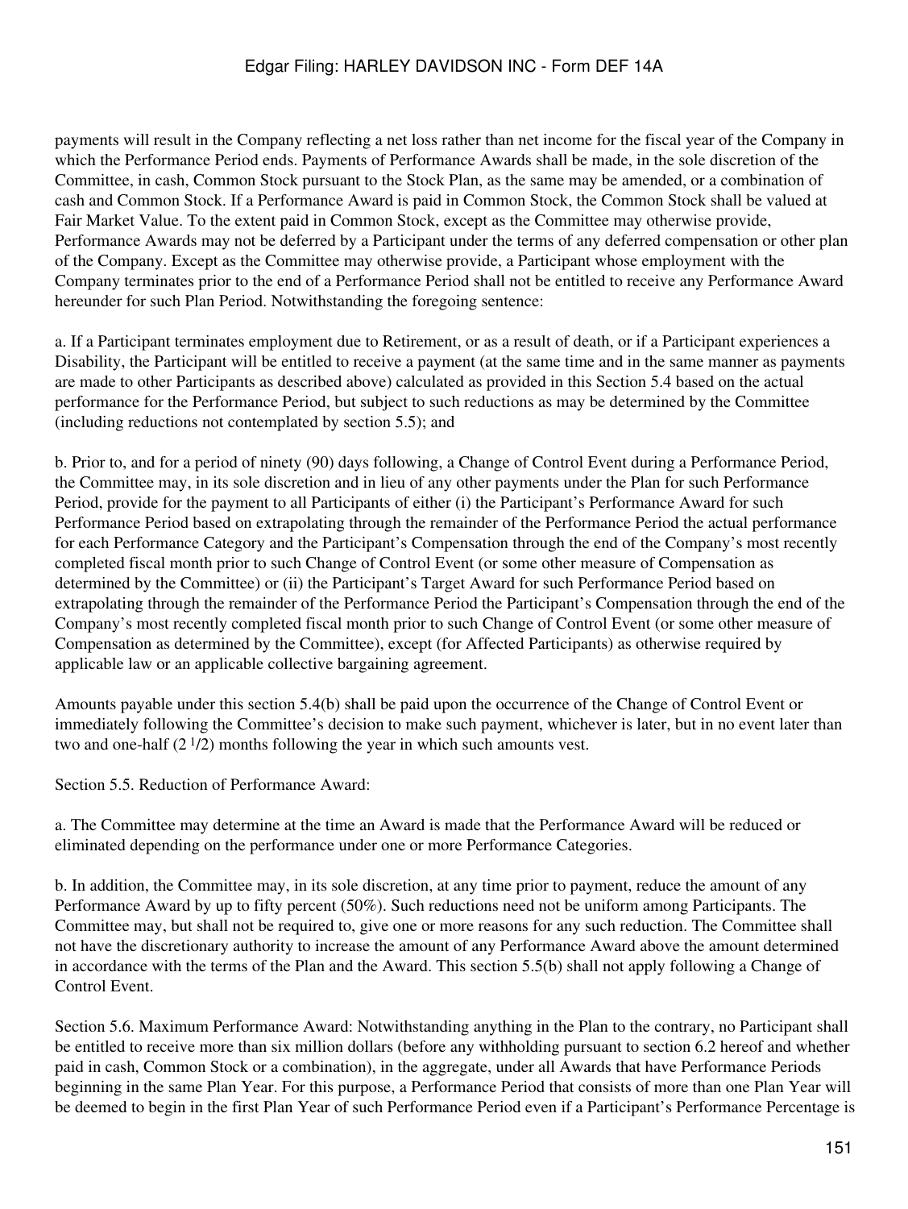payments will result in the Company reflecting a net loss rather than net income for the fiscal year of the Company in which the Performance Period ends. Payments of Performance Awards shall be made, in the sole discretion of the Committee, in cash, Common Stock pursuant to the Stock Plan, as the same may be amended, or a combination of cash and Common Stock. If a Performance Award is paid in Common Stock, the Common Stock shall be valued at Fair Market Value. To the extent paid in Common Stock, except as the Committee may otherwise provide, Performance Awards may not be deferred by a Participant under the terms of any deferred compensation or other plan of the Company. Except as the Committee may otherwise provide, a Participant whose employment with the Company terminates prior to the end of a Performance Period shall not be entitled to receive any Performance Award hereunder for such Plan Period. Notwithstanding the foregoing sentence:

a. If a Participant terminates employment due to Retirement, or as a result of death, or if a Participant experiences a Disability, the Participant will be entitled to receive a payment (at the same time and in the same manner as payments are made to other Participants as described above) calculated as provided in this Section 5.4 based on the actual performance for the Performance Period, but subject to such reductions as may be determined by the Committee (including reductions not contemplated by section 5.5); and

b. Prior to, and for a period of ninety (90) days following, a Change of Control Event during a Performance Period, the Committee may, in its sole discretion and in lieu of any other payments under the Plan for such Performance Period, provide for the payment to all Participants of either (i) the Participant's Performance Award for such Performance Period based on extrapolating through the remainder of the Performance Period the actual performance for each Performance Category and the Participant's Compensation through the end of the Company's most recently completed fiscal month prior to such Change of Control Event (or some other measure of Compensation as determined by the Committee) or (ii) the Participant's Target Award for such Performance Period based on extrapolating through the remainder of the Performance Period the Participant's Compensation through the end of the Company's most recently completed fiscal month prior to such Change of Control Event (or some other measure of Compensation as determined by the Committee), except (for Affected Participants) as otherwise required by applicable law or an applicable collective bargaining agreement.

Amounts payable under this section 5.4(b) shall be paid upon the occurrence of the Change of Control Event or immediately following the Committee's decision to make such payment, whichever is later, but in no event later than two and one-half (2 1/2) months following the year in which such amounts vest.

Section 5.5. Reduction of Performance Award:

a. The Committee may determine at the time an Award is made that the Performance Award will be reduced or eliminated depending on the performance under one or more Performance Categories.

b. In addition, the Committee may, in its sole discretion, at any time prior to payment, reduce the amount of any Performance Award by up to fifty percent (50%). Such reductions need not be uniform among Participants. The Committee may, but shall not be required to, give one or more reasons for any such reduction. The Committee shall not have the discretionary authority to increase the amount of any Performance Award above the amount determined in accordance with the terms of the Plan and the Award. This section 5.5(b) shall not apply following a Change of Control Event.

Section 5.6. Maximum Performance Award: Notwithstanding anything in the Plan to the contrary, no Participant shall be entitled to receive more than six million dollars (before any withholding pursuant to section 6.2 hereof and whether paid in cash, Common Stock or a combination), in the aggregate, under all Awards that have Performance Periods beginning in the same Plan Year. For this purpose, a Performance Period that consists of more than one Plan Year will be deemed to begin in the first Plan Year of such Performance Period even if a Participant's Performance Percentage is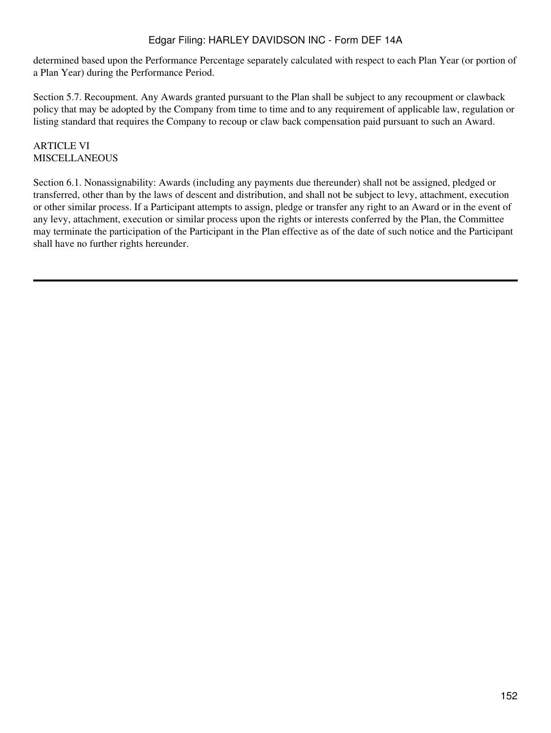determined based upon the Performance Percentage separately calculated with respect to each Plan Year (or portion of a Plan Year) during the Performance Period.

Section 5.7. Recoupment. Any Awards granted pursuant to the Plan shall be subject to any recoupment or clawback policy that may be adopted by the Company from time to time and to any requirement of applicable law, regulation or listing standard that requires the Company to recoup or claw back compensation paid pursuant to such an Award.

ARTICLE VI
MISCELLANEOUS

Section 6.1. Nonassignability: Awards (including any payments due thereunder) shall not be assigned, pledged or transferred, other than by the laws of descent and distribution, and shall not be subject to levy, attachment, execution or other similar process. If a Participant attempts to assign, pledge or transfer any right to an Award or in the event of any levy, attachment, execution or similar process upon the rights or interests conferred by the Plan, the Committee may terminate the participation of the Participant in the Plan effective as of the date of such notice and the Participant shall have no further rights hereunder.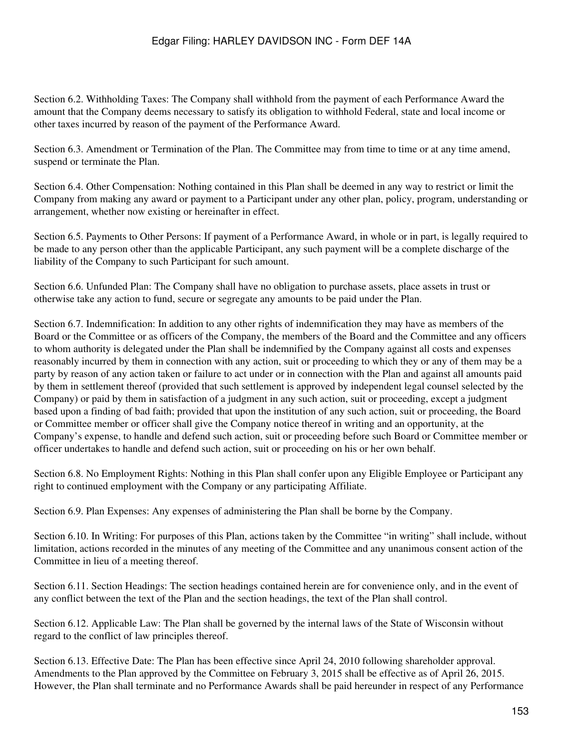Section 6.2. Withholding Taxes: The Company shall withhold from the payment of each Performance Award the amount that the Company deems necessary to satisfy its obligation to withhold Federal, state and local income or other taxes incurred by reason of the payment of the Performance Award.

Section 6.3. Amendment or Termination of the Plan. The Committee may from time to time or at any time amend, suspend or terminate the Plan.

Section 6.4. Other Compensation: Nothing contained in this Plan shall be deemed in any way to restrict or limit the Company from making any award or payment to a Participant under any other plan, policy, program, understanding or arrangement, whether now existing or hereinafter in effect.

Section 6.5. Payments to Other Persons: If payment of a Performance Award, in whole or in part, is legally required to be made to any person other than the applicable Participant, any such payment will be a complete discharge of the liability of the Company to such Participant for such amount.

Section 6.6. Unfunded Plan: The Company shall have no obligation to purchase assets, place assets in trust or otherwise take any action to fund, secure or segregate any amounts to be paid under the Plan.

Section 6.7. Indemnification: In addition to any other rights of indemnification they may have as members of the Board or the Committee or as officers of the Company, the members of the Board and the Committee and any officers to whom authority is delegated under the Plan shall be indemnified by the Company against all costs and expenses reasonably incurred by them in connection with any action, suit or proceeding to which they or any of them may be a party by reason of any action taken or failure to act under or in connection with the Plan and against all amounts paid by them in settlement thereof (provided that such settlement is approved by independent legal counsel selected by the Company) or paid by them in satisfaction of a judgment in any such action, suit or proceeding, except a judgment based upon a finding of bad faith; provided that upon the institution of any such action, suit or proceeding, the Board or Committee member or officer shall give the Company notice thereof in writing and an opportunity, at the Company's expense, to handle and defend such action, suit or proceeding before such Board or Committee member or officer undertakes to handle and defend such action, suit or proceeding on his or her own behalf.

Section 6.8. No Employment Rights: Nothing in this Plan shall confer upon any Eligible Employee or Participant any right to continued employment with the Company or any participating Affiliate.

Section 6.9. Plan Expenses: Any expenses of administering the Plan shall be borne by the Company.

Section 6.10. In Writing: For purposes of this Plan, actions taken by the Committee "in writing" shall include, without limitation, actions recorded in the minutes of any meeting of the Committee and any unanimous consent action of the Committee in lieu of a meeting thereof.

Section 6.11. Section Headings: The section headings contained herein are for convenience only, and in the event of any conflict between the text of the Plan and the section headings, the text of the Plan shall control.

Section 6.12. Applicable Law: The Plan shall be governed by the internal laws of the State of Wisconsin without regard to the conflict of law principles thereof.

Section 6.13. Effective Date: The Plan has been effective since April 24, 2010 following shareholder approval. Amendments to the Plan approved by the Committee on February 3, 2015 shall be effective as of April 26, 2015. However, the Plan shall terminate and no Performance Awards shall be paid hereunder in respect of any Performance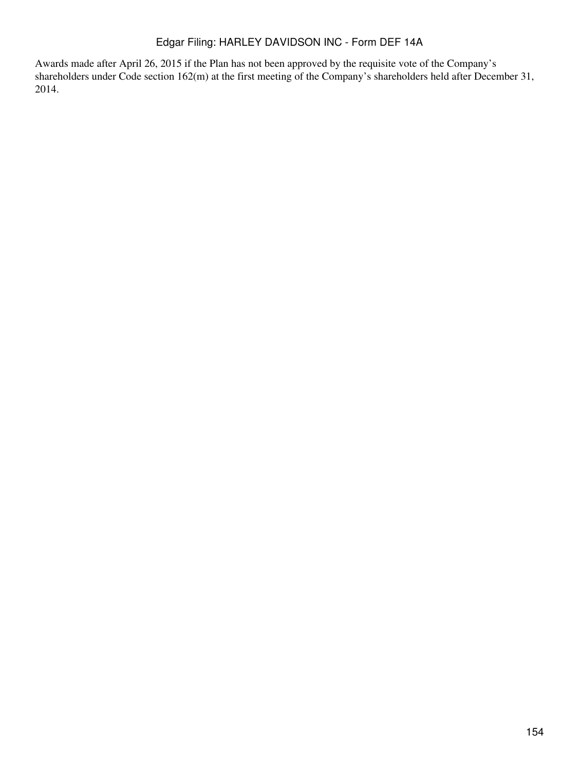Awards made after April 26, 2015 if the Plan has not been approved by the requisite vote of the Company's shareholders under Code section 162(m) at the first meeting of the Company's shareholders held after December 31, 2014.